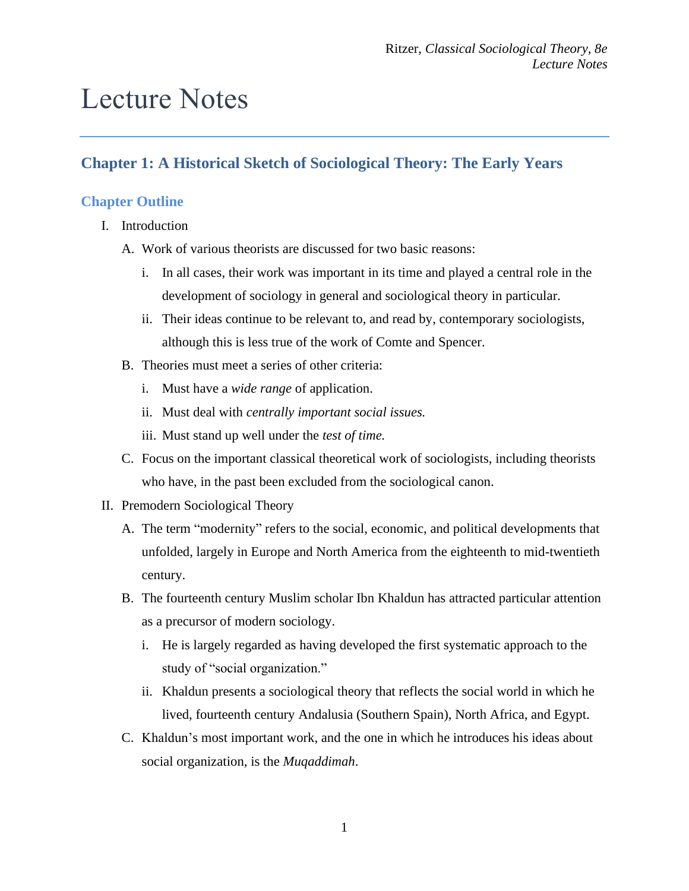# Lecture Notes

## Chapter 1: A Historical Sketch of Sociological Theory: The Early Years

### Chapter Outline

I. Introduction
   A. Work of various theorists are discussed for two basic reasons:
      i. In all cases, their work was important in its time and played a central role in the development of sociology in general and sociological theory in particular.
      ii. Their ideas continue to be relevant to, and read by, contemporary sociologists, although this is less true of the work of Comte and Spencer.
   B. Theories must meet a series of other criteria:
      i. Must have a *wide range* of application.
      ii. Must deal with *centrally important social issues.*
      iii. Must stand up well under the *test of time.*
   C. Focus on the important classical theoretical work of sociologists, including theorists who have, in the past been excluded from the sociological canon.

II. Premodern Sociological Theory
   A. The term "modernity" refers to the social, economic, and political developments that unfolded, largely in Europe and North America from the eighteenth to mid-twentieth century.
   B. The fourteenth century Muslim scholar Ibn Khaldun has attracted particular attention as a precursor of modern sociology.
      i. He is largely regarded as having developed the first systematic approach to the study of "social organization."
      ii. Khaldun presents a sociological theory that reflects the social world in which he lived, fourteenth century Andalusia (Southern Spain), North Africa, and Egypt.
   C. Khaldun's most important work, and the one in which he introduces his ideas about social organization, is the *Muqaddimah*.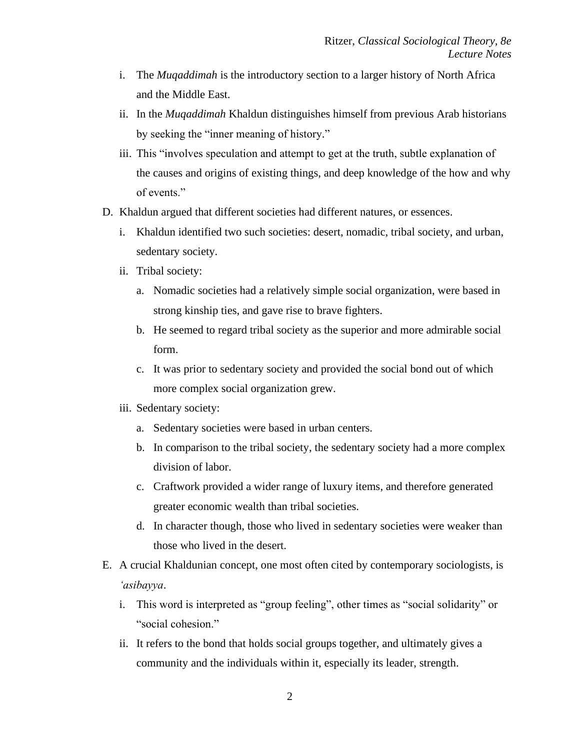i. The *Muqaddimah* is the introductory section to a larger history of North Africa and the Middle East.
   ii. In the *Muqaddimah* Khaldun distinguishes himself from previous Arab historians by seeking the "inner meaning of history."
   iii. This "involves speculation and attempt to get at the truth, subtle explanation of the causes and origins of existing things, and deep knowledge of the how and why of events."

D. Khaldun argued that different societies had different natures, or essences.
   i. Khaldun identified two such societies: desert, nomadic, tribal society, and urban, sedentary society.
   ii. Tribal society:
      a. Nomadic societies had a relatively simple social organization, were based in strong kinship ties, and gave rise to brave fighters.
      b. He seemed to regard tribal society as the superior and more admirable social form.
      c. It was prior to sedentary society and provided the social bond out of which more complex social organization grew.
   iii. Sedentary society:
      a. Sedentary societies were based in urban centers.
      b. In comparison to the tribal society, the sedentary society had a more complex division of labor.
      c. Craftwork provided a wider range of luxury items, and therefore generated greater economic wealth than tribal societies.
      d. In character though, those who lived in sedentary societies were weaker than those who lived in the desert.

E. A crucial Khaldunian concept, one most often cited by contemporary sociologists, is *'asibayya*.
   i. This word is interpreted as "group feeling", other times as "social solidarity" or "social cohesion."
   ii. It refers to the bond that holds social groups together, and ultimately gives a community and the individuals within it, especially its leader, strength.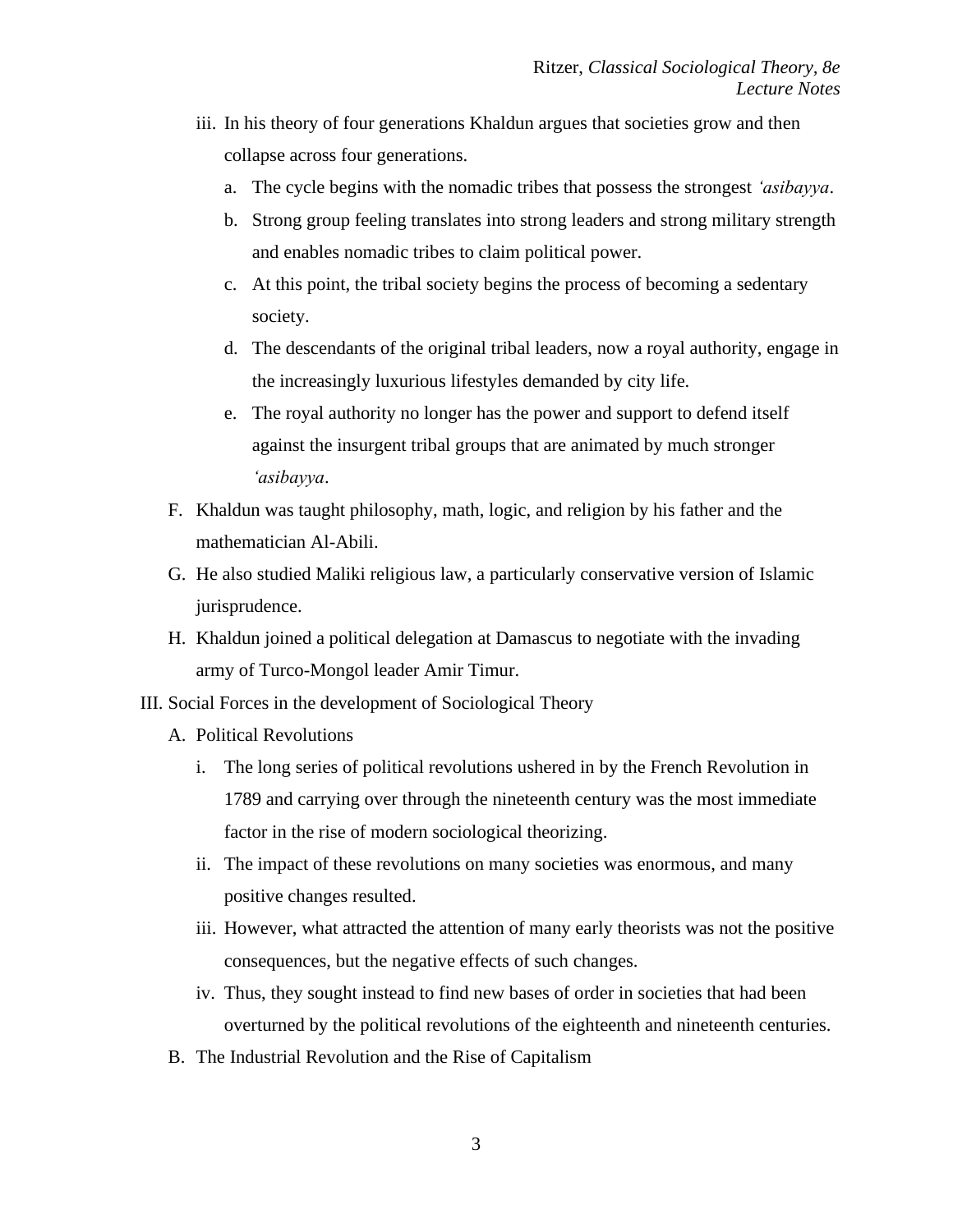iii. In his theory of four generations Khaldun argues that societies grow and then collapse across four generations.
      a. The cycle begins with the nomadic tribes that possess the strongest *'asibayya*.
      b. Strong group feeling translates into strong leaders and strong military strength and enables nomadic tribes to claim political power.
      c. At this point, the tribal society begins the process of becoming a sedentary society.
      d. The descendants of the original tribal leaders, now a royal authority, engage in the increasingly luxurious lifestyles demanded by city life.
      e. The royal authority no longer has the power and support to defend itself against the insurgent tribal groups that are animated by much stronger *'asibayya*.

F. Khaldun was taught philosophy, math, logic, and religion by his father and the mathematician Al-Abili.

G. He also studied Maliki religious law, a particularly conservative version of Islamic jurisprudence.

H. Khaldun joined a political delegation at Damascus to negotiate with the invading army of Turco-Mongol leader Amir Timur.

III. Social Forces in the development of Sociological Theory

A. Political Revolutions

   i. The long series of political revolutions ushered in by the French Revolution in 1789 and carrying over through the nineteenth century was the most immediate factor in the rise of modern sociological theorizing.

   ii. The impact of these revolutions on many societies was enormous, and many positive changes resulted.

   iii. However, what attracted the attention of many early theorists was not the positive consequences, but the negative effects of such changes.

   iv. Thus, they sought instead to find new bases of order in societies that had been overturned by the political revolutions of the eighteenth and nineteenth centuries.

B. The Industrial Revolution and the Rise of Capitalism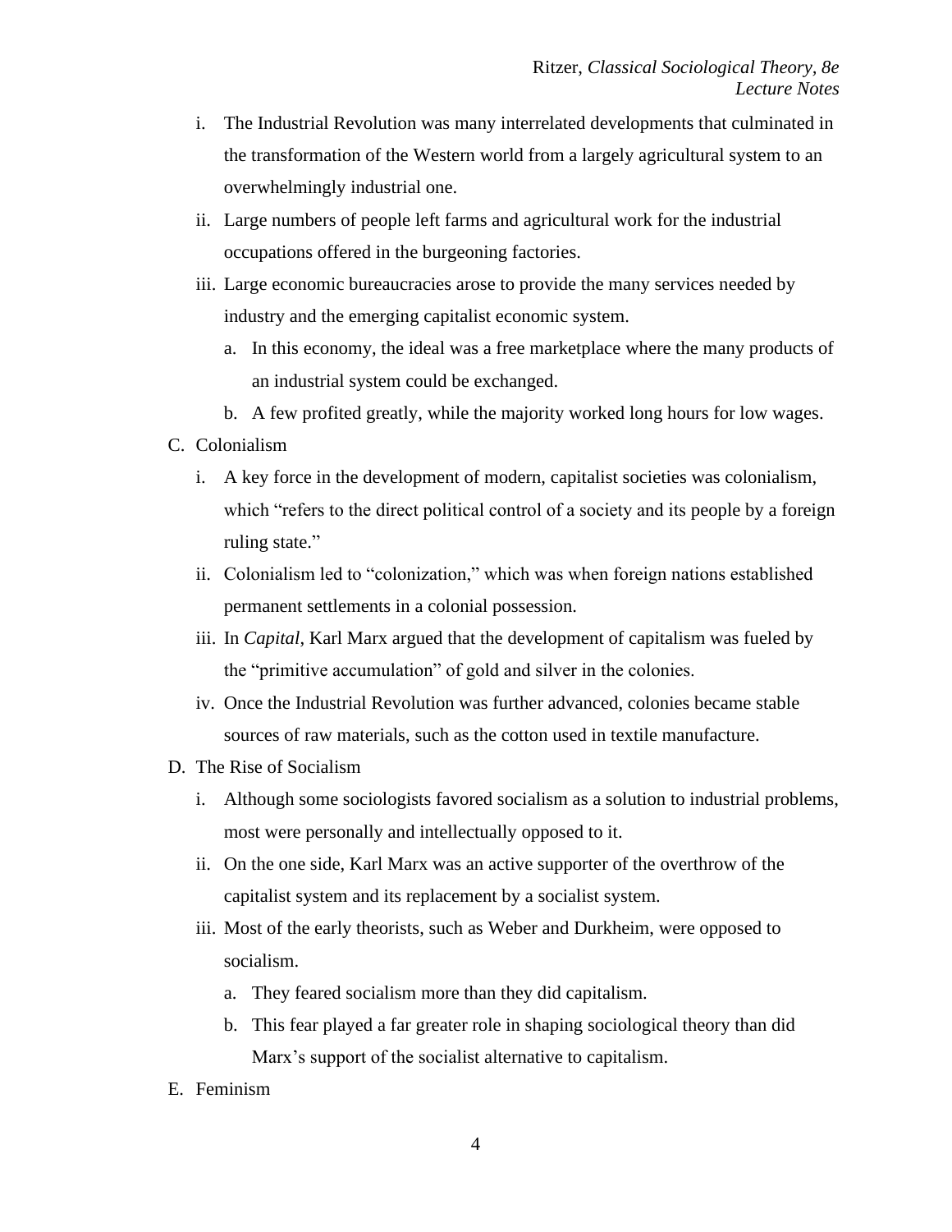i. The Industrial Revolution was many interrelated developments that culminated in the transformation of the Western world from a largely agricultural system to an overwhelmingly industrial one.

ii. Large numbers of people left farms and agricultural work for the industrial occupations offered in the burgeoning factories.

iii. Large economic bureaucracies arose to provide the many services needed by industry and the emerging capitalist economic system.

   a. In this economy, the ideal was a free marketplace where the many products of an industrial system could be exchanged.

   b. A few profited greatly, while the majority worked long hours for low wages.

C. Colonialism

i. A key force in the development of modern, capitalist societies was colonialism, which "refers to the direct political control of a society and its people by a foreign ruling state."

ii. Colonialism led to "colonization," which was when foreign nations established permanent settlements in a colonial possession.

iii. In *Capital*, Karl Marx argued that the development of capitalism was fueled by the "primitive accumulation" of gold and silver in the colonies.

iv. Once the Industrial Revolution was further advanced, colonies became stable sources of raw materials, such as the cotton used in textile manufacture.

D. The Rise of Socialism

i. Although some sociologists favored socialism as a solution to industrial problems, most were personally and intellectually opposed to it.

ii. On the one side, Karl Marx was an active supporter of the overthrow of the capitalist system and its replacement by a socialist system.

iii. Most of the early theorists, such as Weber and Durkheim, were opposed to socialism.

   a. They feared socialism more than they did capitalism.

   b. This fear played a far greater role in shaping sociological theory than did Marx's support of the socialist alternative to capitalism.

E. Feminism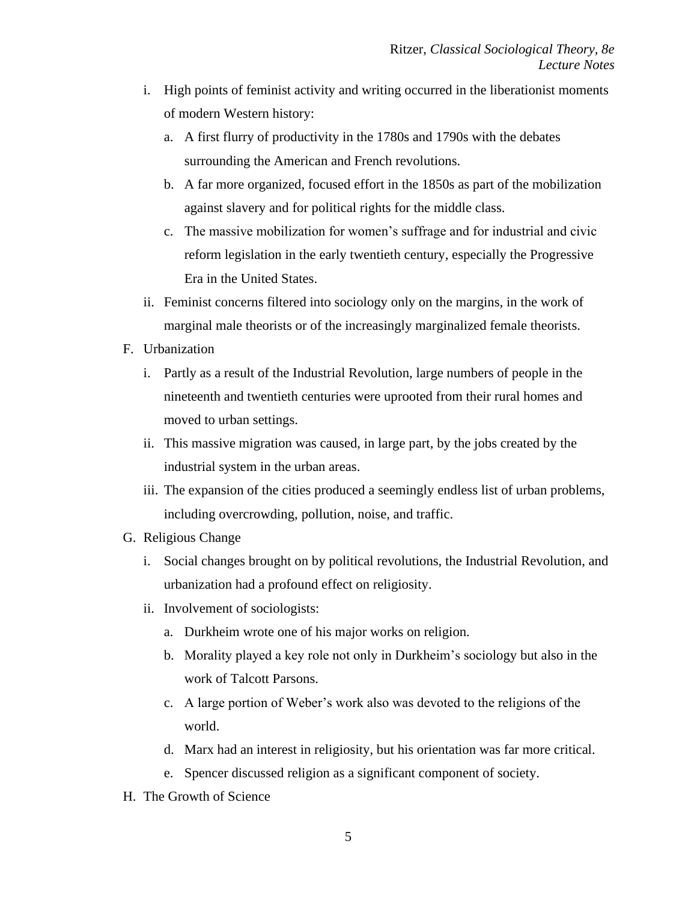i. High points of feminist activity and writing occurred in the liberationist moments of modern Western history:

   a. A first flurry of productivity in the 1780s and 1790s with the debates surrounding the American and French revolutions.

   b. A far more organized, focused effort in the 1850s as part of the mobilization against slavery and for political rights for the middle class.

   c. The massive mobilization for women's suffrage and for industrial and civic reform legislation in the early twentieth century, especially the Progressive Era in the United States.

ii. Feminist concerns filtered into sociology only on the margins, in the work of marginal male theorists or of the increasingly marginalized female theorists.

F. Urbanization

i. Partly as a result of the Industrial Revolution, large numbers of people in the nineteenth and twentieth centuries were uprooted from their rural homes and moved to urban settings.

ii. This massive migration was caused, in large part, by the jobs created by the industrial system in the urban areas.

iii. The expansion of the cities produced a seemingly endless list of urban problems, including overcrowding, pollution, noise, and traffic.

G. Religious Change

i. Social changes brought on by political revolutions, the Industrial Revolution, and urbanization had a profound effect on religiosity.

ii. Involvement of sociologists:

   a. Durkheim wrote one of his major works on religion.

   b. Morality played a key role not only in Durkheim's sociology but also in the work of Talcott Parsons.

   c. A large portion of Weber's work also was devoted to the religions of the world.

   d. Marx had an interest in religiosity, but his orientation was far more critical.

   e. Spencer discussed religion as a significant component of society.

H. The Growth of Science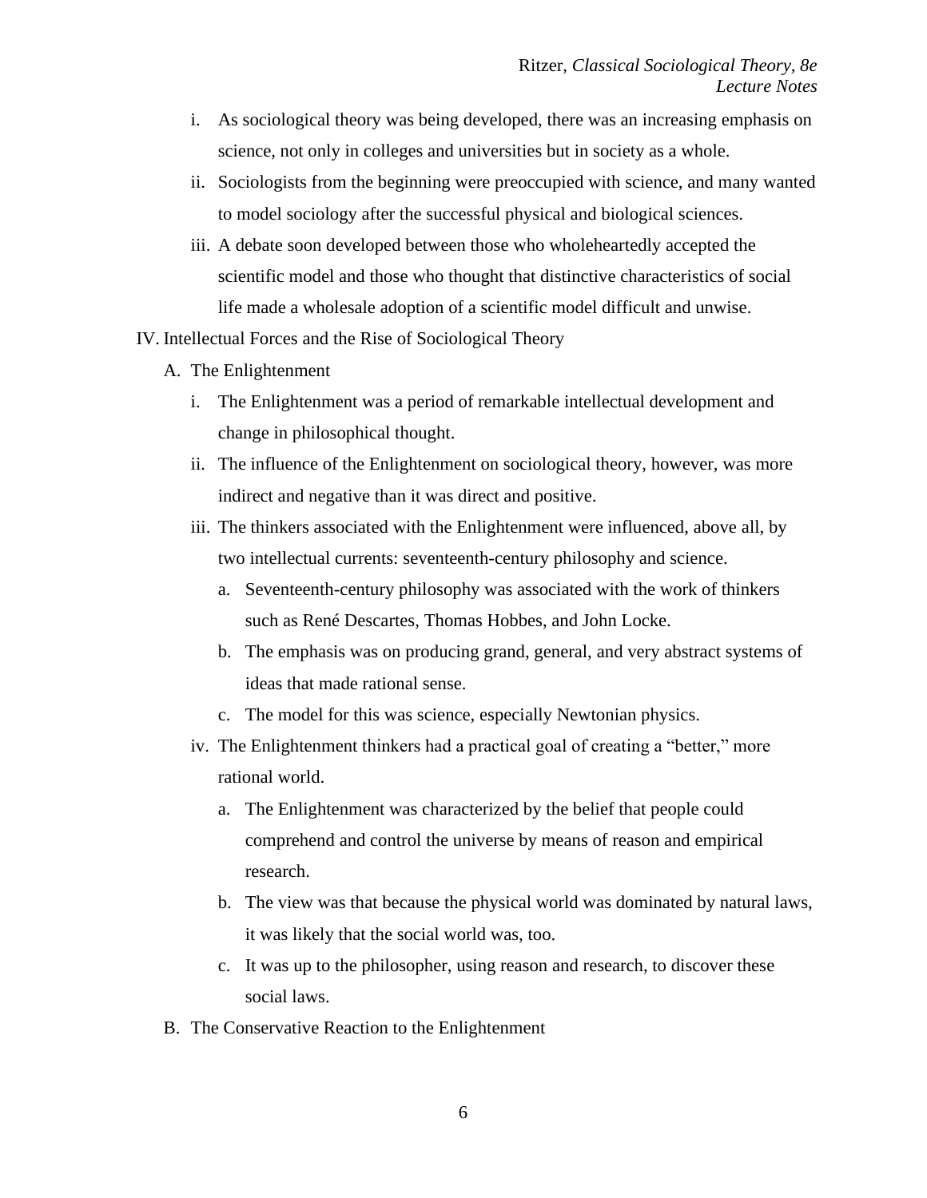i. As sociological theory was being developed, there was an increasing emphasis on science, not only in colleges and universities but in society as a whole.

ii. Sociologists from the beginning were preoccupied with science, and many wanted to model sociology after the successful physical and biological sciences.

iii. A debate soon developed between those who wholeheartedly accepted the scientific model and those who thought that distinctive characteristics of social life made a wholesale adoption of a scientific model difficult and unwise.

IV. Intellectual Forces and the Rise of Sociological Theory

A. The Enlightenment

i. The Enlightenment was a period of remarkable intellectual development and change in philosophical thought.

ii. The influence of the Enlightenment on sociological theory, however, was more indirect and negative than it was direct and positive.

iii. The thinkers associated with the Enlightenment were influenced, above all, by two intellectual currents: seventeenth-century philosophy and science.

a. Seventeenth-century philosophy was associated with the work of thinkers such as René Descartes, Thomas Hobbes, and John Locke.

b. The emphasis was on producing grand, general, and very abstract systems of ideas that made rational sense.

c. The model for this was science, especially Newtonian physics.

iv. The Enlightenment thinkers had a practical goal of creating a "better," more rational world.

a. The Enlightenment was characterized by the belief that people could comprehend and control the universe by means of reason and empirical research.

b. The view was that because the physical world was dominated by natural laws, it was likely that the social world was, too.

c. It was up to the philosopher, using reason and research, to discover these social laws.

B. The Conservative Reaction to the Enlightenment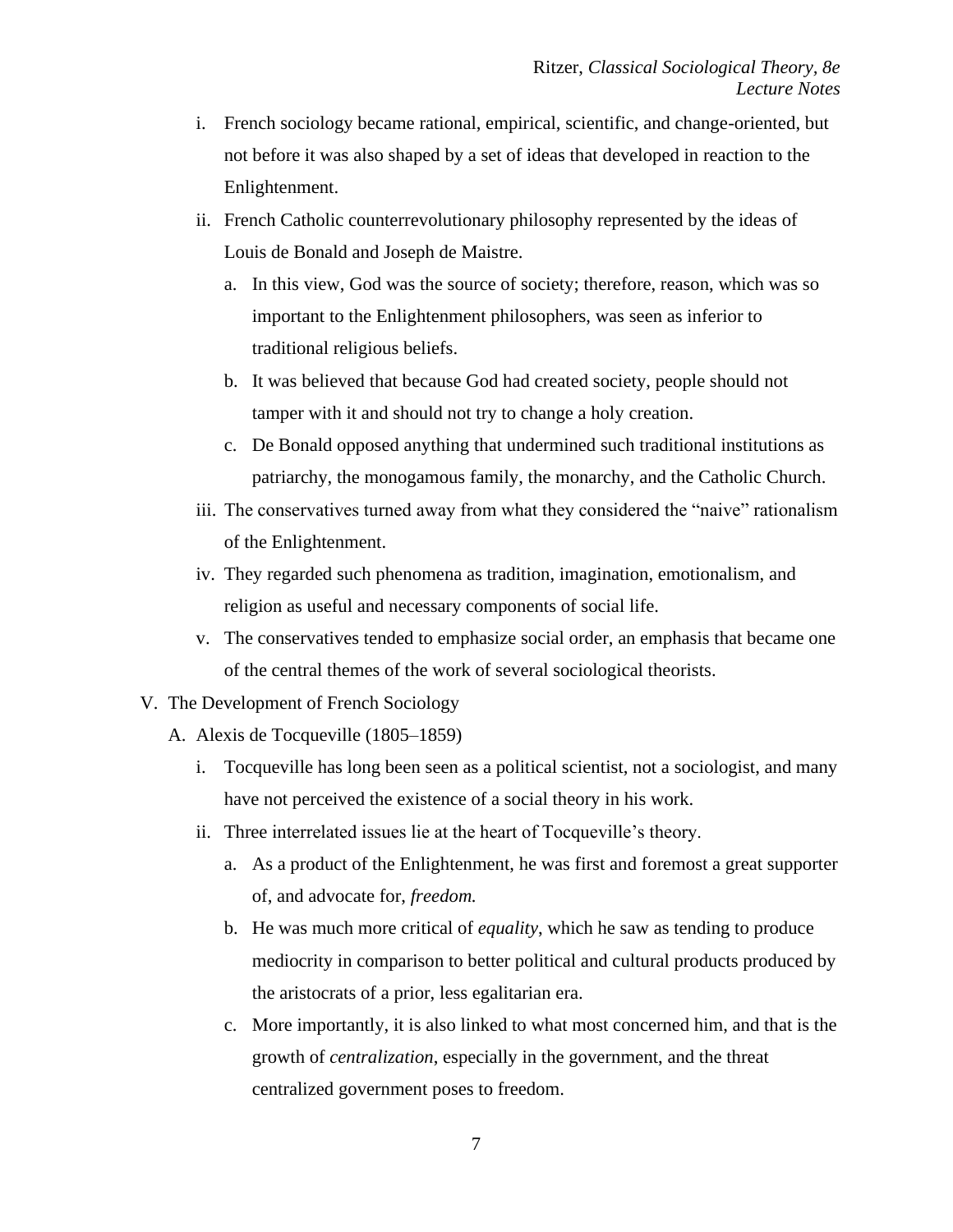i. French sociology became rational, empirical, scientific, and change-oriented, but not before it was also shaped by a set of ideas that developed in reaction to the Enlightenment.

ii. French Catholic counterrevolutionary philosophy represented by the ideas of Louis de Bonald and Joseph de Maistre.

   a. In this view, God was the source of society; therefore, reason, which was so important to the Enlightenment philosophers, was seen as inferior to traditional religious beliefs.

   b. It was believed that because God had created society, people should not tamper with it and should not try to change a holy creation.

   c. De Bonald opposed anything that undermined such traditional institutions as patriarchy, the monogamous family, the monarchy, and the Catholic Church.

iii. The conservatives turned away from what they considered the "naive" rationalism of the Enlightenment.

iv. They regarded such phenomena as tradition, imagination, emotionalism, and religion as useful and necessary components of social life.

v. The conservatives tended to emphasize social order, an emphasis that became one of the central themes of the work of several sociological theorists.

V. The Development of French Sociology

A. Alexis de Tocqueville (1805–1859)

i. Tocqueville has long been seen as a political scientist, not a sociologist, and many have not perceived the existence of a social theory in his work.

ii. Three interrelated issues lie at the heart of Tocqueville's theory.

   a. As a product of the Enlightenment, he was first and foremost a great supporter of, and advocate for, *freedom.*

   b. He was much more critical of *equality*, which he saw as tending to produce mediocrity in comparison to better political and cultural products produced by the aristocrats of a prior, less egalitarian era.

   c. More importantly, it is also linked to what most concerned him, and that is the growth of *centralization*, especially in the government, and the threat centralized government poses to freedom.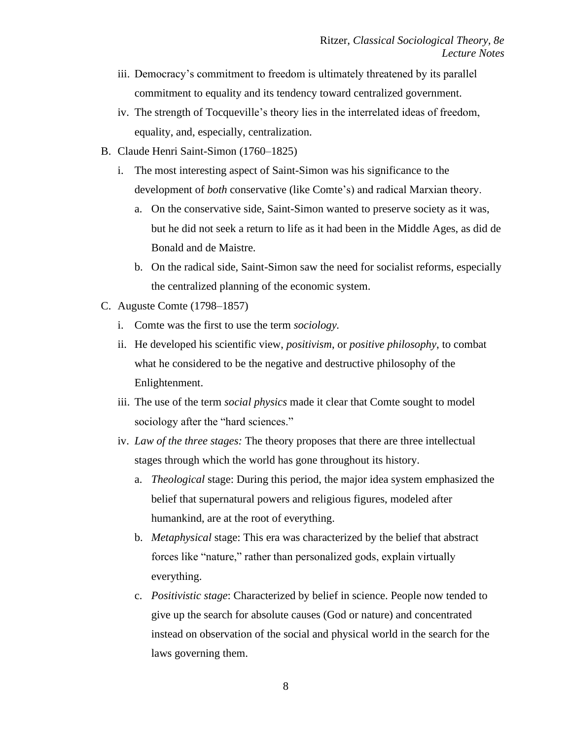iii. Democracy's commitment to freedom is ultimately threatened by its parallel commitment to equality and its tendency toward centralized government.

iv. The strength of Tocqueville's theory lies in the interrelated ideas of freedom, equality, and, especially, centralization.

B. Claude Henri Saint-Simon (1760–1825)

i. The most interesting aspect of Saint-Simon was his significance to the development of *both* conservative (like Comte's) and radical Marxian theory.

a. On the conservative side, Saint-Simon wanted to preserve society as it was, but he did not seek a return to life as it had been in the Middle Ages, as did de Bonald and de Maistre.

b. On the radical side, Saint-Simon saw the need for socialist reforms, especially the centralized planning of the economic system.

C. Auguste Comte (1798–1857)

i. Comte was the first to use the term *sociology.*

ii. He developed his scientific view, *positivism*, or *positive philosophy*, to combat what he considered to be the negative and destructive philosophy of the Enlightenment.

iii. The use of the term *social physics* made it clear that Comte sought to model sociology after the "hard sciences."

iv. *Law of the three stages:* The theory proposes that there are three intellectual stages through which the world has gone throughout its history.

a. *Theological* stage: During this period, the major idea system emphasized the belief that supernatural powers and religious figures, modeled after humankind, are at the root of everything.

b. *Metaphysical* stage: This era was characterized by the belief that abstract forces like "nature," rather than personalized gods, explain virtually everything.

c. *Positivistic stage*: Characterized by belief in science. People now tended to give up the search for absolute causes (God or nature) and concentrated instead on observation of the social and physical world in the search for the laws governing them.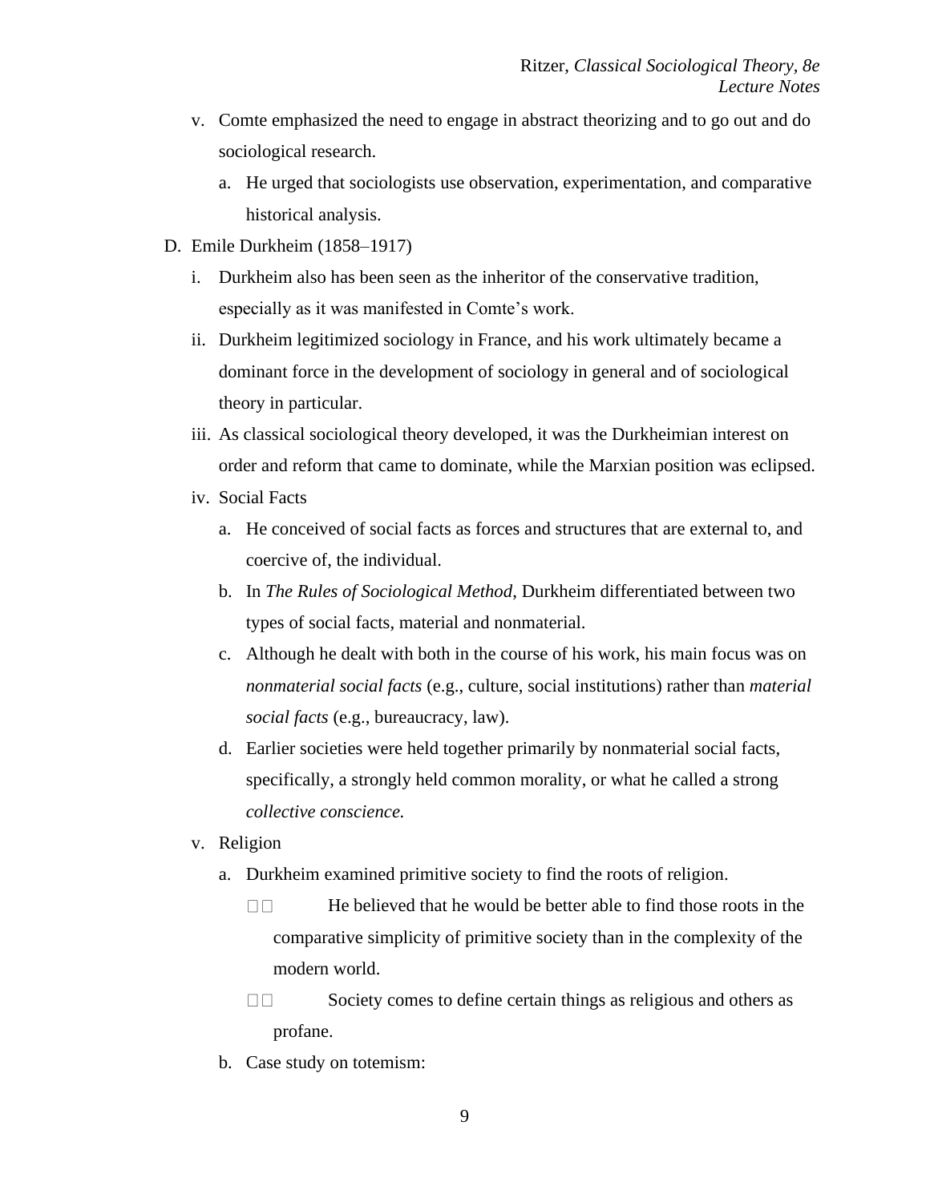v. Comte emphasized the need to engage in abstract theorizing and to go out and do sociological research.
   a. He urged that sociologists use observation, experimentation, and comparative historical analysis.

D. Emile Durkheim (1858–1917)
   i. Durkheim also has been seen as the inheritor of the conservative tradition, especially as it was manifested in Comte's work.
   ii. Durkheim legitimized sociology in France, and his work ultimately became a dominant force in the development of sociology in general and of sociological theory in particular.
   iii. As classical sociological theory developed, it was the Durkheimian interest on order and reform that came to dominate, while the Marxian position was eclipsed.
   iv. Social Facts
      a. He conceived of social facts as forces and structures that are external to, and coercive of, the individual.
      b. In *The Rules of Sociological Method*, Durkheim differentiated between two types of social facts, material and nonmaterial.
      c. Although he dealt with both in the course of his work, his main focus was on *nonmaterial social facts* (e.g., culture, social institutions) rather than *material social facts* (e.g., bureaucracy, law).
      d. Earlier societies were held together primarily by nonmaterial social facts, specifically, a strongly held common morality, or what he called a strong *collective conscience.*
   v. Religion
      a. Durkheim examined primitive society to find the roots of religion.
         - He believed that he would be better able to find those roots in the comparative simplicity of primitive society than in the complexity of the modern world.
         - Society comes to define certain things as religious and others as profane.
      b. Case study on totemism: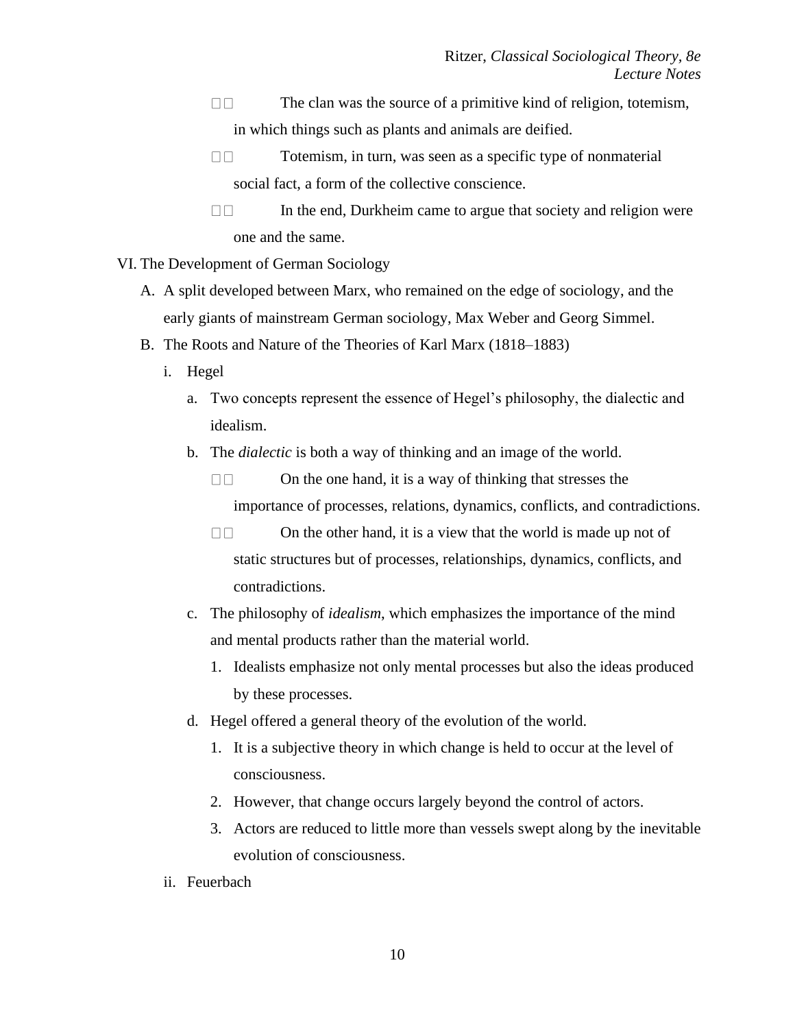- The clan was the source of a primitive kind of religion, totemism, in which things such as plants and animals are deified.
- Totemism, in turn, was seen as a specific type of nonmaterial social fact, a form of the collective conscience.
- In the end, Durkheim came to argue that society and religion were one and the same.

VI. The Development of German Sociology

A. A split developed between Marx, who remained on the edge of sociology, and the early giants of mainstream German sociology, Max Weber and Georg Simmel.

B. The Roots and Nature of the Theories of Karl Marx (1818–1883)

i. Hegel

a. Two concepts represent the essence of Hegel's philosophy, the dialectic and idealism.

b. The *dialectic* is both a way of thinking and an image of the world.

- On the one hand, it is a way of thinking that stresses the importance of processes, relations, dynamics, conflicts, and contradictions.
- On the other hand, it is a view that the world is made up not of static structures but of processes, relationships, dynamics, conflicts, and contradictions.

c. The philosophy of *idealism*, which emphasizes the importance of the mind and mental products rather than the material world.

1. Idealists emphasize not only mental processes but also the ideas produced by these processes.

d. Hegel offered a general theory of the evolution of the world.

1. It is a subjective theory in which change is held to occur at the level of consciousness.
2. However, that change occurs largely beyond the control of actors.
3. Actors are reduced to little more than vessels swept along by the inevitable evolution of consciousness.

ii. Feuerbach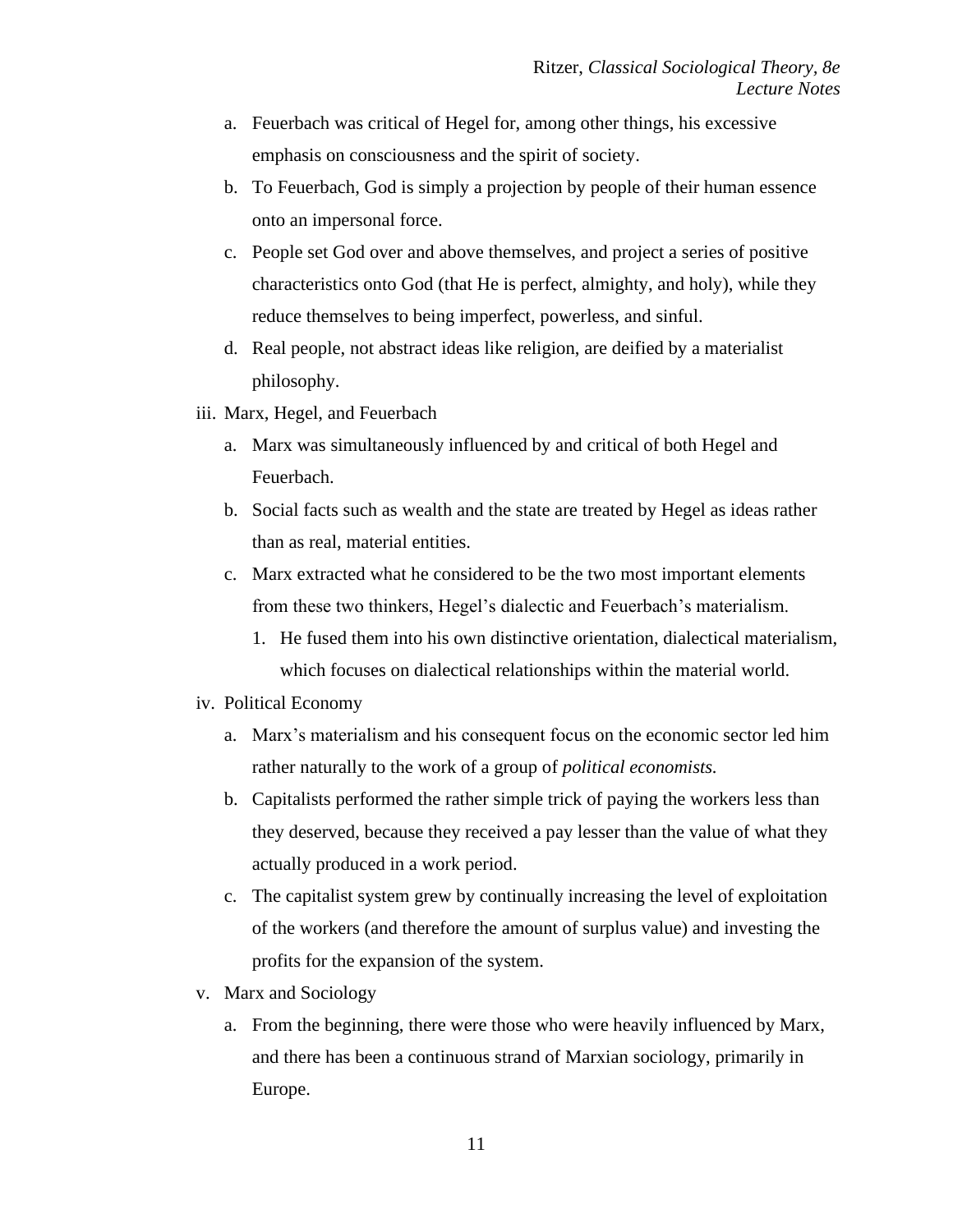a. Feuerbach was critical of Hegel for, among other things, his excessive emphasis on consciousness and the spirit of society.

b. To Feuerbach, God is simply a projection by people of their human essence onto an impersonal force.

c. People set God over and above themselves, and project a series of positive characteristics onto God (that He is perfect, almighty, and holy), while they reduce themselves to being imperfect, powerless, and sinful.

d. Real people, not abstract ideas like religion, are deified by a materialist philosophy.

iii. Marx, Hegel, and Feuerbach

a. Marx was simultaneously influenced by and critical of both Hegel and Feuerbach.

b. Social facts such as wealth and the state are treated by Hegel as ideas rather than as real, material entities.

c. Marx extracted what he considered to be the two most important elements from these two thinkers, Hegel's dialectic and Feuerbach's materialism.

1. He fused them into his own distinctive orientation, dialectical materialism, which focuses on dialectical relationships within the material world.

iv. Political Economy

a. Marx's materialism and his consequent focus on the economic sector led him rather naturally to the work of a group of *political economists.*

b. Capitalists performed the rather simple trick of paying the workers less than they deserved, because they received a pay lesser than the value of what they actually produced in a work period.

c. The capitalist system grew by continually increasing the level of exploitation of the workers (and therefore the amount of surplus value) and investing the profits for the expansion of the system.

v. Marx and Sociology

a. From the beginning, there were those who were heavily influenced by Marx, and there has been a continuous strand of Marxian sociology, primarily in Europe.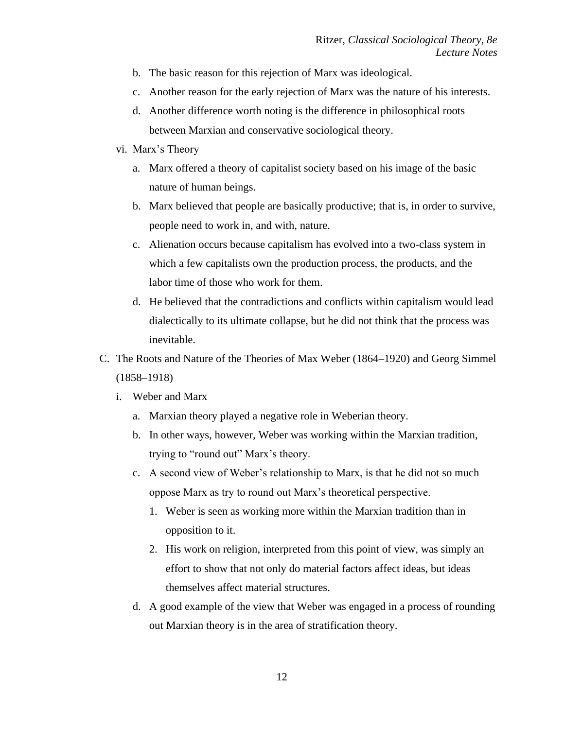b. The basic reason for this rejection of Marx was ideological.
c. Another reason for the early rejection of Marx was the nature of his interests.
d. Another difference worth noting is the difference in philosophical roots between Marxian and conservative sociological theory.

vi. Marx's Theory

a. Marx offered a theory of capitalist society based on his image of the basic nature of human beings.
b. Marx believed that people are basically productive; that is, in order to survive, people need to work in, and with, nature.
c. Alienation occurs because capitalism has evolved into a two-class system in which a few capitalists own the production process, the products, and the labor time of those who work for them.
d. He believed that the contradictions and conflicts within capitalism would lead dialectically to its ultimate collapse, but he did not think that the process was inevitable.

C. The Roots and Nature of the Theories of Max Weber (1864–1920) and Georg Simmel (1858–1918)

i. Weber and Marx

a. Marxian theory played a negative role in Weberian theory.
b. In other ways, however, Weber was working within the Marxian tradition, trying to "round out" Marx's theory.
c. A second view of Weber's relationship to Marx, is that he did not so much oppose Marx as try to round out Marx's theoretical perspective.
   1. Weber is seen as working more within the Marxian tradition than in opposition to it.
   2. His work on religion, interpreted from this point of view, was simply an effort to show that not only do material factors affect ideas, but ideas themselves affect material structures.
d. A good example of the view that Weber was engaged in a process of rounding out Marxian theory is in the area of stratification theory.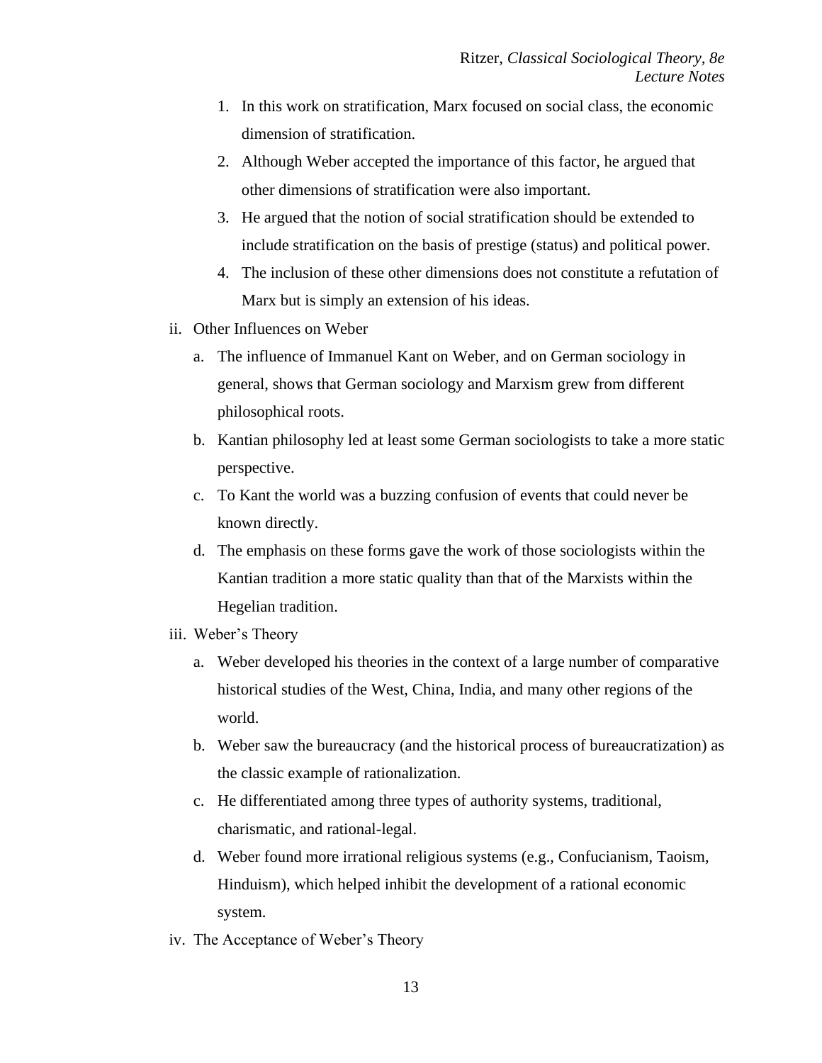1. In this work on stratification, Marx focused on social class, the economic dimension of stratification.
2. Although Weber accepted the importance of this factor, he argued that other dimensions of stratification were also important.
3. He argued that the notion of social stratification should be extended to include stratification on the basis of prestige (status) and political power.
4. The inclusion of these other dimensions does not constitute a refutation of Marx but is simply an extension of his ideas.

ii. Other Influences on Weber

a. The influence of Immanuel Kant on Weber, and on German sociology in general, shows that German sociology and Marxism grew from different philosophical roots.

b. Kantian philosophy led at least some German sociologists to take a more static perspective.

c. To Kant the world was a buzzing confusion of events that could never be known directly.

d. The emphasis on these forms gave the work of those sociologists within the Kantian tradition a more static quality than that of the Marxists within the Hegelian tradition.

iii. Weber's Theory

a. Weber developed his theories in the context of a large number of comparative historical studies of the West, China, India, and many other regions of the world.

b. Weber saw the bureaucracy (and the historical process of bureaucratization) as the classic example of rationalization.

c. He differentiated among three types of authority systems, traditional, charismatic, and rational-legal.

d. Weber found more irrational religious systems (e.g., Confucianism, Taoism, Hinduism), which helped inhibit the development of a rational economic system.

iv. The Acceptance of Weber's Theory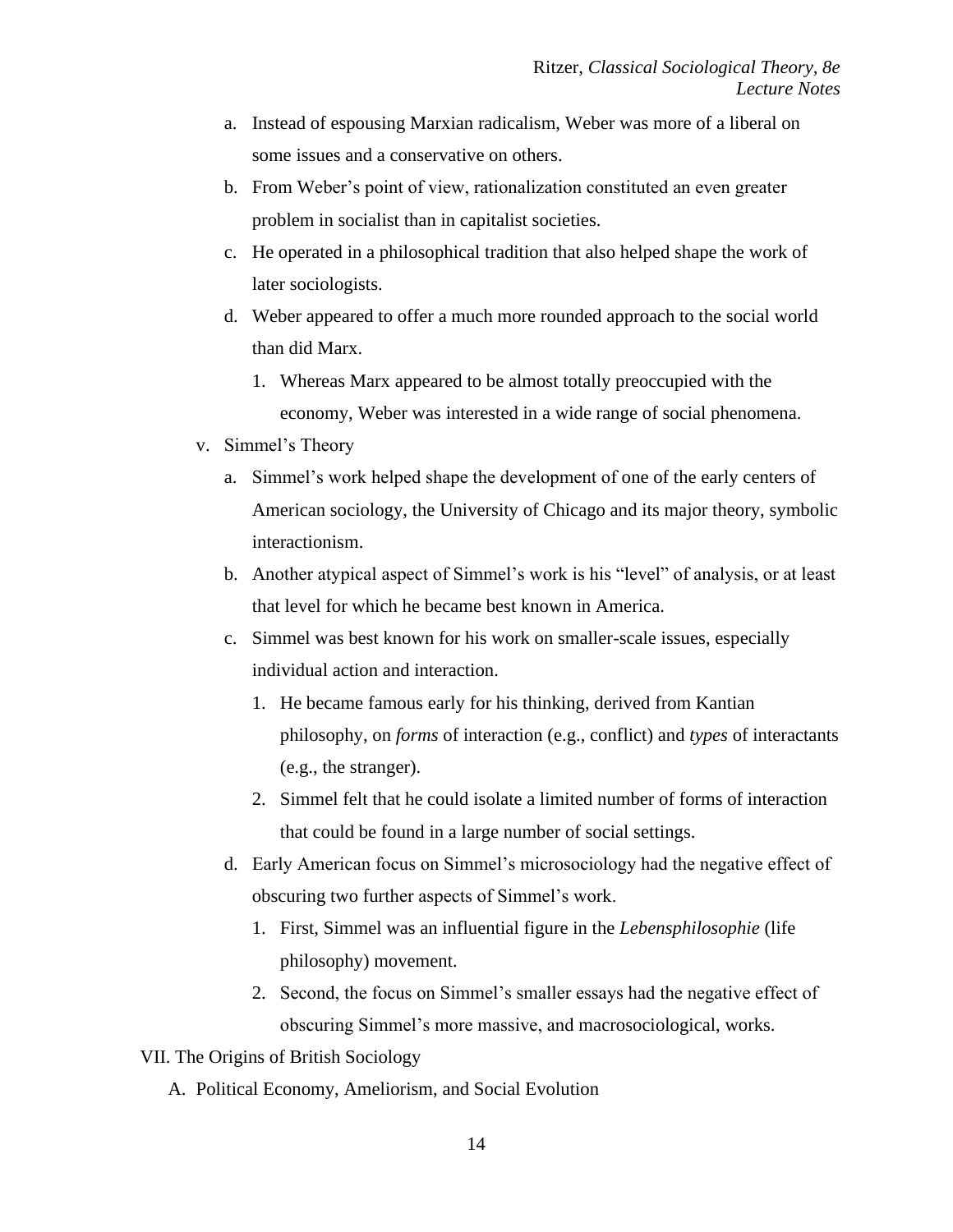a. Instead of espousing Marxian radicalism, Weber was more of a liberal on some issues and a conservative on others.
b. From Weber's point of view, rationalization constituted an even greater problem in socialist than in capitalist societies.
c. He operated in a philosophical tradition that also helped shape the work of later sociologists.
d. Weber appeared to offer a much more rounded approach to the social world than did Marx.
    1. Whereas Marx appeared to be almost totally preoccupied with the economy, Weber was interested in a wide range of social phenomena.

v. Simmel's Theory

a. Simmel's work helped shape the development of one of the early centers of American sociology, the University of Chicago and its major theory, symbolic interactionism.
b. Another atypical aspect of Simmel's work is his "level" of analysis, or at least that level for which he became best known in America.
c. Simmel was best known for his work on smaller-scale issues, especially individual action and interaction.
    1. He became famous early for his thinking, derived from Kantian philosophy, on *forms* of interaction (e.g., conflict) and *types* of interactants (e.g., the stranger).
    2. Simmel felt that he could isolate a limited number of forms of interaction that could be found in a large number of social settings.
d. Early American focus on Simmel's microsociology had the negative effect of obscuring two further aspects of Simmel's work.
    1. First, Simmel was an influential figure in the *Lebensphilosophie* (life philosophy) movement.
    2. Second, the focus on Simmel's smaller essays had the negative effect of obscuring Simmel's more massive, and macrosociological, works.

VII. The Origins of British Sociology

A. Political Economy, Ameliorism, and Social Evolution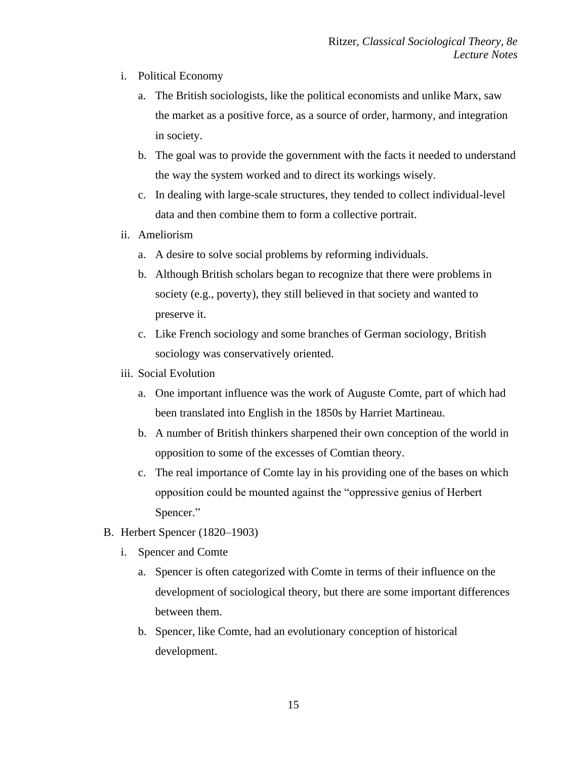i. Political Economy

   a. The British sociologists, like the political economists and unlike Marx, saw the market as a positive force, as a source of order, harmony, and integration in society.

   b. The goal was to provide the government with the facts it needed to understand the way the system worked and to direct its workings wisely.

   c. In dealing with large-scale structures, they tended to collect individual-level data and then combine them to form a collective portrait.

ii. Ameliorism

   a. A desire to solve social problems by reforming individuals.

   b. Although British scholars began to recognize that there were problems in society (e.g., poverty), they still believed in that society and wanted to preserve it.

   c. Like French sociology and some branches of German sociology, British sociology was conservatively oriented.

iii. Social Evolution

   a. One important influence was the work of Auguste Comte, part of which had been translated into English in the 1850s by Harriet Martineau.

   b. A number of British thinkers sharpened their own conception of the world in opposition to some of the excesses of Comtian theory.

   c. The real importance of Comte lay in his providing one of the bases on which opposition could be mounted against the "oppressive genius of Herbert Spencer."

B. Herbert Spencer (1820–1903)

   i. Spencer and Comte

      a. Spencer is often categorized with Comte in terms of their influence on the development of sociological theory, but there are some important differences between them.

      b. Spencer, like Comte, had an evolutionary conception of historical development.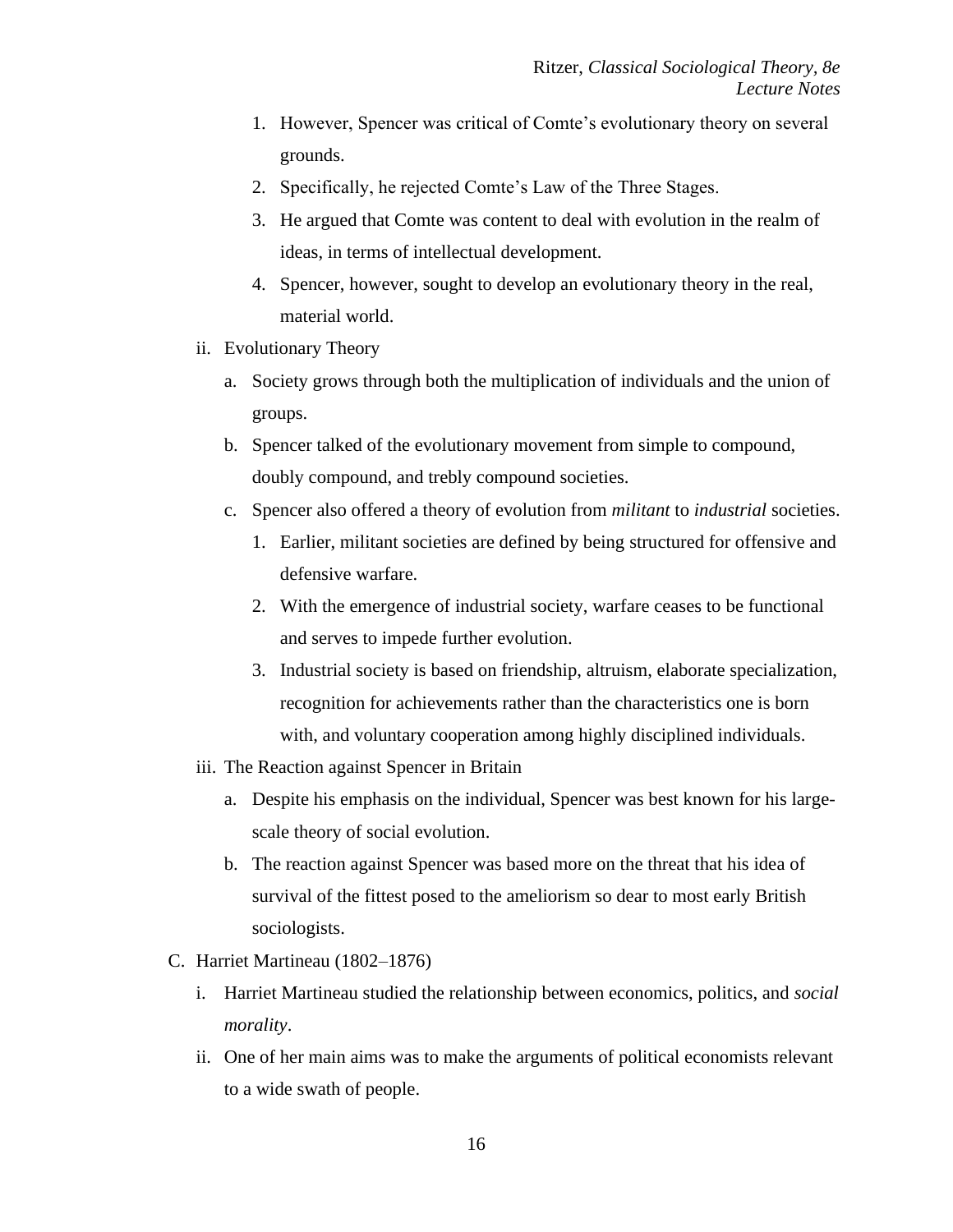1. However, Spencer was critical of Comte's evolutionary theory on several grounds.
2. Specifically, he rejected Comte's Law of the Three Stages.
3. He argued that Comte was content to deal with evolution in the realm of ideas, in terms of intellectual development.
4. Spencer, however, sought to develop an evolutionary theory in the real, material world.

ii. Evolutionary Theory

a. Society grows through both the multiplication of individuals and the union of groups.

b. Spencer talked of the evolutionary movement from simple to compound, doubly compound, and trebly compound societies.

c. Spencer also offered a theory of evolution from *militant* to *industrial* societies.

1. Earlier, militant societies are defined by being structured for offensive and defensive warfare.
2. With the emergence of industrial society, warfare ceases to be functional and serves to impede further evolution.
3. Industrial society is based on friendship, altruism, elaborate specialization, recognition for achievements rather than the characteristics one is born with, and voluntary cooperation among highly disciplined individuals.

iii. The Reaction against Spencer in Britain

a. Despite his emphasis on the individual, Spencer was best known for his large-scale theory of social evolution.

b. The reaction against Spencer was based more on the threat that his idea of survival of the fittest posed to the ameliorism so dear to most early British sociologists.

C. Harriet Martineau (1802–1876)

i. Harriet Martineau studied the relationship between economics, politics, and *social morality*.

ii. One of her main aims was to make the arguments of political economists relevant to a wide swath of people.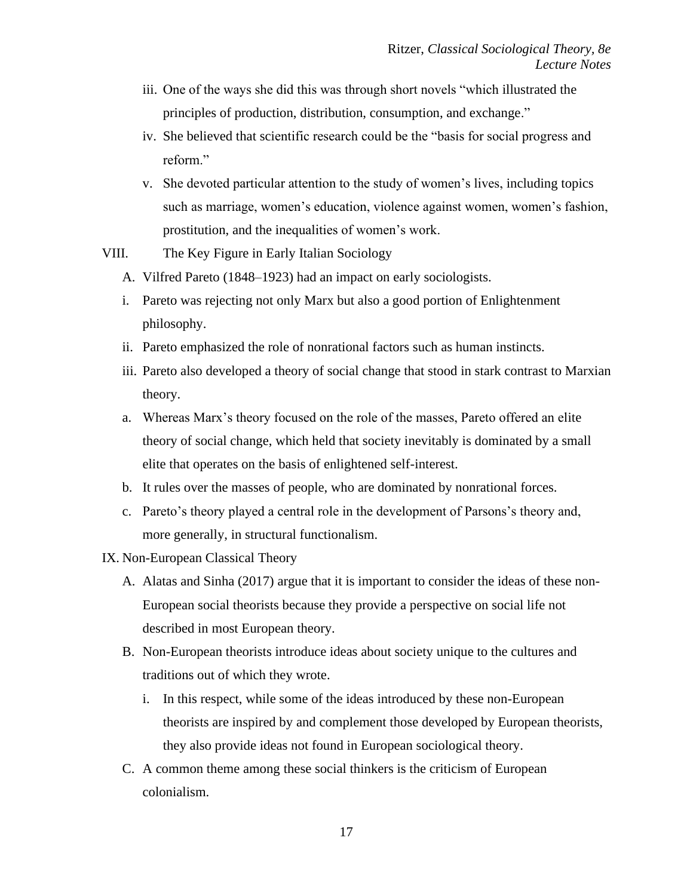iii. One of the ways she did this was through short novels "which illustrated the principles of production, distribution, consumption, and exchange."

iv. She believed that scientific research could be the "basis for social progress and reform."

v. She devoted particular attention to the study of women's lives, including topics such as marriage, women's education, violence against women, women's fashion, prostitution, and the inequalities of women's work.

VIII. The Key Figure in Early Italian Sociology

A. Vilfred Pareto (1848–1923) had an impact on early sociologists.

i. Pareto was rejecting not only Marx but also a good portion of Enlightenment philosophy.

ii. Pareto emphasized the role of nonrational factors such as human instincts.

iii. Pareto also developed a theory of social change that stood in stark contrast to Marxian theory.

a. Whereas Marx's theory focused on the role of the masses, Pareto offered an elite theory of social change, which held that society inevitably is dominated by a small elite that operates on the basis of enlightened self-interest.

b. It rules over the masses of people, who are dominated by nonrational forces.

c. Pareto's theory played a central role in the development of Parsons's theory and, more generally, in structural functionalism.

IX. Non-European Classical Theory

A. Alatas and Sinha (2017) argue that it is important to consider the ideas of these non-European social theorists because they provide a perspective on social life not described in most European theory.

B. Non-European theorists introduce ideas about society unique to the cultures and traditions out of which they wrote.

i. In this respect, while some of the ideas introduced by these non-European theorists are inspired by and complement those developed by European theorists, they also provide ideas not found in European sociological theory.

C. A common theme among these social thinkers is the criticism of European colonialism.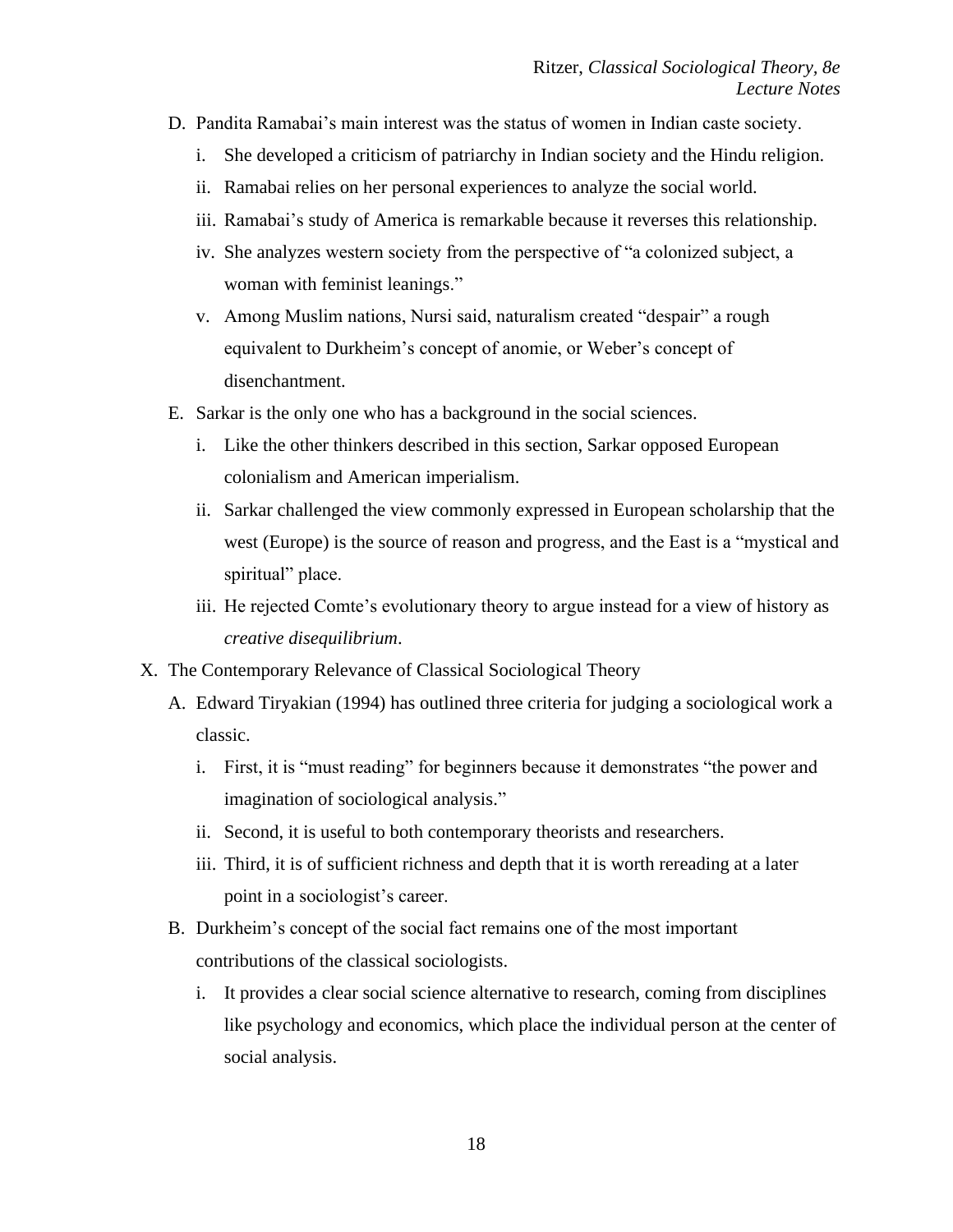D. Pandita Ramabai's main interest was the status of women in Indian caste society.
   i. She developed a criticism of patriarchy in Indian society and the Hindu religion.
   ii. Ramabai relies on her personal experiences to analyze the social world.
   iii. Ramabai's study of America is remarkable because it reverses this relationship.
   iv. She analyzes western society from the perspective of "a colonized subject, a woman with feminist leanings."
   v. Among Muslim nations, Nursi said, naturalism created "despair" a rough equivalent to Durkheim's concept of anomie, or Weber's concept of disenchantment.

E. Sarkar is the only one who has a background in the social sciences.
   i. Like the other thinkers described in this section, Sarkar opposed European colonialism and American imperialism.
   ii. Sarkar challenged the view commonly expressed in European scholarship that the west (Europe) is the source of reason and progress, and the East is a "mystical and spiritual" place.
   iii. He rejected Comte's evolutionary theory to argue instead for a view of history as *creative disequilibrium*.

X. The Contemporary Relevance of Classical Sociological Theory

A. Edward Tiryakian (1994) has outlined three criteria for judging a sociological work a classic.
   i. First, it is "must reading" for beginners because it demonstrates "the power and imagination of sociological analysis."
   ii. Second, it is useful to both contemporary theorists and researchers.
   iii. Third, it is of sufficient richness and depth that it is worth rereading at a later point in a sociologist's career.

B. Durkheim's concept of the social fact remains one of the most important contributions of the classical sociologists.
   i. It provides a clear social science alternative to research, coming from disciplines like psychology and economics, which place the individual person at the center of social analysis.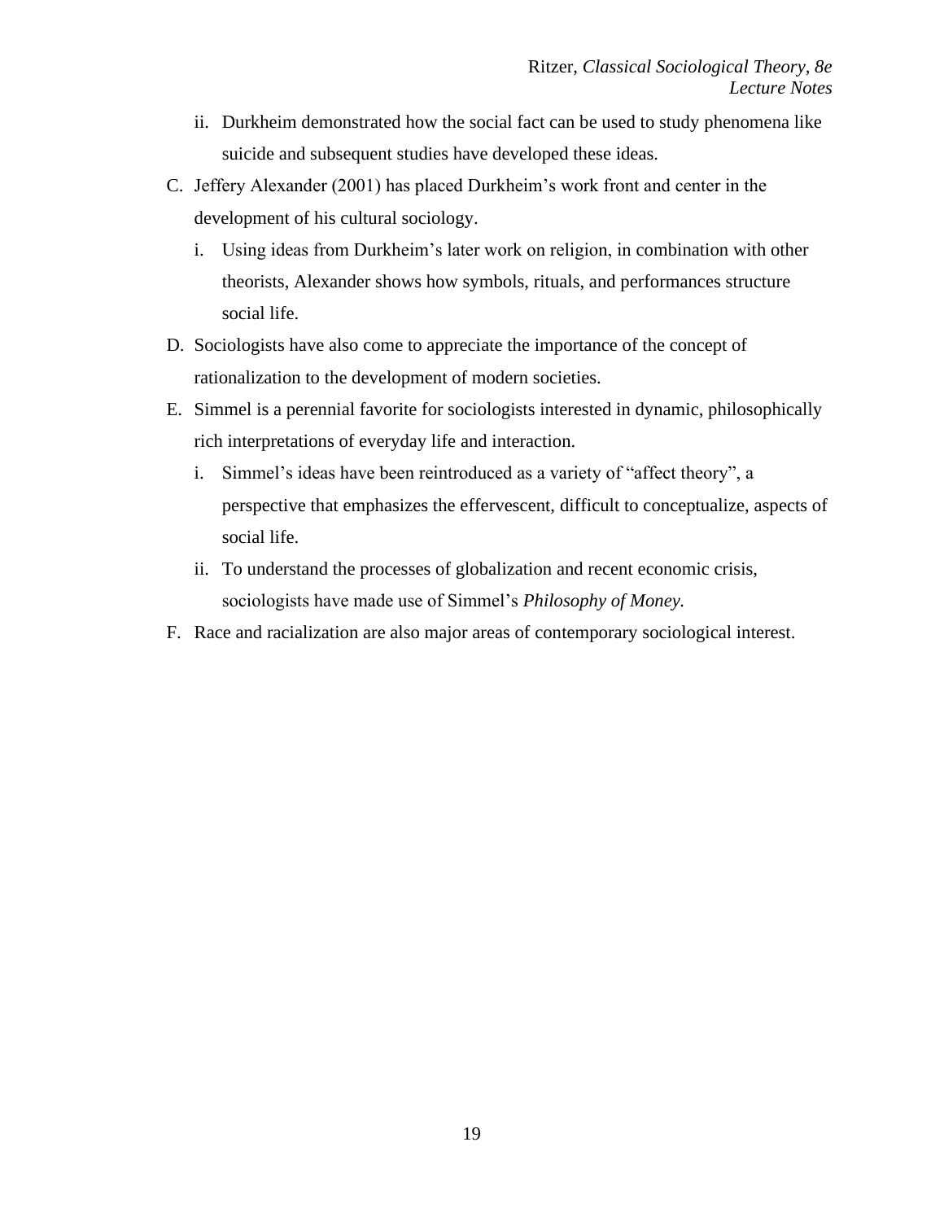ii. Durkheim demonstrated how the social fact can be used to study phenomena like suicide and subsequent studies have developed these ideas.

C. Jeffery Alexander (2001) has placed Durkheim's work front and center in the development of his cultural sociology.

   i. Using ideas from Durkheim's later work on religion, in combination with other theorists, Alexander shows how symbols, rituals, and performances structure social life.

D. Sociologists have also come to appreciate the importance of the concept of rationalization to the development of modern societies.

E. Simmel is a perennial favorite for sociologists interested in dynamic, philosophically rich interpretations of everyday life and interaction.

   i. Simmel's ideas have been reintroduced as a variety of "affect theory", a perspective that emphasizes the effervescent, difficult to conceptualize, aspects of social life.

   ii. To understand the processes of globalization and recent economic crisis, sociologists have made use of Simmel's *Philosophy of Money.*

F. Race and racialization are also major areas of contemporary sociological interest.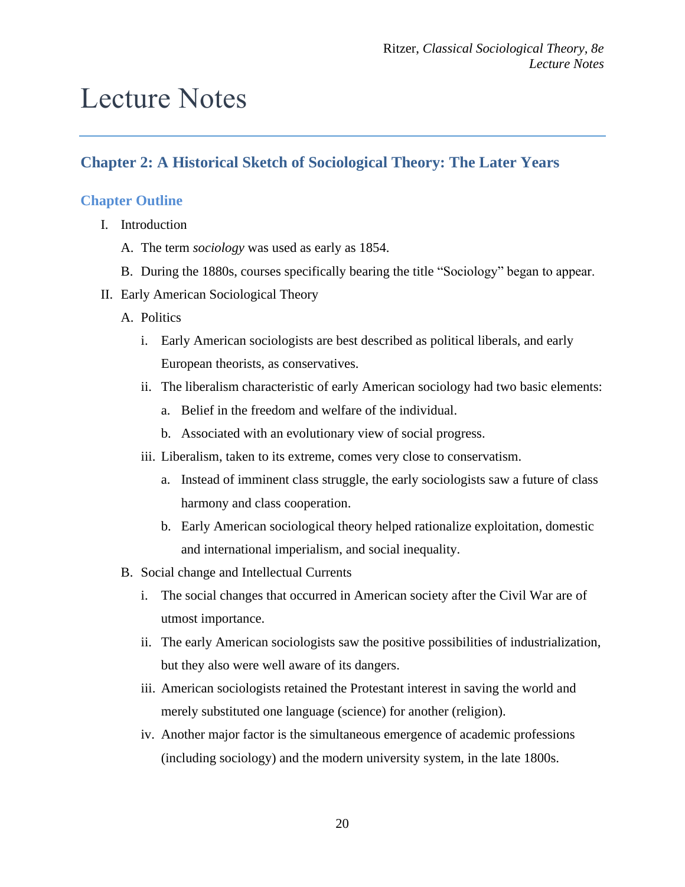# Lecture Notes

## Chapter 2: A Historical Sketch of Sociological Theory: The Later Years

### Chapter Outline

I. Introduction
   - A. The term *sociology* was used as early as 1854.
   - B. During the 1880s, courses specifically bearing the title "Sociology" began to appear.

II. Early American Sociological Theory
   - A. Politics
     - i. Early American sociologists are best described as political liberals, and early European theorists, as conservatives.
     - ii. The liberalism characteristic of early American sociology had two basic elements:
       - a. Belief in the freedom and welfare of the individual.
       - b. Associated with an evolutionary view of social progress.
     - iii. Liberalism, taken to its extreme, comes very close to conservatism.
       - a. Instead of imminent class struggle, the early sociologists saw a future of class harmony and class cooperation.
       - b. Early American sociological theory helped rationalize exploitation, domestic and international imperialism, and social inequality.
   - B. Social change and Intellectual Currents
     - i. The social changes that occurred in American society after the Civil War are of utmost importance.
     - ii. The early American sociologists saw the positive possibilities of industrialization, but they also were well aware of its dangers.
     - iii. American sociologists retained the Protestant interest in saving the world and merely substituted one language (science) for another (religion).
     - iv. Another major factor is the simultaneous emergence of academic professions (including sociology) and the modern university system, in the late 1800s.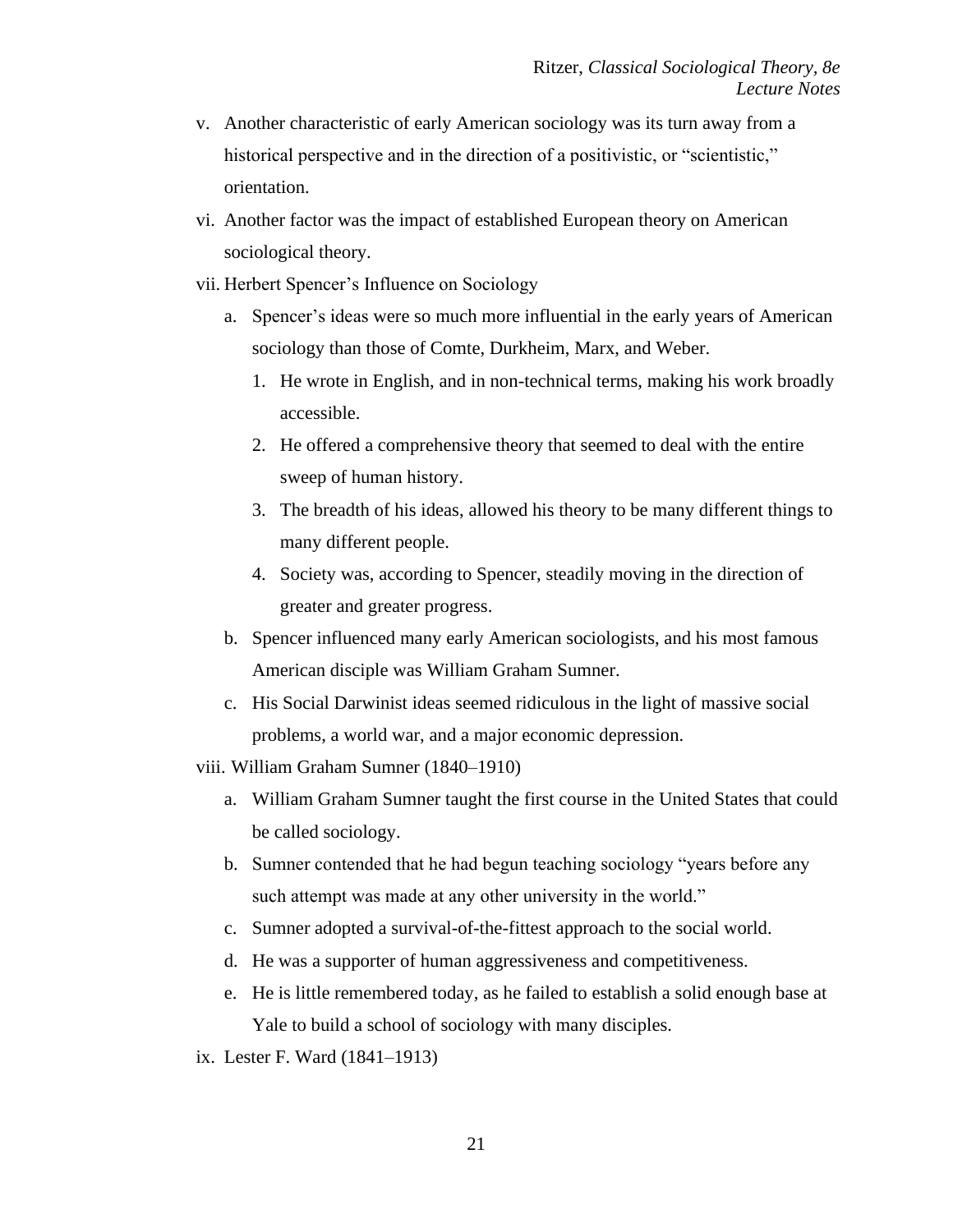v. Another characteristic of early American sociology was its turn away from a historical perspective and in the direction of a positivistic, or "scientistic," orientation.

vi. Another factor was the impact of established European theory on American sociological theory.

vii. Herbert Spencer's Influence on Sociology

   a. Spencer's ideas were so much more influential in the early years of American sociology than those of Comte, Durkheim, Marx, and Weber.

      1. He wrote in English, and in non-technical terms, making his work broadly accessible.
      2. He offered a comprehensive theory that seemed to deal with the entire sweep of human history.
      3. The breadth of his ideas, allowed his theory to be many different things to many different people.
      4. Society was, according to Spencer, steadily moving in the direction of greater and greater progress.

   b. Spencer influenced many early American sociologists, and his most famous American disciple was William Graham Sumner.

   c. His Social Darwinist ideas seemed ridiculous in the light of massive social problems, a world war, and a major economic depression.

viii. William Graham Sumner (1840–1910)

   a. William Graham Sumner taught the first course in the United States that could be called sociology.

   b. Sumner contended that he had begun teaching sociology "years before any such attempt was made at any other university in the world."

   c. Sumner adopted a survival-of-the-fittest approach to the social world.

   d. He was a supporter of human aggressiveness and competitiveness.

   e. He is little remembered today, as he failed to establish a solid enough base at Yale to build a school of sociology with many disciples.

ix. Lester F. Ward (1841–1913)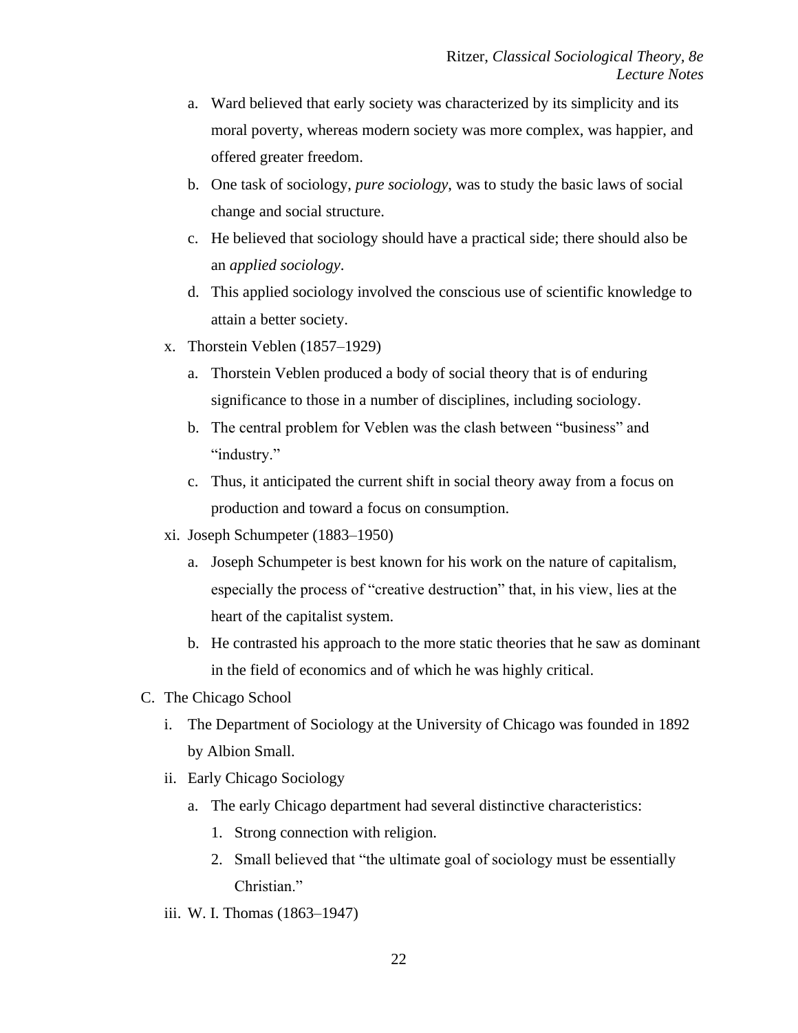a. Ward believed that early society was characterized by its simplicity and its moral poverty, whereas modern society was more complex, was happier, and offered greater freedom.
   b. One task of sociology, *pure sociology*, was to study the basic laws of social change and social structure.
   c. He believed that sociology should have a practical side; there should also be an *applied sociology*.
   d. This applied sociology involved the conscious use of scientific knowledge to attain a better society.

x. Thorstein Veblen (1857–1929)
   a. Thorstein Veblen produced a body of social theory that is of enduring significance to those in a number of disciplines, including sociology.
   b. The central problem for Veblen was the clash between "business" and "industry."
   c. Thus, it anticipated the current shift in social theory away from a focus on production and toward a focus on consumption.

xi. Joseph Schumpeter (1883–1950)
   a. Joseph Schumpeter is best known for his work on the nature of capitalism, especially the process of "creative destruction" that, in his view, lies at the heart of the capitalist system.
   b. He contrasted his approach to the more static theories that he saw as dominant in the field of economics and of which he was highly critical.

C. The Chicago School
   i. The Department of Sociology at the University of Chicago was founded in 1892 by Albion Small.
   ii. Early Chicago Sociology
      a. The early Chicago department had several distinctive characteristics:
         1. Strong connection with religion.
         2. Small believed that "the ultimate goal of sociology must be essentially Christian."
   iii. W. I. Thomas (1863–1947)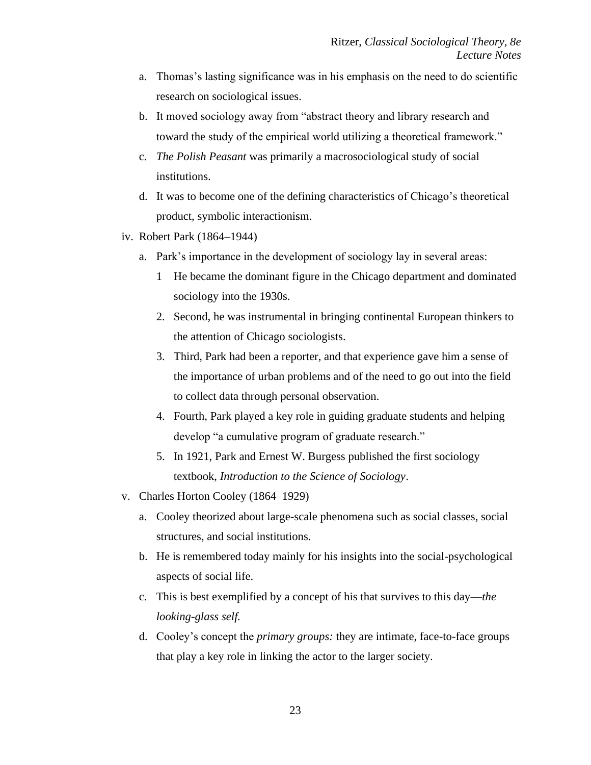a. Thomas's lasting significance was in his emphasis on the need to do scientific research on sociological issues.

b. It moved sociology away from "abstract theory and library research and toward the study of the empirical world utilizing a theoretical framework."

c. *The Polish Peasant* was primarily a macrosociological study of social institutions.

d. It was to become one of the defining characteristics of Chicago's theoretical product, symbolic interactionism.

iv. Robert Park (1864–1944)

a. Park's importance in the development of sociology lay in several areas:

1 He became the dominant figure in the Chicago department and dominated sociology into the 1930s.

2. Second, he was instrumental in bringing continental European thinkers to the attention of Chicago sociologists.

3. Third, Park had been a reporter, and that experience gave him a sense of the importance of urban problems and of the need to go out into the field to collect data through personal observation.

4. Fourth, Park played a key role in guiding graduate students and helping develop "a cumulative program of graduate research."

5. In 1921, Park and Ernest W. Burgess published the first sociology textbook, *Introduction to the Science of Sociology*.

v. Charles Horton Cooley (1864–1929)

a. Cooley theorized about large-scale phenomena such as social classes, social structures, and social institutions.

b. He is remembered today mainly for his insights into the social-psychological aspects of social life.

c. This is best exemplified by a concept of his that survives to this day—*the looking-glass self.*

d. Cooley's concept the *primary groups:* they are intimate, face-to-face groups that play a key role in linking the actor to the larger society.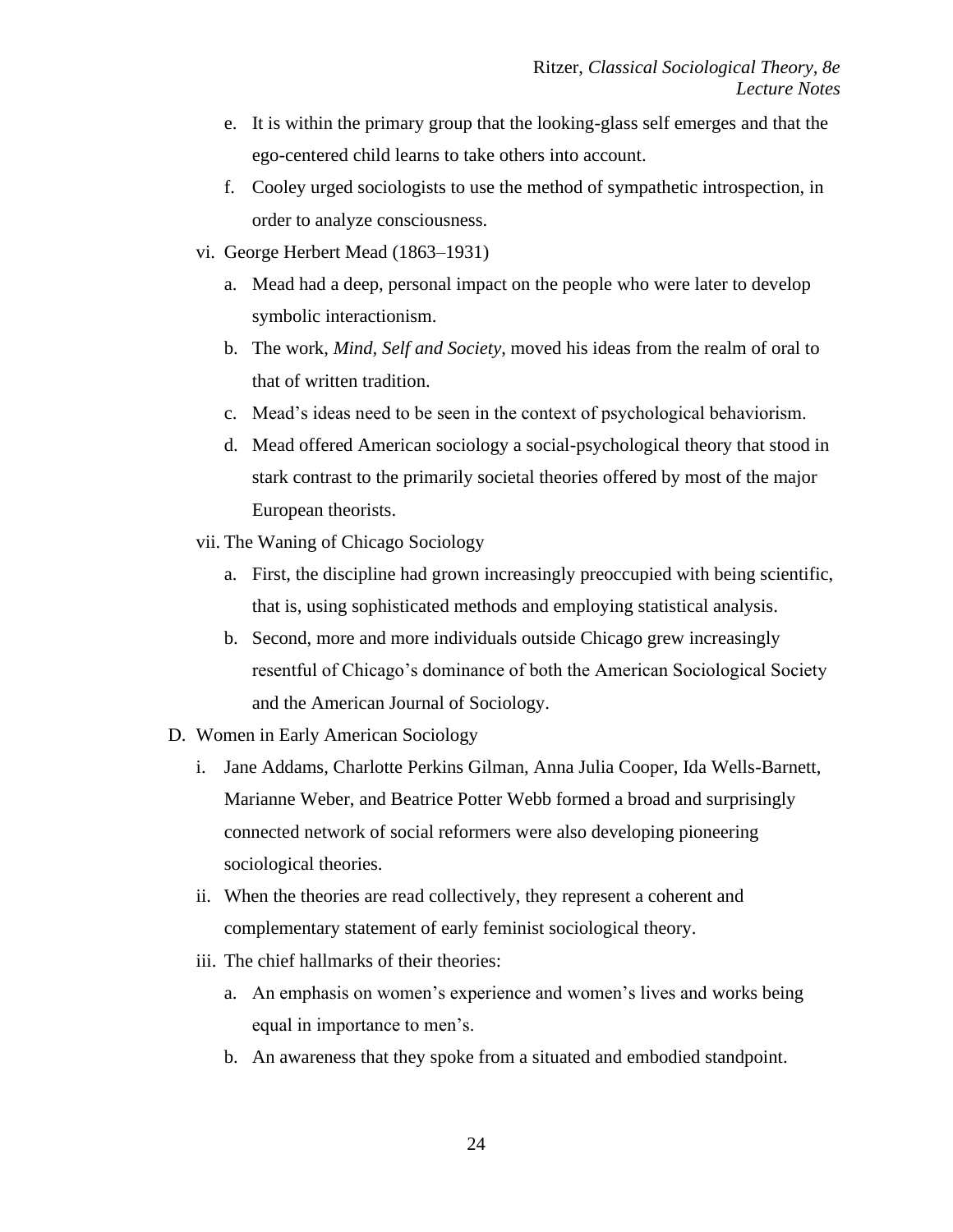e. It is within the primary group that the looking-glass self emerges and that the ego-centered child learns to take others into account.
   f. Cooley urged sociologists to use the method of sympathetic introspection, in order to analyze consciousness.

vi. George Herbert Mead (1863–1931)
   a. Mead had a deep, personal impact on the people who were later to develop symbolic interactionism.
   b. The work, *Mind, Self and Society*, moved his ideas from the realm of oral to that of written tradition.
   c. Mead's ideas need to be seen in the context of psychological behaviorism.
   d. Mead offered American sociology a social-psychological theory that stood in stark contrast to the primarily societal theories offered by most of the major European theorists.

vii. The Waning of Chicago Sociology
   a. First, the discipline had grown increasingly preoccupied with being scientific, that is, using sophisticated methods and employing statistical analysis.
   b. Second, more and more individuals outside Chicago grew increasingly resentful of Chicago's dominance of both the American Sociological Society and the American Journal of Sociology.

D. Women in Early American Sociology

i. Jane Addams, Charlotte Perkins Gilman, Anna Julia Cooper, Ida Wells-Barnett, Marianne Weber, and Beatrice Potter Webb formed a broad and surprisingly connected network of social reformers were also developing pioneering sociological theories.

ii. When the theories are read collectively, they represent a coherent and complementary statement of early feminist sociological theory.

iii. The chief hallmarks of their theories:
   a. An emphasis on women's experience and women's lives and works being equal in importance to men's.
   b. An awareness that they spoke from a situated and embodied standpoint.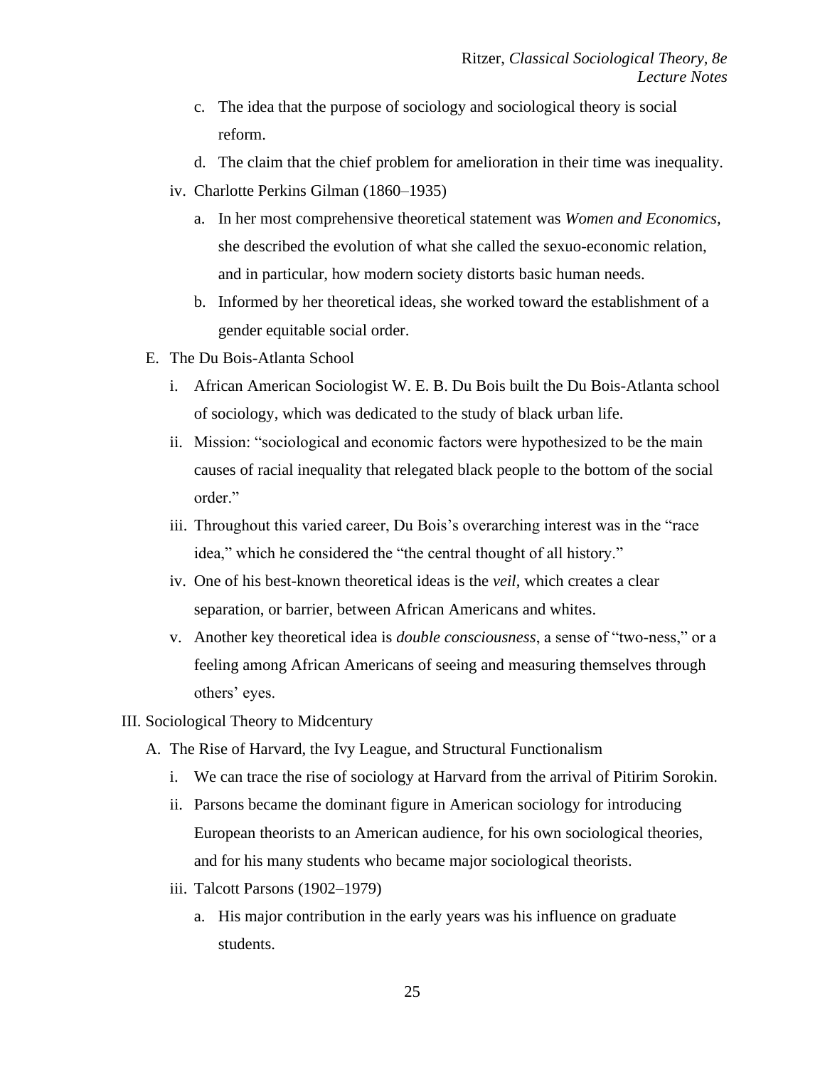c. The idea that the purpose of sociology and sociological theory is social reform.

d. The claim that the chief problem for amelioration in their time was inequality.

iv. Charlotte Perkins Gilman (1860–1935)

a. In her most comprehensive theoretical statement was *Women and Economics,* she described the evolution of what she called the sexuo-economic relation, and in particular, how modern society distorts basic human needs.

b. Informed by her theoretical ideas, she worked toward the establishment of a gender equitable social order.

E. The Du Bois-Atlanta School

i. African American Sociologist W. E. B. Du Bois built the Du Bois-Atlanta school of sociology, which was dedicated to the study of black urban life.

ii. Mission: "sociological and economic factors were hypothesized to be the main causes of racial inequality that relegated black people to the bottom of the social order."

iii. Throughout this varied career, Du Bois's overarching interest was in the "race idea," which he considered the "the central thought of all history."

iv. One of his best-known theoretical ideas is the *veil,* which creates a clear separation, or barrier, between African Americans and whites.

v. Another key theoretical idea is *double consciousness*, a sense of "two-ness," or a feeling among African Americans of seeing and measuring themselves through others' eyes.

III. Sociological Theory to Midcentury

A. The Rise of Harvard, the Ivy League, and Structural Functionalism

i. We can trace the rise of sociology at Harvard from the arrival of Pitirim Sorokin.

ii. Parsons became the dominant figure in American sociology for introducing European theorists to an American audience, for his own sociological theories, and for his many students who became major sociological theorists.

iii. Talcott Parsons (1902–1979)

a. His major contribution in the early years was his influence on graduate students.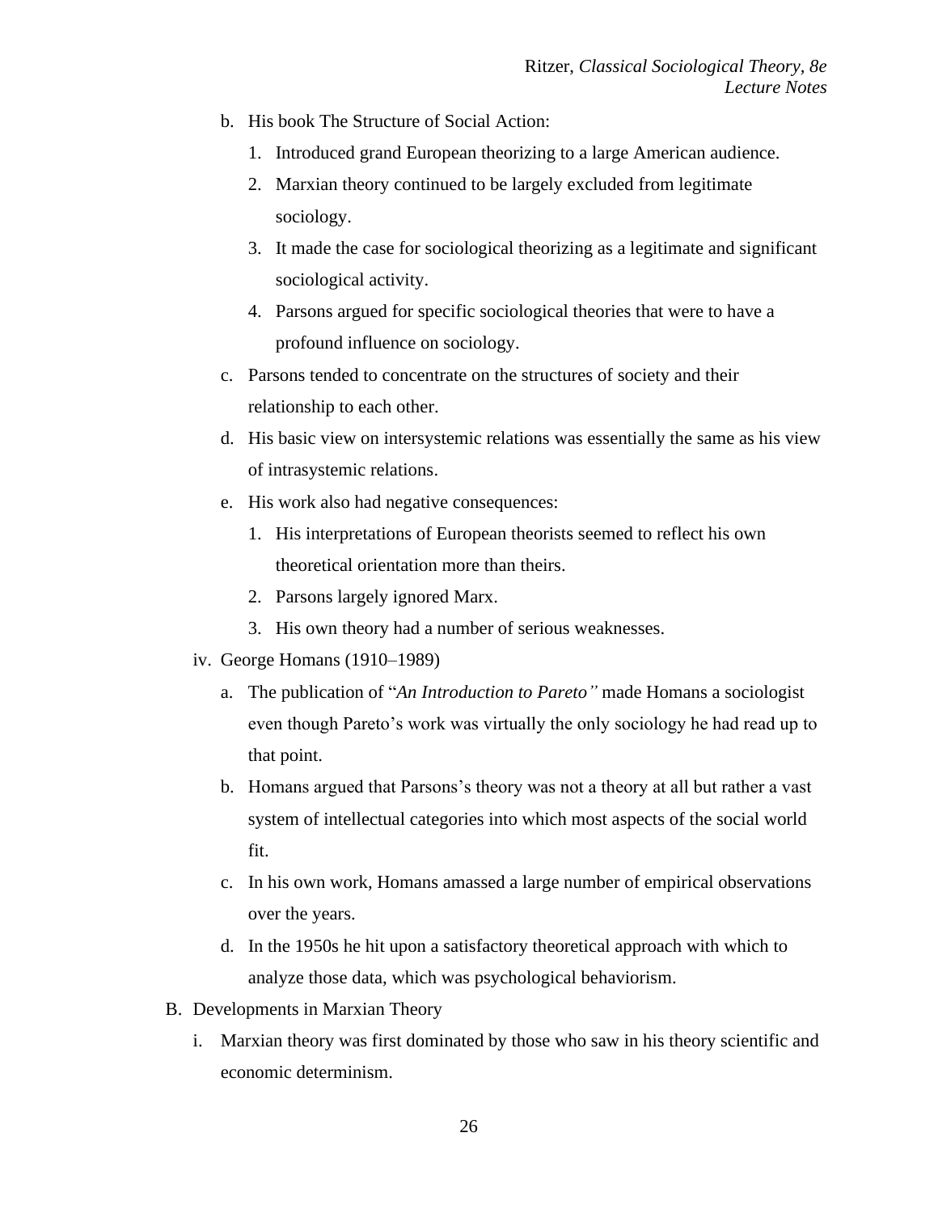b. His book The Structure of Social Action:
   1. Introduced grand European theorizing to a large American audience.
   2. Marxian theory continued to be largely excluded from legitimate sociology.
   3. It made the case for sociological theorizing as a legitimate and significant sociological activity.
   4. Parsons argued for specific sociological theories that were to have a profound influence on sociology.

c. Parsons tended to concentrate on the structures of society and their relationship to each other.

d. His basic view on intersystemic relations was essentially the same as his view of intrasystemic relations.

e. His work also had negative consequences:
   1. His interpretations of European theorists seemed to reflect his own theoretical orientation more than theirs.
   2. Parsons largely ignored Marx.
   3. His own theory had a number of serious weaknesses.

iv. George Homans (1910–1989)

a. The publication of "*An Introduction to Pareto"* made Homans a sociologist even though Pareto's work was virtually the only sociology he had read up to that point.

b. Homans argued that Parsons's theory was not a theory at all but rather a vast system of intellectual categories into which most aspects of the social world fit.

c. In his own work, Homans amassed a large number of empirical observations over the years.

d. In the 1950s he hit upon a satisfactory theoretical approach with which to analyze those data, which was psychological behaviorism.

B. Developments in Marxian Theory

i. Marxian theory was first dominated by those who saw in his theory scientific and economic determinism.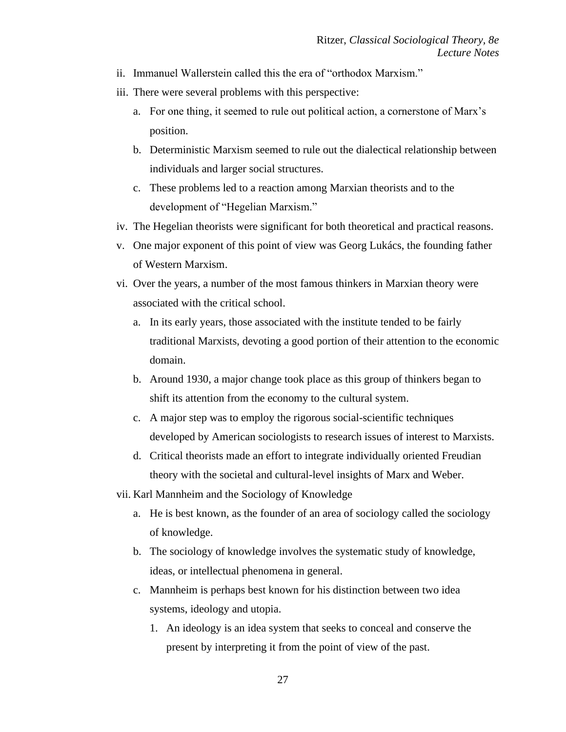ii. Immanuel Wallerstein called this the era of "orthodox Marxism."

iii. There were several problems with this perspective:

   a. For one thing, it seemed to rule out political action, a cornerstone of Marx's position.

   b. Deterministic Marxism seemed to rule out the dialectical relationship between individuals and larger social structures.

   c. These problems led to a reaction among Marxian theorists and to the development of "Hegelian Marxism."

iv. The Hegelian theorists were significant for both theoretical and practical reasons.

v. One major exponent of this point of view was Georg Lukács, the founding father of Western Marxism.

vi. Over the years, a number of the most famous thinkers in Marxian theory were associated with the critical school.

   a. In its early years, those associated with the institute tended to be fairly traditional Marxists, devoting a good portion of their attention to the economic domain.

   b. Around 1930, a major change took place as this group of thinkers began to shift its attention from the economy to the cultural system.

   c. A major step was to employ the rigorous social-scientific techniques developed by American sociologists to research issues of interest to Marxists.

   d. Critical theorists made an effort to integrate individually oriented Freudian theory with the societal and cultural-level insights of Marx and Weber.

vii. Karl Mannheim and the Sociology of Knowledge

   a. He is best known, as the founder of an area of sociology called the sociology of knowledge.

   b. The sociology of knowledge involves the systematic study of knowledge, ideas, or intellectual phenomena in general.

   c. Mannheim is perhaps best known for his distinction between two idea systems, ideology and utopia.

      1. An ideology is an idea system that seeks to conceal and conserve the present by interpreting it from the point of view of the past.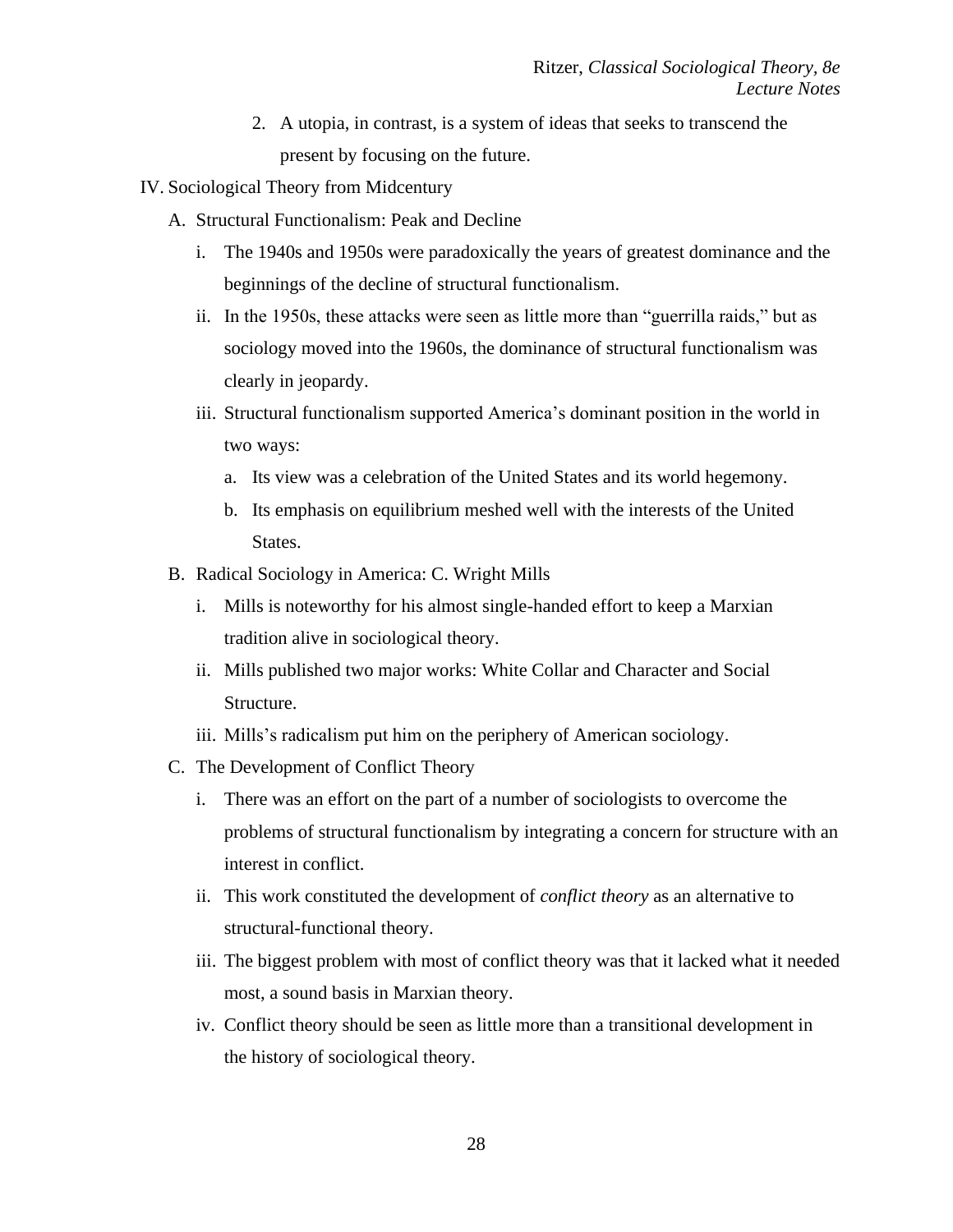2. A utopia, in contrast, is a system of ideas that seeks to transcend the present by focusing on the future.

IV. Sociological Theory from Midcentury

   A. Structural Functionalism: Peak and Decline

      i. The 1940s and 1950s were paradoxically the years of greatest dominance and the beginnings of the decline of structural functionalism.

      ii. In the 1950s, these attacks were seen as little more than "guerrilla raids," but as sociology moved into the 1960s, the dominance of structural functionalism was clearly in jeopardy.

      iii. Structural functionalism supported America's dominant position in the world in two ways:

         a. Its view was a celebration of the United States and its world hegemony.

         b. Its emphasis on equilibrium meshed well with the interests of the United States.

   B. Radical Sociology in America: C. Wright Mills

      i. Mills is noteworthy for his almost single-handed effort to keep a Marxian tradition alive in sociological theory.

      ii. Mills published two major works: White Collar and Character and Social Structure.

      iii. Mills's radicalism put him on the periphery of American sociology.

   C. The Development of Conflict Theory

      i. There was an effort on the part of a number of sociologists to overcome the problems of structural functionalism by integrating a concern for structure with an interest in conflict.

      ii. This work constituted the development of *conflict theory* as an alternative to structural-functional theory.

      iii. The biggest problem with most of conflict theory was that it lacked what it needed most, a sound basis in Marxian theory.

      iv. Conflict theory should be seen as little more than a transitional development in the history of sociological theory.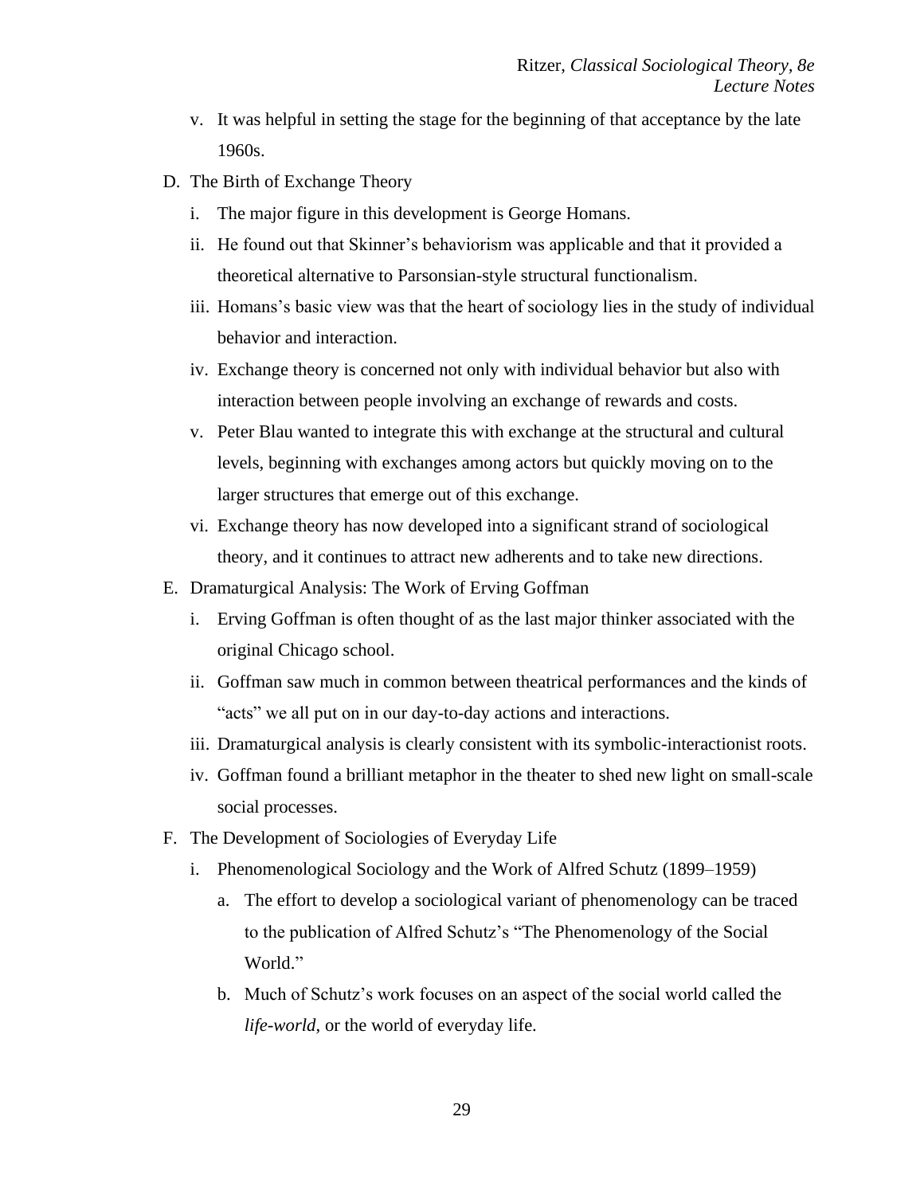v. It was helpful in setting the stage for the beginning of that acceptance by the late 1960s.

D. The Birth of Exchange Theory

   i. The major figure in this development is George Homans.

   ii. He found out that Skinner's behaviorism was applicable and that it provided a theoretical alternative to Parsonsian-style structural functionalism.

   iii. Homans's basic view was that the heart of sociology lies in the study of individual behavior and interaction.

   iv. Exchange theory is concerned not only with individual behavior but also with interaction between people involving an exchange of rewards and costs.

   v. Peter Blau wanted to integrate this with exchange at the structural and cultural levels, beginning with exchanges among actors but quickly moving on to the larger structures that emerge out of this exchange.

   vi. Exchange theory has now developed into a significant strand of sociological theory, and it continues to attract new adherents and to take new directions.

E. Dramaturgical Analysis: The Work of Erving Goffman

   i. Erving Goffman is often thought of as the last major thinker associated with the original Chicago school.

   ii. Goffman saw much in common between theatrical performances and the kinds of "acts" we all put on in our day-to-day actions and interactions.

   iii. Dramaturgical analysis is clearly consistent with its symbolic-interactionist roots.

   iv. Goffman found a brilliant metaphor in the theater to shed new light on small-scale social processes.

F. The Development of Sociologies of Everyday Life

   i. Phenomenological Sociology and the Work of Alfred Schutz (1899–1959)

      a. The effort to develop a sociological variant of phenomenology can be traced to the publication of Alfred Schutz's "The Phenomenology of the Social World."

      b. Much of Schutz's work focuses on an aspect of the social world called the *life-world*, or the world of everyday life.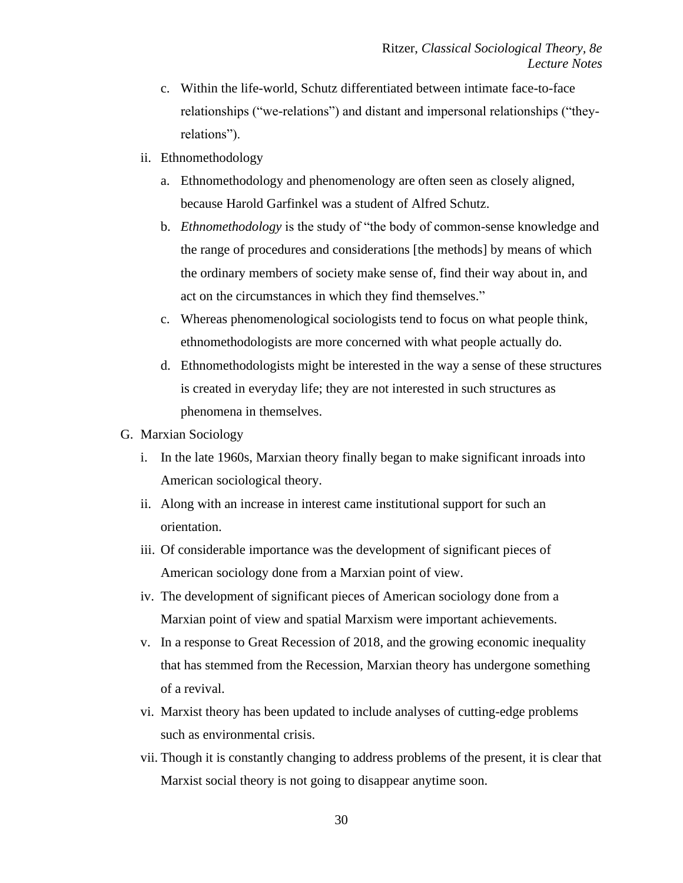c. Within the life-world, Schutz differentiated between intimate face-to-face relationships (“we-relations”) and distant and impersonal relationships (“they-relations”).

ii. Ethnomethodology

a. Ethnomethodology and phenomenology are often seen as closely aligned, because Harold Garfinkel was a student of Alfred Schutz.

b. *Ethnomethodology* is the study of “the body of common-sense knowledge and the range of procedures and considerations [the methods] by means of which the ordinary members of society make sense of, find their way about in, and act on the circumstances in which they find themselves.”

c. Whereas phenomenological sociologists tend to focus on what people think, ethnomethodologists are more concerned with what people actually do.

d. Ethnomethodologists might be interested in the way a sense of these structures is created in everyday life; they are not interested in such structures as phenomena in themselves.

G. Marxian Sociology

i. In the late 1960s, Marxian theory finally began to make significant inroads into American sociological theory.

ii. Along with an increase in interest came institutional support for such an orientation.

iii. Of considerable importance was the development of significant pieces of American sociology done from a Marxian point of view.

iv. The development of significant pieces of American sociology done from a Marxian point of view and spatial Marxism were important achievements.

v. In a response to Great Recession of 2018, and the growing economic inequality that has stemmed from the Recession, Marxian theory has undergone something of a revival.

vi. Marxist theory has been updated to include analyses of cutting-edge problems such as environmental crisis.

vii. Though it is constantly changing to address problems of the present, it is clear that Marxist social theory is not going to disappear anytime soon.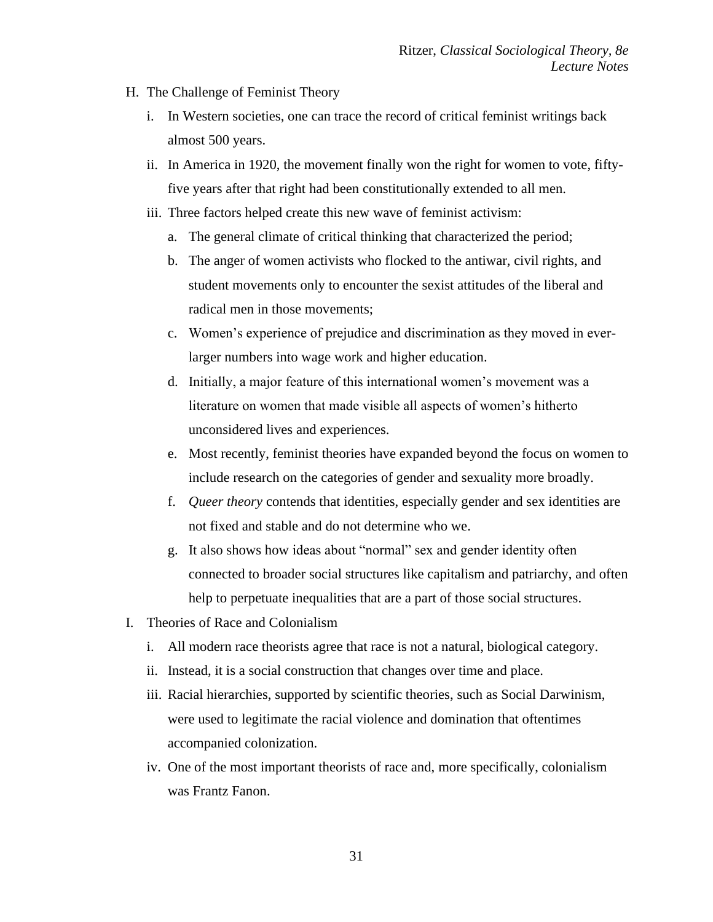H. The Challenge of Feminist Theory

   i. In Western societies, one can trace the record of critical feminist writings back almost 500 years.

   ii. In America in 1920, the movement finally won the right for women to vote, fifty-five years after that right had been constitutionally extended to all men.

   iii. Three factors helped create this new wave of feminist activism:

      a. The general climate of critical thinking that characterized the period;

      b. The anger of women activists who flocked to the antiwar, civil rights, and student movements only to encounter the sexist attitudes of the liberal and radical men in those movements;

      c. Women's experience of prejudice and discrimination as they moved in ever-larger numbers into wage work and higher education.

      d. Initially, a major feature of this international women's movement was a literature on women that made visible all aspects of women's hitherto unconsidered lives and experiences.

      e. Most recently, feminist theories have expanded beyond the focus on women to include research on the categories of gender and sexuality more broadly.

      f. *Queer theory* contends that identities, especially gender and sex identities are not fixed and stable and do not determine who we.

      g. It also shows how ideas about "normal" sex and gender identity often connected to broader social structures like capitalism and patriarchy, and often help to perpetuate inequalities that are a part of those social structures.

I. Theories of Race and Colonialism

   i. All modern race theorists agree that race is not a natural, biological category.

   ii. Instead, it is a social construction that changes over time and place.

   iii. Racial hierarchies, supported by scientific theories, such as Social Darwinism, were used to legitimate the racial violence and domination that oftentimes accompanied colonization.

   iv. One of the most important theorists of race and, more specifically, colonialism was Frantz Fanon.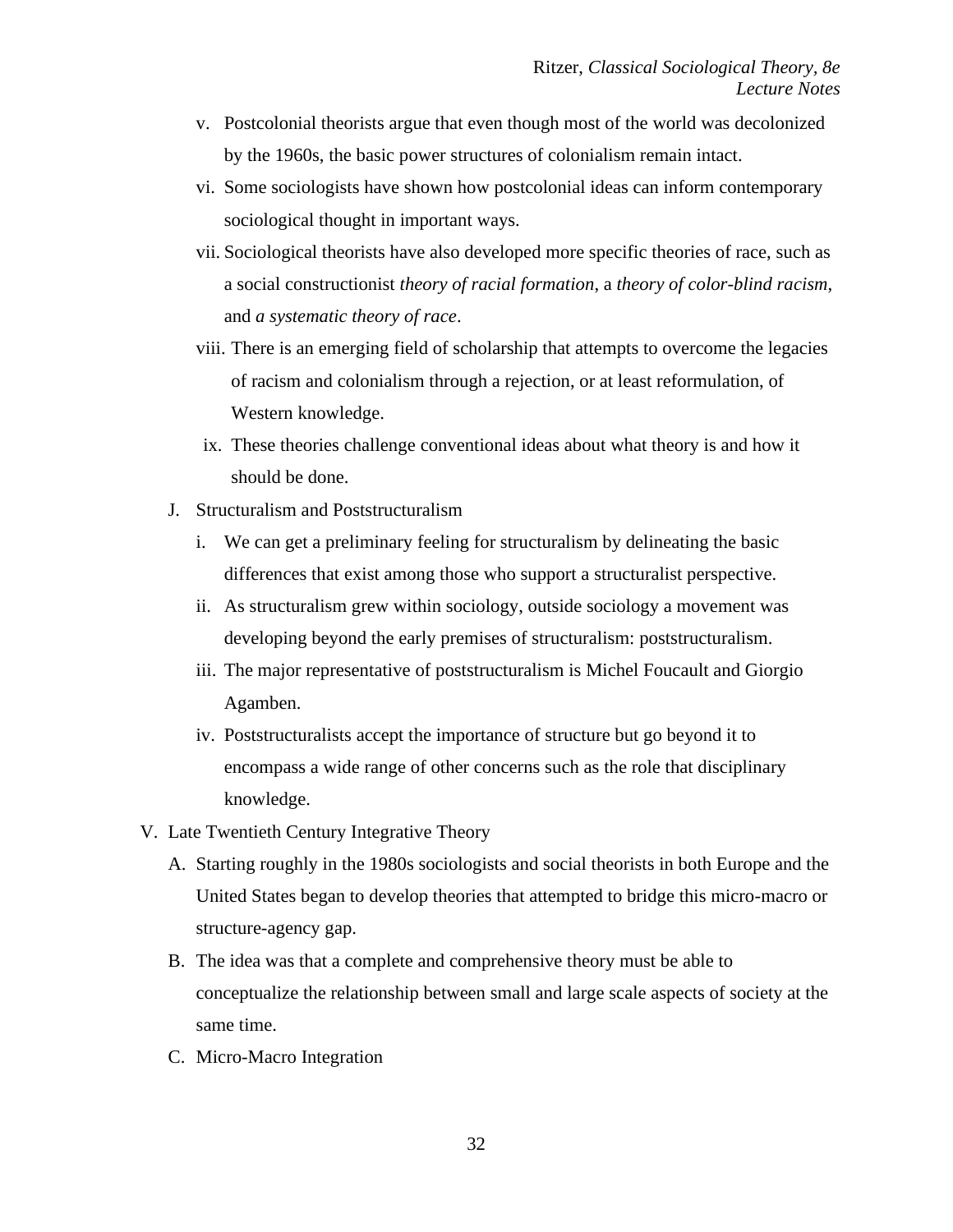v. Postcolonial theorists argue that even though most of the world was decolonized by the 1960s, the basic power structures of colonialism remain intact.

vi. Some sociologists have shown how postcolonial ideas can inform contemporary sociological thought in important ways.

vii. Sociological theorists have also developed more specific theories of race, such as a social constructionist *theory of racial formation*, a *theory of color-blind racism*, and *a systematic theory of race*.

viii. There is an emerging field of scholarship that attempts to overcome the legacies of racism and colonialism through a rejection, or at least reformulation, of Western knowledge.

ix. These theories challenge conventional ideas about what theory is and how it should be done.

J. Structuralism and Poststructuralism

i. We can get a preliminary feeling for structuralism by delineating the basic differences that exist among those who support a structuralist perspective.

ii. As structuralism grew within sociology, outside sociology a movement was developing beyond the early premises of structuralism: poststructuralism.

iii. The major representative of poststructuralism is Michel Foucault and Giorgio Agamben.

iv. Poststructuralists accept the importance of structure but go beyond it to encompass a wide range of other concerns such as the role that disciplinary knowledge.

V. Late Twentieth Century Integrative Theory

A. Starting roughly in the 1980s sociologists and social theorists in both Europe and the United States began to develop theories that attempted to bridge this micro-macro or structure-agency gap.

B. The idea was that a complete and comprehensive theory must be able to conceptualize the relationship between small and large scale aspects of society at the same time.

C. Micro-Macro Integration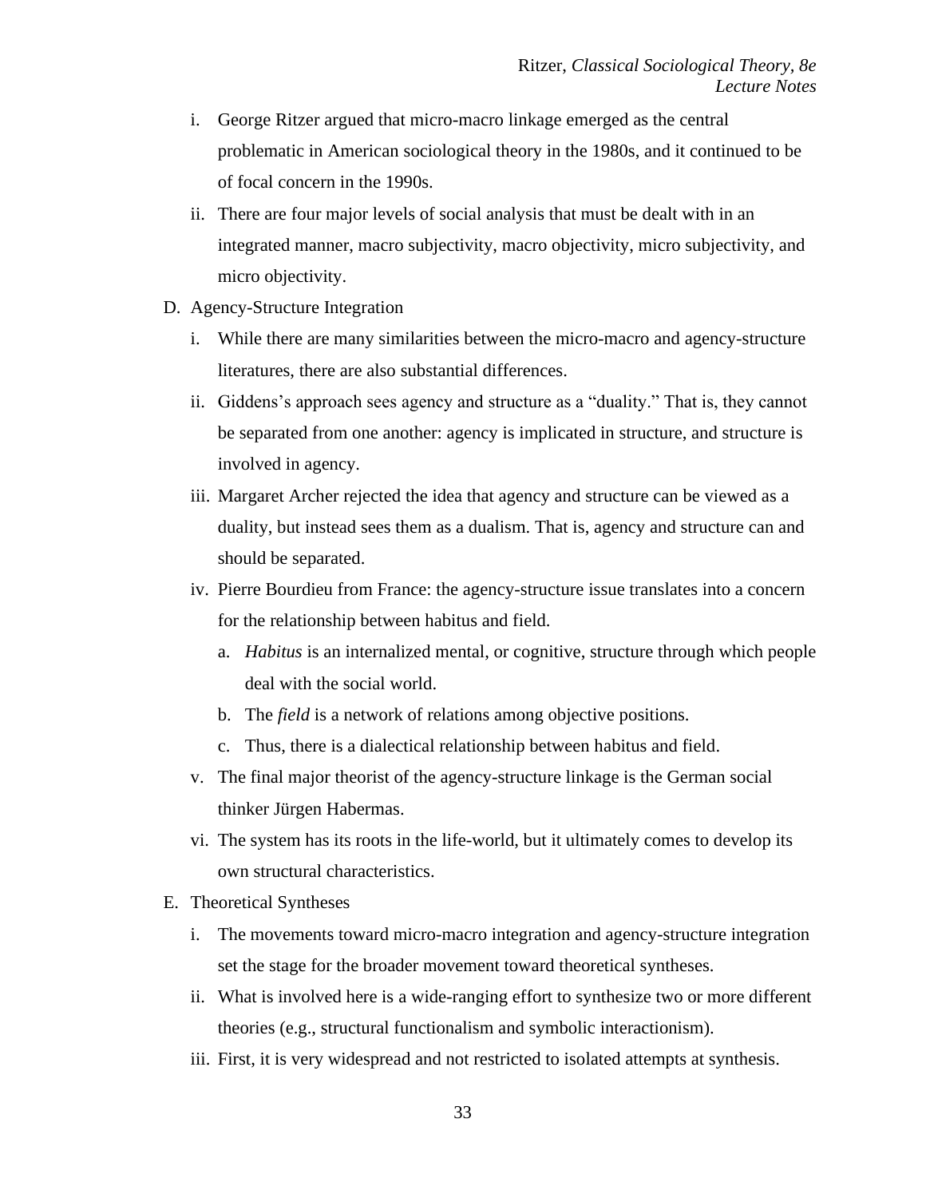i. George Ritzer argued that micro-macro linkage emerged as the central problematic in American sociological theory in the 1980s, and it continued to be of focal concern in the 1990s.

ii. There are four major levels of social analysis that must be dealt with in an integrated manner, macro subjectivity, macro objectivity, micro subjectivity, and micro objectivity.

D. Agency-Structure Integration

i. While there are many similarities between the micro-macro and agency-structure literatures, there are also substantial differences.

ii. Giddens's approach sees agency and structure as a "duality." That is, they cannot be separated from one another: agency is implicated in structure, and structure is involved in agency.

iii. Margaret Archer rejected the idea that agency and structure can be viewed as a duality, but instead sees them as a dualism. That is, agency and structure can and should be separated.

iv. Pierre Bourdieu from France: the agency-structure issue translates into a concern for the relationship between habitus and field.

a. *Habitus* is an internalized mental, or cognitive, structure through which people deal with the social world.

b. The *field* is a network of relations among objective positions.

c. Thus, there is a dialectical relationship between habitus and field.

v. The final major theorist of the agency-structure linkage is the German social thinker Jürgen Habermas.

vi. The system has its roots in the life-world, but it ultimately comes to develop its own structural characteristics.

E. Theoretical Syntheses

i. The movements toward micro-macro integration and agency-structure integration set the stage for the broader movement toward theoretical syntheses.

ii. What is involved here is a wide-ranging effort to synthesize two or more different theories (e.g., structural functionalism and symbolic interactionism).

iii. First, it is very widespread and not restricted to isolated attempts at synthesis.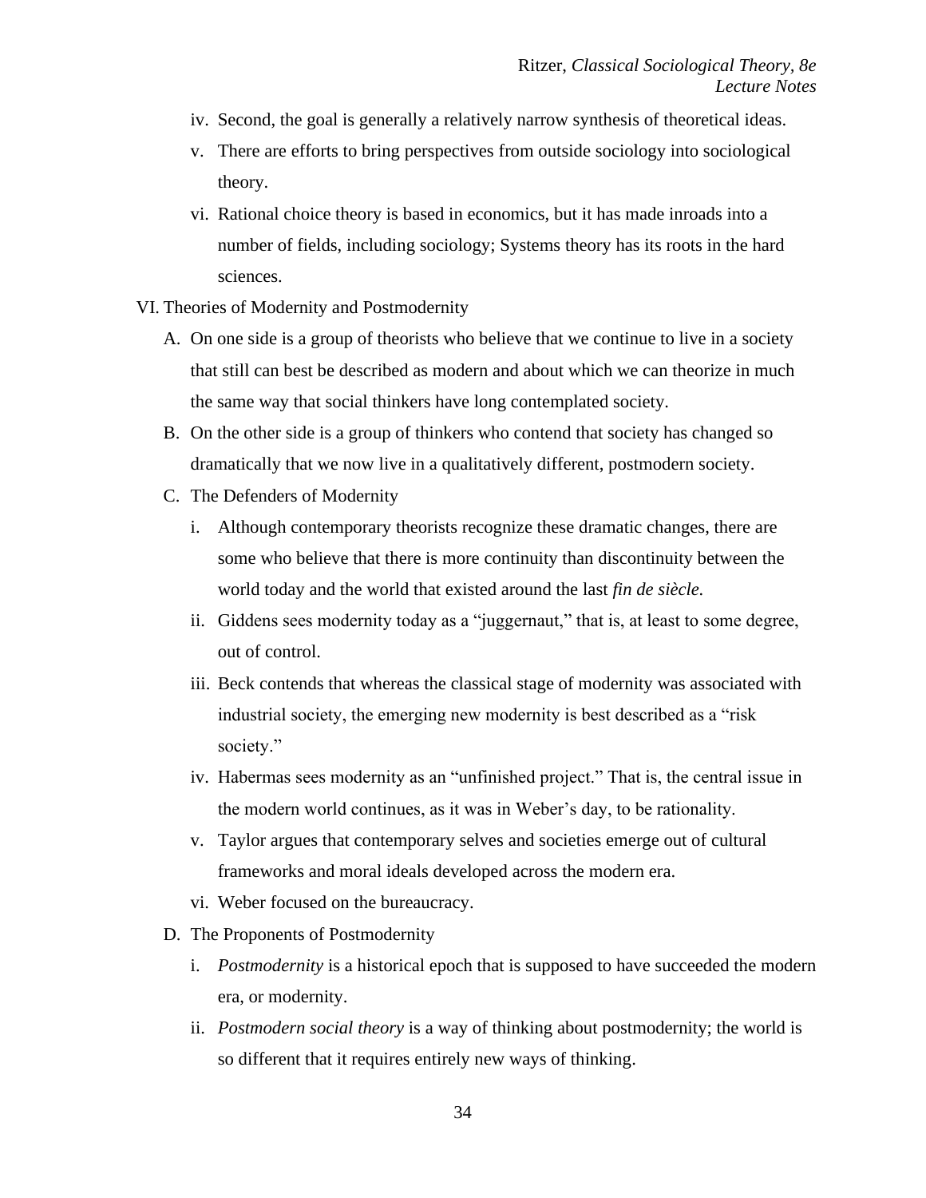iv. Second, the goal is generally a relatively narrow synthesis of theoretical ideas.

v. There are efforts to bring perspectives from outside sociology into sociological theory.

vi. Rational choice theory is based in economics, but it has made inroads into a number of fields, including sociology; Systems theory has its roots in the hard sciences.

VI. Theories of Modernity and Postmodernity

A. On one side is a group of theorists who believe that we continue to live in a society that still can best be described as modern and about which we can theorize in much the same way that social thinkers have long contemplated society.

B. On the other side is a group of thinkers who contend that society has changed so dramatically that we now live in a qualitatively different, postmodern society.

C. The Defenders of Modernity

i. Although contemporary theorists recognize these dramatic changes, there are some who believe that there is more continuity than discontinuity between the world today and the world that existed around the last *fin de siècle.*

ii. Giddens sees modernity today as a "juggernaut," that is, at least to some degree, out of control.

iii. Beck contends that whereas the classical stage of modernity was associated with industrial society, the emerging new modernity is best described as a "risk society."

iv. Habermas sees modernity as an "unfinished project." That is, the central issue in the modern world continues, as it was in Weber's day, to be rationality.

v. Taylor argues that contemporary selves and societies emerge out of cultural frameworks and moral ideals developed across the modern era.

vi. Weber focused on the bureaucracy.

D. The Proponents of Postmodernity

i. *Postmodernity* is a historical epoch that is supposed to have succeeded the modern era, or modernity.

ii. *Postmodern social theory* is a way of thinking about postmodernity; the world is so different that it requires entirely new ways of thinking.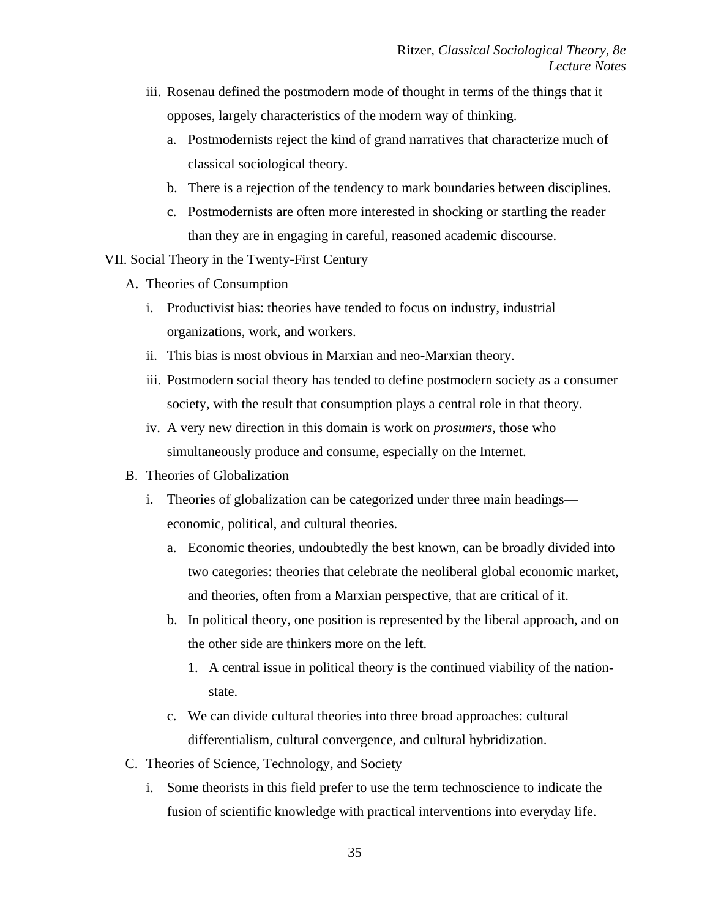iii. Rosenau defined the postmodern mode of thought in terms of the things that it opposes, largely characteristics of the modern way of thinking.

   a. Postmodernists reject the kind of grand narratives that characterize much of classical sociological theory.
   b. There is a rejection of the tendency to mark boundaries between disciplines.
   c. Postmodernists are often more interested in shocking or startling the reader than they are in engaging in careful, reasoned academic discourse.

VII. Social Theory in the Twenty-First Century

A. Theories of Consumption

   i. Productivist bias: theories have tended to focus on industry, industrial organizations, work, and workers.
   ii. This bias is most obvious in Marxian and neo-Marxian theory.
   iii. Postmodern social theory has tended to define postmodern society as a consumer society, with the result that consumption plays a central role in that theory.
   iv. A very new direction in this domain is work on *prosumers*, those who simultaneously produce and consume, especially on the Internet.

B. Theories of Globalization

   i. Theories of globalization can be categorized under three main headings—economic, political, and cultural theories.

      a. Economic theories, undoubtedly the best known, can be broadly divided into two categories: theories that celebrate the neoliberal global economic market, and theories, often from a Marxian perspective, that are critical of it.
      b. In political theory, one position is represented by the liberal approach, and on the other side are thinkers more on the left.

         1. A central issue in political theory is the continued viability of the nation-state.

      c. We can divide cultural theories into three broad approaches: cultural differentialism, cultural convergence, and cultural hybridization.

C. Theories of Science, Technology, and Society

   i. Some theorists in this field prefer to use the term technoscience to indicate the fusion of scientific knowledge with practical interventions into everyday life.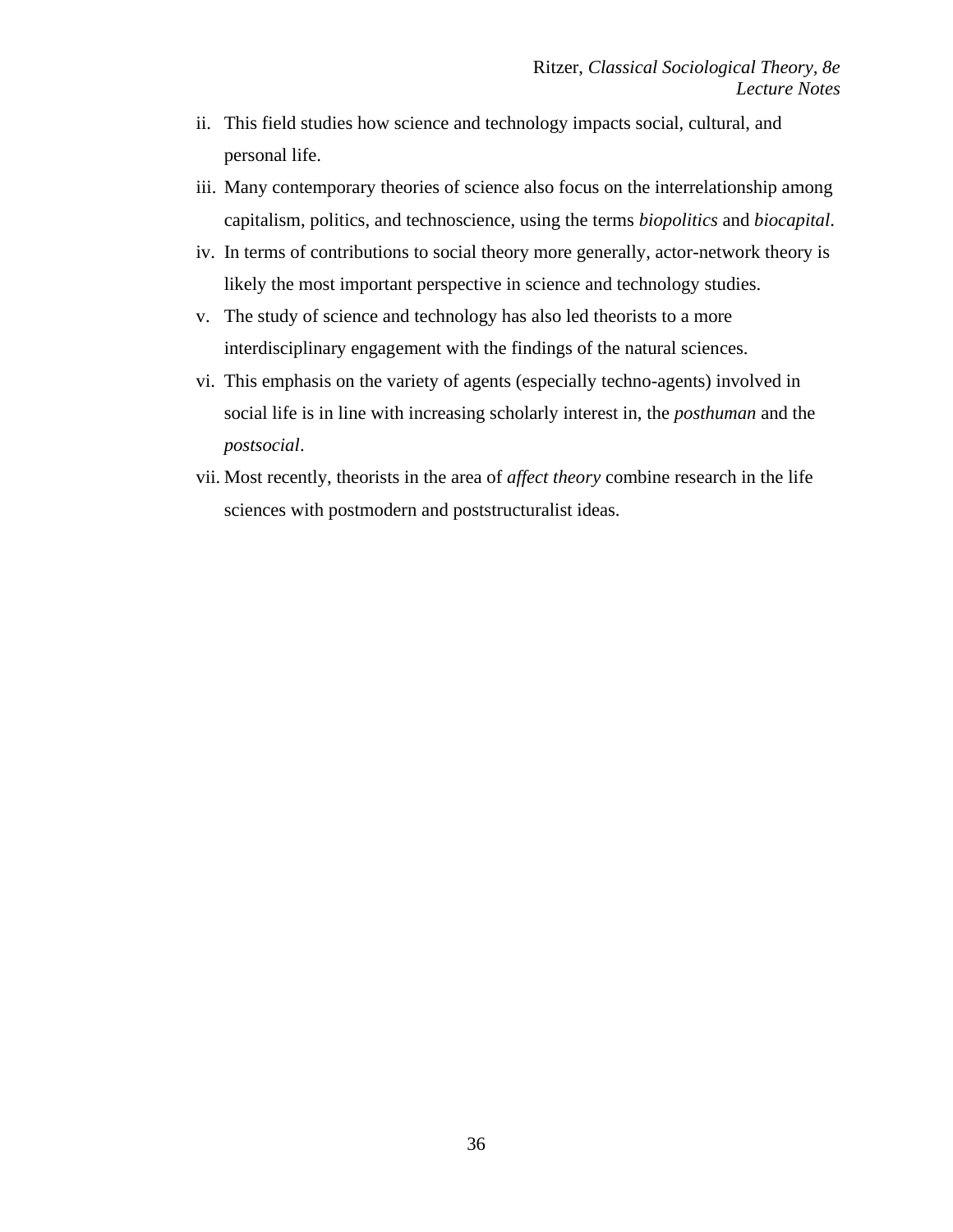ii. This field studies how science and technology impacts social, cultural, and personal life.

iii. Many contemporary theories of science also focus on the interrelationship among capitalism, politics, and technoscience, using the terms *biopolitics* and *biocapital*.

iv. In terms of contributions to social theory more generally, actor-network theory is likely the most important perspective in science and technology studies.

v. The study of science and technology has also led theorists to a more interdisciplinary engagement with the findings of the natural sciences.

vi. This emphasis on the variety of agents (especially techno-agents) involved in social life is in line with increasing scholarly interest in, the *posthuman* and the *postsocial*.

vii. Most recently, theorists in the area of *affect theory* combine research in the life sciences with postmodern and poststructuralist ideas.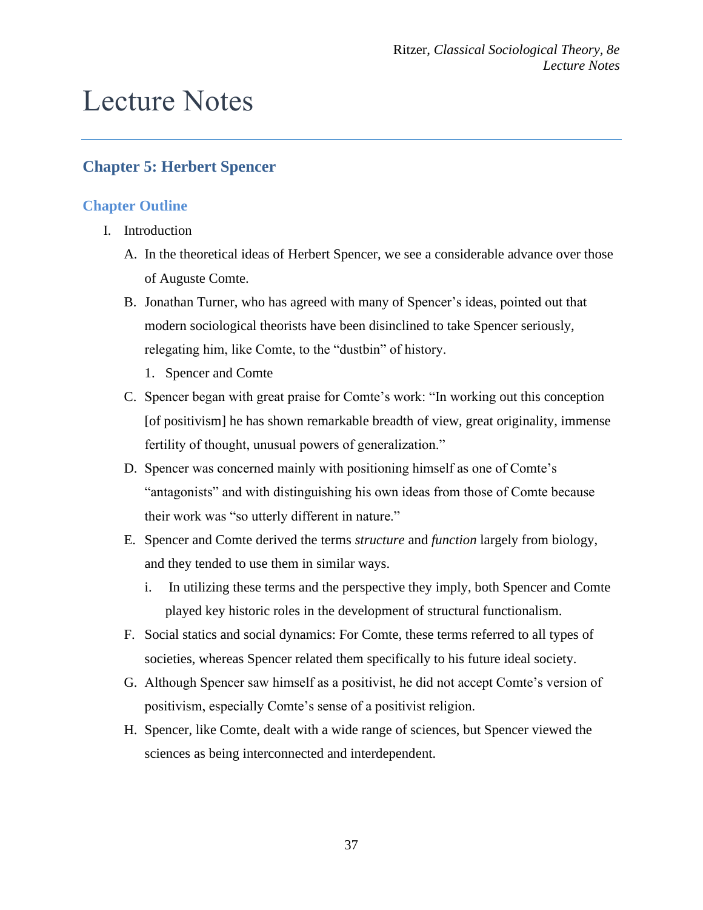# Lecture Notes

## Chapter 5: Herbert Spencer

### Chapter Outline

I. Introduction

   A. In the theoretical ideas of Herbert Spencer, we see a considerable advance over those of Auguste Comte.

   B. Jonathan Turner, who has agreed with many of Spencer's ideas, pointed out that modern sociological theorists have been disinclined to take Spencer seriously, relegating him, like Comte, to the "dustbin" of history.

      1. Spencer and Comte

   C. Spencer began with great praise for Comte's work: "In working out this conception [of positivism] he has shown remarkable breadth of view, great originality, immense fertility of thought, unusual powers of generalization."

   D. Spencer was concerned mainly with positioning himself as one of Comte's "antagonists" and with distinguishing his own ideas from those of Comte because their work was "so utterly different in nature."

   E. Spencer and Comte derived the terms *structure* and *function* largely from biology, and they tended to use them in similar ways.

      i. In utilizing these terms and the perspective they imply, both Spencer and Comte played key historic roles in the development of structural functionalism.

   F. Social statics and social dynamics: For Comte, these terms referred to all types of societies, whereas Spencer related them specifically to his future ideal society.

   G. Although Spencer saw himself as a positivist, he did not accept Comte's version of positivism, especially Comte's sense of a positivist religion.

   H. Spencer, like Comte, dealt with a wide range of sciences, but Spencer viewed the sciences as being interconnected and interdependent.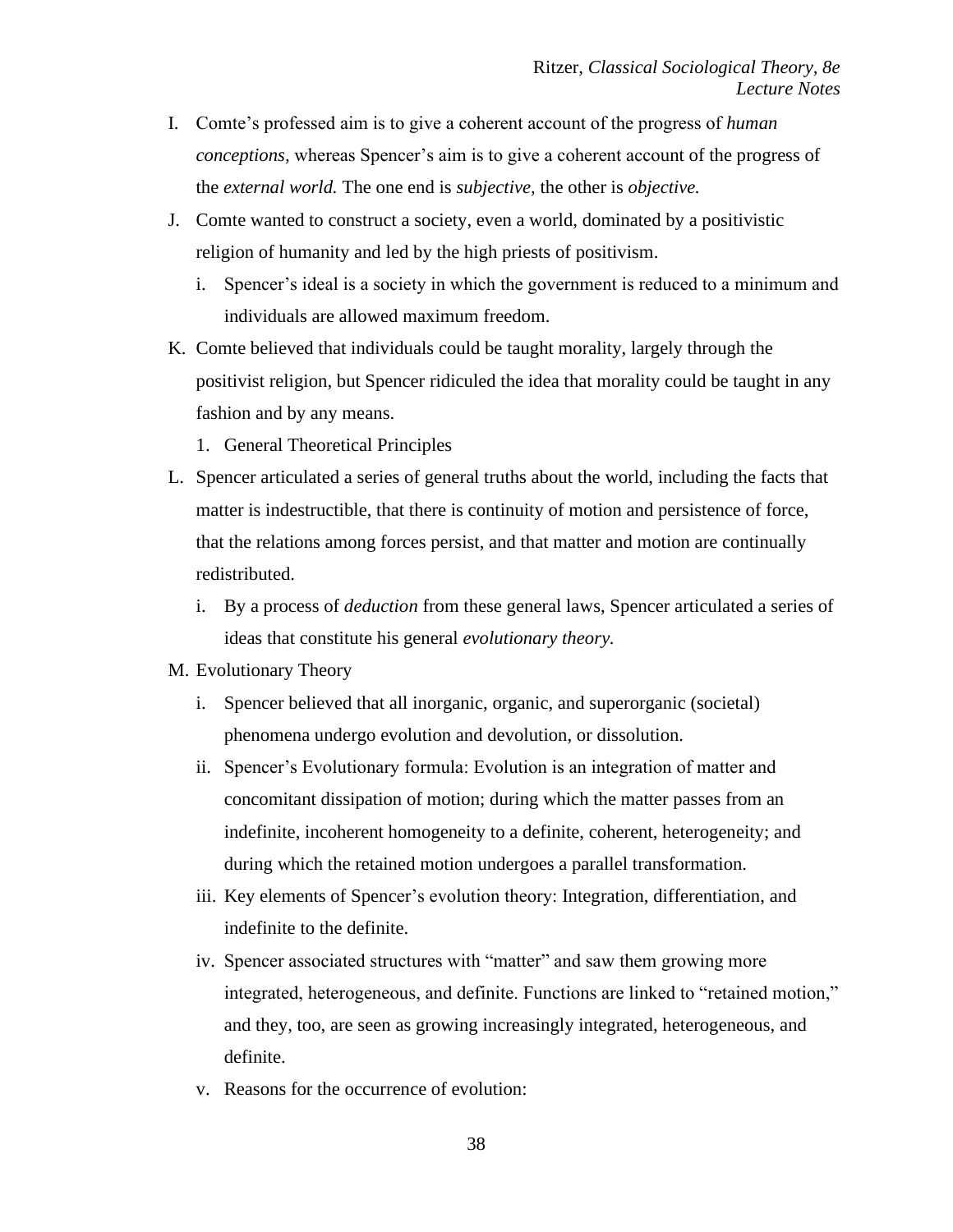I. Comte's professed aim is to give a coherent account of the progress of *human conceptions*, whereas Spencer's aim is to give a coherent account of the progress of the *external world.* The one end is *subjective*, the other is *objective.*

J. Comte wanted to construct a society, even a world, dominated by a positivistic religion of humanity and led by the high priests of positivism.

   i. Spencer's ideal is a society in which the government is reduced to a minimum and individuals are allowed maximum freedom.

K. Comte believed that individuals could be taught morality, largely through the positivist religion, but Spencer ridiculed the idea that morality could be taught in any fashion and by any means.

   1. General Theoretical Principles

L. Spencer articulated a series of general truths about the world, including the facts that matter is indestructible, that there is continuity of motion and persistence of force, that the relations among forces persist, and that matter and motion are continually redistributed.

   i. By a process of *deduction* from these general laws, Spencer articulated a series of ideas that constitute his general *evolutionary theory.*

M. Evolutionary Theory

   i. Spencer believed that all inorganic, organic, and superorganic (societal) phenomena undergo evolution and devolution, or dissolution.

   ii. Spencer's Evolutionary formula: Evolution is an integration of matter and concomitant dissipation of motion; during which the matter passes from an indefinite, incoherent homogeneity to a definite, coherent, heterogeneity; and during which the retained motion undergoes a parallel transformation.

   iii. Key elements of Spencer's evolution theory: Integration, differentiation, and indefinite to the definite.

   iv. Spencer associated structures with "matter" and saw them growing more integrated, heterogeneous, and definite. Functions are linked to "retained motion," and they, too, are seen as growing increasingly integrated, heterogeneous, and definite.

   v. Reasons for the occurrence of evolution: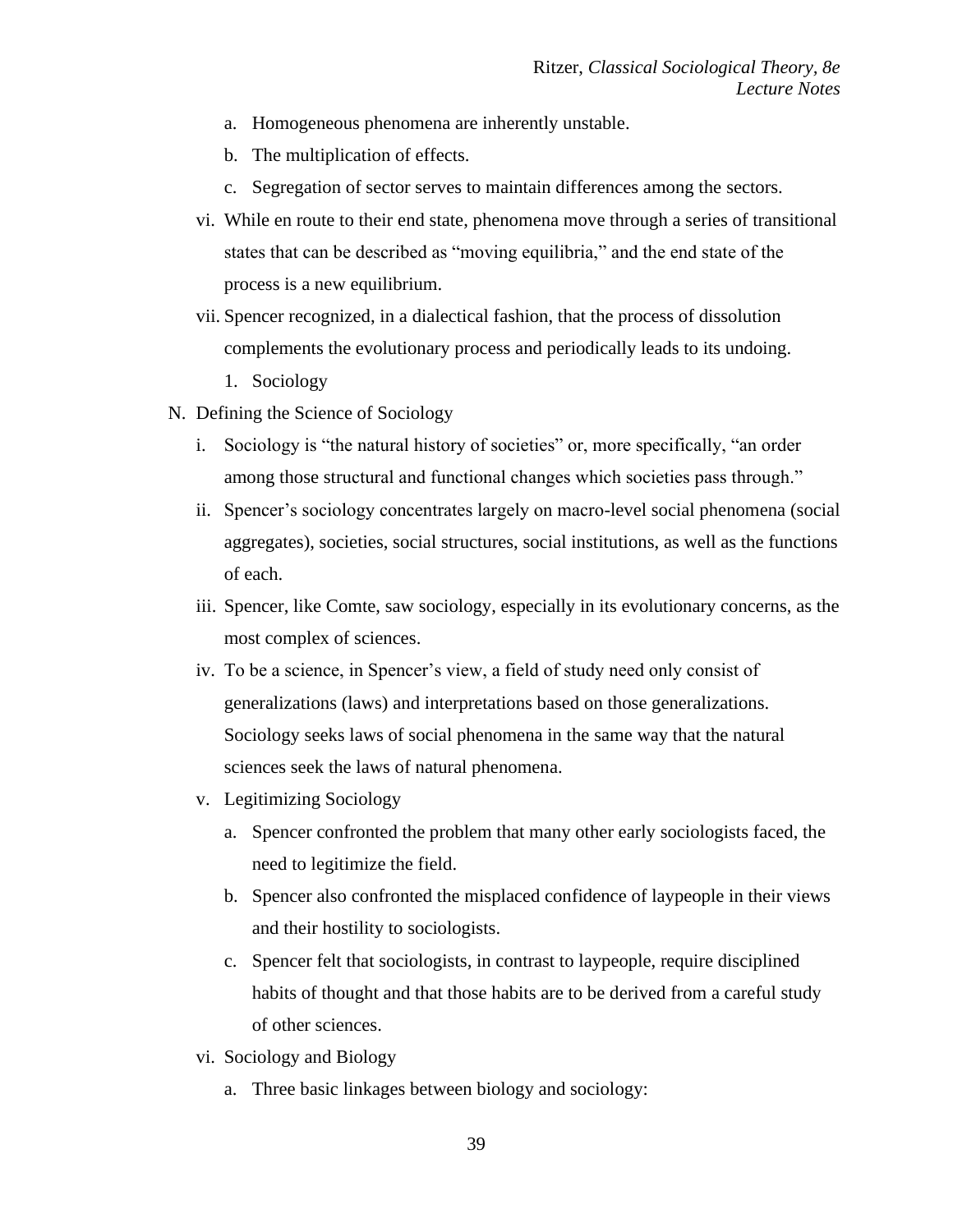a. Homogeneous phenomena are inherently unstable.
b. The multiplication of effects.
c. Segregation of sector serves to maintain differences among the sectors.

vi. While en route to their end state, phenomena move through a series of transitional states that can be described as "moving equilibria," and the end state of the process is a new equilibrium.

vii. Spencer recognized, in a dialectical fashion, that the process of dissolution complements the evolutionary process and periodically leads to its undoing.

1. Sociology

N. Defining the Science of Sociology

i. Sociology is "the natural history of societies" or, more specifically, "an order among those structural and functional changes which societies pass through."

ii. Spencer's sociology concentrates largely on macro-level social phenomena (social aggregates), societies, social structures, social institutions, as well as the functions of each.

iii. Spencer, like Comte, saw sociology, especially in its evolutionary concerns, as the most complex of sciences.

iv. To be a science, in Spencer's view, a field of study need only consist of generalizations (laws) and interpretations based on those generalizations. Sociology seeks laws of social phenomena in the same way that the natural sciences seek the laws of natural phenomena.

v. Legitimizing Sociology

a. Spencer confronted the problem that many other early sociologists faced, the need to legitimize the field.
b. Spencer also confronted the misplaced confidence of laypeople in their views and their hostility to sociologists.
c. Spencer felt that sociologists, in contrast to laypeople, require disciplined habits of thought and that those habits are to be derived from a careful study of other sciences.

vi. Sociology and Biology

a. Three basic linkages between biology and sociology: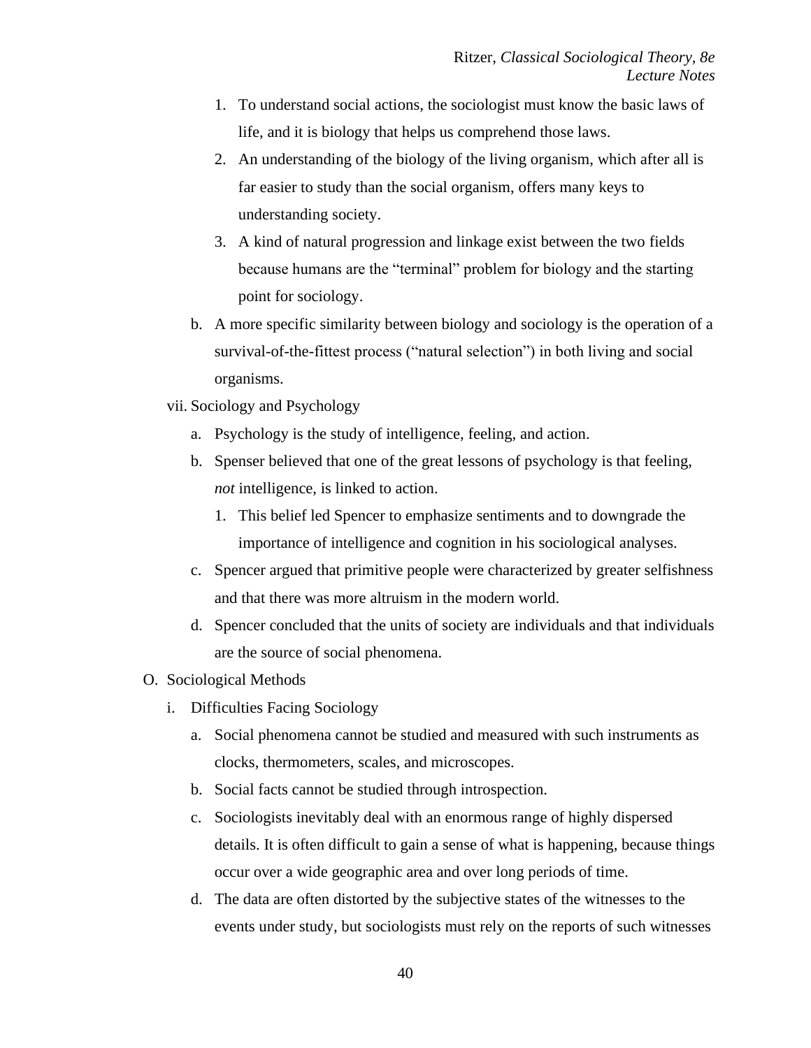1. To understand social actions, the sociologist must know the basic laws of life, and it is biology that helps us comprehend those laws.
2. An understanding of the biology of the living organism, which after all is far easier to study than the social organism, offers many keys to understanding society.
3. A kind of natural progression and linkage exist between the two fields because humans are the "terminal" problem for biology and the starting point for sociology.

b. A more specific similarity between biology and sociology is the operation of a survival-of-the-fittest process ("natural selection") in both living and social organisms.

vii. Sociology and Psychology

a. Psychology is the study of intelligence, feeling, and action.

b. Spenser believed that one of the great lessons of psychology is that feeling, *not* intelligence, is linked to action.

1. This belief led Spencer to emphasize sentiments and to downgrade the importance of intelligence and cognition in his sociological analyses.

c. Spencer argued that primitive people were characterized by greater selfishness and that there was more altruism in the modern world.

d. Spencer concluded that the units of society are individuals and that individuals are the source of social phenomena.

O. Sociological Methods

i. Difficulties Facing Sociology

a. Social phenomena cannot be studied and measured with such instruments as clocks, thermometers, scales, and microscopes.

b. Social facts cannot be studied through introspection.

c. Sociologists inevitably deal with an enormous range of highly dispersed details. It is often difficult to gain a sense of what is happening, because things occur over a wide geographic area and over long periods of time.

d. The data are often distorted by the subjective states of the witnesses to the events under study, but sociologists must rely on the reports of such witnesses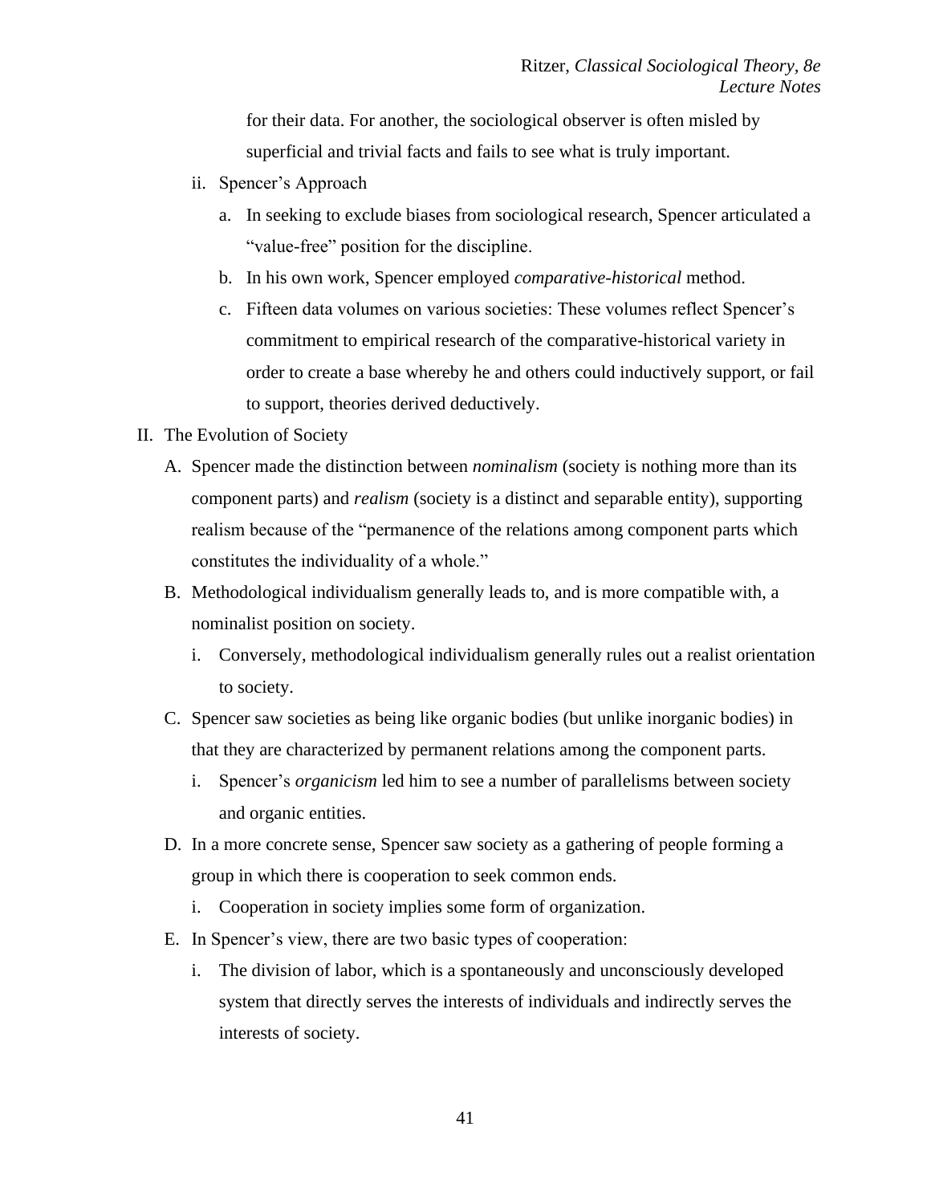for their data. For another, the sociological observer is often misled by superficial and trivial facts and fails to see what is truly important.

ii. Spencer's Approach

   a. In seeking to exclude biases from sociological research, Spencer articulated a "value-free" position for the discipline.

   b. In his own work, Spencer employed *comparative-historical* method.

   c. Fifteen data volumes on various societies: These volumes reflect Spencer's commitment to empirical research of the comparative-historical variety in order to create a base whereby he and others could inductively support, or fail to support, theories derived deductively.

II. The Evolution of Society

   A. Spencer made the distinction between *nominalism* (society is nothing more than its component parts) and *realism* (society is a distinct and separable entity), supporting realism because of the "permanence of the relations among component parts which constitutes the individuality of a whole."

   B. Methodological individualism generally leads to, and is more compatible with, a nominalist position on society.

      i. Conversely, methodological individualism generally rules out a realist orientation to society.

   C. Spencer saw societies as being like organic bodies (but unlike inorganic bodies) in that they are characterized by permanent relations among the component parts.

      i. Spencer's *organicism* led him to see a number of parallelisms between society and organic entities.

   D. In a more concrete sense, Spencer saw society as a gathering of people forming a group in which there is cooperation to seek common ends.

      i. Cooperation in society implies some form of organization.

   E. In Spencer's view, there are two basic types of cooperation:

      i. The division of labor, which is a spontaneously and unconsciously developed system that directly serves the interests of individuals and indirectly serves the interests of society.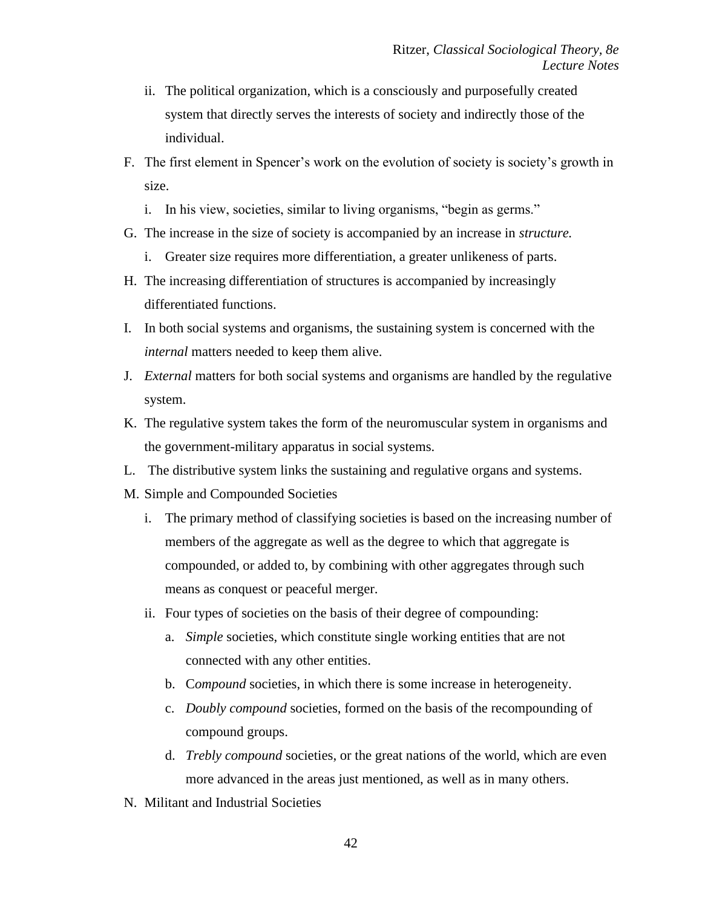ii. The political organization, which is a consciously and purposefully created system that directly serves the interests of society and indirectly those of the individual.

F. The first element in Spencer's work on the evolution of society is society's growth in size.
   i. In his view, societies, similar to living organisms, "begin as germs."

G. The increase in the size of society is accompanied by an increase in *structure.*
   i. Greater size requires more differentiation, a greater unlikeness of parts.

H. The increasing differentiation of structures is accompanied by increasingly differentiated functions.

I. In both social systems and organisms, the sustaining system is concerned with the *internal* matters needed to keep them alive.

J. *External* matters for both social systems and organisms are handled by the regulative system.

K. The regulative system takes the form of the neuromuscular system in organisms and the government-military apparatus in social systems.

L. The distributive system links the sustaining and regulative organs and systems.

M. Simple and Compounded Societies
   i. The primary method of classifying societies is based on the increasing number of members of the aggregate as well as the degree to which that aggregate is compounded, or added to, by combining with other aggregates through such means as conquest or peaceful merger.
   ii. Four types of societies on the basis of their degree of compounding:
      a. *Simple* societies, which constitute single working entities that are not connected with any other entities.
      b. C*ompound* societies, in which there is some increase in heterogeneity.
      c. *Doubly compound* societies, formed on the basis of the recompounding of compound groups.
      d. *Trebly compound* societies, or the great nations of the world, which are even more advanced in the areas just mentioned, as well as in many others.

N. Militant and Industrial Societies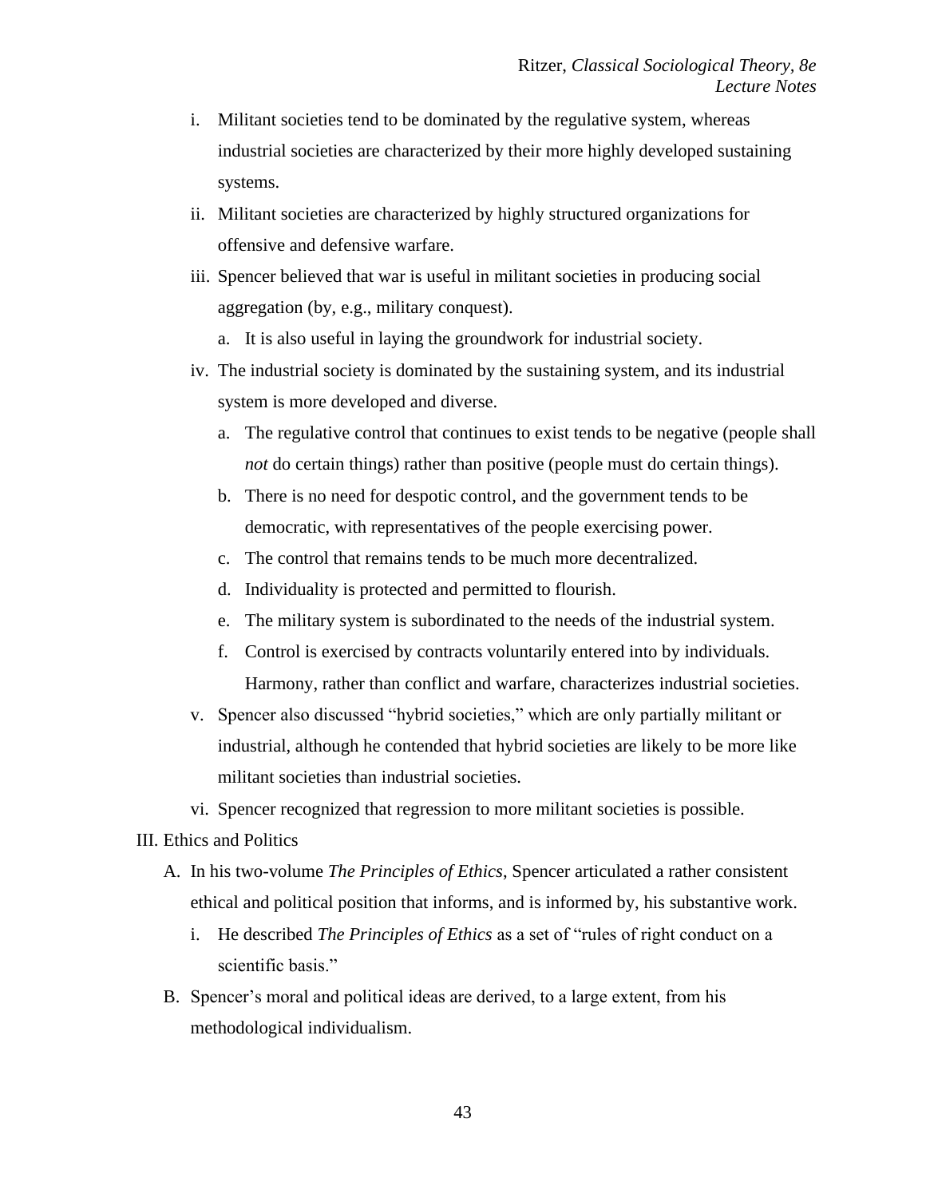i. Militant societies tend to be dominated by the regulative system, whereas industrial societies are characterized by their more highly developed sustaining systems.

ii. Militant societies are characterized by highly structured organizations for offensive and defensive warfare.

iii. Spencer believed that war is useful in militant societies in producing social aggregation (by, e.g., military conquest).

   a. It is also useful in laying the groundwork for industrial society.

iv. The industrial society is dominated by the sustaining system, and its industrial system is more developed and diverse.

   a. The regulative control that continues to exist tends to be negative (people shall *not* do certain things) rather than positive (people must do certain things).

   b. There is no need for despotic control, and the government tends to be democratic, with representatives of the people exercising power.

   c. The control that remains tends to be much more decentralized.

   d. Individuality is protected and permitted to flourish.

   e. The military system is subordinated to the needs of the industrial system.

   f. Control is exercised by contracts voluntarily entered into by individuals. Harmony, rather than conflict and warfare, characterizes industrial societies.

v. Spencer also discussed "hybrid societies," which are only partially militant or industrial, although he contended that hybrid societies are likely to be more like militant societies than industrial societies.

vi. Spencer recognized that regression to more militant societies is possible.

III. Ethics and Politics

A. In his two-volume *The Principles of Ethics*, Spencer articulated a rather consistent ethical and political position that informs, and is informed by, his substantive work.

   i. He described *The Principles of Ethics* as a set of "rules of right conduct on a scientific basis."

B. Spencer's moral and political ideas are derived, to a large extent, from his methodological individualism.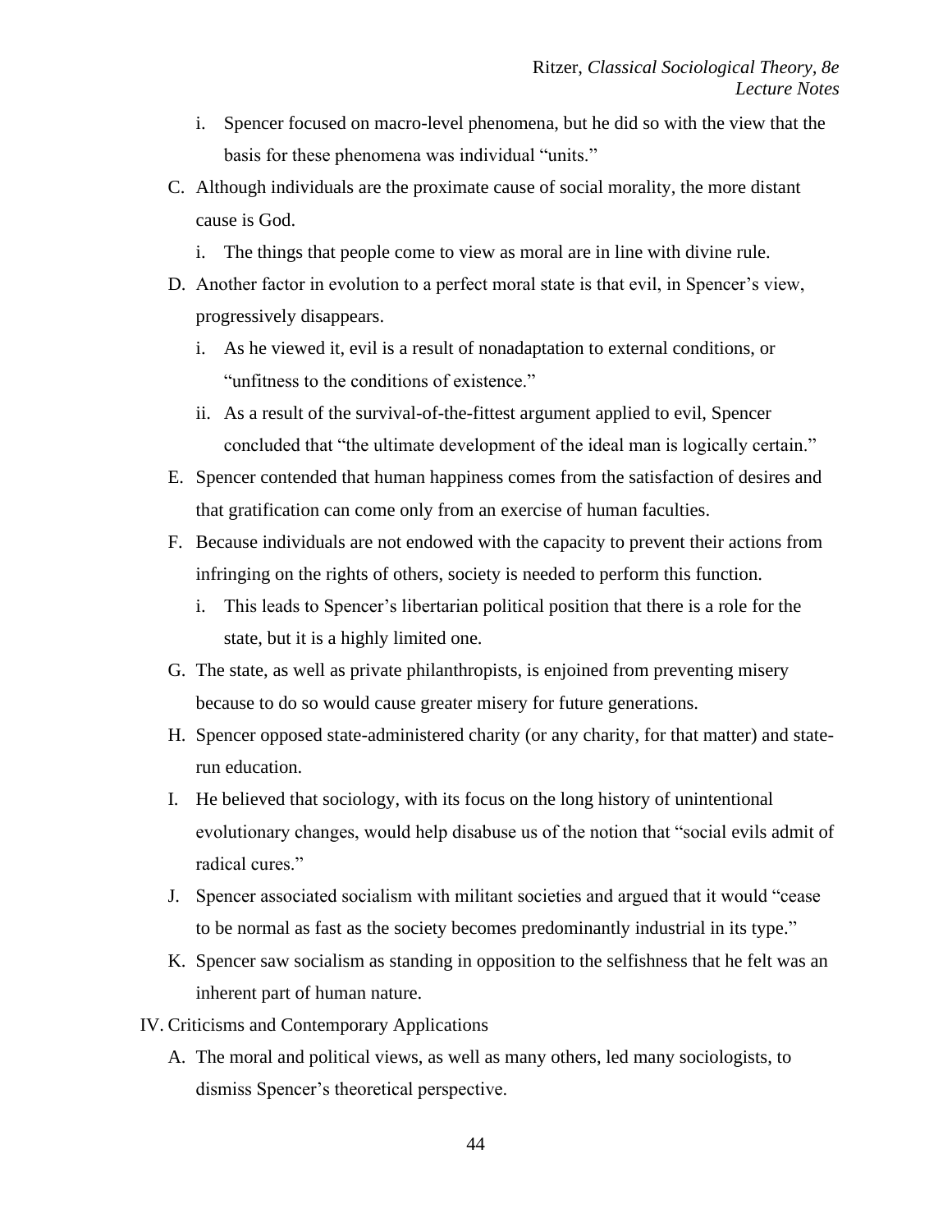i. Spencer focused on macro-level phenomena, but he did so with the view that the basis for these phenomena was individual "units."

C. Although individuals are the proximate cause of social morality, the more distant cause is God.

   i. The things that people come to view as moral are in line with divine rule.

D. Another factor in evolution to a perfect moral state is that evil, in Spencer's view, progressively disappears.

   i. As he viewed it, evil is a result of nonadaptation to external conditions, or "unfitness to the conditions of existence."

   ii. As a result of the survival-of-the-fittest argument applied to evil, Spencer concluded that "the ultimate development of the ideal man is logically certain."

E. Spencer contended that human happiness comes from the satisfaction of desires and that gratification can come only from an exercise of human faculties.

F. Because individuals are not endowed with the capacity to prevent their actions from infringing on the rights of others, society is needed to perform this function.

   i. This leads to Spencer's libertarian political position that there is a role for the state, but it is a highly limited one.

G. The state, as well as private philanthropists, is enjoined from preventing misery because to do so would cause greater misery for future generations.

H. Spencer opposed state-administered charity (or any charity, for that matter) and state-run education.

I. He believed that sociology, with its focus on the long history of unintentional evolutionary changes, would help disabuse us of the notion that "social evils admit of radical cures."

J. Spencer associated socialism with militant societies and argued that it would "cease to be normal as fast as the society becomes predominantly industrial in its type."

K. Spencer saw socialism as standing in opposition to the selfishness that he felt was an inherent part of human nature.

IV. Criticisms and Contemporary Applications

A. The moral and political views, as well as many others, led many sociologists, to dismiss Spencer's theoretical perspective.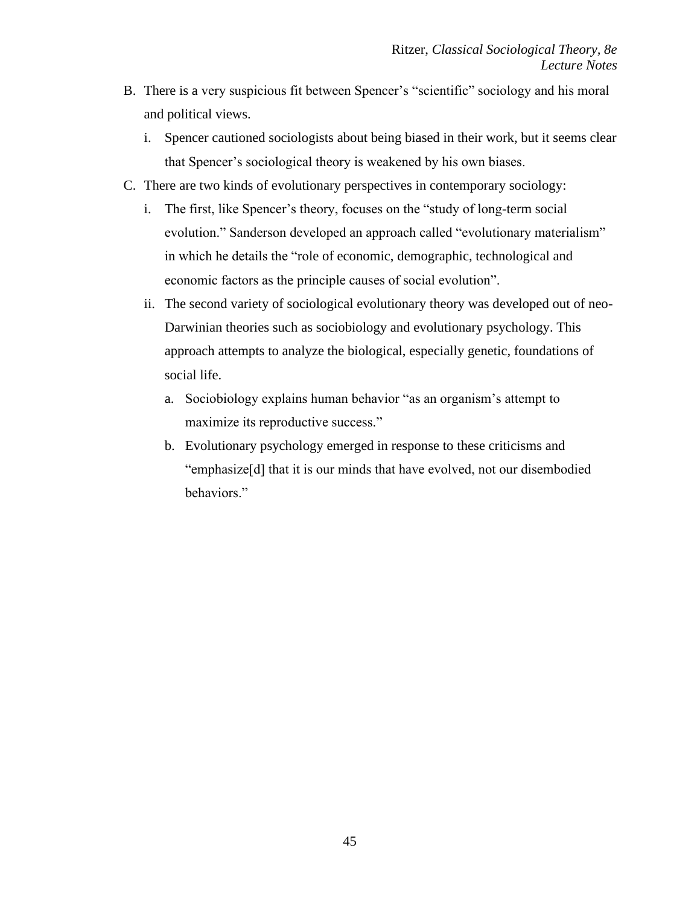B. There is a very suspicious fit between Spencer's "scientific" sociology and his moral and political views.
   i. Spencer cautioned sociologists about being biased in their work, but it seems clear that Spencer's sociological theory is weakened by his own biases.

C. There are two kinds of evolutionary perspectives in contemporary sociology:
   i. The first, like Spencer's theory, focuses on the "study of long-term social evolution." Sanderson developed an approach called "evolutionary materialism" in which he details the "role of economic, demographic, technological and economic factors as the principle causes of social evolution".
   ii. The second variety of sociological evolutionary theory was developed out of neo-Darwinian theories such as sociobiology and evolutionary psychology. This approach attempts to analyze the biological, especially genetic, foundations of social life.
      a. Sociobiology explains human behavior "as an organism's attempt to maximize its reproductive success."
      b. Evolutionary psychology emerged in response to these criticisms and "emphasize[d] that it is our minds that have evolved, not our disembodied behaviors."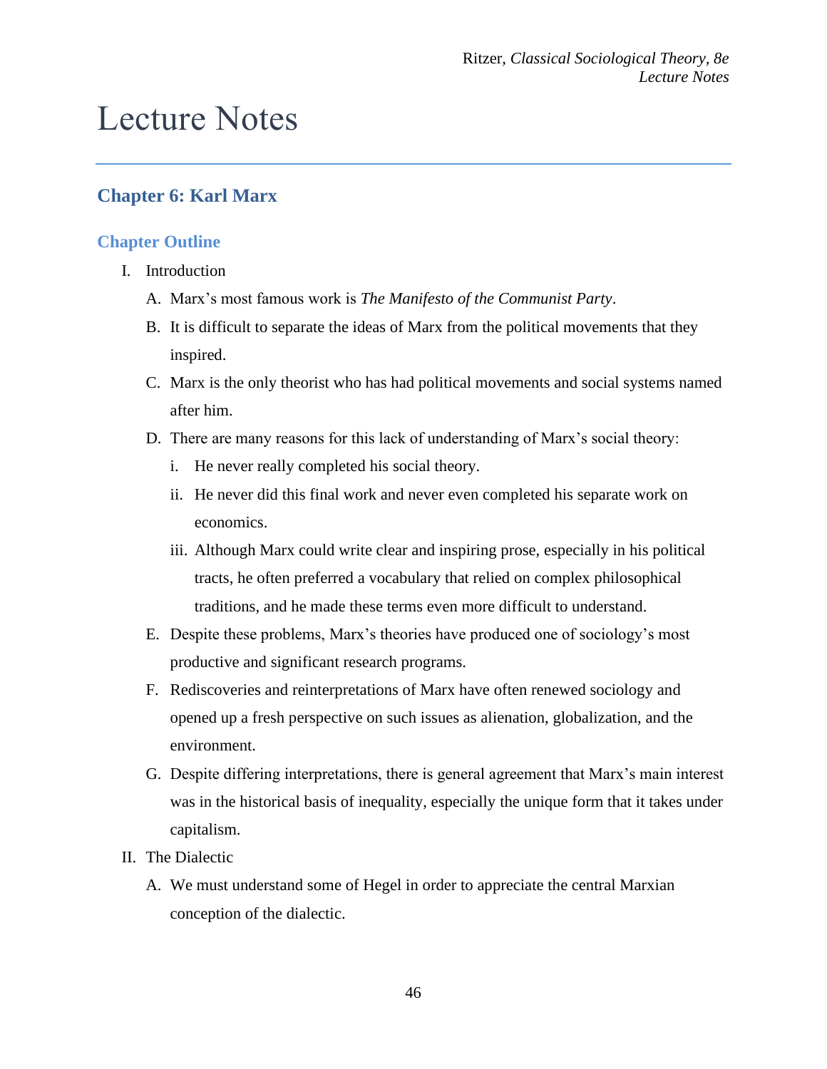# Lecture Notes

## Chapter 6: Karl Marx

### Chapter Outline

I. Introduction
   A. Marx's most famous work is *The Manifesto of the Communist Party*.
   B. It is difficult to separate the ideas of Marx from the political movements that they inspired.
   C. Marx is the only theorist who has had political movements and social systems named after him.
   D. There are many reasons for this lack of understanding of Marx's social theory:
      i. He never really completed his social theory.
      ii. He never did this final work and never even completed his separate work on economics.
      iii. Although Marx could write clear and inspiring prose, especially in his political tracts, he often preferred a vocabulary that relied on complex philosophical traditions, and he made these terms even more difficult to understand.
   E. Despite these problems, Marx's theories have produced one of sociology's most productive and significant research programs.
   F. Rediscoveries and reinterpretations of Marx have often renewed sociology and opened up a fresh perspective on such issues as alienation, globalization, and the environment.
   G. Despite differing interpretations, there is general agreement that Marx's main interest was in the historical basis of inequality, especially the unique form that it takes under capitalism.

II. The Dialectic
   A. We must understand some of Hegel in order to appreciate the central Marxian conception of the dialectic.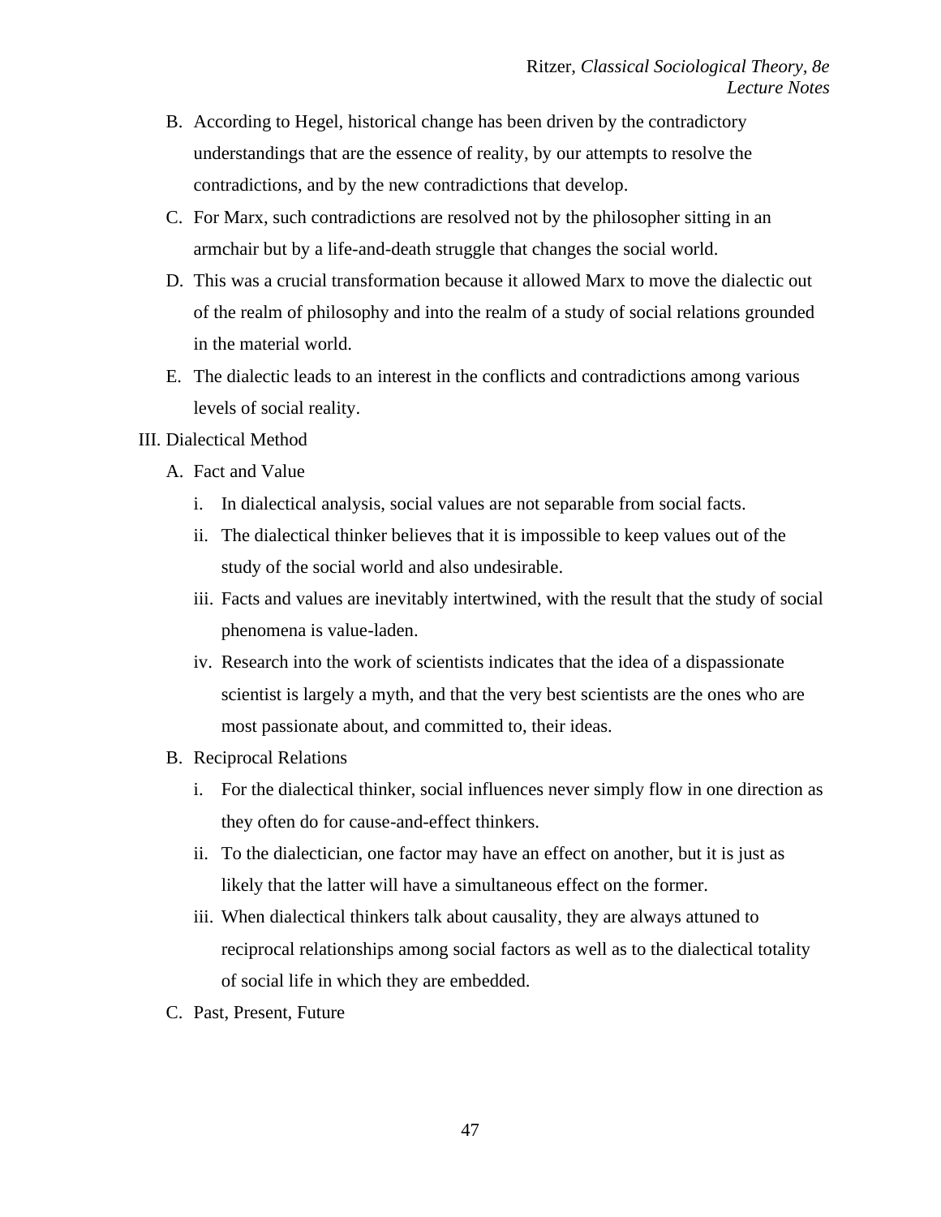B. According to Hegel, historical change has been driven by the contradictory understandings that are the essence of reality, by our attempts to resolve the contradictions, and by the new contradictions that develop.

C. For Marx, such contradictions are resolved not by the philosopher sitting in an armchair but by a life-and-death struggle that changes the social world.

D. This was a crucial transformation because it allowed Marx to move the dialectic out of the realm of philosophy and into the realm of a study of social relations grounded in the material world.

E. The dialectic leads to an interest in the conflicts and contradictions among various levels of social reality.

III. Dialectical Method

A. Fact and Value

i. In dialectical analysis, social values are not separable from social facts.

ii. The dialectical thinker believes that it is impossible to keep values out of the study of the social world and also undesirable.

iii. Facts and values are inevitably intertwined, with the result that the study of social phenomena is value-laden.

iv. Research into the work of scientists indicates that the idea of a dispassionate scientist is largely a myth, and that the very best scientists are the ones who are most passionate about, and committed to, their ideas.

B. Reciprocal Relations

i. For the dialectical thinker, social influences never simply flow in one direction as they often do for cause-and-effect thinkers.

ii. To the dialectician, one factor may have an effect on another, but it is just as likely that the latter will have a simultaneous effect on the former.

iii. When dialectical thinkers talk about causality, they are always attuned to reciprocal relationships among social factors as well as to the dialectical totality of social life in which they are embedded.

C. Past, Present, Future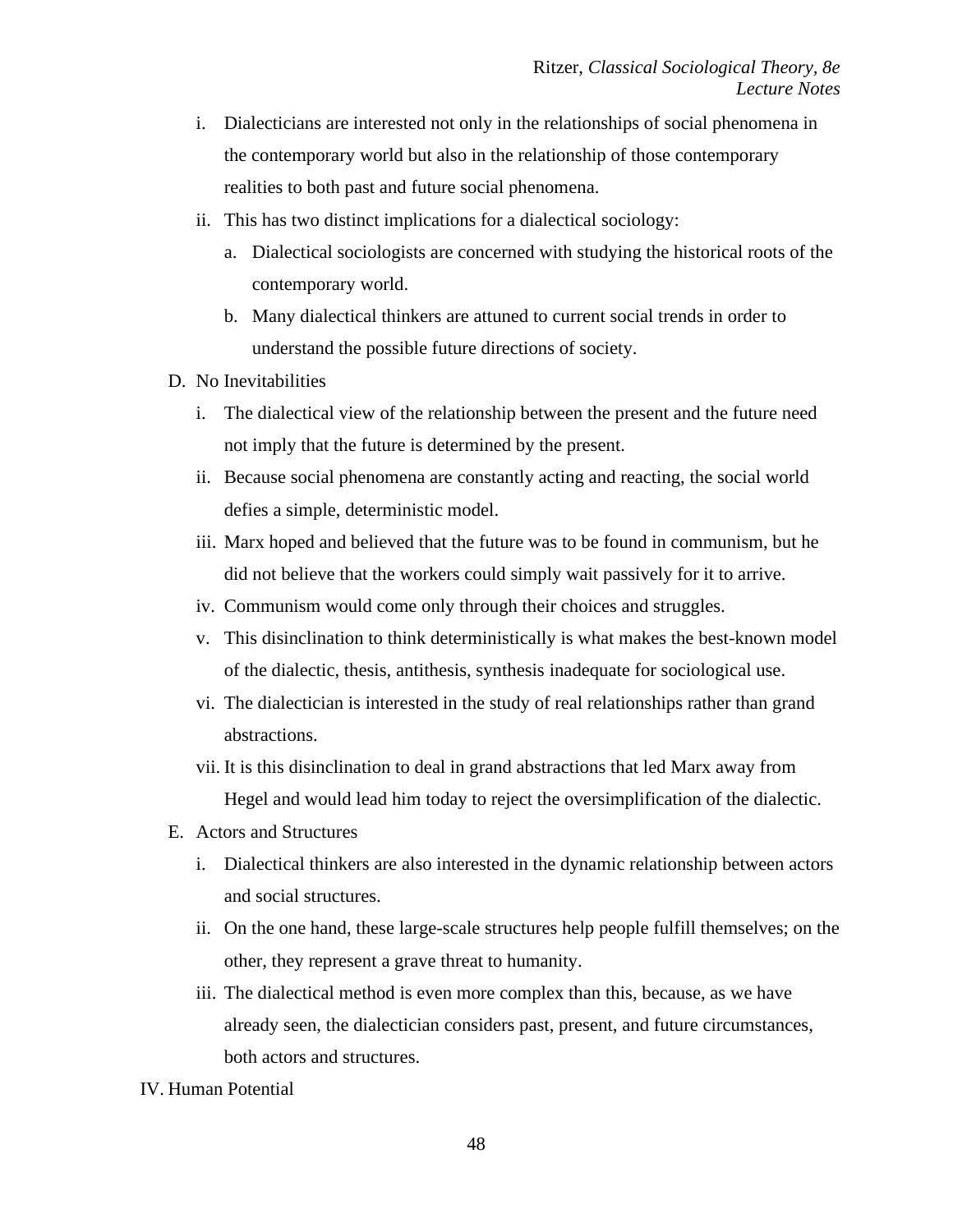i. Dialecticians are interested not only in the relationships of social phenomena in the contemporary world but also in the relationship of those contemporary realities to both past and future social phenomena.

ii. This has two distinct implications for a dialectical sociology:

    a. Dialectical sociologists are concerned with studying the historical roots of the contemporary world.

    b. Many dialectical thinkers are attuned to current social trends in order to understand the possible future directions of society.

D. No Inevitabilities

i. The dialectical view of the relationship between the present and the future need not imply that the future is determined by the present.

ii. Because social phenomena are constantly acting and reacting, the social world defies a simple, deterministic model.

iii. Marx hoped and believed that the future was to be found in communism, but he did not believe that the workers could simply wait passively for it to arrive.

iv. Communism would come only through their choices and struggles.

v. This disinclination to think deterministically is what makes the best-known model of the dialectic, thesis, antithesis, synthesis inadequate for sociological use.

vi. The dialectician is interested in the study of real relationships rather than grand abstractions.

vii. It is this disinclination to deal in grand abstractions that led Marx away from Hegel and would lead him today to reject the oversimplification of the dialectic.

E. Actors and Structures

i. Dialectical thinkers are also interested in the dynamic relationship between actors and social structures.

ii. On the one hand, these large-scale structures help people fulfill themselves; on the other, they represent a grave threat to humanity.

iii. The dialectical method is even more complex than this, because, as we have already seen, the dialectician considers past, present, and future circumstances, both actors and structures.

IV. Human Potential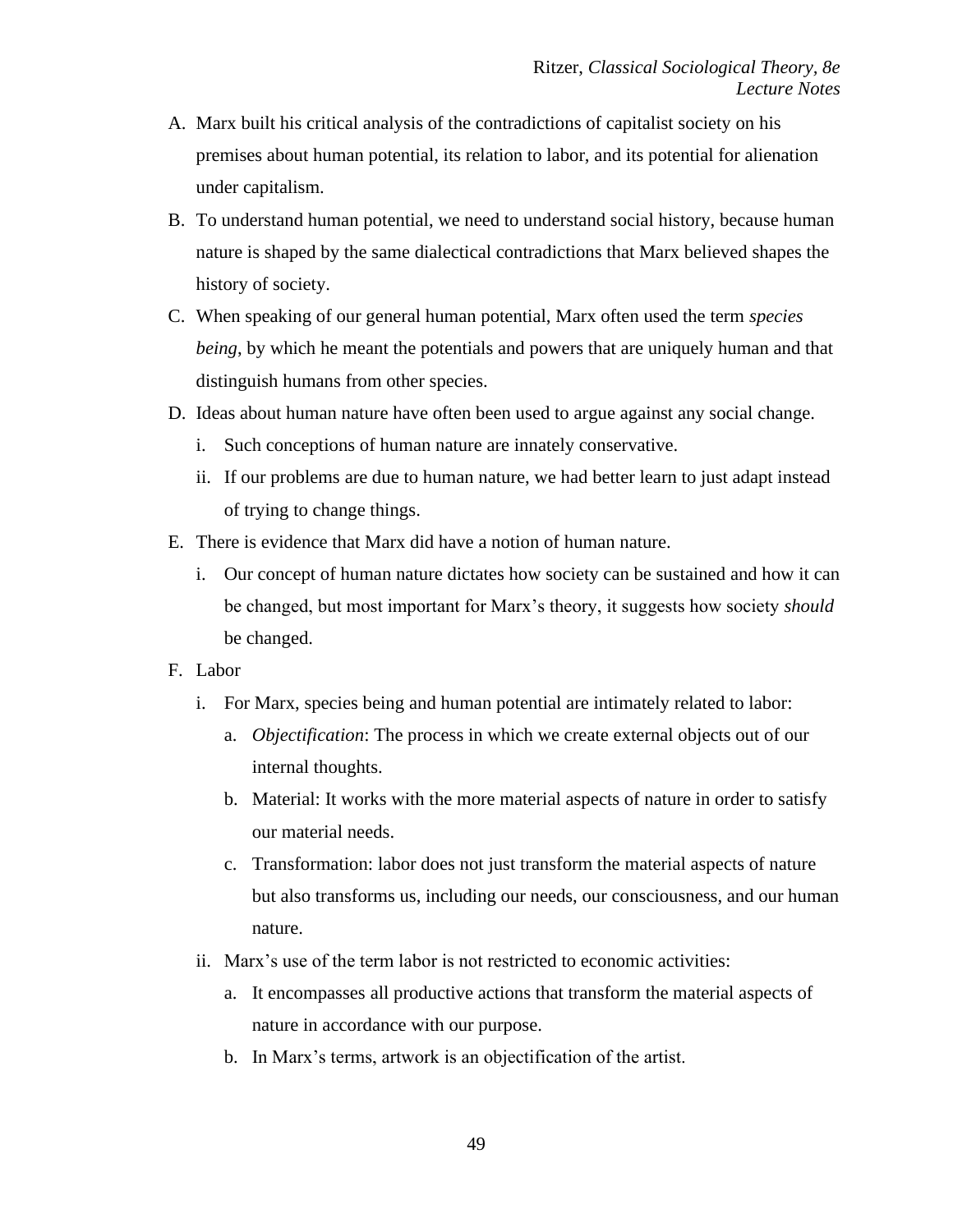A. Marx built his critical analysis of the contradictions of capitalist society on his premises about human potential, its relation to labor, and its potential for alienation under capitalism.

B. To understand human potential, we need to understand social history, because human nature is shaped by the same dialectical contradictions that Marx believed shapes the history of society.

C. When speaking of our general human potential, Marx often used the term *species being*, by which he meant the potentials and powers that are uniquely human and that distinguish humans from other species.

D. Ideas about human nature have often been used to argue against any social change.

   i. Such conceptions of human nature are innately conservative.

   ii. If our problems are due to human nature, we had better learn to just adapt instead of trying to change things.

E. There is evidence that Marx did have a notion of human nature.

   i. Our concept of human nature dictates how society can be sustained and how it can be changed, but most important for Marx's theory, it suggests how society *should* be changed.

F. Labor

   i. For Marx, species being and human potential are intimately related to labor:

      a. *Objectification*: The process in which we create external objects out of our internal thoughts.

      b. Material: It works with the more material aspects of nature in order to satisfy our material needs.

      c. Transformation: labor does not just transform the material aspects of nature but also transforms us, including our needs, our consciousness, and our human nature.

   ii. Marx's use of the term labor is not restricted to economic activities:

      a. It encompasses all productive actions that transform the material aspects of nature in accordance with our purpose.

      b. In Marx's terms, artwork is an objectification of the artist.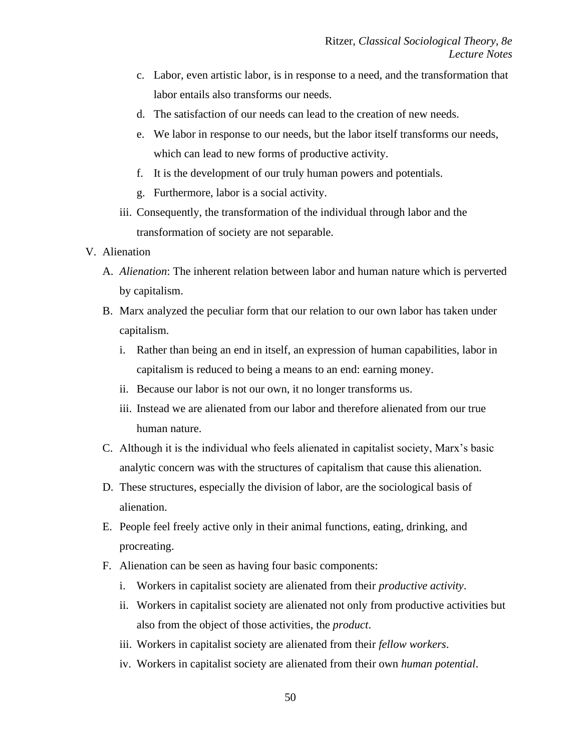c. Labor, even artistic labor, is in response to a need, and the transformation that labor entails also transforms our needs.

d. The satisfaction of our needs can lead to the creation of new needs.

e. We labor in response to our needs, but the labor itself transforms our needs, which can lead to new forms of productive activity.

f. It is the development of our truly human powers and potentials.

g. Furthermore, labor is a social activity.

iii. Consequently, the transformation of the individual through labor and the transformation of society are not separable.

V. Alienation

A. *Alienation*: The inherent relation between labor and human nature which is perverted by capitalism.

B. Marx analyzed the peculiar form that our relation to our own labor has taken under capitalism.

i. Rather than being an end in itself, an expression of human capabilities, labor in capitalism is reduced to being a means to an end: earning money.

ii. Because our labor is not our own, it no longer transforms us.

iii. Instead we are alienated from our labor and therefore alienated from our true human nature.

C. Although it is the individual who feels alienated in capitalist society, Marx's basic analytic concern was with the structures of capitalism that cause this alienation.

D. These structures, especially the division of labor, are the sociological basis of alienation.

E. People feel freely active only in their animal functions, eating, drinking, and procreating.

F. Alienation can be seen as having four basic components:

i. Workers in capitalist society are alienated from their *productive activity*.

ii. Workers in capitalist society are alienated not only from productive activities but also from the object of those activities, the *product*.

iii. Workers in capitalist society are alienated from their *fellow workers*.

iv. Workers in capitalist society are alienated from their own *human potential*.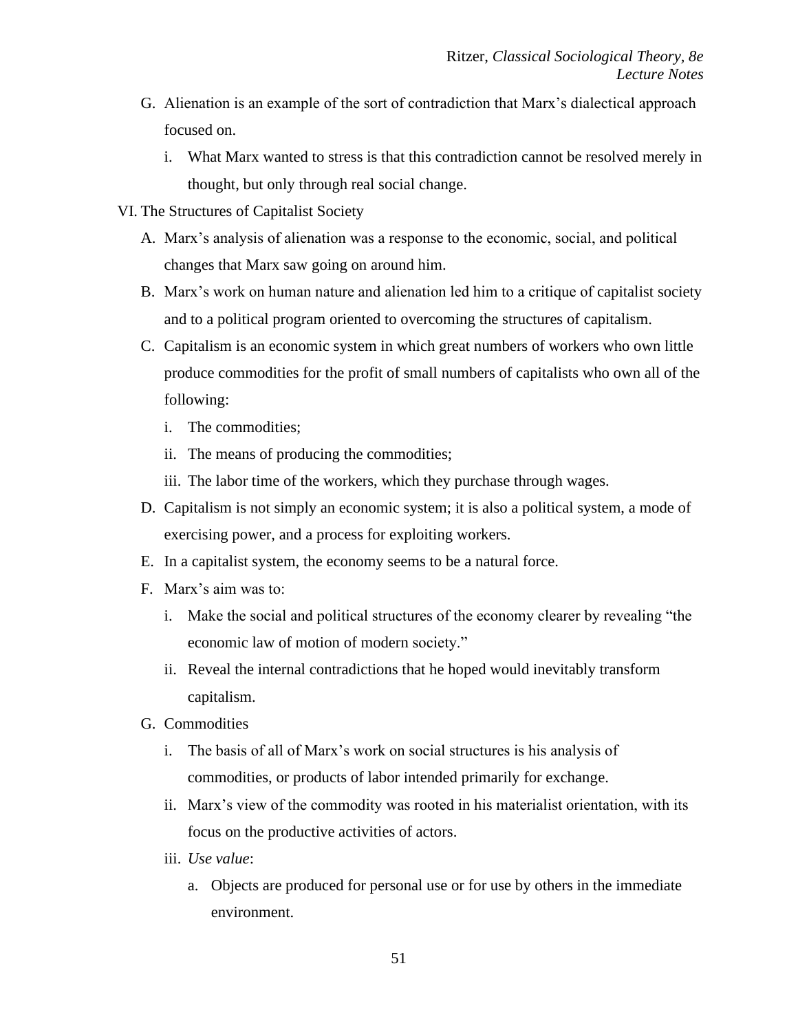G. Alienation is an example of the sort of contradiction that Marx's dialectical approach focused on.

   i. What Marx wanted to stress is that this contradiction cannot be resolved merely in thought, but only through real social change.

VI. The Structures of Capitalist Society

   A. Marx's analysis of alienation was a response to the economic, social, and political changes that Marx saw going on around him.

   B. Marx's work on human nature and alienation led him to a critique of capitalist society and to a political program oriented to overcoming the structures of capitalism.

   C. Capitalism is an economic system in which great numbers of workers who own little produce commodities for the profit of small numbers of capitalists who own all of the following:

      i. The commodities;

      ii. The means of producing the commodities;

      iii. The labor time of the workers, which they purchase through wages.

   D. Capitalism is not simply an economic system; it is also a political system, a mode of exercising power, and a process for exploiting workers.

   E. In a capitalist system, the economy seems to be a natural force.

   F. Marx's aim was to:

      i. Make the social and political structures of the economy clearer by revealing "the economic law of motion of modern society."

      ii. Reveal the internal contradictions that he hoped would inevitably transform capitalism.

   G. Commodities

      i. The basis of all of Marx's work on social structures is his analysis of commodities, or products of labor intended primarily for exchange.

      ii. Marx's view of the commodity was rooted in his materialist orientation, with its focus on the productive activities of actors.

      iii. *Use value*:

         a. Objects are produced for personal use or for use by others in the immediate environment.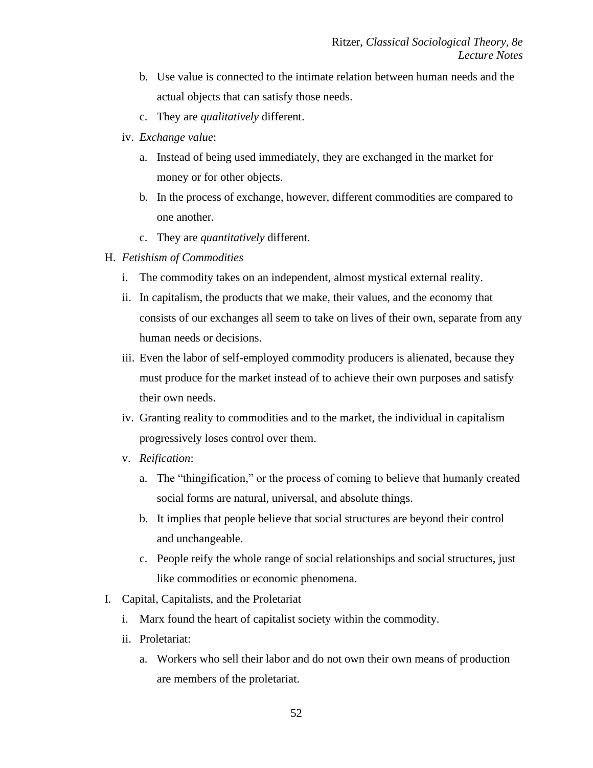b. Use value is connected to the intimate relation between human needs and the actual objects that can satisfy those needs.
   c. They are *qualitatively* different.

iv. *Exchange value*:
   a. Instead of being used immediately, they are exchanged in the market for money or for other objects.
   b. In the process of exchange, however, different commodities are compared to one another.
   c. They are *quantitatively* different.

H. *Fetishism of Commodities*

i. The commodity takes on an independent, almost mystical external reality.

ii. In capitalism, the products that we make, their values, and the economy that consists of our exchanges all seem to take on lives of their own, separate from any human needs or decisions.

iii. Even the labor of self-employed commodity producers is alienated, because they must produce for the market instead of to achieve their own purposes and satisfy their own needs.

iv. Granting reality to commodities and to the market, the individual in capitalism progressively loses control over them.

v. *Reification*:
   a. The "thingification," or the process of coming to believe that humanly created social forms are natural, universal, and absolute things.
   b. It implies that people believe that social structures are beyond their control and unchangeable.
   c. People reify the whole range of social relationships and social structures, just like commodities or economic phenomena.

I. Capital, Capitalists, and the Proletariat

i. Marx found the heart of capitalist society within the commodity.

ii. Proletariat:
   a. Workers who sell their labor and do not own their own means of production are members of the proletariat.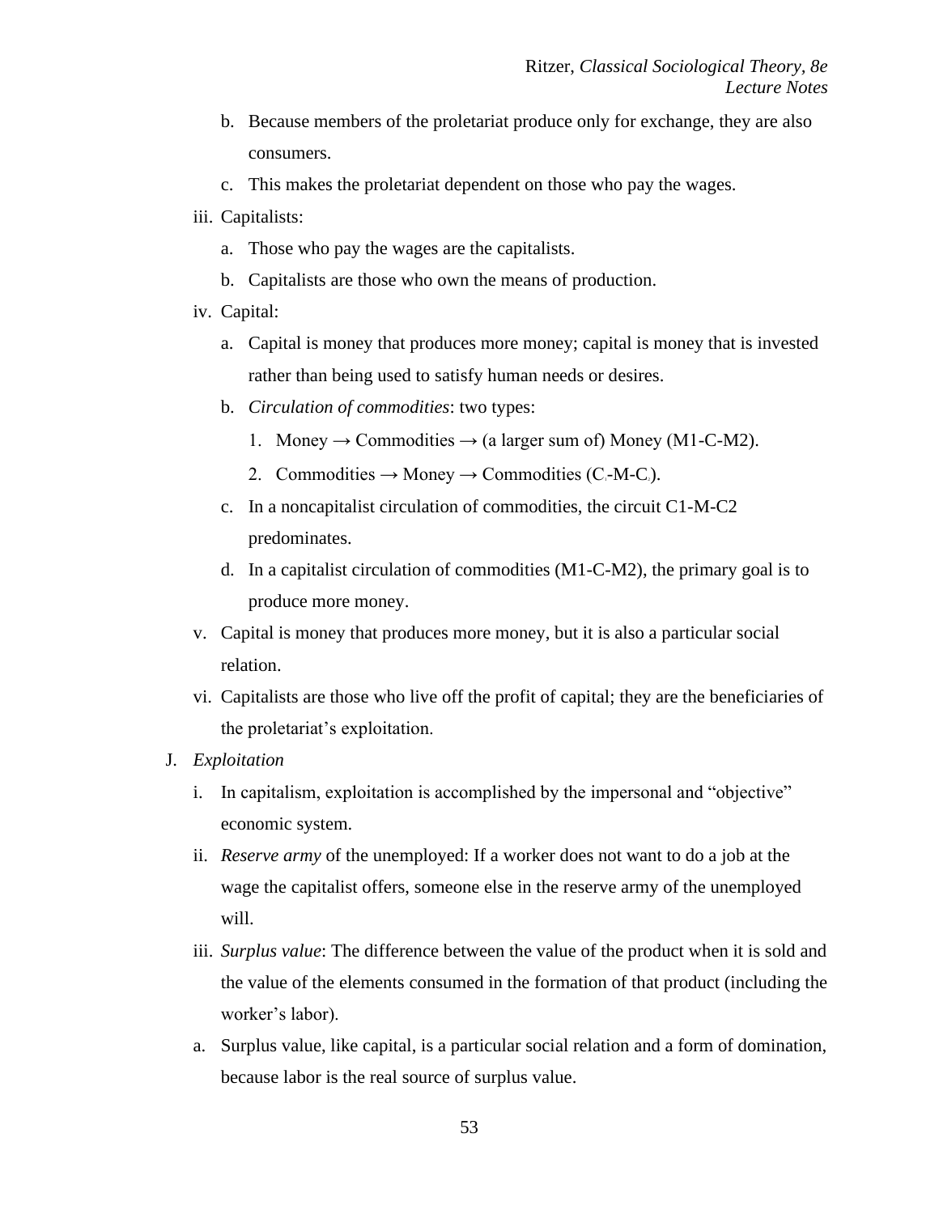b. Because members of the proletariat produce only for exchange, they are also consumers.
c. This makes the proletariat dependent on those who pay the wages.

iii. Capitalists:

a. Those who pay the wages are the capitalists.
b. Capitalists are those who own the means of production.

iv. Capital:

a. Capital is money that produces more money; capital is money that is invested rather than being used to satisfy human needs or desires.
b. *Circulation of commodities*: two types:
   1. Money → Commodities → (a larger sum of) Money (M1-C-M2).
   2. Commodities → Money → Commodities ($C_1$-M-$C_2$).
c. In a noncapitalist circulation of commodities, the circuit C1-M-C2 predominates.
d. In a capitalist circulation of commodities (M1-C-M2), the primary goal is to produce more money.

v. Capital is money that produces more money, but it is also a particular social relation.

vi. Capitalists are those who live off the profit of capital; they are the beneficiaries of the proletariat's exploitation.

J. *Exploitation*

i. In capitalism, exploitation is accomplished by the impersonal and "objective" economic system.

ii. *Reserve army* of the unemployed: If a worker does not want to do a job at the wage the capitalist offers, someone else in the reserve army of the unemployed will.

iii. *Surplus value*: The difference between the value of the product when it is sold and the value of the elements consumed in the formation of that product (including the worker's labor).

a. Surplus value, like capital, is a particular social relation and a form of domination, because labor is the real source of surplus value.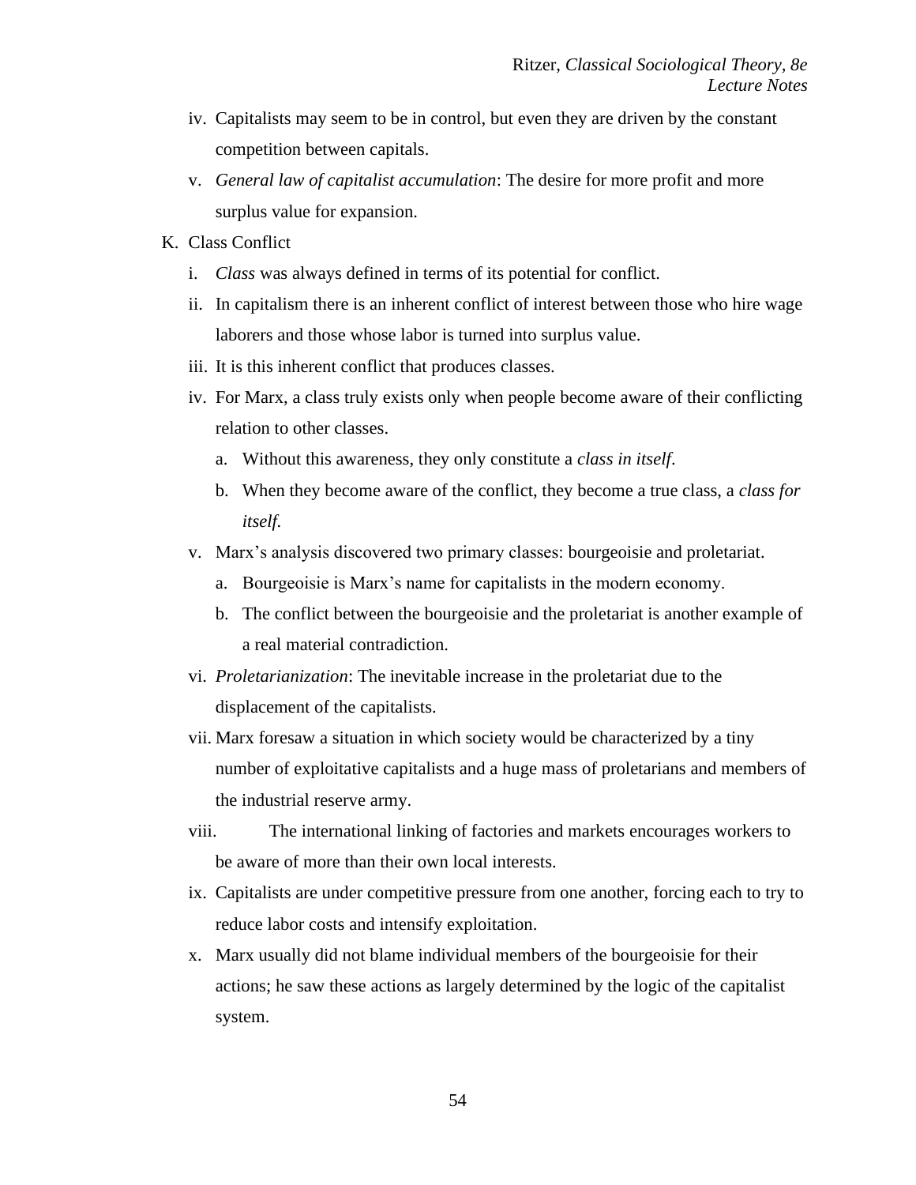iv. Capitalists may seem to be in control, but even they are driven by the constant competition between capitals.

v. *General law of capitalist accumulation*: The desire for more profit and more surplus value for expansion.

K. Class Conflict

i. *Class* was always defined in terms of its potential for conflict.

ii. In capitalism there is an inherent conflict of interest between those who hire wage laborers and those whose labor is turned into surplus value.

iii. It is this inherent conflict that produces classes.

iv. For Marx, a class truly exists only when people become aware of their conflicting relation to other classes.

   a. Without this awareness, they only constitute a *class in itself*.

   b. When they become aware of the conflict, they become a true class, a *class for itself.*

v. Marx's analysis discovered two primary classes: bourgeoisie and proletariat.

   a. Bourgeoisie is Marx's name for capitalists in the modern economy.

   b. The conflict between the bourgeoisie and the proletariat is another example of a real material contradiction.

vi. *Proletarianization*: The inevitable increase in the proletariat due to the displacement of the capitalists.

vii. Marx foresaw a situation in which society would be characterized by a tiny number of exploitative capitalists and a huge mass of proletarians and members of the industrial reserve army.

viii. The international linking of factories and markets encourages workers to be aware of more than their own local interests.

ix. Capitalists are under competitive pressure from one another, forcing each to try to reduce labor costs and intensify exploitation.

x. Marx usually did not blame individual members of the bourgeoisie for their actions; he saw these actions as largely determined by the logic of the capitalist system.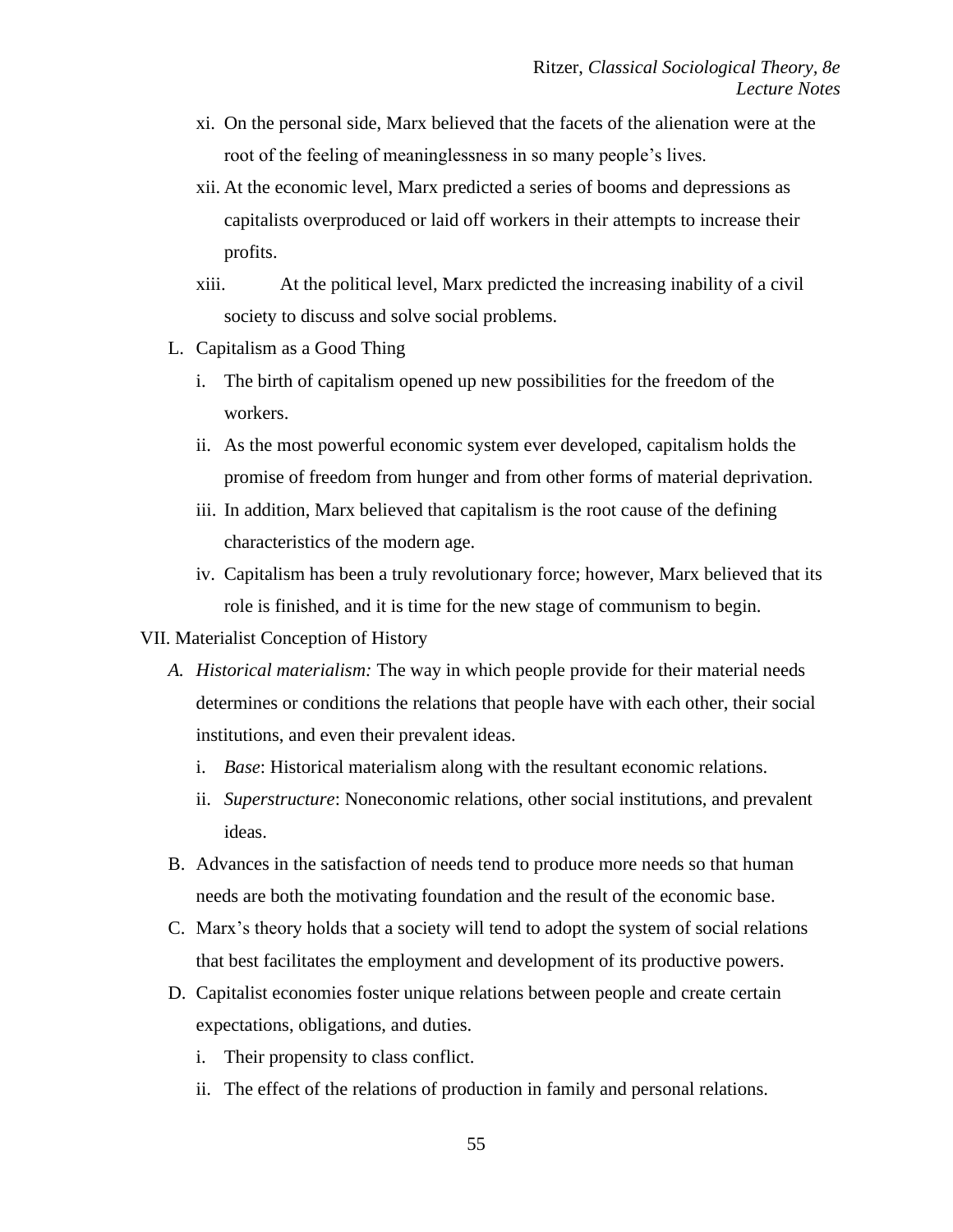xi. On the personal side, Marx believed that the facets of the alienation were at the root of the feeling of meaninglessness in so many people's lives.

xii. At the economic level, Marx predicted a series of booms and depressions as capitalists overproduced or laid off workers in their attempts to increase their profits.

xiii. At the political level, Marx predicted the increasing inability of a civil society to discuss and solve social problems.

L. Capitalism as a Good Thing

i. The birth of capitalism opened up new possibilities for the freedom of the workers.

ii. As the most powerful economic system ever developed, capitalism holds the promise of freedom from hunger and from other forms of material deprivation.

iii. In addition, Marx believed that capitalism is the root cause of the defining characteristics of the modern age.

iv. Capitalism has been a truly revolutionary force; however, Marx believed that its role is finished, and it is time for the new stage of communism to begin.

VII. Materialist Conception of History

*A. Historical materialism:* The way in which people provide for their material needs determines or conditions the relations that people have with each other, their social institutions, and even their prevalent ideas.

i. *Base*: Historical materialism along with the resultant economic relations.

ii. *Superstructure*: Noneconomic relations, other social institutions, and prevalent ideas.

B. Advances in the satisfaction of needs tend to produce more needs so that human needs are both the motivating foundation and the result of the economic base.

C. Marx's theory holds that a society will tend to adopt the system of social relations that best facilitates the employment and development of its productive powers.

D. Capitalist economies foster unique relations between people and create certain expectations, obligations, and duties.

i. Their propensity to class conflict.

ii. The effect of the relations of production in family and personal relations.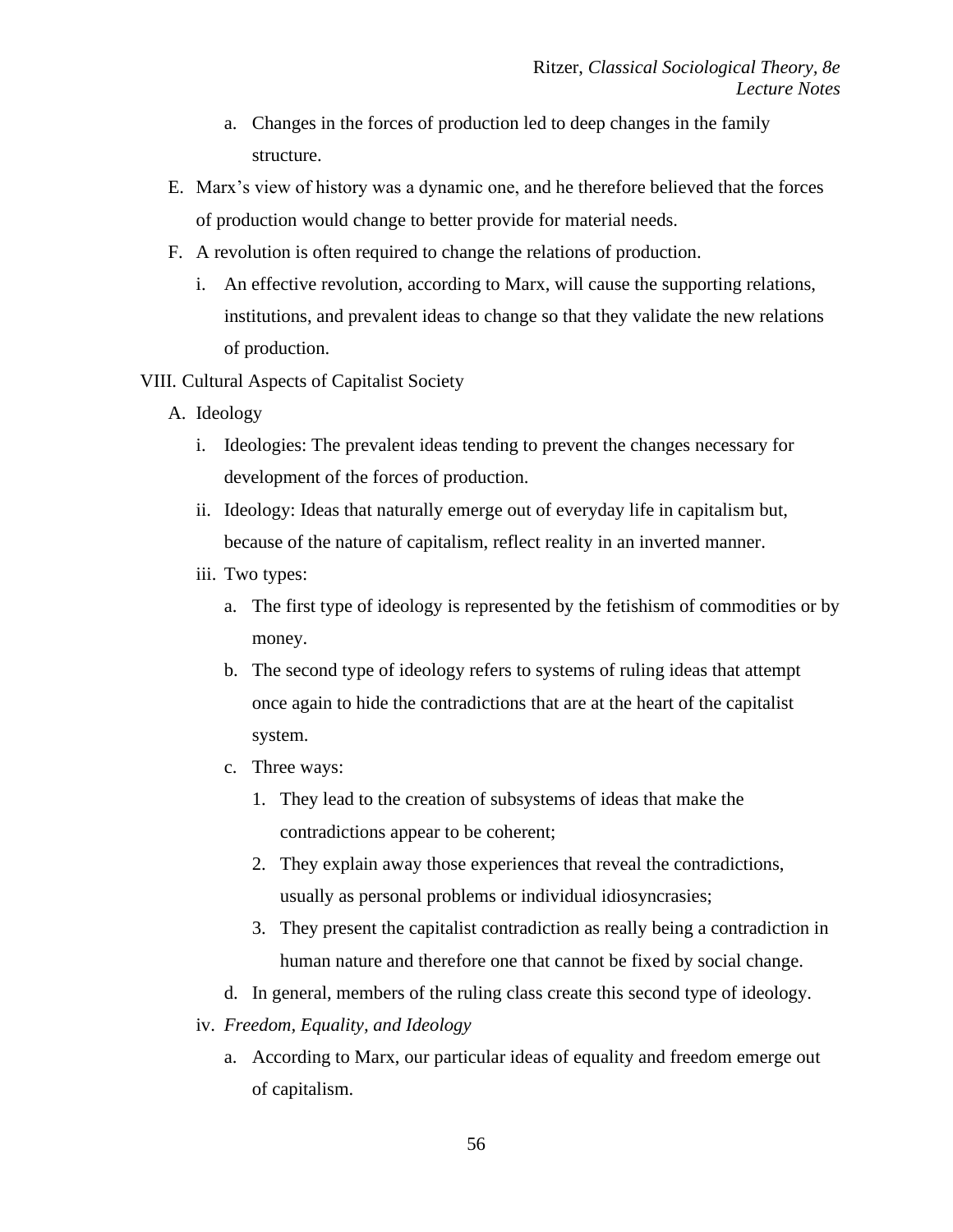a. Changes in the forces of production led to deep changes in the family structure.

E. Marx's view of history was a dynamic one, and he therefore believed that the forces of production would change to better provide for material needs.

F. A revolution is often required to change the relations of production.

   i. An effective revolution, according to Marx, will cause the supporting relations, institutions, and prevalent ideas to change so that they validate the new relations of production.

VIII. Cultural Aspects of Capitalist Society

A. Ideology

   i. Ideologies: The prevalent ideas tending to prevent the changes necessary for development of the forces of production.

   ii. Ideology: Ideas that naturally emerge out of everyday life in capitalism but, because of the nature of capitalism, reflect reality in an inverted manner.

   iii. Two types:

      a. The first type of ideology is represented by the fetishism of commodities or by money.

      b. The second type of ideology refers to systems of ruling ideas that attempt once again to hide the contradictions that are at the heart of the capitalist system.

      c. Three ways:

         1. They lead to the creation of subsystems of ideas that make the contradictions appear to be coherent;

         2. They explain away those experiences that reveal the contradictions, usually as personal problems or individual idiosyncrasies;

         3. They present the capitalist contradiction as really being a contradiction in human nature and therefore one that cannot be fixed by social change.

      d. In general, members of the ruling class create this second type of ideology.

   iv. *Freedom, Equality, and Ideology*

      a. According to Marx, our particular ideas of equality and freedom emerge out of capitalism.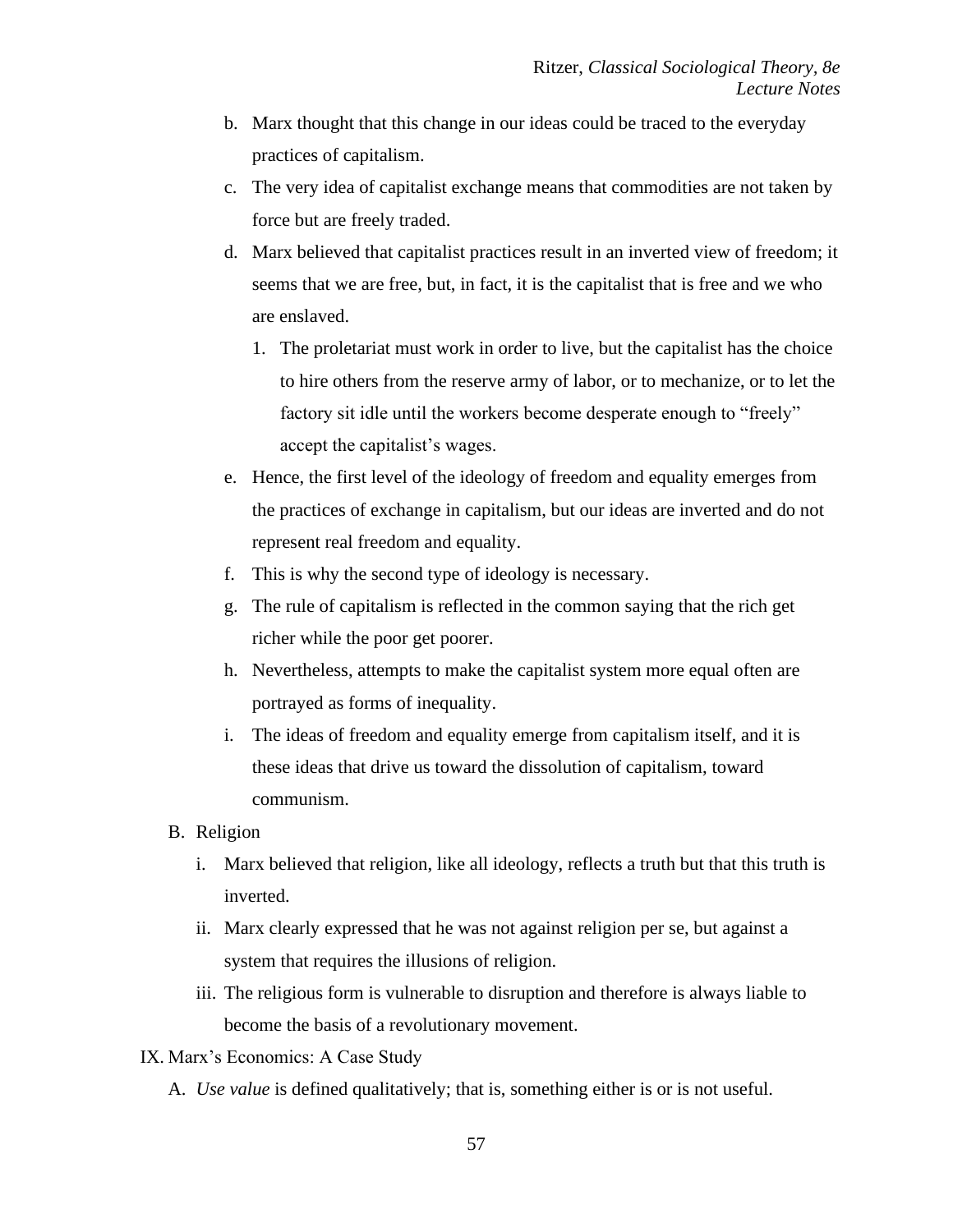b. Marx thought that this change in our ideas could be traced to the everyday practices of capitalism.

c. The very idea of capitalist exchange means that commodities are not taken by force but are freely traded.

d. Marx believed that capitalist practices result in an inverted view of freedom; it seems that we are free, but, in fact, it is the capitalist that is free and we who are enslaved.

   1. The proletariat must work in order to live, but the capitalist has the choice to hire others from the reserve army of labor, or to mechanize, or to let the factory sit idle until the workers become desperate enough to "freely" accept the capitalist's wages.

e. Hence, the first level of the ideology of freedom and equality emerges from the practices of exchange in capitalism, but our ideas are inverted and do not represent real freedom and equality.

f. This is why the second type of ideology is necessary.

g. The rule of capitalism is reflected in the common saying that the rich get richer while the poor get poorer.

h. Nevertheless, attempts to make the capitalist system more equal often are portrayed as forms of inequality.

i. The ideas of freedom and equality emerge from capitalism itself, and it is these ideas that drive us toward the dissolution of capitalism, toward communism.

B. Religion

   i. Marx believed that religion, like all ideology, reflects a truth but that this truth is inverted.

   ii. Marx clearly expressed that he was not against religion per se, but against a system that requires the illusions of religion.

   iii. The religious form is vulnerable to disruption and therefore is always liable to become the basis of a revolutionary movement.

IX. Marx's Economics: A Case Study

   A. *Use value* is defined qualitatively; that is, something either is or is not useful.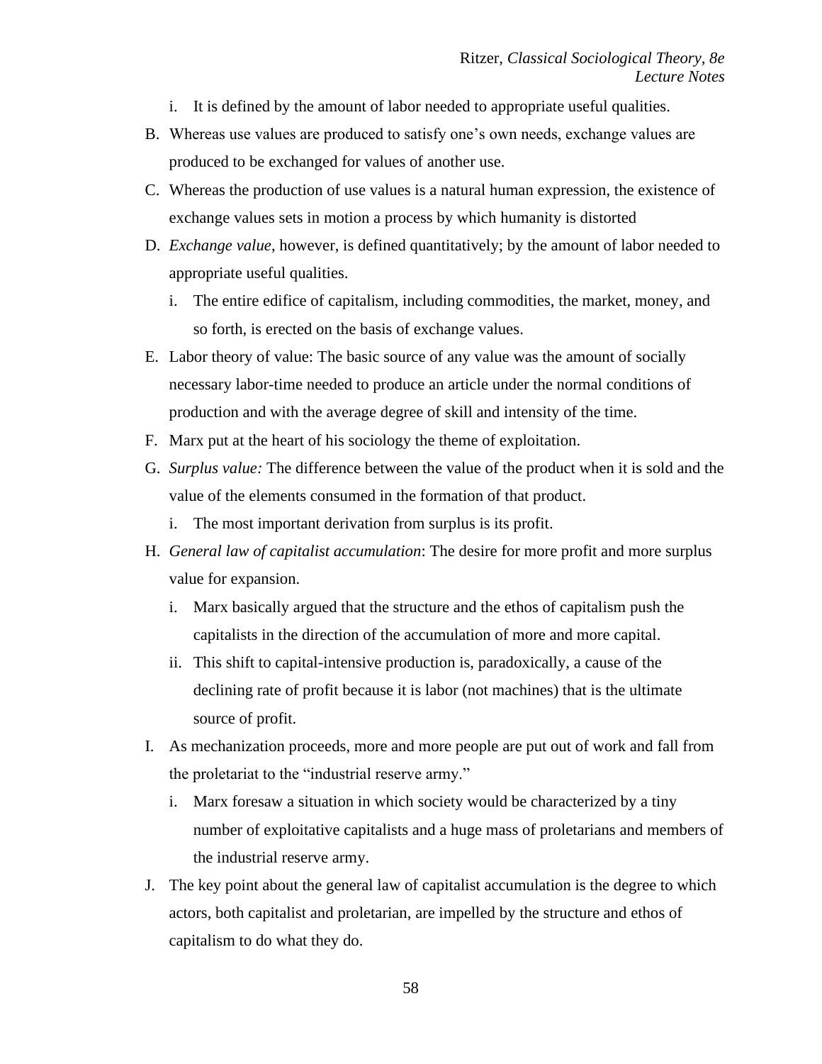i. It is defined by the amount of labor needed to appropriate useful qualities.

B. Whereas use values are produced to satisfy one's own needs, exchange values are produced to be exchanged for values of another use.

C. Whereas the production of use values is a natural human expression, the existence of exchange values sets in motion a process by which humanity is distorted

D. *Exchange value*, however, is defined quantitatively; by the amount of labor needed to appropriate useful qualities.

   i. The entire edifice of capitalism, including commodities, the market, money, and so forth, is erected on the basis of exchange values.

E. Labor theory of value: The basic source of any value was the amount of socially necessary labor-time needed to produce an article under the normal conditions of production and with the average degree of skill and intensity of the time.

F. Marx put at the heart of his sociology the theme of exploitation.

G. *Surplus value:* The difference between the value of the product when it is sold and the value of the elements consumed in the formation of that product.

   i. The most important derivation from surplus is its profit.

H. *General law of capitalist accumulation*: The desire for more profit and more surplus value for expansion.

   i. Marx basically argued that the structure and the ethos of capitalism push the capitalists in the direction of the accumulation of more and more capital.

   ii. This shift to capital-intensive production is, paradoxically, a cause of the declining rate of profit because it is labor (not machines) that is the ultimate source of profit.

I. As mechanization proceeds, more and more people are put out of work and fall from the proletariat to the "industrial reserve army."

   i. Marx foresaw a situation in which society would be characterized by a tiny number of exploitative capitalists and a huge mass of proletarians and members of the industrial reserve army.

J. The key point about the general law of capitalist accumulation is the degree to which actors, both capitalist and proletarian, are impelled by the structure and ethos of capitalism to do what they do.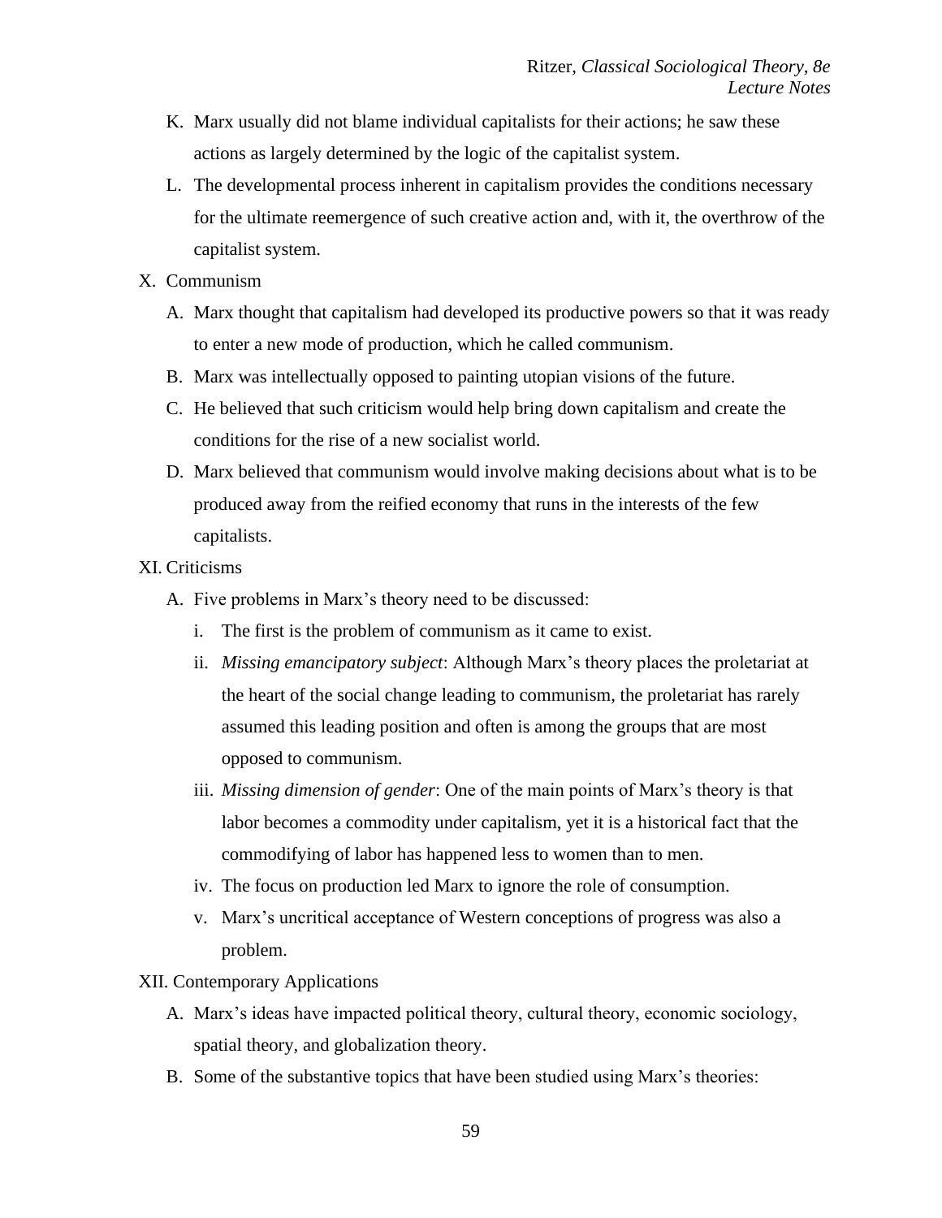K. Marx usually did not blame individual capitalists for their actions; he saw these actions as largely determined by the logic of the capitalist system.

L. The developmental process inherent in capitalism provides the conditions necessary for the ultimate reemergence of such creative action and, with it, the overthrow of the capitalist system.

X. Communism

A. Marx thought that capitalism had developed its productive powers so that it was ready to enter a new mode of production, which he called communism.

B. Marx was intellectually opposed to painting utopian visions of the future.

C. He believed that such criticism would help bring down capitalism and create the conditions for the rise of a new socialist world.

D. Marx believed that communism would involve making decisions about what is to be produced away from the reified economy that runs in the interests of the few capitalists.

XI. Criticisms

A. Five problems in Marx's theory need to be discussed:

i. The first is the problem of communism as it came to exist.

ii. *Missing emancipatory subject*: Although Marx's theory places the proletariat at the heart of the social change leading to communism, the proletariat has rarely assumed this leading position and often is among the groups that are most opposed to communism.

iii. *Missing dimension of gender*: One of the main points of Marx's theory is that labor becomes a commodity under capitalism, yet it is a historical fact that the commodifying of labor has happened less to women than to men.

iv. The focus on production led Marx to ignore the role of consumption.

v. Marx's uncritical acceptance of Western conceptions of progress was also a problem.

XII. Contemporary Applications

A. Marx's ideas have impacted political theory, cultural theory, economic sociology, spatial theory, and globalization theory.

B. Some of the substantive topics that have been studied using Marx's theories: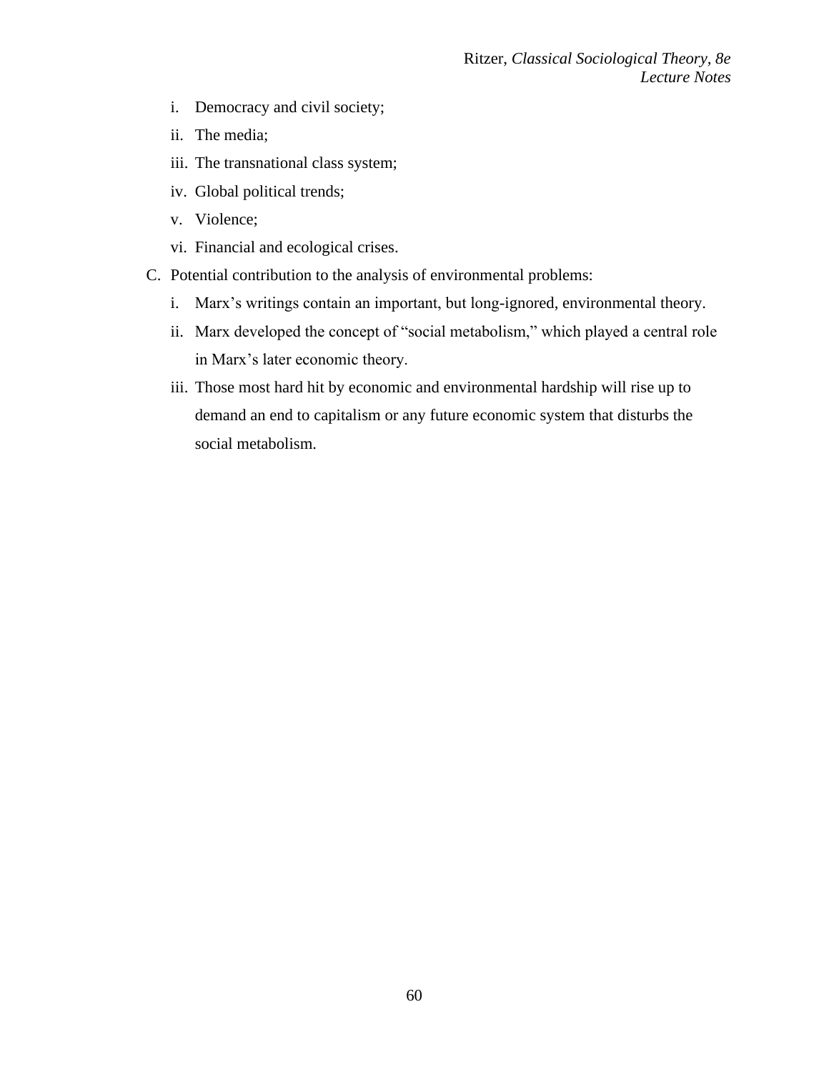i. Democracy and civil society;
   ii. The media;
   iii. The transnational class system;
   iv. Global political trends;
   v. Violence;
   vi. Financial and ecological crises.

C. Potential contribution to the analysis of environmental problems:
   i. Marx's writings contain an important, but long-ignored, environmental theory.
   ii. Marx developed the concept of "social metabolism," which played a central role in Marx's later economic theory.
   iii. Those most hard hit by economic and environmental hardship will rise up to demand an end to capitalism or any future economic system that disturbs the social metabolism.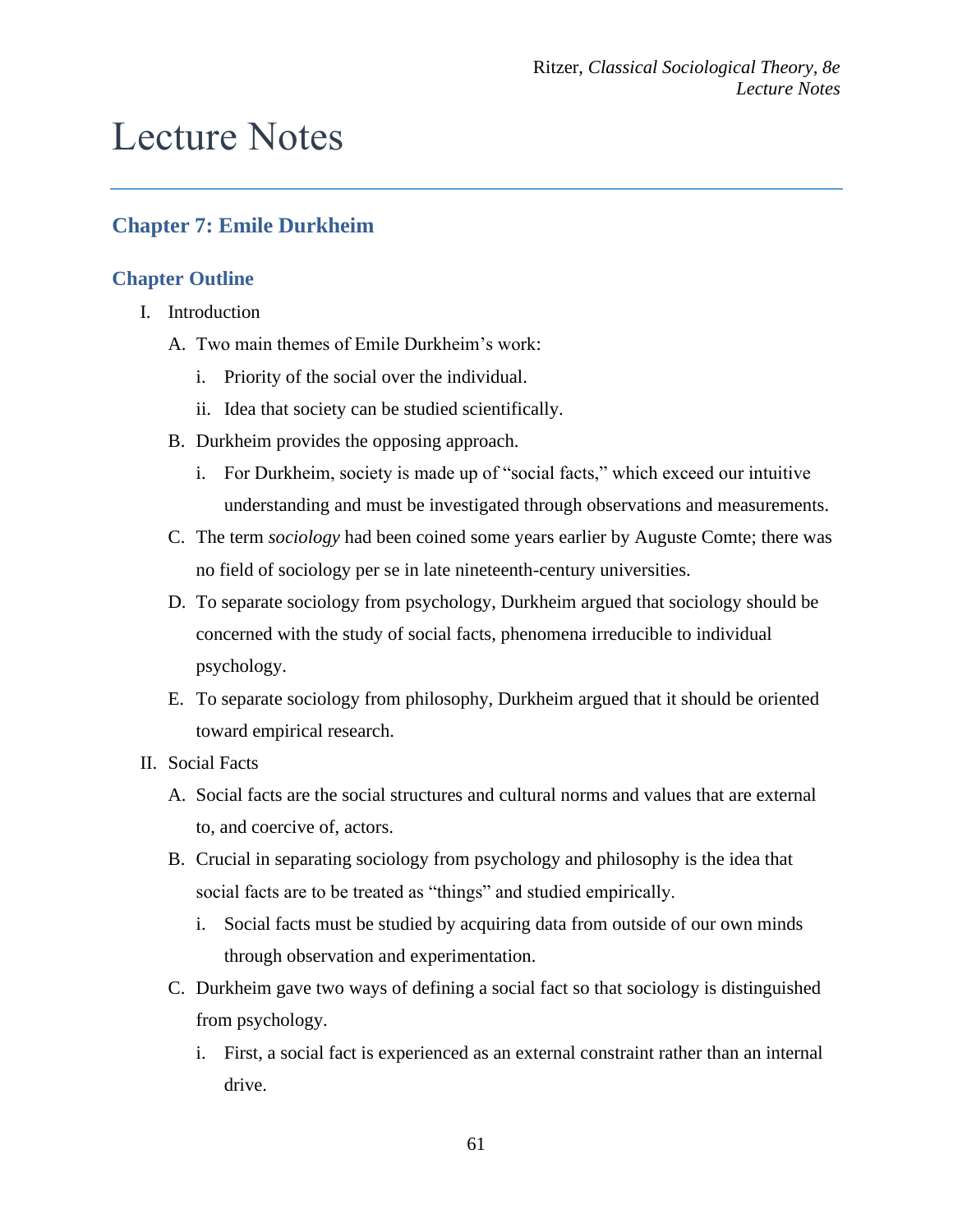# Lecture Notes

## Chapter 7: Emile Durkheim

### Chapter Outline

I. Introduction

   A. Two main themes of Emile Durkheim's work:

      i. Priority of the social over the individual.

      ii. Idea that society can be studied scientifically.

   B. Durkheim provides the opposing approach.

      i. For Durkheim, society is made up of "social facts," which exceed our intuitive understanding and must be investigated through observations and measurements.

   C. The term *sociology* had been coined some years earlier by Auguste Comte; there was no field of sociology per se in late nineteenth-century universities.

   D. To separate sociology from psychology, Durkheim argued that sociology should be concerned with the study of social facts, phenomena irreducible to individual psychology.

   E. To separate sociology from philosophy, Durkheim argued that it should be oriented toward empirical research.

II. Social Facts

   A. Social facts are the social structures and cultural norms and values that are external to, and coercive of, actors.

   B. Crucial in separating sociology from psychology and philosophy is the idea that social facts are to be treated as "things" and studied empirically.

      i. Social facts must be studied by acquiring data from outside of our own minds through observation and experimentation.

   C. Durkheim gave two ways of defining a social fact so that sociology is distinguished from psychology.

      i. First, a social fact is experienced as an external constraint rather than an internal drive.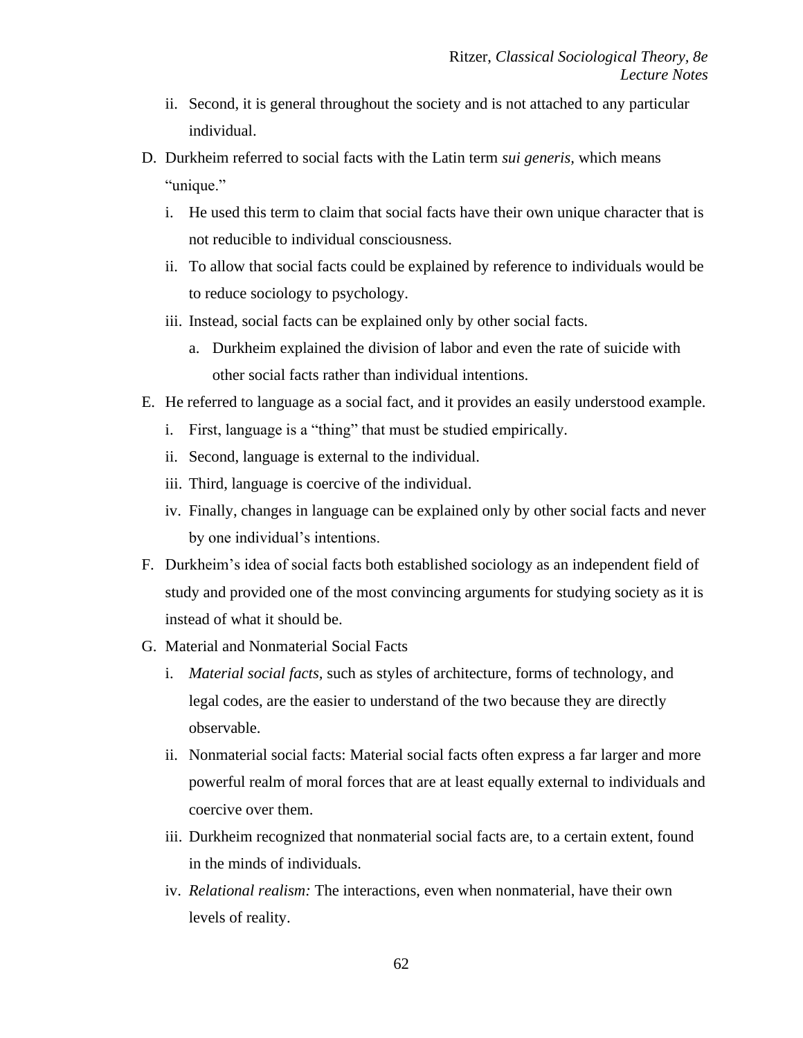ii. Second, it is general throughout the society and is not attached to any particular individual.

D. Durkheim referred to social facts with the Latin term *sui generis,* which means "unique."

   i. He used this term to claim that social facts have their own unique character that is not reducible to individual consciousness.

   ii. To allow that social facts could be explained by reference to individuals would be to reduce sociology to psychology.

   iii. Instead, social facts can be explained only by other social facts.

      a. Durkheim explained the division of labor and even the rate of suicide with other social facts rather than individual intentions.

E. He referred to language as a social fact, and it provides an easily understood example.

   i. First, language is a "thing" that must be studied empirically.

   ii. Second, language is external to the individual.

   iii. Third, language is coercive of the individual.

   iv. Finally, changes in language can be explained only by other social facts and never by one individual's intentions.

F. Durkheim's idea of social facts both established sociology as an independent field of study and provided one of the most convincing arguments for studying society as it is instead of what it should be.

G. Material and Nonmaterial Social Facts

   i. *Material social facts,* such as styles of architecture, forms of technology, and legal codes, are the easier to understand of the two because they are directly observable.

   ii. Nonmaterial social facts: Material social facts often express a far larger and more powerful realm of moral forces that are at least equally external to individuals and coercive over them.

   iii. Durkheim recognized that nonmaterial social facts are, to a certain extent, found in the minds of individuals.

   iv. *Relational realism:* The interactions, even when nonmaterial, have their own levels of reality.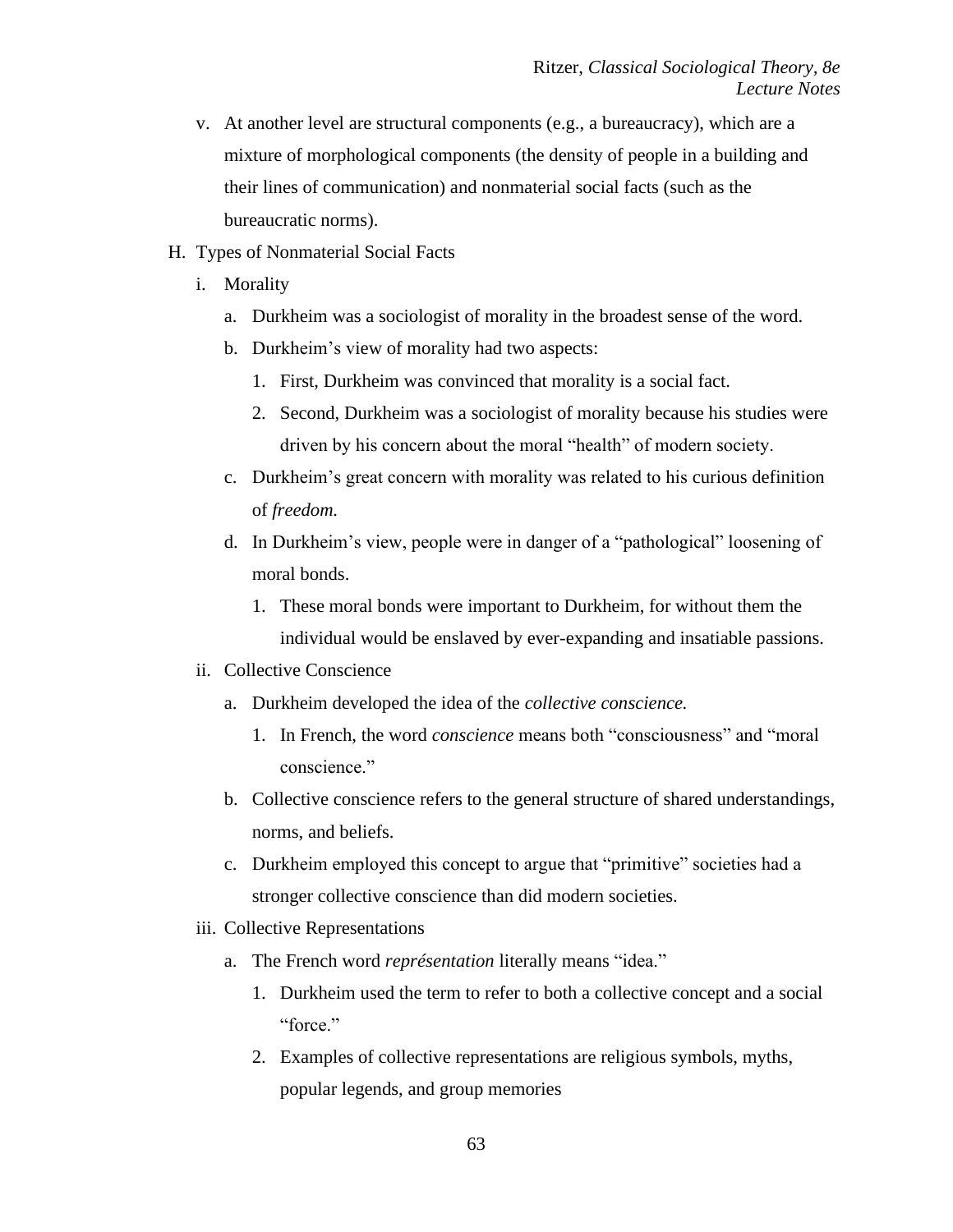v. At another level are structural components (e.g., a bureaucracy), which are a mixture of morphological components (the density of people in a building and their lines of communication) and nonmaterial social facts (such as the bureaucratic norms).

H. Types of Nonmaterial Social Facts

i. Morality

a. Durkheim was a sociologist of morality in the broadest sense of the word.

b. Durkheim's view of morality had two aspects:

1. First, Durkheim was convinced that morality is a social fact.
2. Second, Durkheim was a sociologist of morality because his studies were driven by his concern about the moral "health" of modern society.

c. Durkheim's great concern with morality was related to his curious definition of *freedom.*

d. In Durkheim's view, people were in danger of a "pathological" loosening of moral bonds.

1. These moral bonds were important to Durkheim, for without them the individual would be enslaved by ever-expanding and insatiable passions.

ii. Collective Conscience

a. Durkheim developed the idea of the *collective conscience.*

1. In French, the word *conscience* means both "consciousness" and "moral conscience."

b. Collective conscience refers to the general structure of shared understandings, norms, and beliefs.

c. Durkheim employed this concept to argue that "primitive" societies had a stronger collective conscience than did modern societies.

iii. Collective Representations

a. The French word *représentation* literally means "idea."

1. Durkheim used the term to refer to both a collective concept and a social "force."
2. Examples of collective representations are religious symbols, myths, popular legends, and group memories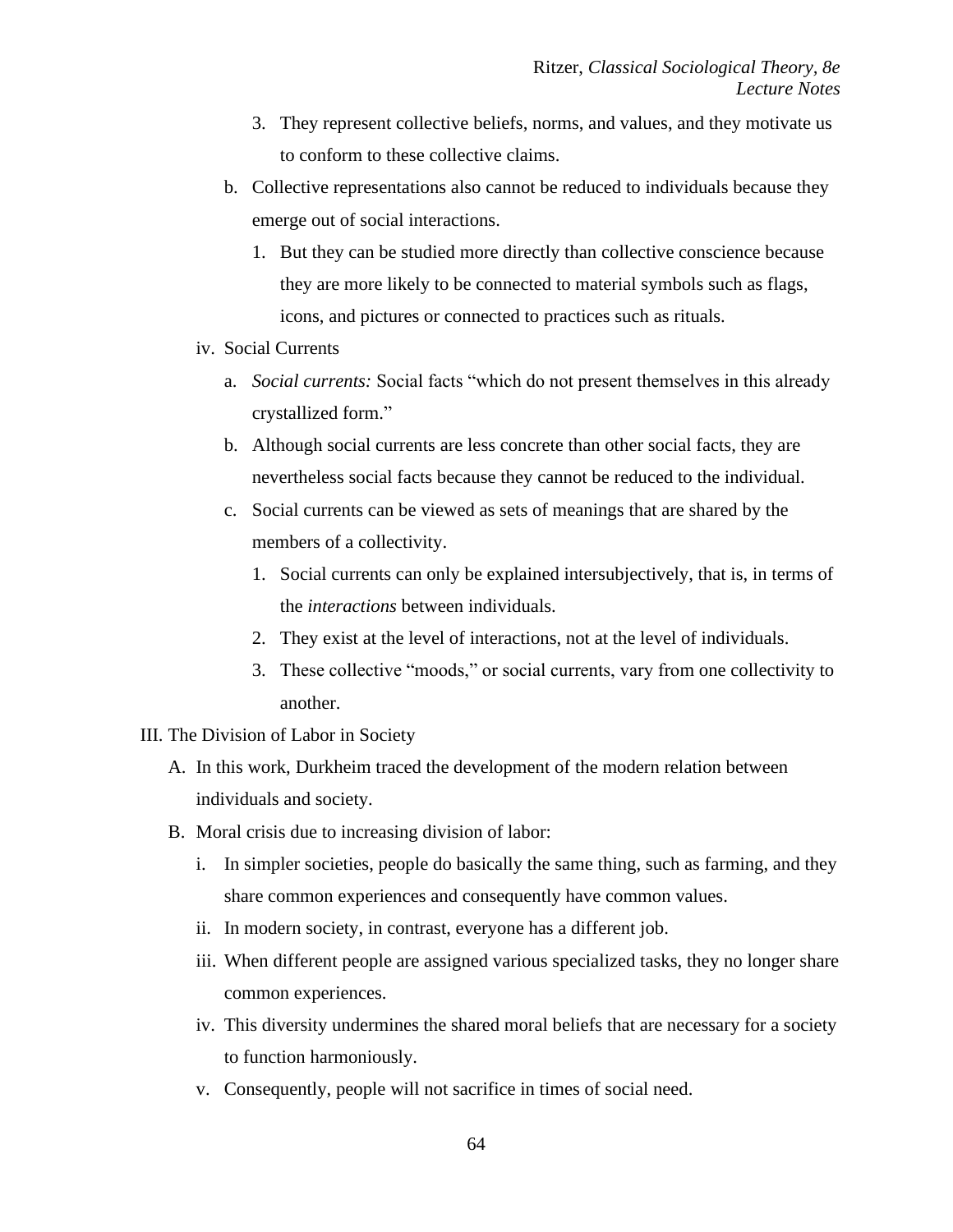3. They represent collective beliefs, norms, and values, and they motivate us to conform to these collective claims.

b. Collective representations also cannot be reduced to individuals because they emerge out of social interactions.

1. But they can be studied more directly than collective conscience because they are more likely to be connected to material symbols such as flags, icons, and pictures or connected to practices such as rituals.

iv. Social Currents

a. *Social currents:* Social facts "which do not present themselves in this already crystallized form."

b. Although social currents are less concrete than other social facts, they are nevertheless social facts because they cannot be reduced to the individual.

c. Social currents can be viewed as sets of meanings that are shared by the members of a collectivity.

1. Social currents can only be explained intersubjectively, that is, in terms of the *interactions* between individuals.
2. They exist at the level of interactions, not at the level of individuals.
3. These collective "moods," or social currents, vary from one collectivity to another.

III. The Division of Labor in Society

A. In this work, Durkheim traced the development of the modern relation between individuals and society.

B. Moral crisis due to increasing division of labor:

i. In simpler societies, people do basically the same thing, such as farming, and they share common experiences and consequently have common values.

ii. In modern society, in contrast, everyone has a different job.

iii. When different people are assigned various specialized tasks, they no longer share common experiences.

iv. This diversity undermines the shared moral beliefs that are necessary for a society to function harmoniously.

v. Consequently, people will not sacrifice in times of social need.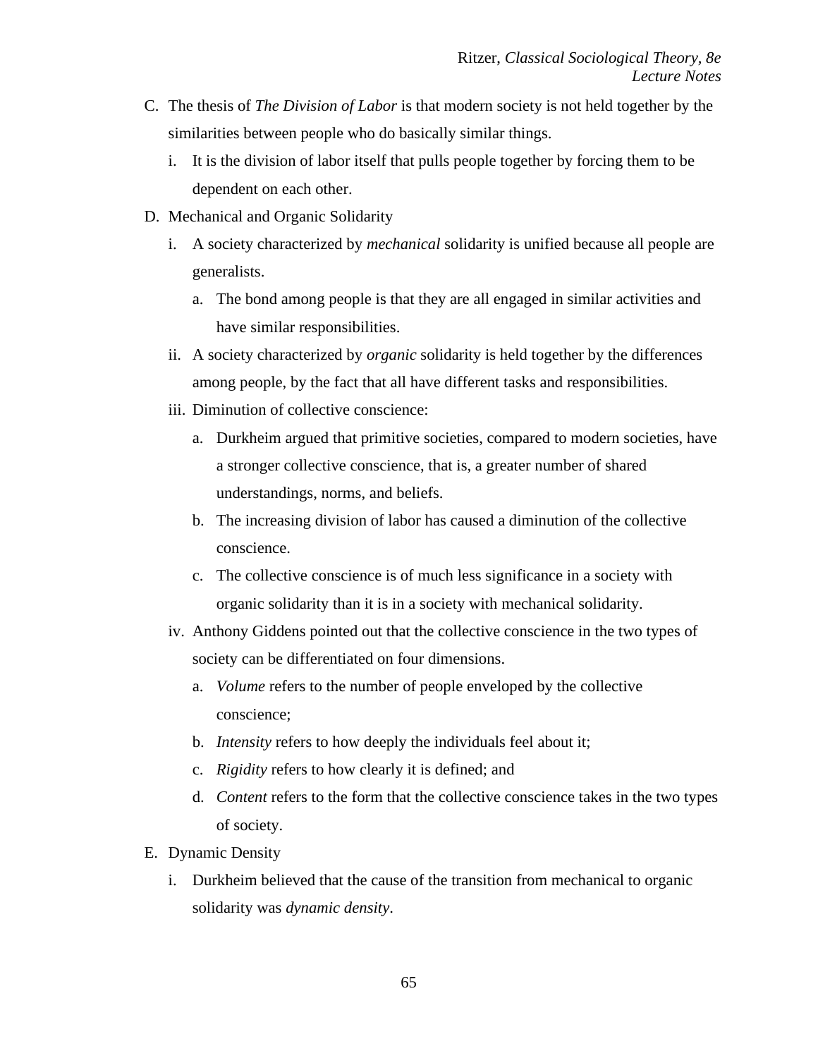C. The thesis of *The Division of Labor* is that modern society is not held together by the similarities between people who do basically similar things.

   i. It is the division of labor itself that pulls people together by forcing them to be dependent on each other.

D. Mechanical and Organic Solidarity

   i. A society characterized by *mechanical* solidarity is unified because all people are generalists.

      a. The bond among people is that they are all engaged in similar activities and have similar responsibilities.

   ii. A society characterized by *organic* solidarity is held together by the differences among people, by the fact that all have different tasks and responsibilities.

   iii. Diminution of collective conscience:

      a. Durkheim argued that primitive societies, compared to modern societies, have a stronger collective conscience, that is, a greater number of shared understandings, norms, and beliefs.

      b. The increasing division of labor has caused a diminution of the collective conscience.

      c. The collective conscience is of much less significance in a society with organic solidarity than it is in a society with mechanical solidarity.

   iv. Anthony Giddens pointed out that the collective conscience in the two types of society can be differentiated on four dimensions.

      a. *Volume* refers to the number of people enveloped by the collective conscience;

      b. *Intensity* refers to how deeply the individuals feel about it;

      c. *Rigidity* refers to how clearly it is defined; and

      d. *Content* refers to the form that the collective conscience takes in the two types of society.

E. Dynamic Density

   i. Durkheim believed that the cause of the transition from mechanical to organic solidarity was *dynamic density*.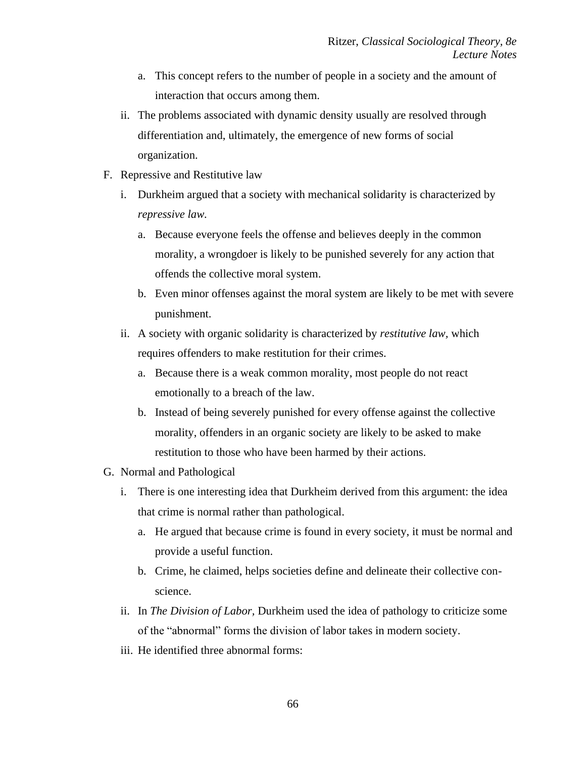a. This concept refers to the number of people in a society and the amount of interaction that occurs among them.

ii. The problems associated with dynamic density usually are resolved through differentiation and, ultimately, the emergence of new forms of social organization.

F. Repressive and Restitutive law

i. Durkheim argued that a society with mechanical solidarity is characterized by *repressive law*.

a. Because everyone feels the offense and believes deeply in the common morality, a wrongdoer is likely to be punished severely for any action that offends the collective moral system.

b. Even minor offenses against the moral system are likely to be met with severe punishment.

ii. A society with organic solidarity is characterized by *restitutive law*, which requires offenders to make restitution for their crimes.

a. Because there is a weak common morality, most people do not react emotionally to a breach of the law.

b. Instead of being severely punished for every offense against the collective morality, offenders in an organic society are likely to be asked to make restitution to those who have been harmed by their actions.

G. Normal and Pathological

i. There is one interesting idea that Durkheim derived from this argument: the idea that crime is normal rather than pathological.

a. He argued that because crime is found in every society, it must be normal and provide a useful function.

b. Crime, he claimed, helps societies define and delineate their collective conscience.

ii. In *The Division of Labor*, Durkheim used the idea of pathology to criticize some of the "abnormal" forms the division of labor takes in modern society.

iii. He identified three abnormal forms: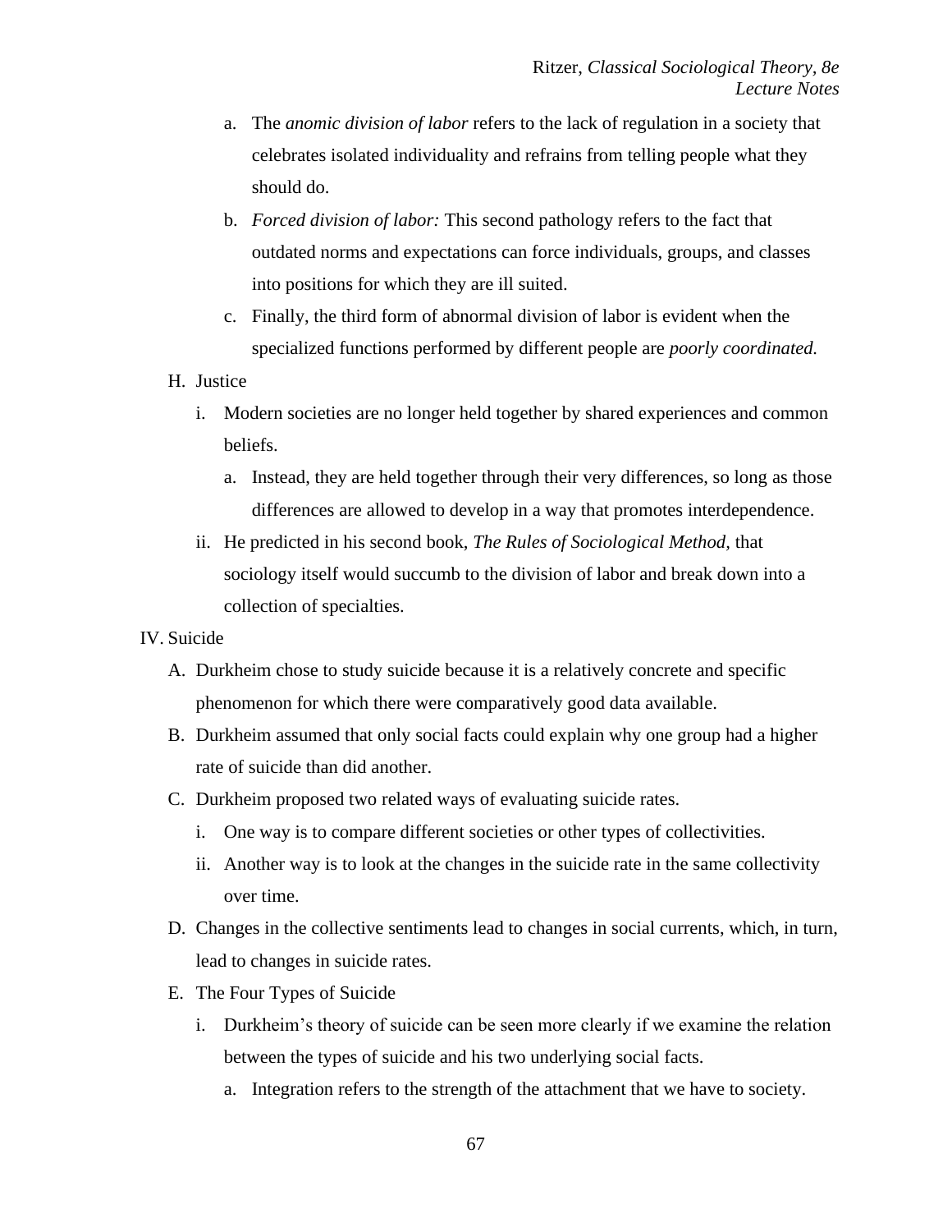a. The *anomic division of labor* refers to the lack of regulation in a society that celebrates isolated individuality and refrains from telling people what they should do.

b. *Forced division of labor:* This second pathology refers to the fact that outdated norms and expectations can force individuals, groups, and classes into positions for which they are ill suited.

c. Finally, the third form of abnormal division of labor is evident when the specialized functions performed by different people are *poorly coordinated.*

H. Justice

i. Modern societies are no longer held together by shared experiences and common beliefs.

a. Instead, they are held together through their very differences, so long as those differences are allowed to develop in a way that promotes interdependence.

ii. He predicted in his second book, *The Rules of Sociological Method,* that sociology itself would succumb to the division of labor and break down into a collection of specialties.

IV. Suicide

A. Durkheim chose to study suicide because it is a relatively concrete and specific phenomenon for which there were comparatively good data available.

B. Durkheim assumed that only social facts could explain why one group had a higher rate of suicide than did another.

C. Durkheim proposed two related ways of evaluating suicide rates.

i. One way is to compare different societies or other types of collectivities.

ii. Another way is to look at the changes in the suicide rate in the same collectivity over time.

D. Changes in the collective sentiments lead to changes in social currents, which, in turn, lead to changes in suicide rates.

E. The Four Types of Suicide

i. Durkheim's theory of suicide can be seen more clearly if we examine the relation between the types of suicide and his two underlying social facts.

a. Integration refers to the strength of the attachment that we have to society.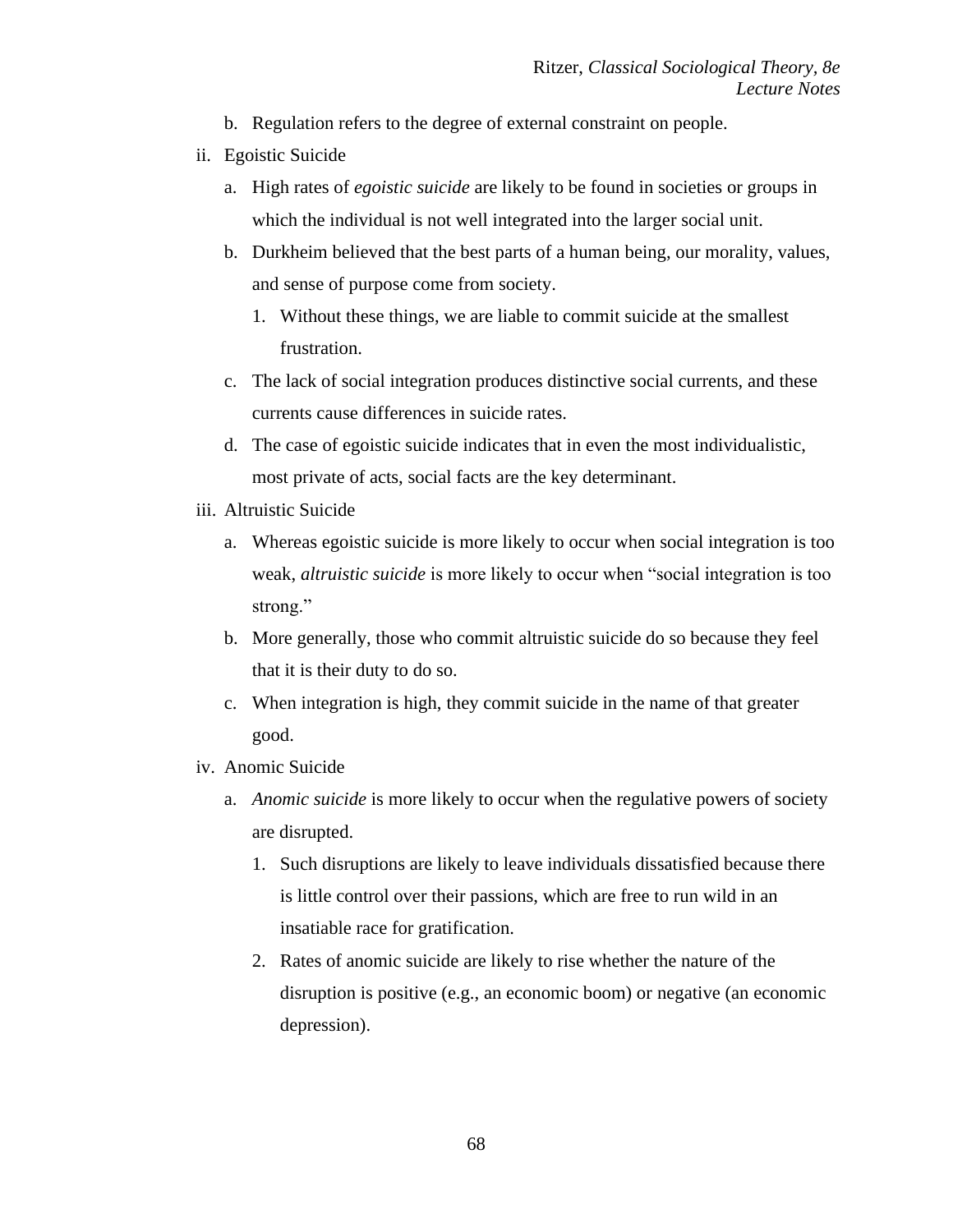b. Regulation refers to the degree of external constraint on people.

ii. Egoistic Suicide

  a. High rates of *egoistic suicide* are likely to be found in societies or groups in which the individual is not well integrated into the larger social unit.

  b. Durkheim believed that the best parts of a human being, our morality, values, and sense of purpose come from society.

    1. Without these things, we are liable to commit suicide at the smallest frustration.

  c. The lack of social integration produces distinctive social currents, and these currents cause differences in suicide rates.

  d. The case of egoistic suicide indicates that in even the most individualistic, most private of acts, social facts are the key determinant.

iii. Altruistic Suicide

  a. Whereas egoistic suicide is more likely to occur when social integration is too weak, *altruistic suicide* is more likely to occur when "social integration is too strong."

  b. More generally, those who commit altruistic suicide do so because they feel that it is their duty to do so.

  c. When integration is high, they commit suicide in the name of that greater good.

iv. Anomic Suicide

  a. *Anomic suicide* is more likely to occur when the regulative powers of society are disrupted.

    1. Such disruptions are likely to leave individuals dissatisfied because there is little control over their passions, which are free to run wild in an insatiable race for gratification.

    2. Rates of anomic suicide are likely to rise whether the nature of the disruption is positive (e.g., an economic boom) or negative (an economic depression).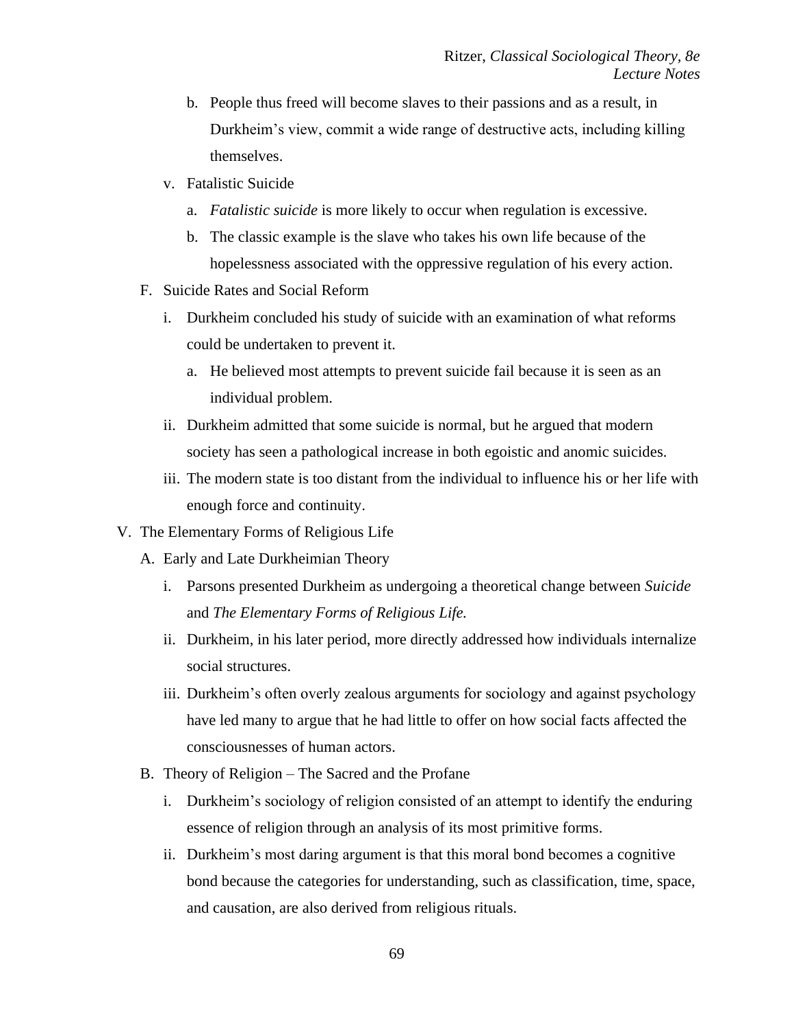b. People thus freed will become slaves to their passions and as a result, in Durkheim's view, commit a wide range of destructive acts, including killing themselves.

v. Fatalistic Suicide

a. *Fatalistic suicide* is more likely to occur when regulation is excessive.

b. The classic example is the slave who takes his own life because of the hopelessness associated with the oppressive regulation of his every action.

F. Suicide Rates and Social Reform

i. Durkheim concluded his study of suicide with an examination of what reforms could be undertaken to prevent it.

a. He believed most attempts to prevent suicide fail because it is seen as an individual problem.

ii. Durkheim admitted that some suicide is normal, but he argued that modern society has seen a pathological increase in both egoistic and anomic suicides.

iii. The modern state is too distant from the individual to influence his or her life with enough force and continuity.

V. The Elementary Forms of Religious Life

A. Early and Late Durkheimian Theory

i. Parsons presented Durkheim as undergoing a theoretical change between *Suicide* and *The Elementary Forms of Religious Life.*

ii. Durkheim, in his later period, more directly addressed how individuals internalize social structures.

iii. Durkheim's often overly zealous arguments for sociology and against psychology have led many to argue that he had little to offer on how social facts affected the consciousnesses of human actors.

B. Theory of Religion – The Sacred and the Profane

i. Durkheim's sociology of religion consisted of an attempt to identify the enduring essence of religion through an analysis of its most primitive forms.

ii. Durkheim's most daring argument is that this moral bond becomes a cognitive bond because the categories for understanding, such as classification, time, space, and causation, are also derived from religious rituals.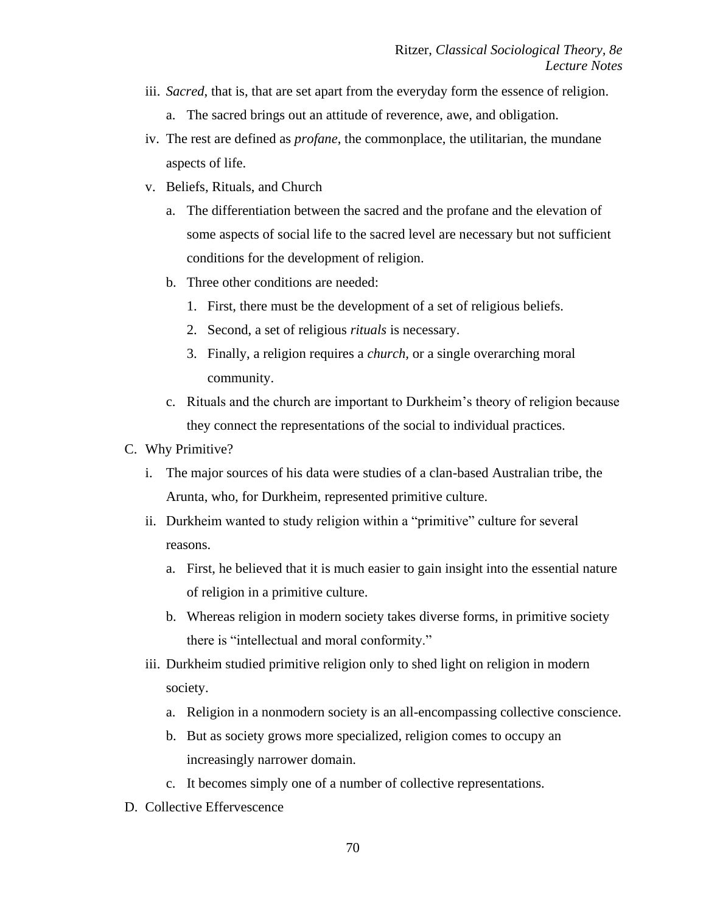iii. *Sacred*, that is, that are set apart from the everyday form the essence of religion.
    a. The sacred brings out an attitude of reverence, awe, and obligation.

iv. The rest are defined as *profane*, the commonplace, the utilitarian, the mundane aspects of life.

v. Beliefs, Rituals, and Church
    a. The differentiation between the sacred and the profane and the elevation of some aspects of social life to the sacred level are necessary but not sufficient conditions for the development of religion.
    b. Three other conditions are needed:
        1. First, there must be the development of a set of religious beliefs.
        2. Second, a set of religious *rituals* is necessary.
        3. Finally, a religion requires a *church*, or a single overarching moral community.
    c. Rituals and the church are important to Durkheim's theory of religion because they connect the representations of the social to individual practices.

C. Why Primitive?

i. The major sources of his data were studies of a clan-based Australian tribe, the Arunta, who, for Durkheim, represented primitive culture.

ii. Durkheim wanted to study religion within a "primitive" culture for several reasons.
    a. First, he believed that it is much easier to gain insight into the essential nature of religion in a primitive culture.
    b. Whereas religion in modern society takes diverse forms, in primitive society there is "intellectual and moral conformity."

iii. Durkheim studied primitive religion only to shed light on religion in modern society.
    a. Religion in a nonmodern society is an all-encompassing collective conscience.
    b. But as society grows more specialized, religion comes to occupy an increasingly narrower domain.
    c. It becomes simply one of a number of collective representations.

D. Collective Effervescence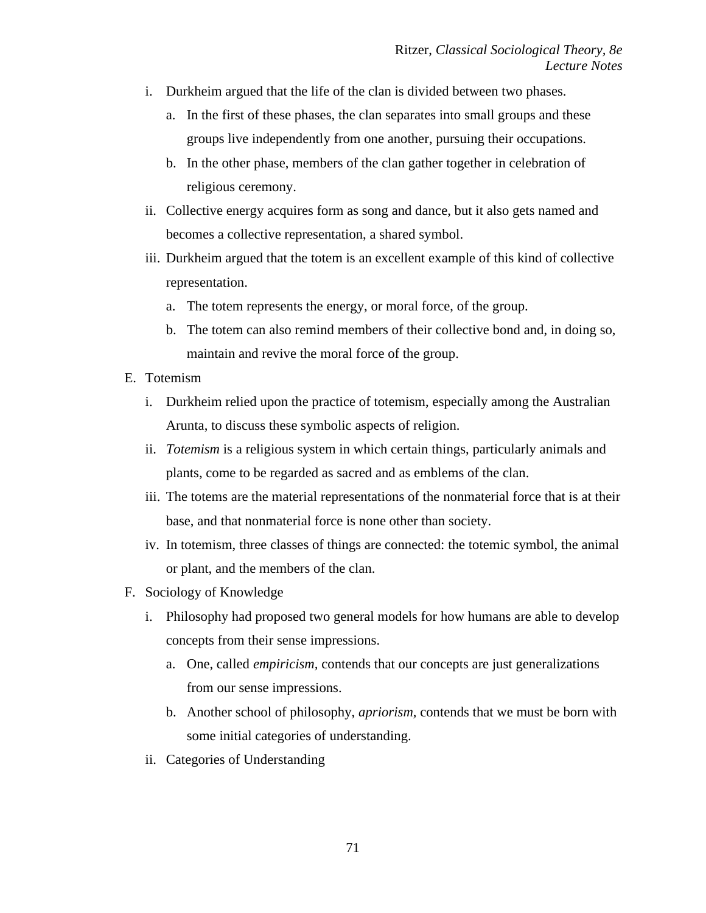i. Durkheim argued that the life of the clan is divided between two phases.
    a. In the first of these phases, the clan separates into small groups and these groups live independently from one another, pursuing their occupations.
    b. In the other phase, members of the clan gather together in celebration of religious ceremony.

ii. Collective energy acquires form as song and dance, but it also gets named and becomes a collective representation, a shared symbol.

iii. Durkheim argued that the totem is an excellent example of this kind of collective representation.
    a. The totem represents the energy, or moral force, of the group.
    b. The totem can also remind members of their collective bond and, in doing so, maintain and revive the moral force of the group.

E. Totemism

i. Durkheim relied upon the practice of totemism, especially among the Australian Arunta, to discuss these symbolic aspects of religion.

ii. *Totemism* is a religious system in which certain things, particularly animals and plants, come to be regarded as sacred and as emblems of the clan.

iii. The totems are the material representations of the nonmaterial force that is at their base, and that nonmaterial force is none other than society.

iv. In totemism, three classes of things are connected: the totemic symbol, the animal or plant, and the members of the clan.

F. Sociology of Knowledge

i. Philosophy had proposed two general models for how humans are able to develop concepts from their sense impressions.
    a. One, called *empiricism*, contends that our concepts are just generalizations from our sense impressions.
    b. Another school of philosophy, *apriorism*, contends that we must be born with some initial categories of understanding.

ii. Categories of Understanding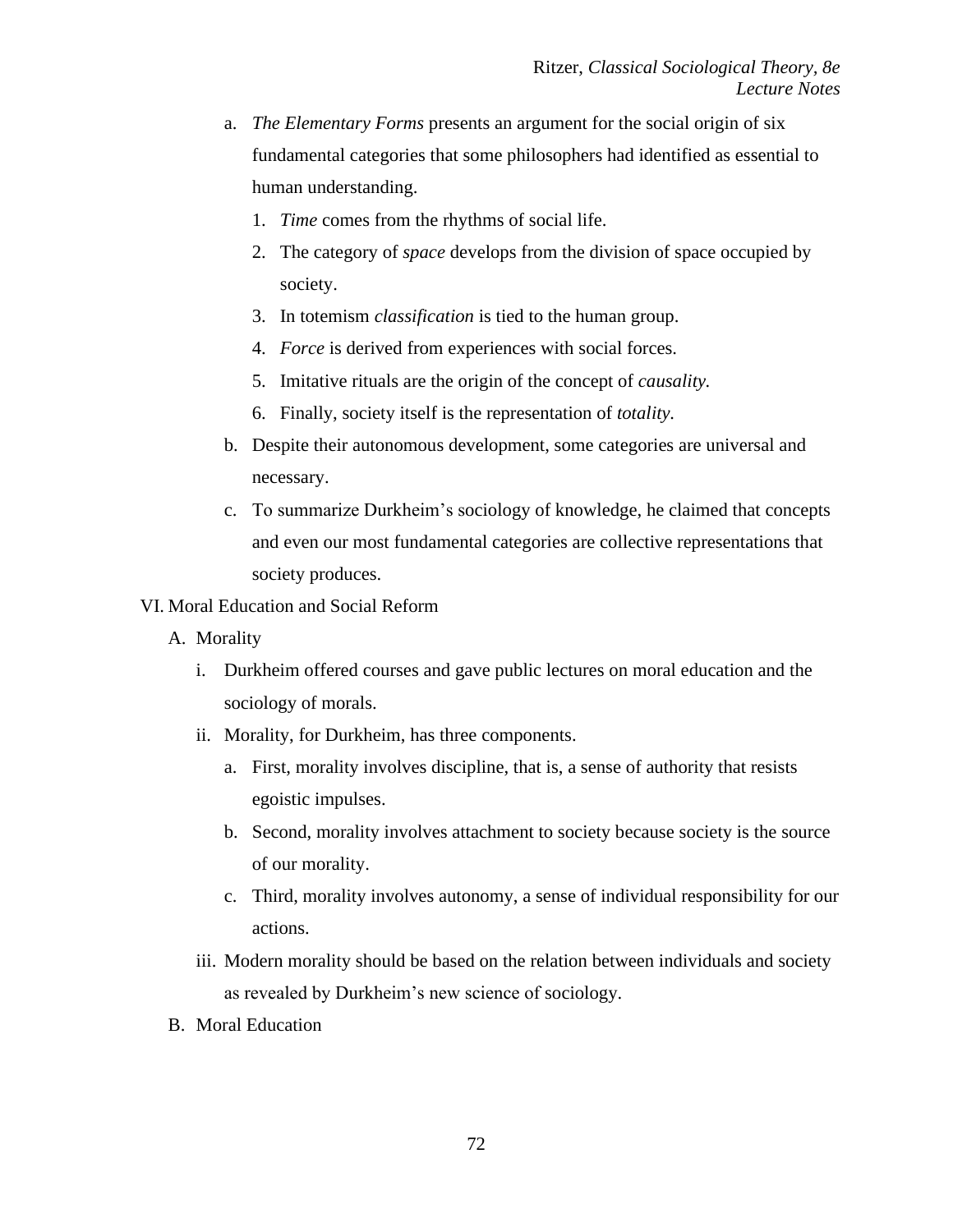a. *The Elementary Forms* presents an argument for the social origin of six fundamental categories that some philosophers had identified as essential to human understanding.
   1. *Time* comes from the rhythms of social life.
   2. The category of *space* develops from the division of space occupied by society.
   3. In totemism *classification* is tied to the human group.
   4. *Force* is derived from experiences with social forces.
   5. Imitative rituals are the origin of the concept of *causality.*
   6. Finally, society itself is the representation of *totality.*

b. Despite their autonomous development, some categories are universal and necessary.

c. To summarize Durkheim's sociology of knowledge, he claimed that concepts and even our most fundamental categories are collective representations that society produces.

VI. Moral Education and Social Reform

A. Morality

i. Durkheim offered courses and gave public lectures on moral education and the sociology of morals.

ii. Morality, for Durkheim, has three components.

a. First, morality involves discipline, that is, a sense of authority that resists egoistic impulses.

b. Second, morality involves attachment to society because society is the source of our morality.

c. Third, morality involves autonomy, a sense of individual responsibility for our actions.

iii. Modern morality should be based on the relation between individuals and society as revealed by Durkheim's new science of sociology.

B. Moral Education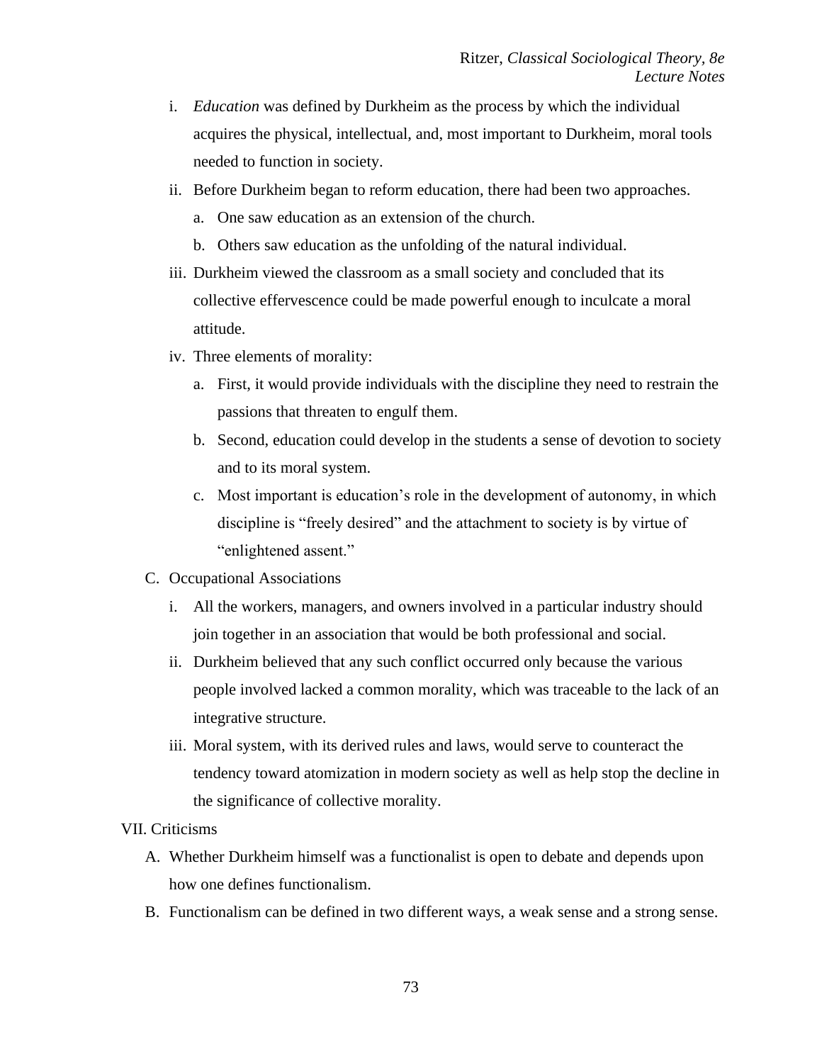i. *Education* was defined by Durkheim as the process by which the individual acquires the physical, intellectual, and, most important to Durkheim, moral tools needed to function in society.

ii. Before Durkheim began to reform education, there had been two approaches.

   a. One saw education as an extension of the church.

   b. Others saw education as the unfolding of the natural individual.

iii. Durkheim viewed the classroom as a small society and concluded that its collective effervescence could be made powerful enough to inculcate a moral attitude.

iv. Three elements of morality:

   a. First, it would provide individuals with the discipline they need to restrain the passions that threaten to engulf them.

   b. Second, education could develop in the students a sense of devotion to society and to its moral system.

   c. Most important is education's role in the development of autonomy, in which discipline is "freely desired" and the attachment to society is by virtue of "enlightened assent."

C. Occupational Associations

   i. All the workers, managers, and owners involved in a particular industry should join together in an association that would be both professional and social.

   ii. Durkheim believed that any such conflict occurred only because the various people involved lacked a common morality, which was traceable to the lack of an integrative structure.

   iii. Moral system, with its derived rules and laws, would serve to counteract the tendency toward atomization in modern society as well as help stop the decline in the significance of collective morality.

VII. Criticisms

   A. Whether Durkheim himself was a functionalist is open to debate and depends upon how one defines functionalism.

   B. Functionalism can be defined in two different ways, a weak sense and a strong sense.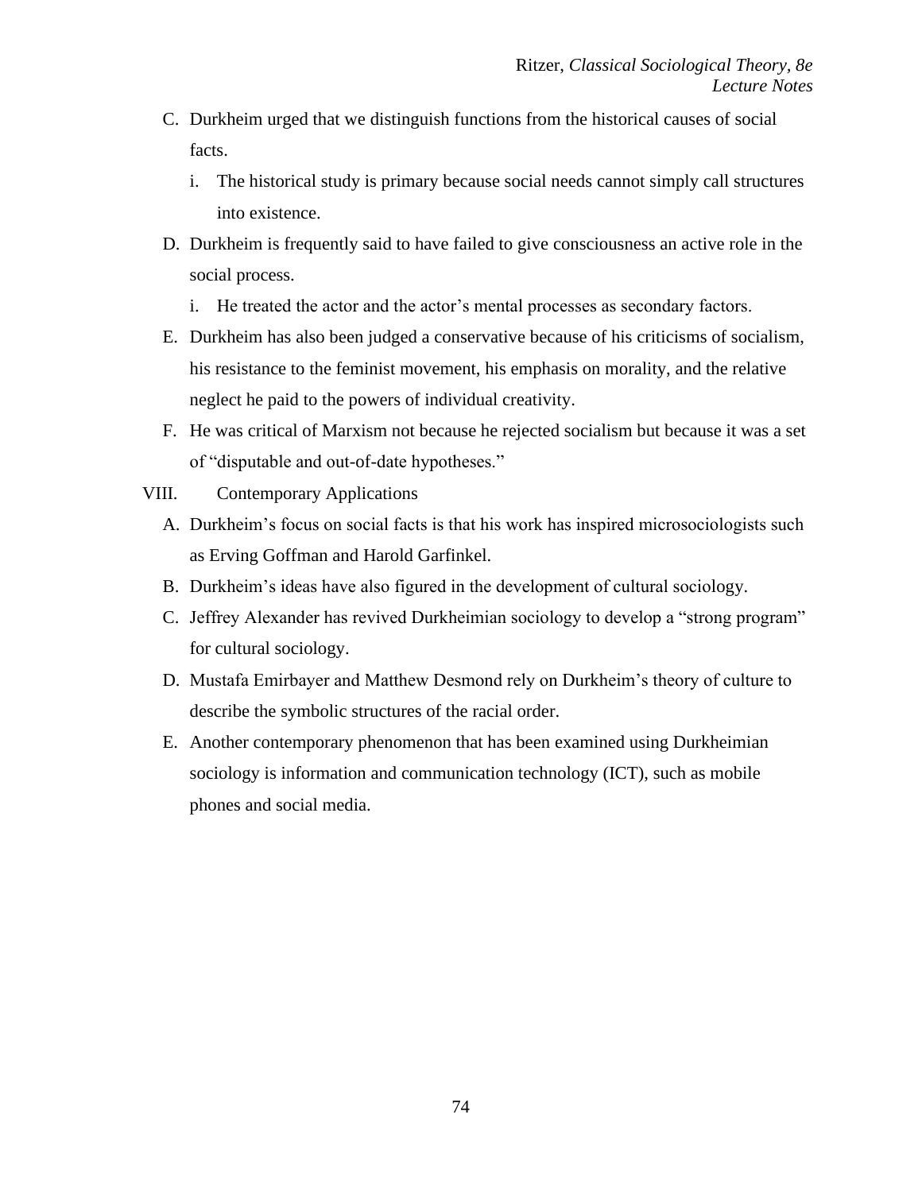C. Durkheim urged that we distinguish functions from the historical causes of social facts.

   i. The historical study is primary because social needs cannot simply call structures into existence.

D. Durkheim is frequently said to have failed to give consciousness an active role in the social process.

   i. He treated the actor and the actor's mental processes as secondary factors.

E. Durkheim has also been judged a conservative because of his criticisms of socialism, his resistance to the feminist movement, his emphasis on morality, and the relative neglect he paid to the powers of individual creativity.

F. He was critical of Marxism not because he rejected socialism but because it was a set of "disputable and out-of-date hypotheses."

VIII. Contemporary Applications

A. Durkheim's focus on social facts is that his work has inspired microsociologists such as Erving Goffman and Harold Garfinkel.

B. Durkheim's ideas have also figured in the development of cultural sociology.

C. Jeffrey Alexander has revived Durkheimian sociology to develop a "strong program" for cultural sociology.

D. Mustafa Emirbayer and Matthew Desmond rely on Durkheim's theory of culture to describe the symbolic structures of the racial order.

E. Another contemporary phenomenon that has been examined using Durkheimian sociology is information and communication technology (ICT), such as mobile phones and social media.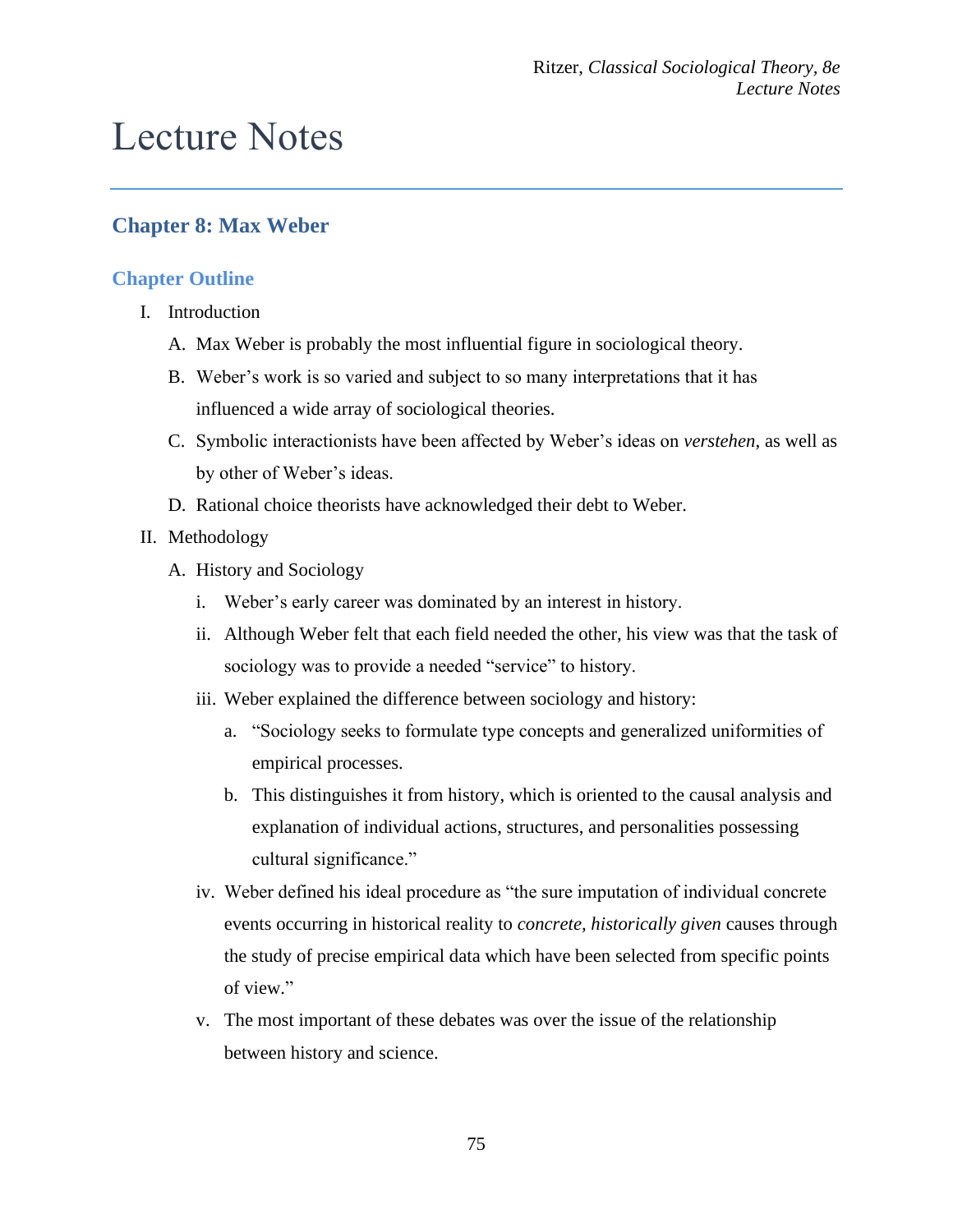# Lecture Notes

## Chapter 8: Max Weber

### Chapter Outline

I. Introduction

   A. Max Weber is probably the most influential figure in sociological theory.

   B. Weber's work is so varied and subject to so many interpretations that it has influenced a wide array of sociological theories.

   C. Symbolic interactionists have been affected by Weber's ideas on *verstehen*, as well as by other of Weber's ideas.

   D. Rational choice theorists have acknowledged their debt to Weber.

II. Methodology

   A. History and Sociology

      i. Weber's early career was dominated by an interest in history.

      ii. Although Weber felt that each field needed the other, his view was that the task of sociology was to provide a needed "service" to history.

      iii. Weber explained the difference between sociology and history:

         a. "Sociology seeks to formulate type concepts and generalized uniformities of empirical processes.

         b. This distinguishes it from history, which is oriented to the causal analysis and explanation of individual actions, structures, and personalities possessing cultural significance."

      iv. Weber defined his ideal procedure as "the sure imputation of individual concrete events occurring in historical reality to *concrete, historically given* causes through the study of precise empirical data which have been selected from specific points of view."

      v. The most important of these debates was over the issue of the relationship between history and science.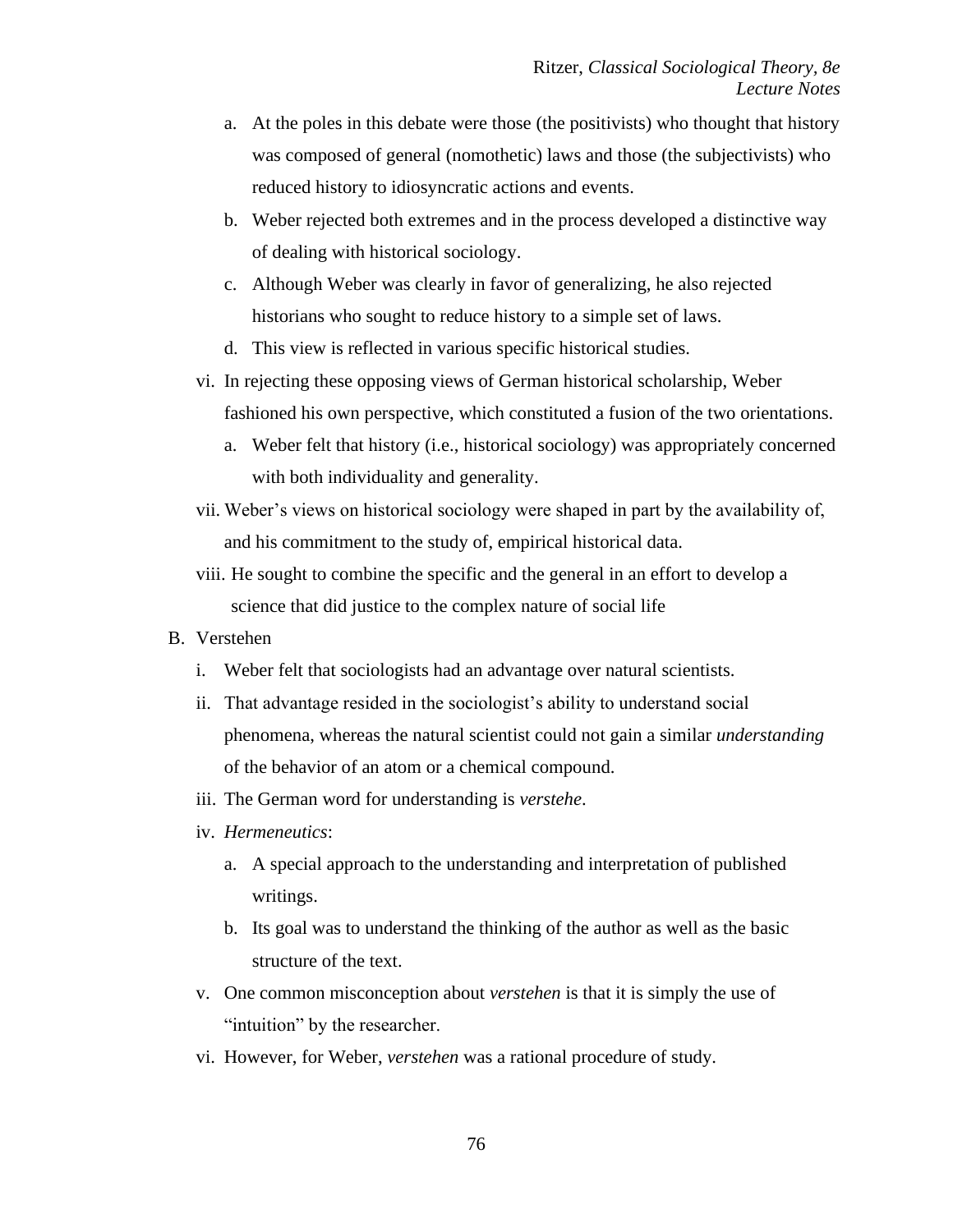a. At the poles in this debate were those (the positivists) who thought that history was composed of general (nomothetic) laws and those (the subjectivists) who reduced history to idiosyncratic actions and events.

b. Weber rejected both extremes and in the process developed a distinctive way of dealing with historical sociology.

c. Although Weber was clearly in favor of generalizing, he also rejected historians who sought to reduce history to a simple set of laws.

d. This view is reflected in various specific historical studies.

vi. In rejecting these opposing views of German historical scholarship, Weber fashioned his own perspective, which constituted a fusion of the two orientations.

a. Weber felt that history (i.e., historical sociology) was appropriately concerned with both individuality and generality.

vii. Weber's views on historical sociology were shaped in part by the availability of, and his commitment to the study of, empirical historical data.

viii. He sought to combine the specific and the general in an effort to develop a science that did justice to the complex nature of social life

B. Verstehen

i. Weber felt that sociologists had an advantage over natural scientists.

ii. That advantage resided in the sociologist's ability to understand social phenomena, whereas the natural scientist could not gain a similar *understanding* of the behavior of an atom or a chemical compound.

iii. The German word for understanding is *verstehe*.

iv. *Hermeneutics*:

a. A special approach to the understanding and interpretation of published writings.

b. Its goal was to understand the thinking of the author as well as the basic structure of the text.

v. One common misconception about *verstehen* is that it is simply the use of "intuition" by the researcher.

vi. However, for Weber, *verstehen* was a rational procedure of study.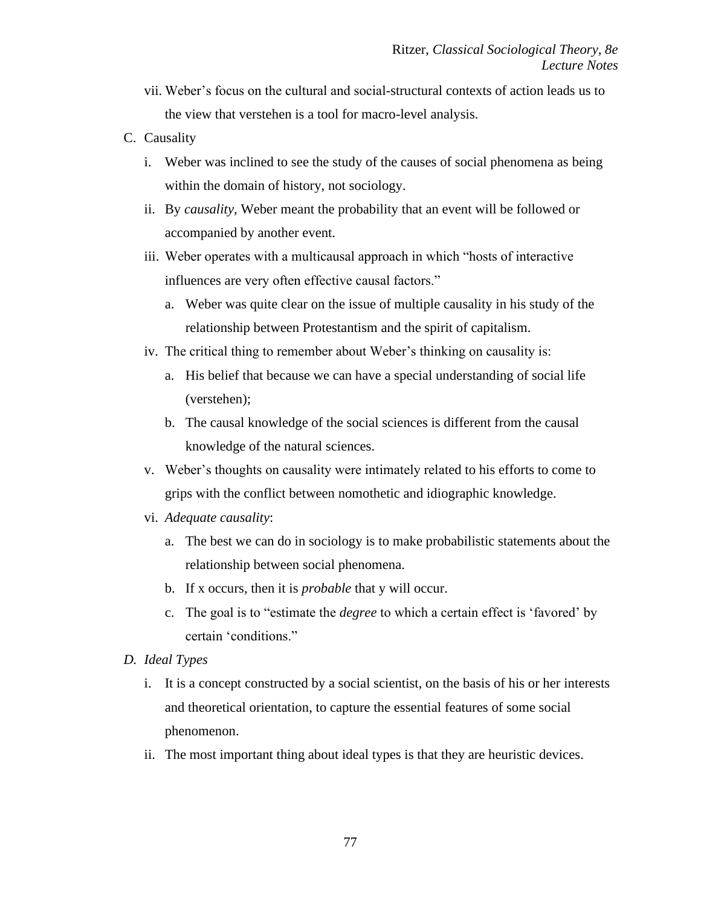vii. Weber's focus on the cultural and social-structural contexts of action leads us to the view that verstehen is a tool for macro-level analysis.

C. Causality

   i. Weber was inclined to see the study of the causes of social phenomena as being within the domain of history, not sociology.

   ii. By *causality*, Weber meant the probability that an event will be followed or accompanied by another event.

   iii. Weber operates with a multicausal approach in which "hosts of interactive influences are very often effective causal factors."

      a. Weber was quite clear on the issue of multiple causality in his study of the relationship between Protestantism and the spirit of capitalism.

   iv. The critical thing to remember about Weber's thinking on causality is:

      a. His belief that because we can have a special understanding of social life (verstehen);

      b. The causal knowledge of the social sciences is different from the causal knowledge of the natural sciences.

   v. Weber's thoughts on causality were intimately related to his efforts to come to grips with the conflict between nomothetic and idiographic knowledge.

   vi. *Adequate causality*:

      a. The best we can do in sociology is to make probabilistic statements about the relationship between social phenomena.

      b. If x occurs, then it is *probable* that y will occur.

      c. The goal is to "estimate the *degree* to which a certain effect is 'favored' by certain 'conditions."

*D. Ideal Types*

   i. It is a concept constructed by a social scientist, on the basis of his or her interests and theoretical orientation, to capture the essential features of some social phenomenon.

   ii. The most important thing about ideal types is that they are heuristic devices.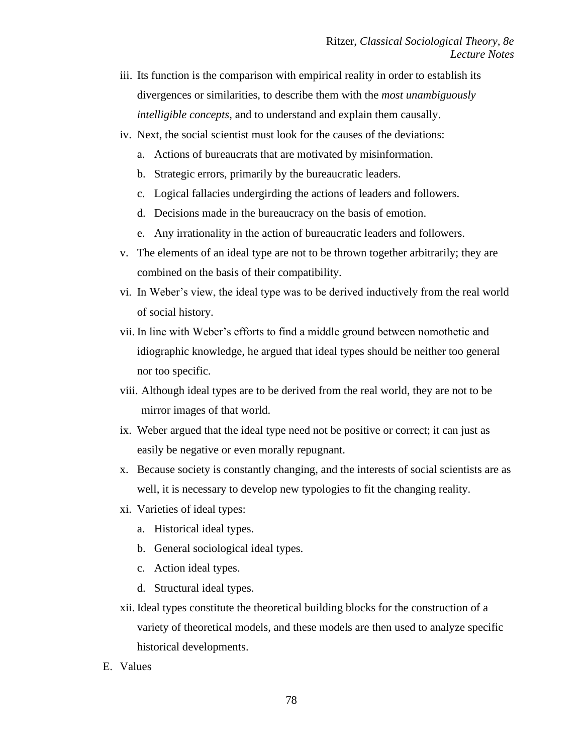iii. Its function is the comparison with empirical reality in order to establish its divergences or similarities, to describe them with the *most unambiguously intelligible concepts*, and to understand and explain them causally.

iv. Next, the social scientist must look for the causes of the deviations:

   a. Actions of bureaucrats that are motivated by misinformation.
   
   b. Strategic errors, primarily by the bureaucratic leaders.
   
   c. Logical fallacies undergirding the actions of leaders and followers.
   
   d. Decisions made in the bureaucracy on the basis of emotion.
   
   e. Any irrationality in the action of bureaucratic leaders and followers.

v. The elements of an ideal type are not to be thrown together arbitrarily; they are combined on the basis of their compatibility.

vi. In Weber's view, the ideal type was to be derived inductively from the real world of social history.

vii. In line with Weber's efforts to find a middle ground between nomothetic and idiographic knowledge, he argued that ideal types should be neither too general nor too specific.

viii. Although ideal types are to be derived from the real world, they are not to be mirror images of that world.

ix. Weber argued that the ideal type need not be positive or correct; it can just as easily be negative or even morally repugnant.

x. Because society is constantly changing, and the interests of social scientists are as well, it is necessary to develop new typologies to fit the changing reality.

xi. Varieties of ideal types:

   a. Historical ideal types.
   
   b. General sociological ideal types.
   
   c. Action ideal types.
   
   d. Structural ideal types.

xii. Ideal types constitute the theoretical building blocks for the construction of a variety of theoretical models, and these models are then used to analyze specific historical developments.

E. Values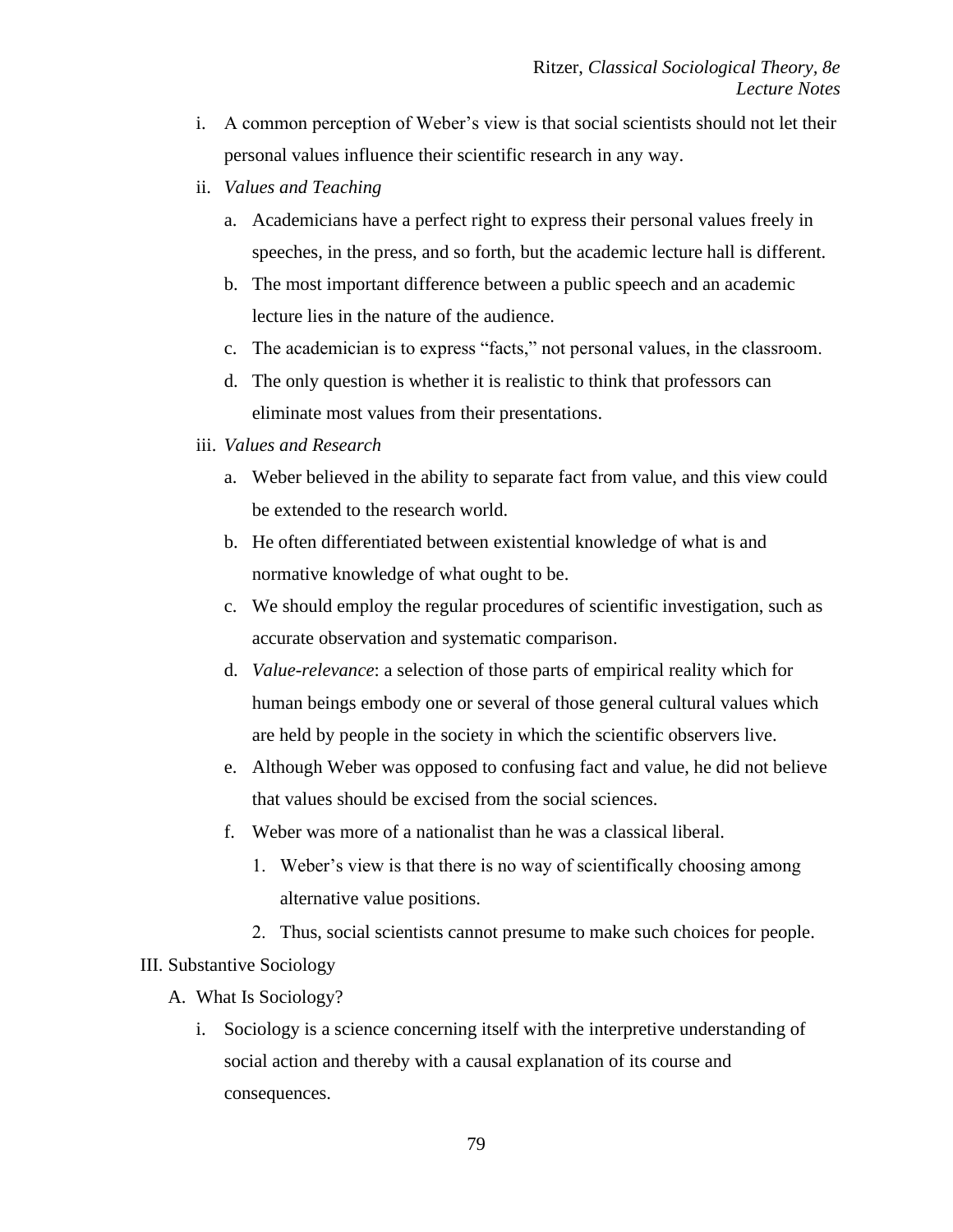i. A common perception of Weber's view is that social scientists should not let their personal values influence their scientific research in any way.

ii. *Values and Teaching*

   a. Academicians have a perfect right to express their personal values freely in speeches, in the press, and so forth, but the academic lecture hall is different.

   b. The most important difference between a public speech and an academic lecture lies in the nature of the audience.

   c. The academician is to express "facts," not personal values, in the classroom.

   d. The only question is whether it is realistic to think that professors can eliminate most values from their presentations.

iii. *Values and Research*

   a. Weber believed in the ability to separate fact from value, and this view could be extended to the research world.

   b. He often differentiated between existential knowledge of what is and normative knowledge of what ought to be.

   c. We should employ the regular procedures of scientific investigation, such as accurate observation and systematic comparison.

   d. *Value-relevance*: a selection of those parts of empirical reality which for human beings embody one or several of those general cultural values which are held by people in the society in which the scientific observers live.

   e. Although Weber was opposed to confusing fact and value, he did not believe that values should be excised from the social sciences.

   f. Weber was more of a nationalist than he was a classical liberal.

      1. Weber's view is that there is no way of scientifically choosing among alternative value positions.

      2. Thus, social scientists cannot presume to make such choices for people.

III. Substantive Sociology

   A. What Is Sociology?

      i. Sociology is a science concerning itself with the interpretive understanding of social action and thereby with a causal explanation of its course and consequences.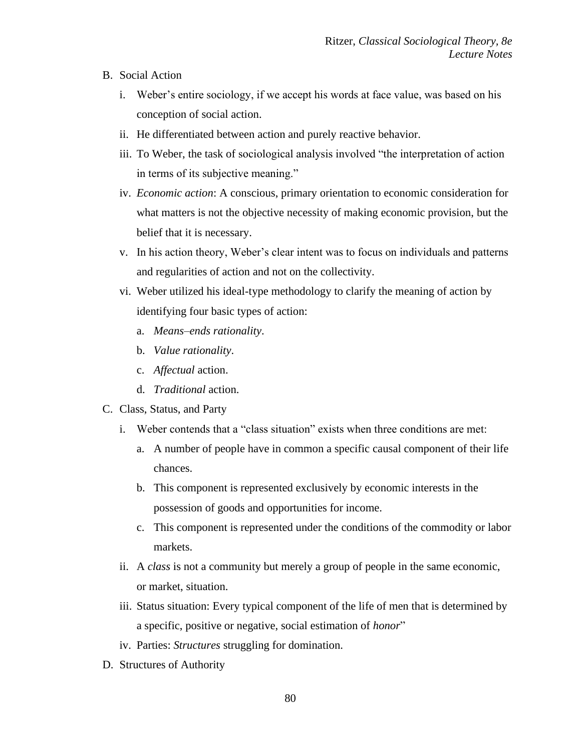B. Social Action

   i. Weber's entire sociology, if we accept his words at face value, was based on his conception of social action.

   ii. He differentiated between action and purely reactive behavior.

   iii. To Weber, the task of sociological analysis involved "the interpretation of action in terms of its subjective meaning."

   iv. *Economic action*: A conscious, primary orientation to economic consideration for what matters is not the objective necessity of making economic provision, but the belief that it is necessary.

   v. In his action theory, Weber's clear intent was to focus on individuals and patterns and regularities of action and not on the collectivity.

   vi. Weber utilized his ideal-type methodology to clarify the meaning of action by identifying four basic types of action:

      a. *Means–ends rationality*.

      b. *Value rationality*.

      c. *Affectual* action.

      d. *Traditional* action.

C. Class, Status, and Party

   i. Weber contends that a "class situation" exists when three conditions are met:

      a. A number of people have in common a specific causal component of their life chances.

      b. This component is represented exclusively by economic interests in the possession of goods and opportunities for income.

      c. This component is represented under the conditions of the commodity or labor markets.

   ii. A *class* is not a community but merely a group of people in the same economic, or market, situation.

   iii. Status situation: Every typical component of the life of men that is determined by a specific, positive or negative, social estimation of *honor*"

   iv. Parties: *Structures* struggling for domination.

D. Structures of Authority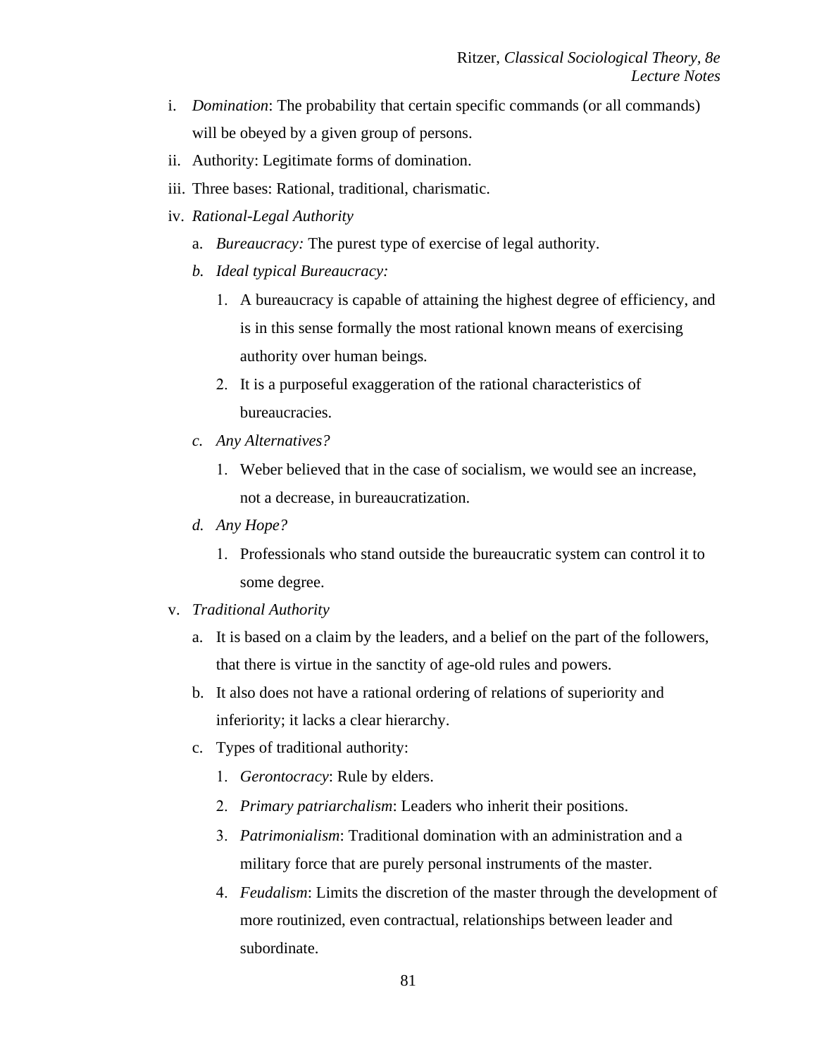i. *Domination*: The probability that certain specific commands (or all commands) will be obeyed by a given group of persons.
ii. Authority: Legitimate forms of domination.
iii. Three bases: Rational, traditional, charismatic.
iv. *Rational-Legal Authority*
    a. *Bureaucracy:* The purest type of exercise of legal authority.
    b. *Ideal typical Bureaucracy:*
        1. A bureaucracy is capable of attaining the highest degree of efficiency, and is in this sense formally the most rational known means of exercising authority over human beings.
        2. It is a purposeful exaggeration of the rational characteristics of bureaucracies.
    c. *Any Alternatives?*
        1. Weber believed that in the case of socialism, we would see an increase, not a decrease, in bureaucratization.
    d. *Any Hope?*
        1. Professionals who stand outside the bureaucratic system can control it to some degree.
v. *Traditional Authority*
    a. It is based on a claim by the leaders, and a belief on the part of the followers, that there is virtue in the sanctity of age-old rules and powers.
    b. It also does not have a rational ordering of relations of superiority and inferiority; it lacks a clear hierarchy.
    c. Types of traditional authority:
        1. *Gerontocracy*: Rule by elders.
        2. *Primary patriarchalism*: Leaders who inherit their positions.
        3. *Patrimonialism*: Traditional domination with an administration and a military force that are purely personal instruments of the master.
        4. *Feudalism*: Limits the discretion of the master through the development of more routinized, even contractual, relationships between leader and subordinate.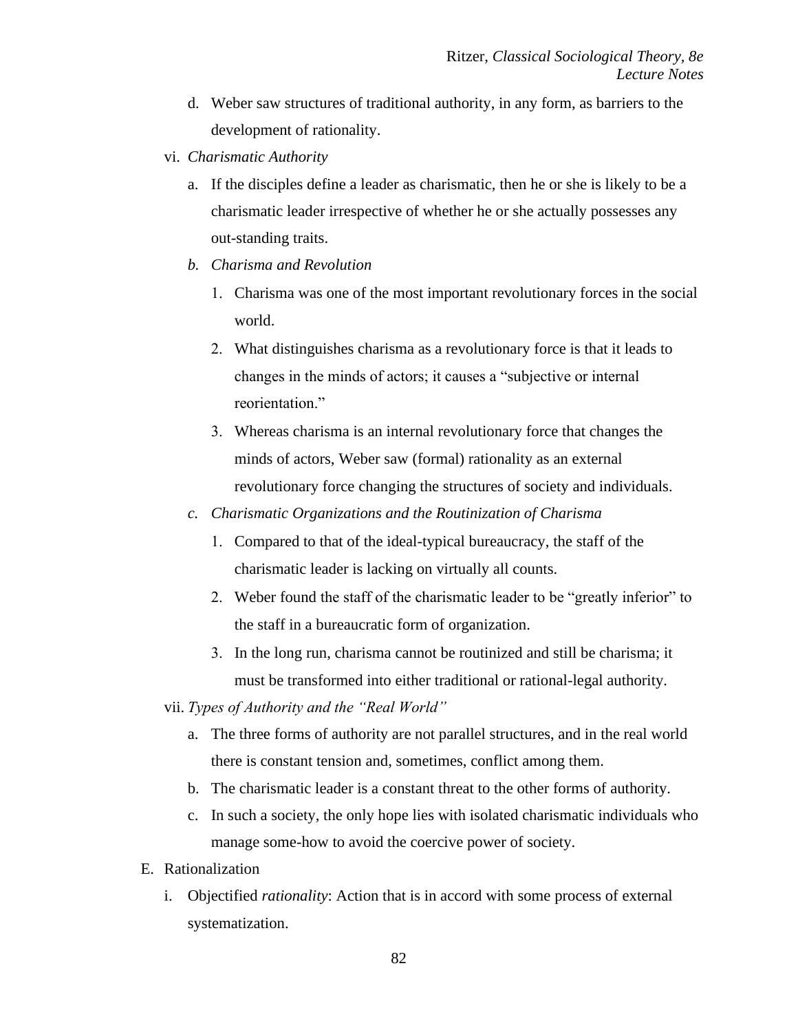d. Weber saw structures of traditional authority, in any form, as barriers to the development of rationality.

vi. *Charismatic Authority*

a. If the disciples define a leader as charismatic, then he or she is likely to be a charismatic leader irrespective of whether he or she actually possesses any out-standing traits.

b. *Charisma and Revolution*

1. Charisma was one of the most important revolutionary forces in the social world.
2. What distinguishes charisma as a revolutionary force is that it leads to changes in the minds of actors; it causes a "subjective or internal reorientation."
3. Whereas charisma is an internal revolutionary force that changes the minds of actors, Weber saw (formal) rationality as an external revolutionary force changing the structures of society and individuals.

c. *Charismatic Organizations and the Routinization of Charisma*

1. Compared to that of the ideal-typical bureaucracy, the staff of the charismatic leader is lacking on virtually all counts.
2. Weber found the staff of the charismatic leader to be "greatly inferior" to the staff in a bureaucratic form of organization.
3. In the long run, charisma cannot be routinized and still be charisma; it must be transformed into either traditional or rational-legal authority.

vii. *Types of Authority and the "Real World"*

a. The three forms of authority are not parallel structures, and in the real world there is constant tension and, sometimes, conflict among them.

b. The charismatic leader is a constant threat to the other forms of authority.

c. In such a society, the only hope lies with isolated charismatic individuals who manage some-how to avoid the coercive power of society.

E. Rationalization

i. Objectified *rationality*: Action that is in accord with some process of external systematization.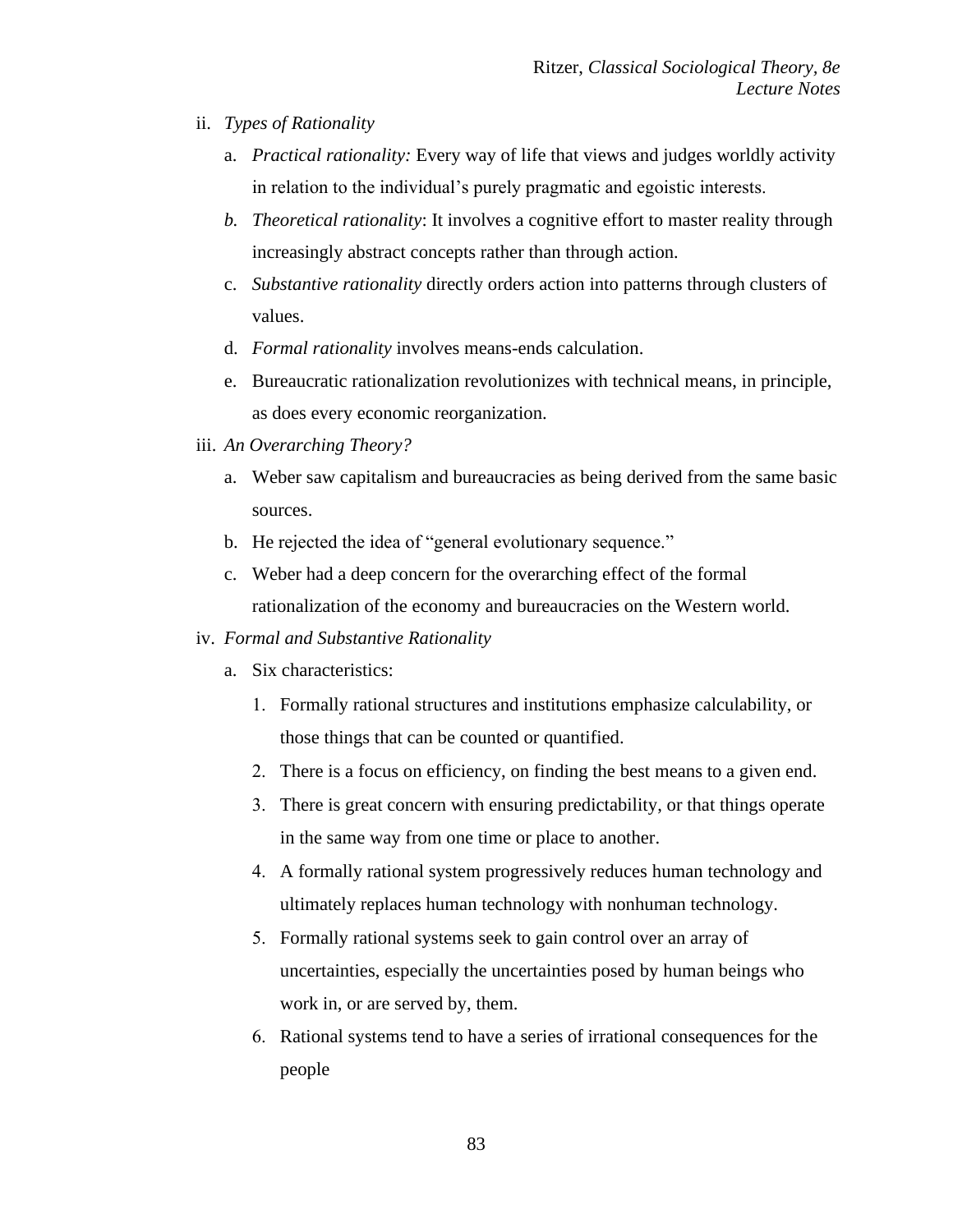ii. *Types of Rationality*

   a. *Practical rationality:* Every way of life that views and judges worldly activity in relation to the individual's purely pragmatic and egoistic interests.

   b. *Theoretical rationality*: It involves a cognitive effort to master reality through increasingly abstract concepts rather than through action.

   c. *Substantive rationality* directly orders action into patterns through clusters of values.

   d. *Formal rationality* involves means-ends calculation.

   e. Bureaucratic rationalization revolutionizes with technical means, in principle, as does every economic reorganization.

iii. *An Overarching Theory?*

   a. Weber saw capitalism and bureaucracies as being derived from the same basic sources.

   b. He rejected the idea of "general evolutionary sequence."

   c. Weber had a deep concern for the overarching effect of the formal rationalization of the economy and bureaucracies on the Western world.

iv. *Formal and Substantive Rationality*

   a. Six characteristics:

      1. Formally rational structures and institutions emphasize calculability, or those things that can be counted or quantified.

      2. There is a focus on efficiency, on finding the best means to a given end.

      3. There is great concern with ensuring predictability, or that things operate in the same way from one time or place to another.

      4. A formally rational system progressively reduces human technology and ultimately replaces human technology with nonhuman technology.

      5. Formally rational systems seek to gain control over an array of uncertainties, especially the uncertainties posed by human beings who work in, or are served by, them.

      6. Rational systems tend to have a series of irrational consequences for the people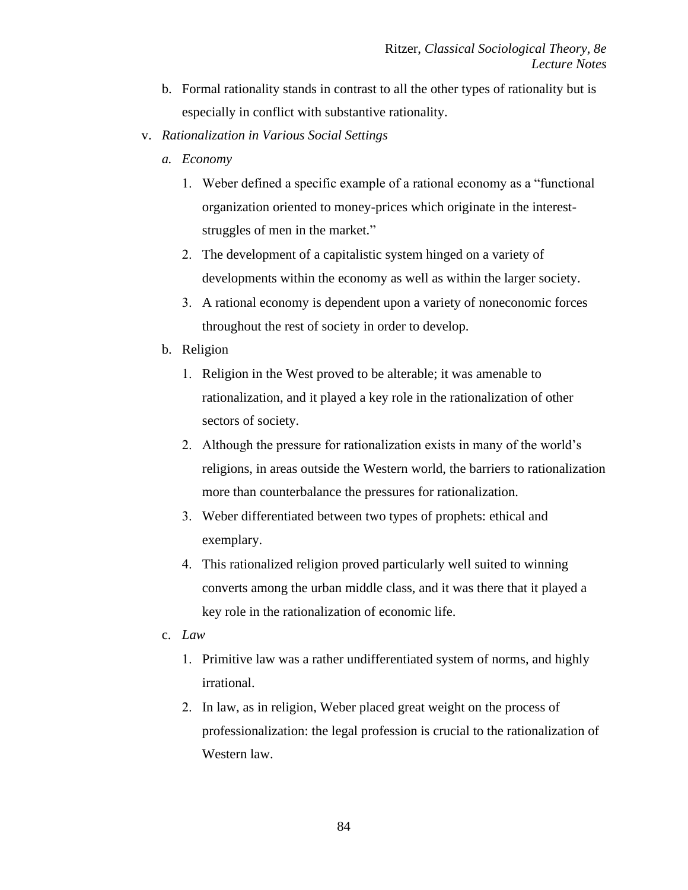b. Formal rationality stands in contrast to all the other types of rationality but is especially in conflict with substantive rationality.

v. *Rationalization in Various Social Settings*

   a. *Economy*

      1. Weber defined a specific example of a rational economy as a "functional organization oriented to money-prices which originate in the interest-struggles of men in the market."
      2. The development of a capitalistic system hinged on a variety of developments within the economy as well as within the larger society.
      3. A rational economy is dependent upon a variety of noneconomic forces throughout the rest of society in order to develop.

   b. Religion

      1. Religion in the West proved to be alterable; it was amenable to rationalization, and it played a key role in the rationalization of other sectors of society.
      2. Although the pressure for rationalization exists in many of the world's religions, in areas outside the Western world, the barriers to rationalization more than counterbalance the pressures for rationalization.
      3. Weber differentiated between two types of prophets: ethical and exemplary.
      4. This rationalized religion proved particularly well suited to winning converts among the urban middle class, and it was there that it played a key role in the rationalization of economic life.

   c. *Law*

      1. Primitive law was a rather undifferentiated system of norms, and highly irrational.
      2. In law, as in religion, Weber placed great weight on the process of professionalization: the legal profession is crucial to the rationalization of Western law.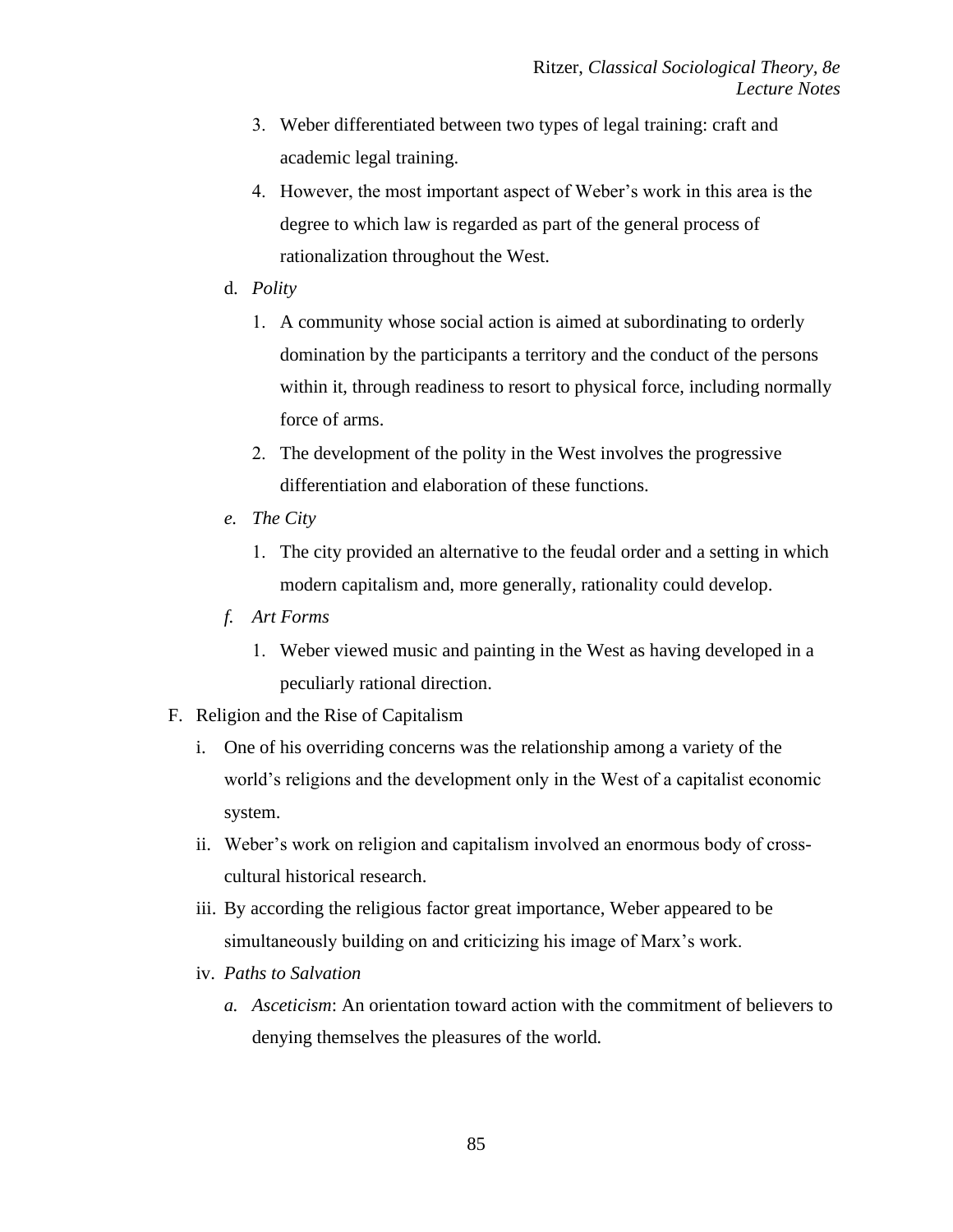3. Weber differentiated between two types of legal training: craft and academic legal training.
4. However, the most important aspect of Weber's work in this area is the degree to which law is regarded as part of the general process of rationalization throughout the West.

d. *Polity*

1. A community whose social action is aimed at subordinating to orderly domination by the participants a territory and the conduct of the persons within it, through readiness to resort to physical force, including normally force of arms.
2. The development of the polity in the West involves the progressive differentiation and elaboration of these functions.

*e. The City*

1. The city provided an alternative to the feudal order and a setting in which modern capitalism and, more generally, rationality could develop.

*f. Art Forms*

1. Weber viewed music and painting in the West as having developed in a peculiarly rational direction.

F. Religion and the Rise of Capitalism

i. One of his overriding concerns was the relationship among a variety of the world's religions and the development only in the West of a capitalist economic system.

ii. Weber's work on religion and capitalism involved an enormous body of cross-cultural historical research.

iii. By according the religious factor great importance, Weber appeared to be simultaneously building on and criticizing his image of Marx's work.

iv. *Paths to Salvation*

*a. Asceticism*: An orientation toward action with the commitment of believers to denying themselves the pleasures of the world.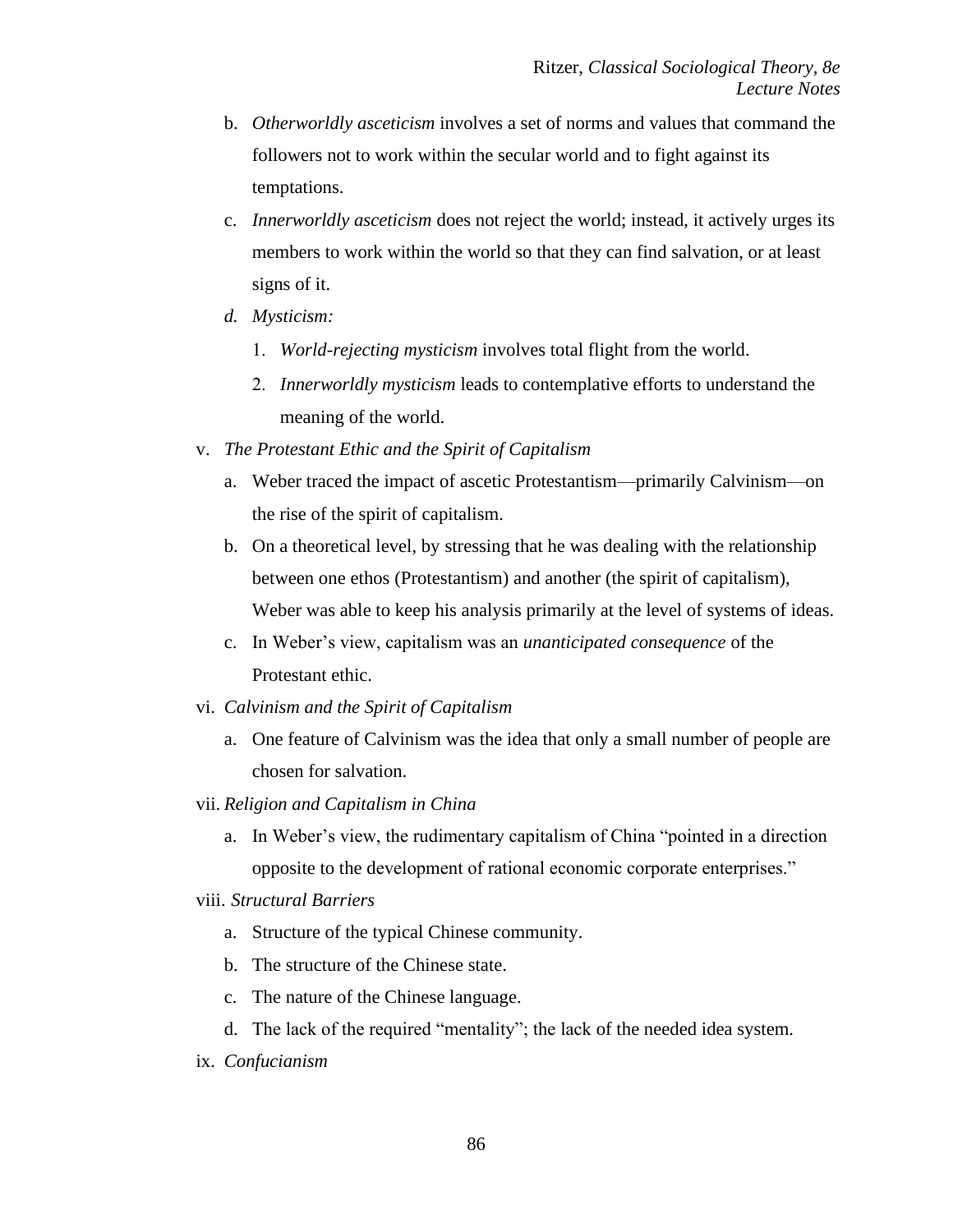b. *Otherworldly asceticism* involves a set of norms and values that command the followers not to work within the secular world and to fight against its temptations.

c. *Innerworldly asceticism* does not reject the world; instead, it actively urges its members to work within the world so that they can find salvation, or at least signs of it.

*d. Mysticism:*

1. *World-rejecting mysticism* involves total flight from the world.
2. *Innerworldly mysticism* leads to contemplative efforts to understand the meaning of the world.

v. *The Protestant Ethic and the Spirit of Capitalism*

a. Weber traced the impact of ascetic Protestantism—primarily Calvinism—on the rise of the spirit of capitalism.

b. On a theoretical level, by stressing that he was dealing with the relationship between one ethos (Protestantism) and another (the spirit of capitalism), Weber was able to keep his analysis primarily at the level of systems of ideas.

c. In Weber's view, capitalism was an *unanticipated consequence* of the Protestant ethic.

vi. *Calvinism and the Spirit of Capitalism*

a. One feature of Calvinism was the idea that only a small number of people are chosen for salvation.

vii. *Religion and Capitalism in China*

a. In Weber's view, the rudimentary capitalism of China "pointed in a direction opposite to the development of rational economic corporate enterprises."

viii. *Structural Barriers*

a. Structure of the typical Chinese community.

b. The structure of the Chinese state.

c. The nature of the Chinese language.

d. The lack of the required "mentality"; the lack of the needed idea system.

ix. *Confucianism*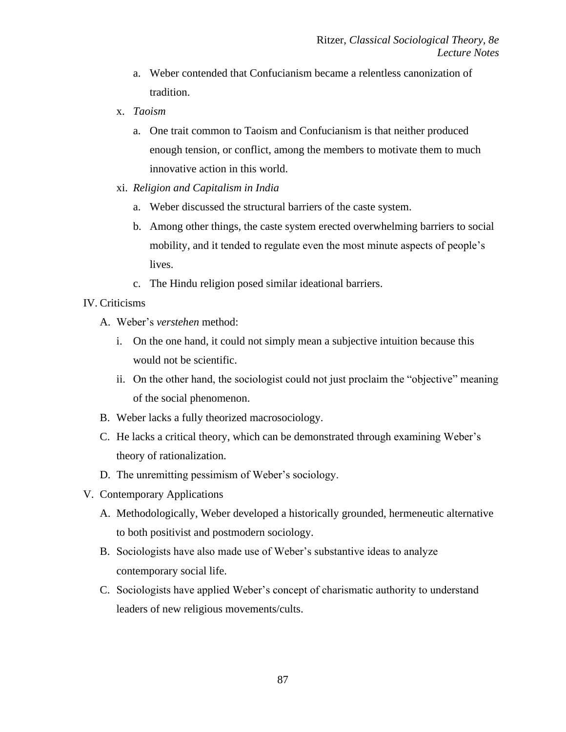a. Weber contended that Confucianism became a relentless canonization of tradition.

x. *Taoism*

a. One trait common to Taoism and Confucianism is that neither produced enough tension, or conflict, among the members to motivate them to much innovative action in this world.

xi. *Religion and Capitalism in India*

a. Weber discussed the structural barriers of the caste system.

b. Among other things, the caste system erected overwhelming barriers to social mobility, and it tended to regulate even the most minute aspects of people's lives.

c. The Hindu religion posed similar ideational barriers.

IV. Criticisms

A. Weber's *verstehen* method:

i. On the one hand, it could not simply mean a subjective intuition because this would not be scientific.

ii. On the other hand, the sociologist could not just proclaim the "objective" meaning of the social phenomenon.

B. Weber lacks a fully theorized macrosociology.

C. He lacks a critical theory, which can be demonstrated through examining Weber's theory of rationalization.

D. The unremitting pessimism of Weber's sociology.

V. Contemporary Applications

A. Methodologically, Weber developed a historically grounded, hermeneutic alternative to both positivist and postmodern sociology.

B. Sociologists have also made use of Weber's substantive ideas to analyze contemporary social life.

C. Sociologists have applied Weber's concept of charismatic authority to understand leaders of new religious movements/cults.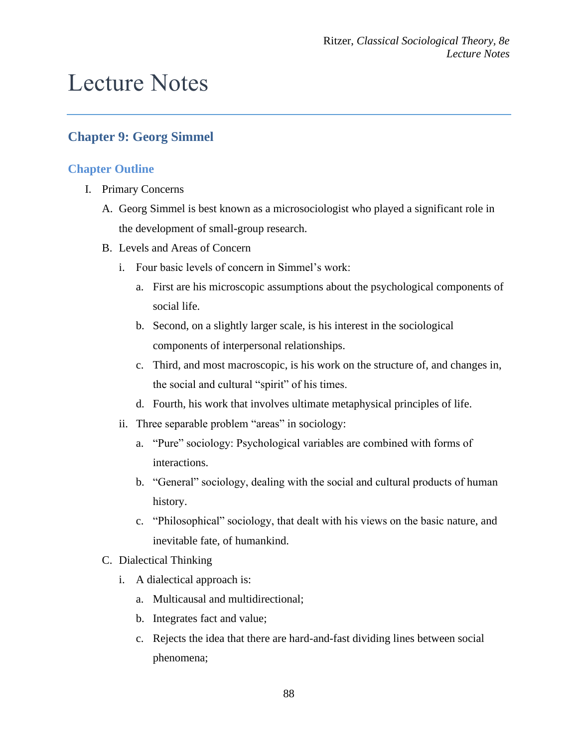# Lecture Notes

## Chapter 9: Georg Simmel

### Chapter Outline

I. Primary Concerns

   A. Georg Simmel is best known as a microsociologist who played a significant role in the development of small-group research.

   B. Levels and Areas of Concern

      i. Four basic levels of concern in Simmel's work:

         a. First are his microscopic assumptions about the psychological components of social life.

         b. Second, on a slightly larger scale, is his interest in the sociological components of interpersonal relationships.

         c. Third, and most macroscopic, is his work on the structure of, and changes in, the social and cultural "spirit" of his times.

         d. Fourth, his work that involves ultimate metaphysical principles of life.

      ii. Three separable problem "areas" in sociology:

         a. "Pure" sociology: Psychological variables are combined with forms of interactions.

         b. "General" sociology, dealing with the social and cultural products of human history.

         c. "Philosophical" sociology, that dealt with his views on the basic nature, and inevitable fate, of humankind.

   C. Dialectical Thinking

      i. A dialectical approach is:

         a. Multicausal and multidirectional;

         b. Integrates fact and value;

         c. Rejects the idea that there are hard-and-fast dividing lines between social phenomena;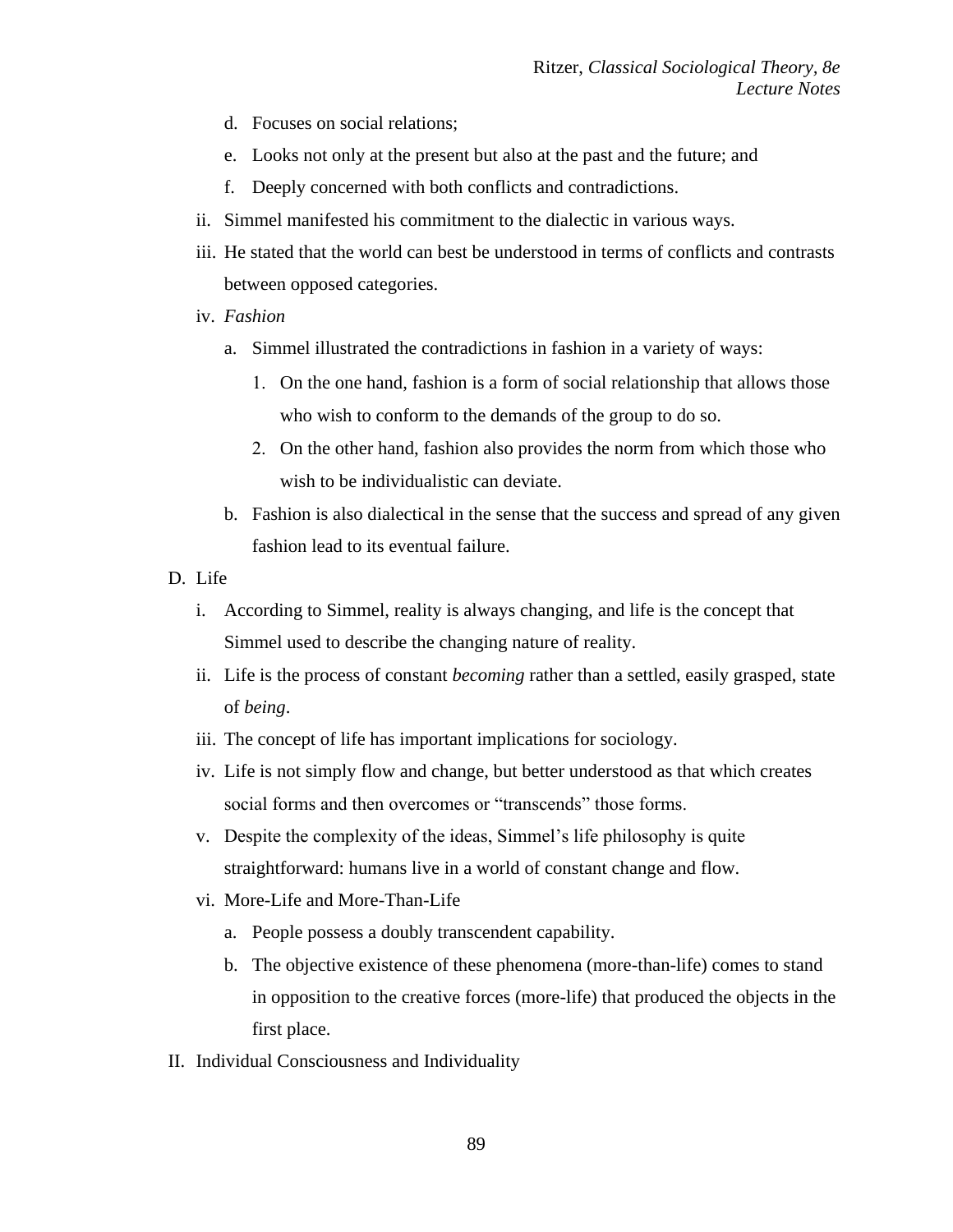d. Focuses on social relations;
e. Looks not only at the present but also at the past and the future; and
f. Deeply concerned with both conflicts and contradictions.

ii. Simmel manifested his commitment to the dialectic in various ways.

iii. He stated that the world can best be understood in terms of conflicts and contrasts between opposed categories.

iv. *Fashion*

a. Simmel illustrated the contradictions in fashion in a variety of ways:

1. On the one hand, fashion is a form of social relationship that allows those who wish to conform to the demands of the group to do so.
2. On the other hand, fashion also provides the norm from which those who wish to be individualistic can deviate.

b. Fashion is also dialectical in the sense that the success and spread of any given fashion lead to its eventual failure.

D. Life

i. According to Simmel, reality is always changing, and life is the concept that Simmel used to describe the changing nature of reality.

ii. Life is the process of constant *becoming* rather than a settled, easily grasped, state of *being*.

iii. The concept of life has important implications for sociology.

iv. Life is not simply flow and change, but better understood as that which creates social forms and then overcomes or "transcends" those forms.

v. Despite the complexity of the ideas, Simmel's life philosophy is quite straightforward: humans live in a world of constant change and flow.

vi. More-Life and More-Than-Life

a. People possess a doubly transcendent capability.
b. The objective existence of these phenomena (more-than-life) comes to stand in opposition to the creative forces (more-life) that produced the objects in the first place.

II. Individual Consciousness and Individuality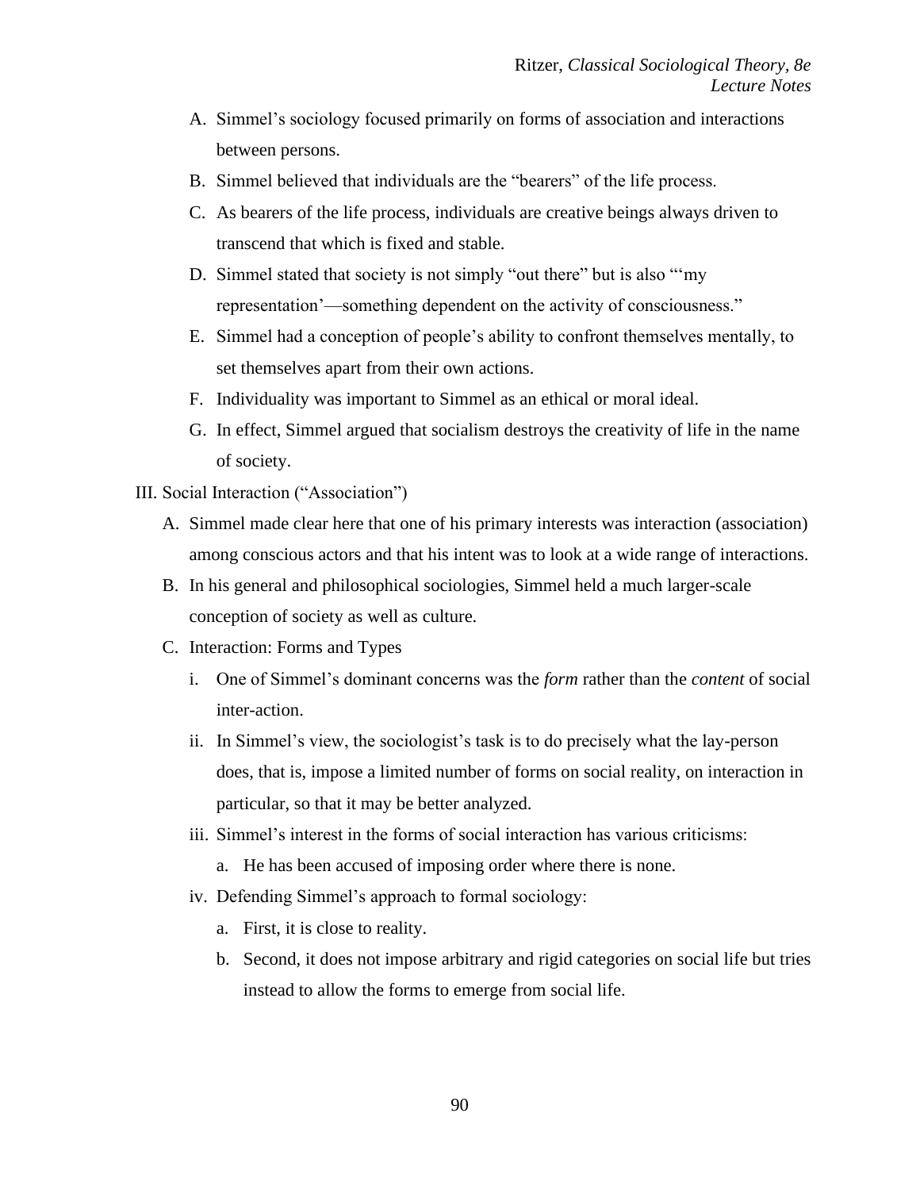A. Simmel's sociology focused primarily on forms of association and interactions between persons.
B. Simmel believed that individuals are the "bearers" of the life process.
C. As bearers of the life process, individuals are creative beings always driven to transcend that which is fixed and stable.
D. Simmel stated that society is not simply "out there" but is also "'my representation'—something dependent on the activity of consciousness."
E. Simmel had a conception of people's ability to confront themselves mentally, to set themselves apart from their own actions.
F. Individuality was important to Simmel as an ethical or moral ideal.
G. In effect, Simmel argued that socialism destroys the creativity of life in the name of society.

III. Social Interaction ("Association")

A. Simmel made clear here that one of his primary interests was interaction (association) among conscious actors and that his intent was to look at a wide range of interactions.
B. In his general and philosophical sociologies, Simmel held a much larger-scale conception of society as well as culture.
C. Interaction: Forms and Types
   i. One of Simmel's dominant concerns was the *form* rather than the *content* of social inter-action.
   ii. In Simmel's view, the sociologist's task is to do precisely what the lay-person does, that is, impose a limited number of forms on social reality, on interaction in particular, so that it may be better analyzed.
   iii. Simmel's interest in the forms of social interaction has various criticisms:
      a. He has been accused of imposing order where there is none.
   iv. Defending Simmel's approach to formal sociology:
      a. First, it is close to reality.
      b. Second, it does not impose arbitrary and rigid categories on social life but tries instead to allow the forms to emerge from social life.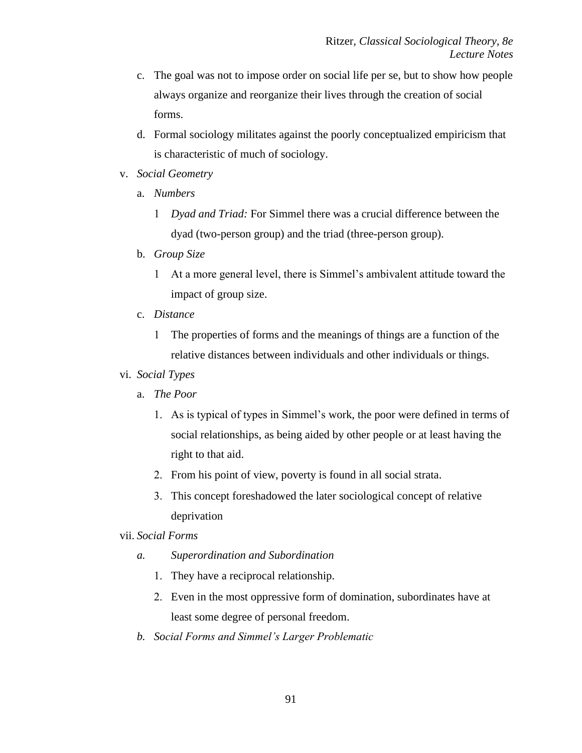c. The goal was not to impose order on social life per se, but to show how people always organize and reorganize their lives through the creation of social forms.

d. Formal sociology militates against the poorly conceptualized empiricism that is characteristic of much of sociology.

v. *Social Geometry*

  a. *Numbers*

    1 *Dyad and Triad:* For Simmel there was a crucial difference between the dyad (two-person group) and the triad (three-person group).

  b. *Group Size*

    1 At a more general level, there is Simmel's ambivalent attitude toward the impact of group size.

  c. *Distance*

    1 The properties of forms and the meanings of things are a function of the relative distances between individuals and other individuals or things.

vi. *Social Types*

  a. *The Poor*

    1. As is typical of types in Simmel's work, the poor were defined in terms of social relationships, as being aided by other people or at least having the right to that aid.
    2. From his point of view, poverty is found in all social strata.
    3. This concept foreshadowed the later sociological concept of relative deprivation

vii. *Social Forms*

  *a.* *Superordination and Subordination*

    1. They have a reciprocal relationship.
    2. Even in the most oppressive form of domination, subordinates have at least some degree of personal freedom.

  *b. Social Forms and Simmel's Larger Problematic*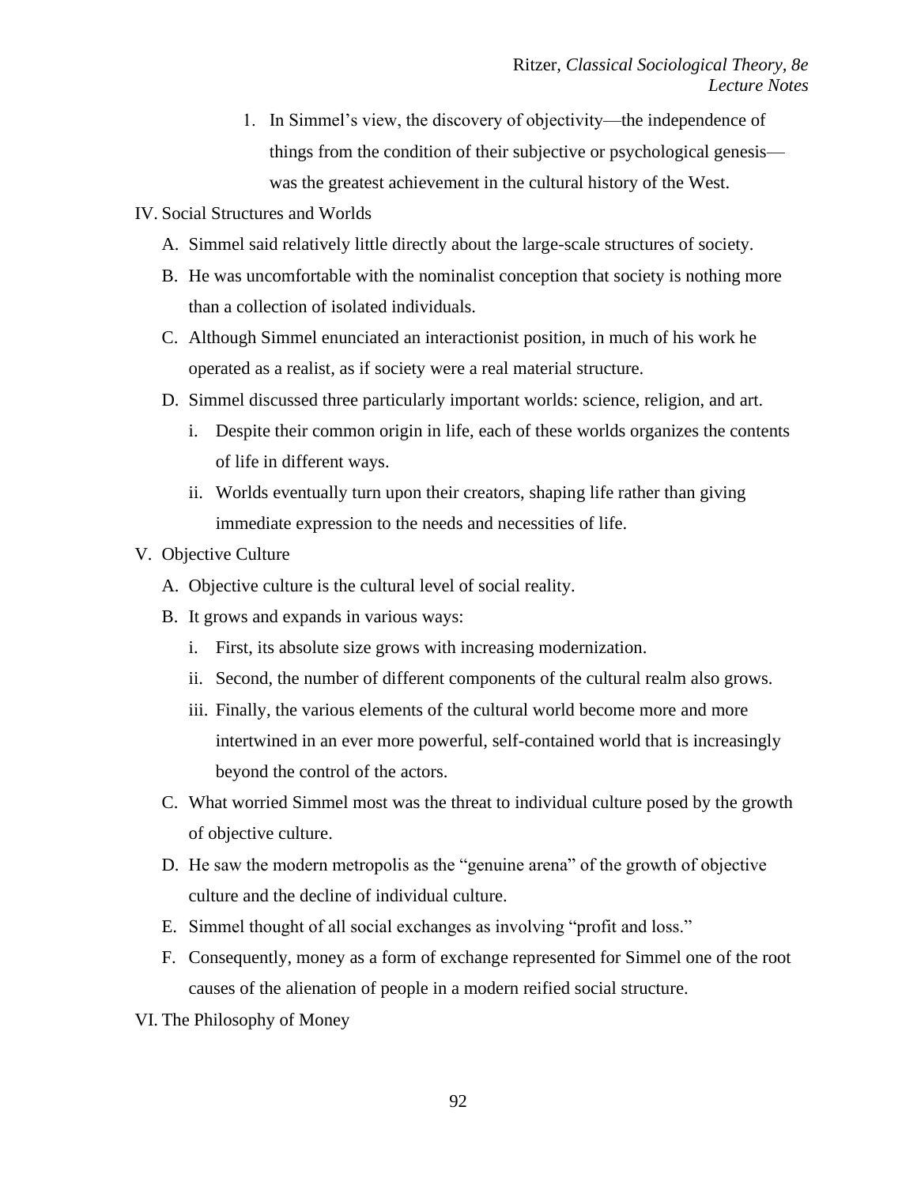1. In Simmel's view, the discovery of objectivity—the independence of things from the condition of their subjective or psychological genesis—was the greatest achievement in the cultural history of the West.

IV. Social Structures and Worlds

A. Simmel said relatively little directly about the large-scale structures of society.

B. He was uncomfortable with the nominalist conception that society is nothing more than a collection of isolated individuals.

C. Although Simmel enunciated an interactionist position, in much of his work he operated as a realist, as if society were a real material structure.

D. Simmel discussed three particularly important worlds: science, religion, and art.

i. Despite their common origin in life, each of these worlds organizes the contents of life in different ways.

ii. Worlds eventually turn upon their creators, shaping life rather than giving immediate expression to the needs and necessities of life.

V. Objective Culture

A. Objective culture is the cultural level of social reality.

B. It grows and expands in various ways:

i. First, its absolute size grows with increasing modernization.

ii. Second, the number of different components of the cultural realm also grows.

iii. Finally, the various elements of the cultural world become more and more intertwined in an ever more powerful, self-contained world that is increasingly beyond the control of the actors.

C. What worried Simmel most was the threat to individual culture posed by the growth of objective culture.

D. He saw the modern metropolis as the "genuine arena" of the growth of objective culture and the decline of individual culture.

E. Simmel thought of all social exchanges as involving "profit and loss."

F. Consequently, money as a form of exchange represented for Simmel one of the root causes of the alienation of people in a modern reified social structure.

VI. The Philosophy of Money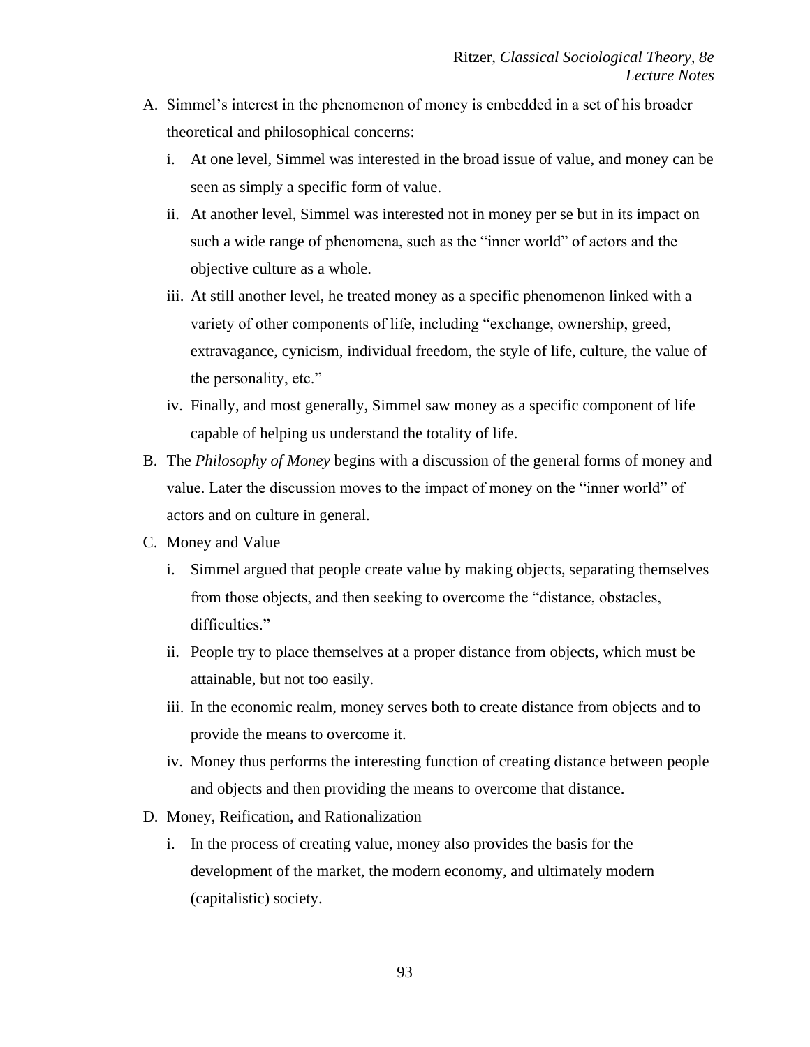A. Simmel's interest in the phenomenon of money is embedded in a set of his broader theoretical and philosophical concerns:

   i. At one level, Simmel was interested in the broad issue of value, and money can be seen as simply a specific form of value.

   ii. At another level, Simmel was interested not in money per se but in its impact on such a wide range of phenomena, such as the "inner world" of actors and the objective culture as a whole.

   iii. At still another level, he treated money as a specific phenomenon linked with a variety of other components of life, including "exchange, ownership, greed, extravagance, cynicism, individual freedom, the style of life, culture, the value of the personality, etc."

   iv. Finally, and most generally, Simmel saw money as a specific component of life capable of helping us understand the totality of life.

B. The *Philosophy of Money* begins with a discussion of the general forms of money and value. Later the discussion moves to the impact of money on the "inner world" of actors and on culture in general.

C. Money and Value

   i. Simmel argued that people create value by making objects, separating themselves from those objects, and then seeking to overcome the "distance, obstacles, difficulties."

   ii. People try to place themselves at a proper distance from objects, which must be attainable, but not too easily.

   iii. In the economic realm, money serves both to create distance from objects and to provide the means to overcome it.

   iv. Money thus performs the interesting function of creating distance between people and objects and then providing the means to overcome that distance.

D. Money, Reification, and Rationalization

   i. In the process of creating value, money also provides the basis for the development of the market, the modern economy, and ultimately modern (capitalistic) society.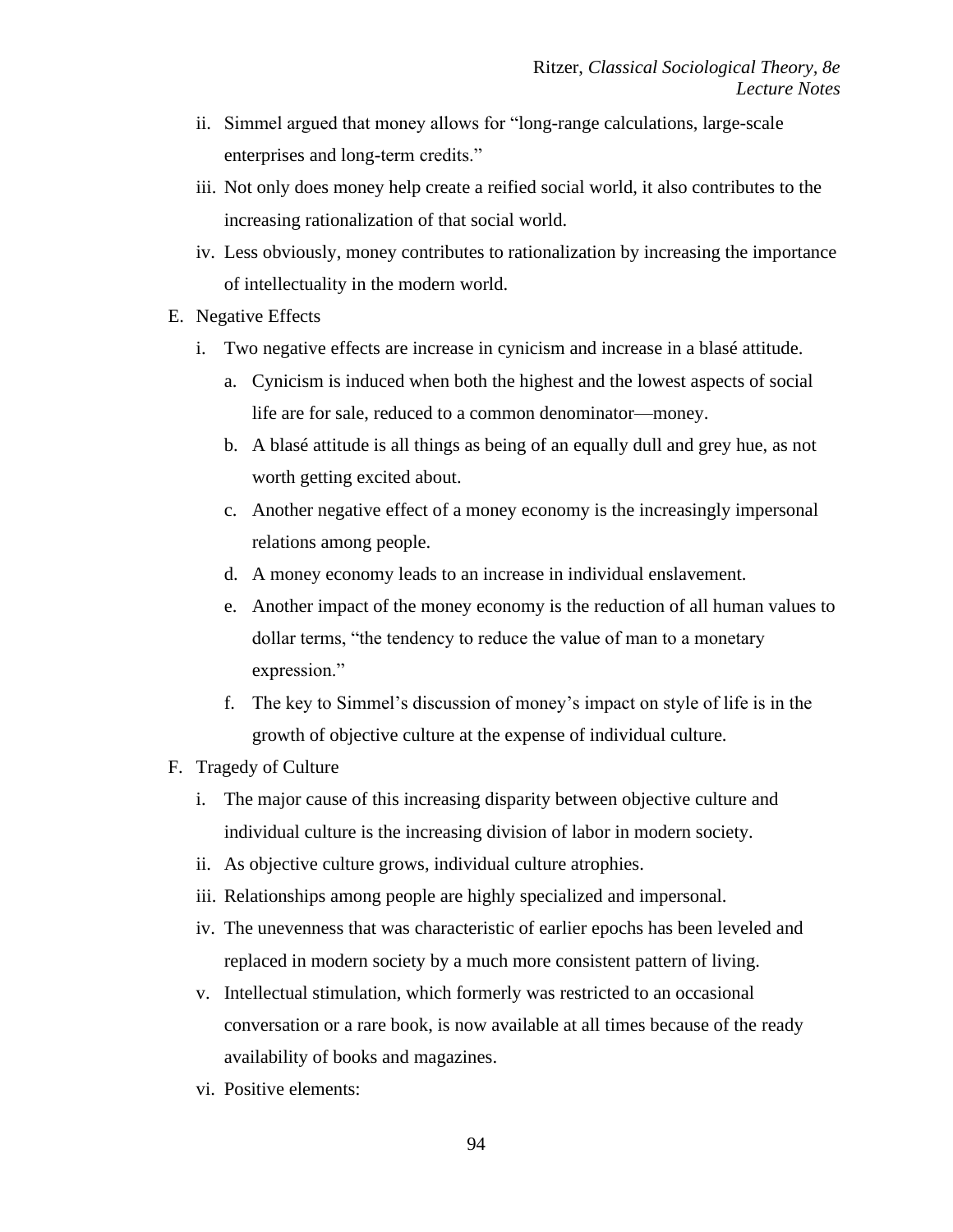ii. Simmel argued that money allows for "long-range calculations, large-scale enterprises and long-term credits."

iii. Not only does money help create a reified social world, it also contributes to the increasing rationalization of that social world.

iv. Less obviously, money contributes to rationalization by increasing the importance of intellectuality in the modern world.

E. Negative Effects

   i. Two negative effects are increase in cynicism and increase in a blasé attitude.

      a. Cynicism is induced when both the highest and the lowest aspects of social life are for sale, reduced to a common denominator—money.

      b. A blasé attitude is all things as being of an equally dull and grey hue, as not worth getting excited about.

      c. Another negative effect of a money economy is the increasingly impersonal relations among people.

      d. A money economy leads to an increase in individual enslavement.

      e. Another impact of the money economy is the reduction of all human values to dollar terms, "the tendency to reduce the value of man to a monetary expression."

      f. The key to Simmel's discussion of money's impact on style of life is in the growth of objective culture at the expense of individual culture.

F. Tragedy of Culture

   i. The major cause of this increasing disparity between objective culture and individual culture is the increasing division of labor in modern society.

   ii. As objective culture grows, individual culture atrophies.

   iii. Relationships among people are highly specialized and impersonal.

   iv. The unevenness that was characteristic of earlier epochs has been leveled and replaced in modern society by a much more consistent pattern of living.

   v. Intellectual stimulation, which formerly was restricted to an occasional conversation or a rare book, is now available at all times because of the ready availability of books and magazines.

   vi. Positive elements: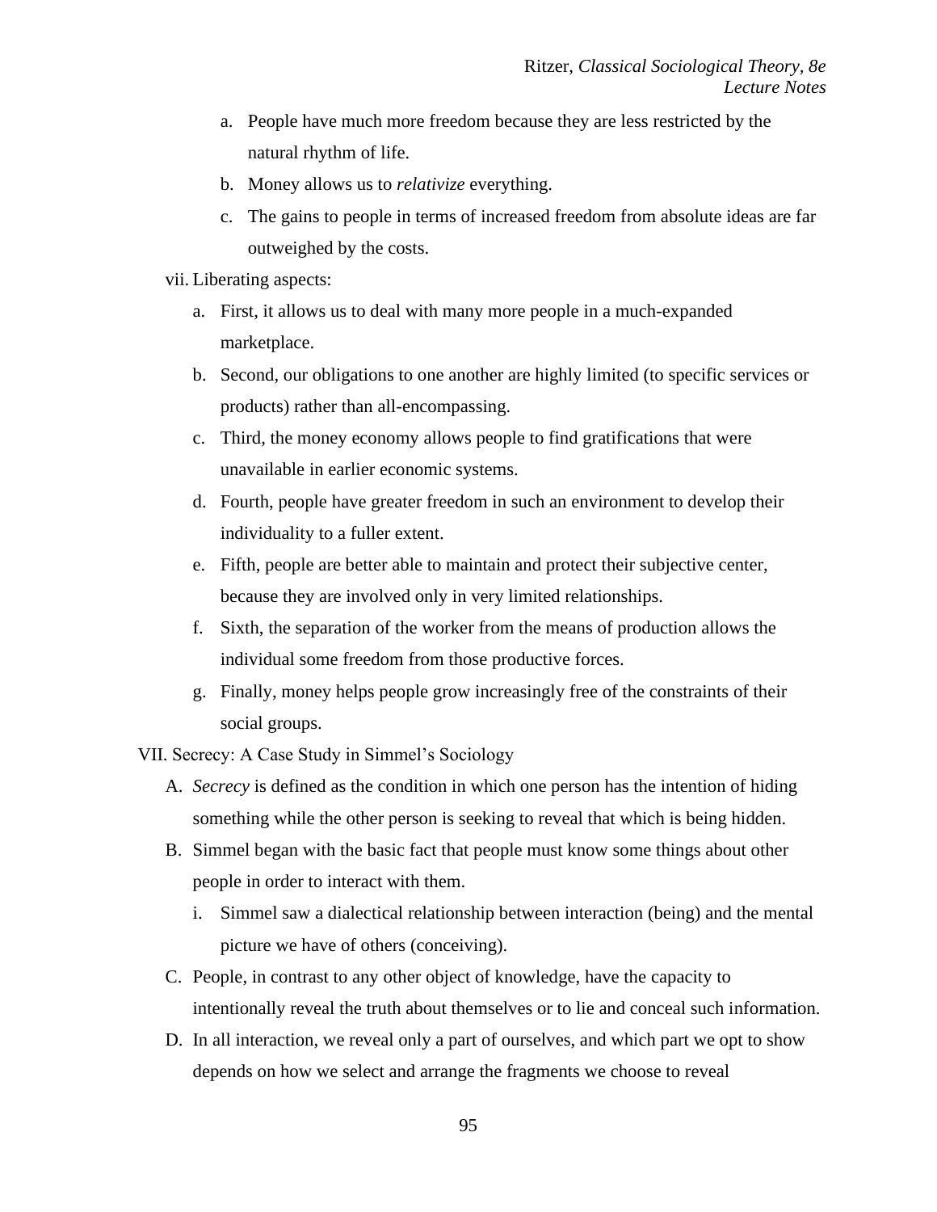a. People have much more freedom because they are less restricted by the natural rhythm of life.
   b. Money allows us to *relativize* everything.
   c. The gains to people in terms of increased freedom from absolute ideas are far outweighed by the costs.

vii. Liberating aspects:
   a. First, it allows us to deal with many more people in a much-expanded marketplace.
   b. Second, our obligations to one another are highly limited (to specific services or products) rather than all-encompassing.
   c. Third, the money economy allows people to find gratifications that were unavailable in earlier economic systems.
   d. Fourth, people have greater freedom in such an environment to develop their individuality to a fuller extent.
   e. Fifth, people are better able to maintain and protect their subjective center, because they are involved only in very limited relationships.
   f. Sixth, the separation of the worker from the means of production allows the individual some freedom from those productive forces.
   g. Finally, money helps people grow increasingly free of the constraints of their social groups.

VII. Secrecy: A Case Study in Simmel's Sociology

A. *Secrecy* is defined as the condition in which one person has the intention of hiding something while the other person is seeking to reveal that which is being hidden.

B. Simmel began with the basic fact that people must know some things about other people in order to interact with them.
   i. Simmel saw a dialectical relationship between interaction (being) and the mental picture we have of others (conceiving).

C. People, in contrast to any other object of knowledge, have the capacity to intentionally reveal the truth about themselves or to lie and conceal such information.

D. In all interaction, we reveal only a part of ourselves, and which part we opt to show depends on how we select and arrange the fragments we choose to reveal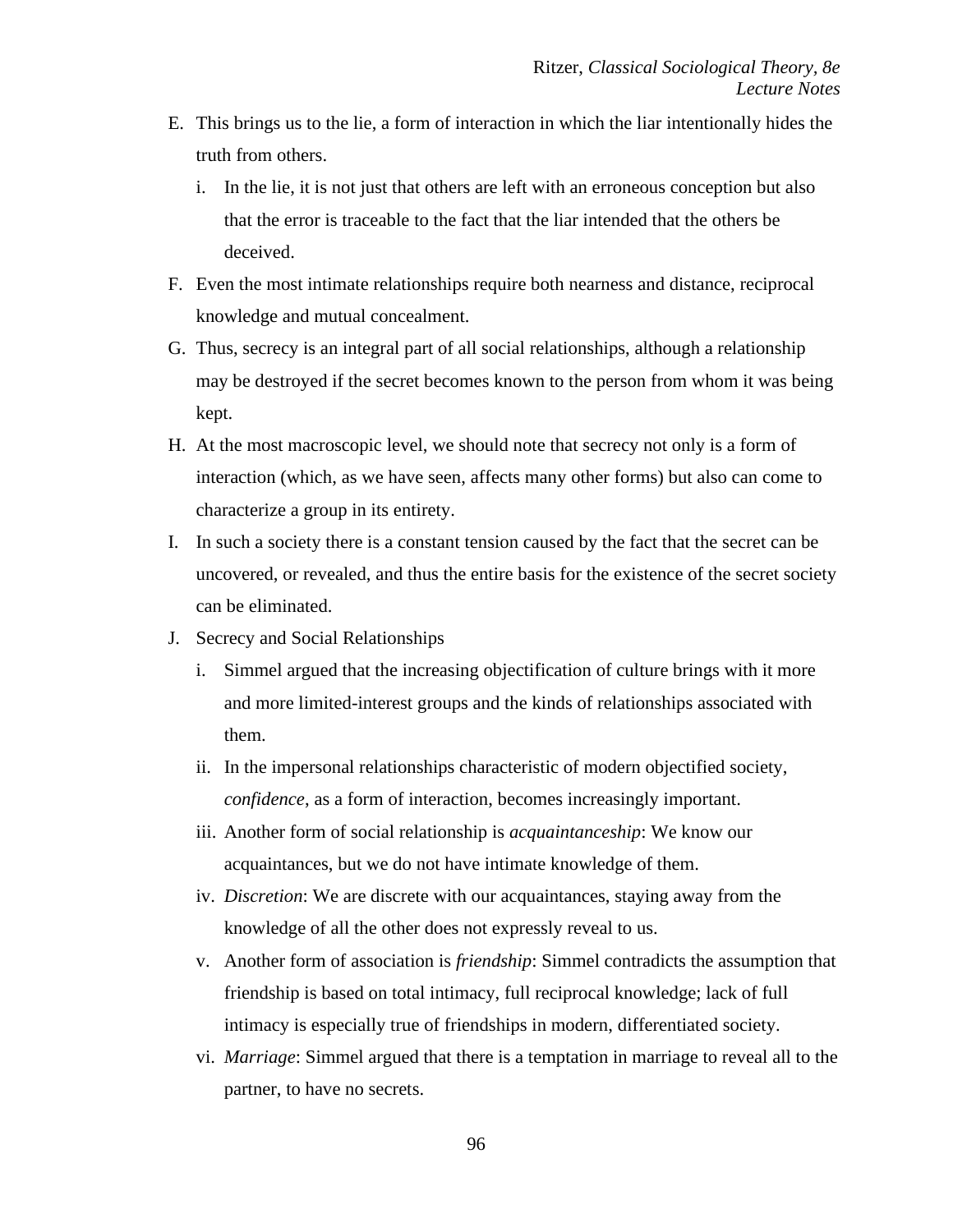E. This brings us to the lie, a form of interaction in which the liar intentionally hides the truth from others.
   i. In the lie, it is not just that others are left with an erroneous conception but also that the error is traceable to the fact that the liar intended that the others be deceived.
F. Even the most intimate relationships require both nearness and distance, reciprocal knowledge and mutual concealment.
G. Thus, secrecy is an integral part of all social relationships, although a relationship may be destroyed if the secret becomes known to the person from whom it was being kept.
H. At the most macroscopic level, we should note that secrecy not only is a form of interaction (which, as we have seen, affects many other forms) but also can come to characterize a group in its entirety.
I. In such a society there is a constant tension caused by the fact that the secret can be uncovered, or revealed, and thus the entire basis for the existence of the secret society can be eliminated.
J. Secrecy and Social Relationships
   i. Simmel argued that the increasing objectification of culture brings with it more and more limited-interest groups and the kinds of relationships associated with them.
   ii. In the impersonal relationships characteristic of modern objectified society, *confidence*, as a form of interaction, becomes increasingly important.
   iii. Another form of social relationship is *acquaintanceship*: We know our acquaintances, but we do not have intimate knowledge of them.
   iv. *Discretion*: We are discrete with our acquaintances, staying away from the knowledge of all the other does not expressly reveal to us.
   v. Another form of association is *friendship*: Simmel contradicts the assumption that friendship is based on total intimacy, full reciprocal knowledge; lack of full intimacy is especially true of friendships in modern, differentiated society.
   vi. *Marriage*: Simmel argued that there is a temptation in marriage to reveal all to the partner, to have no secrets.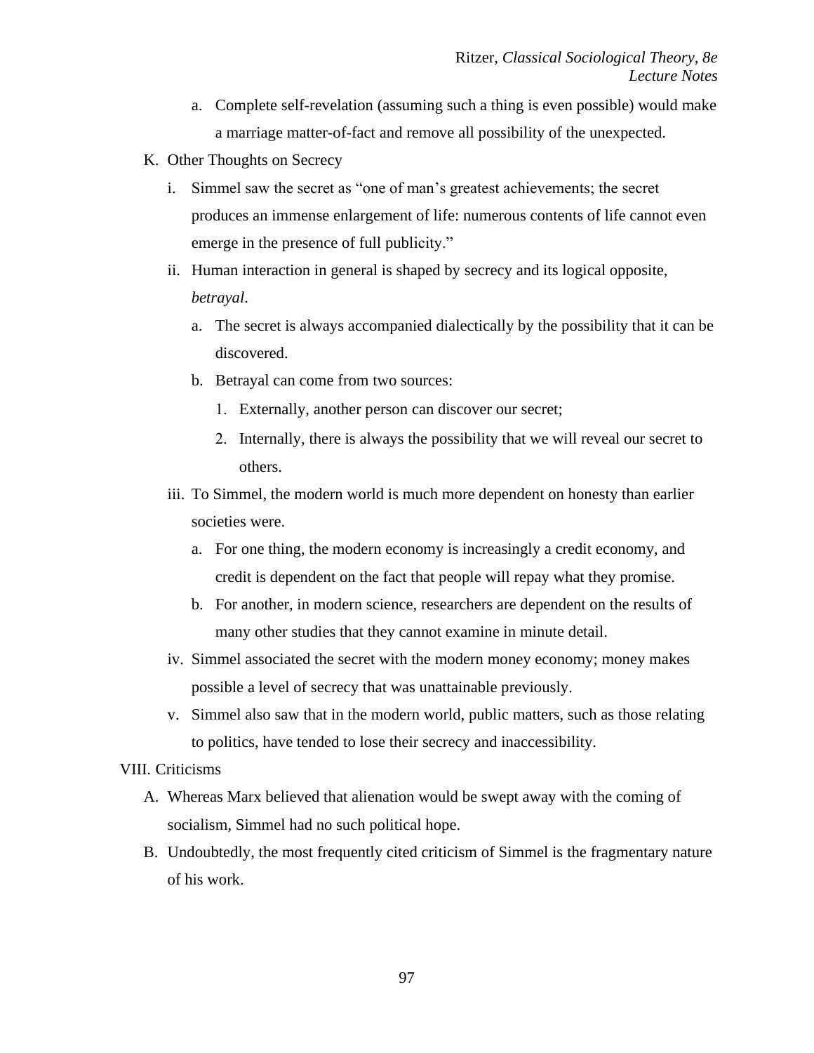a. Complete self-revelation (assuming such a thing is even possible) would make a marriage matter-of-fact and remove all possibility of the unexpected.

K. Other Thoughts on Secrecy

   i. Simmel saw the secret as "one of man's greatest achievements; the secret produces an immense enlargement of life: numerous contents of life cannot even emerge in the presence of full publicity."

   ii. Human interaction in general is shaped by secrecy and its logical opposite, *betrayal*.

      a. The secret is always accompanied dialectically by the possibility that it can be discovered.

      b. Betrayal can come from two sources:

         1. Externally, another person can discover our secret;

         2. Internally, there is always the possibility that we will reveal our secret to others.

   iii. To Simmel, the modern world is much more dependent on honesty than earlier societies were.

      a. For one thing, the modern economy is increasingly a credit economy, and credit is dependent on the fact that people will repay what they promise.

      b. For another, in modern science, researchers are dependent on the results of many other studies that they cannot examine in minute detail.

   iv. Simmel associated the secret with the modern money economy; money makes possible a level of secrecy that was unattainable previously.

   v. Simmel also saw that in the modern world, public matters, such as those relating to politics, have tended to lose their secrecy and inaccessibility.

VIII. Criticisms

   A. Whereas Marx believed that alienation would be swept away with the coming of socialism, Simmel had no such political hope.

   B. Undoubtedly, the most frequently cited criticism of Simmel is the fragmentary nature of his work.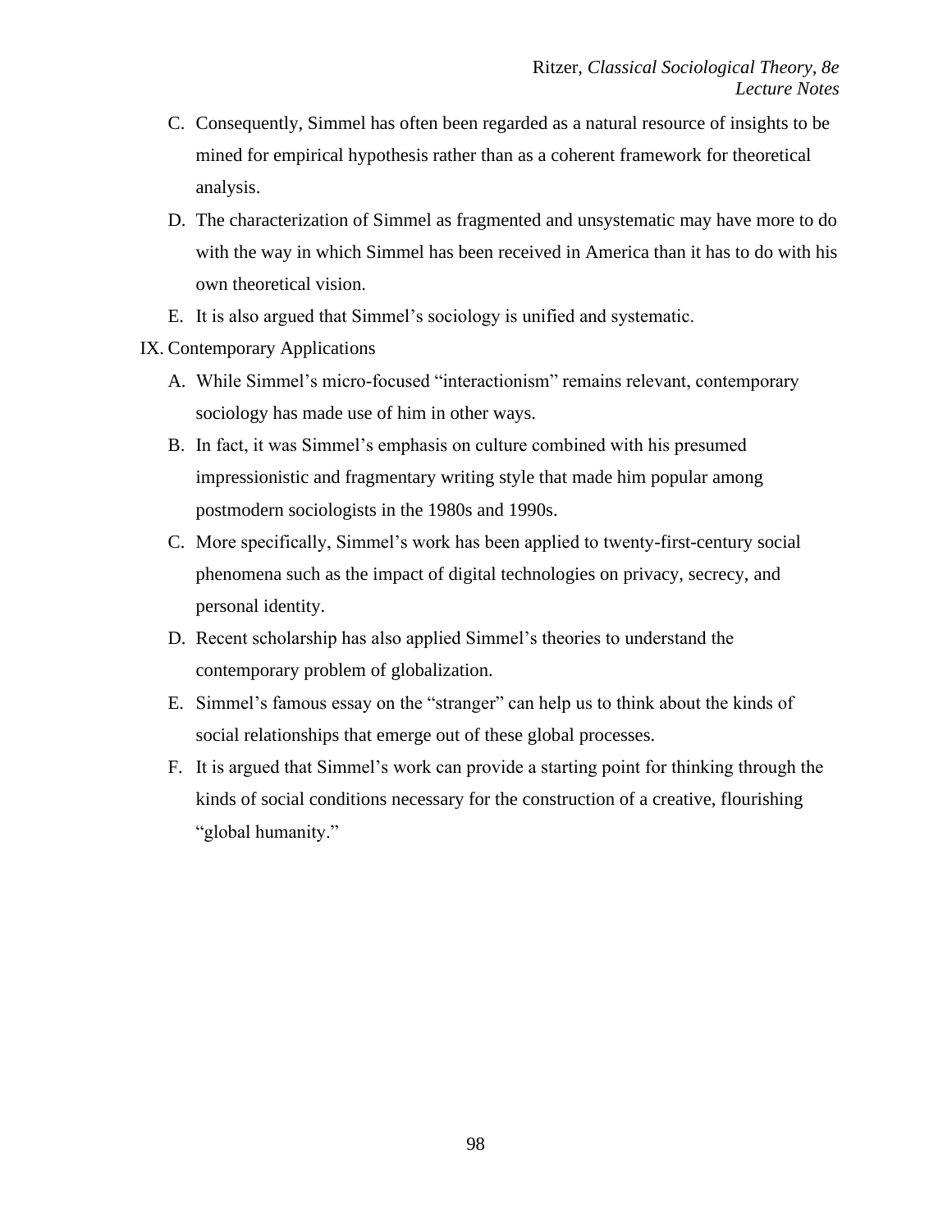C. Consequently, Simmel has often been regarded as a natural resource of insights to be mined for empirical hypothesis rather than as a coherent framework for theoretical analysis.

D. The characterization of Simmel as fragmented and unsystematic may have more to do with the way in which Simmel has been received in America than it has to do with his own theoretical vision.

E. It is also argued that Simmel's sociology is unified and systematic.

IX. Contemporary Applications

A. While Simmel's micro-focused "interactionism" remains relevant, contemporary sociology has made use of him in other ways.

B. In fact, it was Simmel's emphasis on culture combined with his presumed impressionistic and fragmentary writing style that made him popular among postmodern sociologists in the 1980s and 1990s.

C. More specifically, Simmel's work has been applied to twenty-first-century social phenomena such as the impact of digital technologies on privacy, secrecy, and personal identity.

D. Recent scholarship has also applied Simmel's theories to understand the contemporary problem of globalization.

E. Simmel's famous essay on the "stranger" can help us to think about the kinds of social relationships that emerge out of these global processes.

F. It is argued that Simmel's work can provide a starting point for thinking through the kinds of social conditions necessary for the construction of a creative, flourishing "global humanity."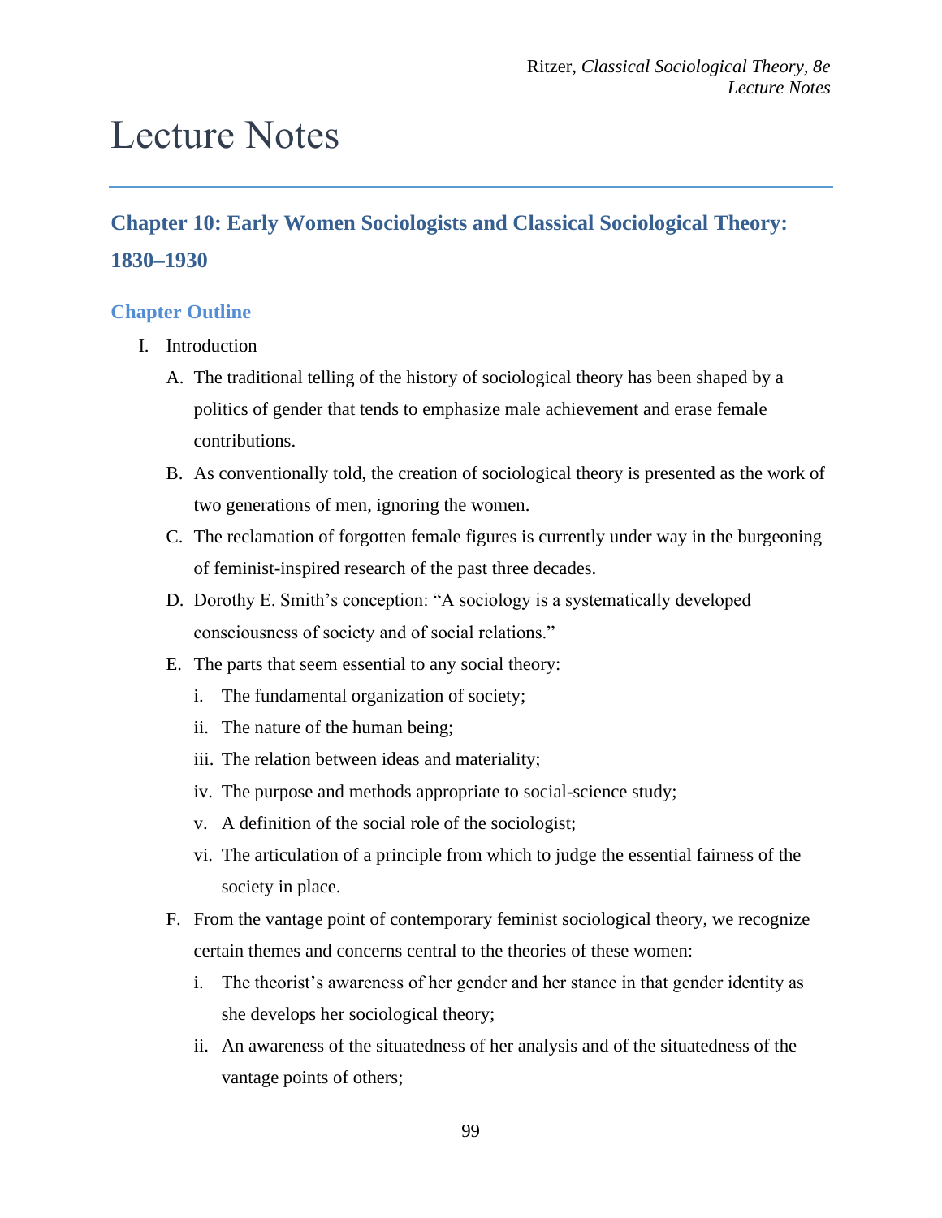# Lecture Notes

## Chapter 10: Early Women Sociologists and Classical Sociological Theory: 1830–1930

### Chapter Outline

I. Introduction

   A. The traditional telling of the history of sociological theory has been shaped by a politics of gender that tends to emphasize male achievement and erase female contributions.

   B. As conventionally told, the creation of sociological theory is presented as the work of two generations of men, ignoring the women.

   C. The reclamation of forgotten female figures is currently under way in the burgeoning of feminist-inspired research of the past three decades.

   D. Dorothy E. Smith's conception: "A sociology is a systematically developed consciousness of society and of social relations."

   E. The parts that seem essential to any social theory:

      i. The fundamental organization of society;

      ii. The nature of the human being;

      iii. The relation between ideas and materiality;

      iv. The purpose and methods appropriate to social-science study;

      v. A definition of the social role of the sociologist;

      vi. The articulation of a principle from which to judge the essential fairness of the society in place.

   F. From the vantage point of contemporary feminist sociological theory, we recognize certain themes and concerns central to the theories of these women:

      i. The theorist's awareness of her gender and her stance in that gender identity as she develops her sociological theory;

      ii. An awareness of the situatedness of her analysis and of the situatedness of the vantage points of others;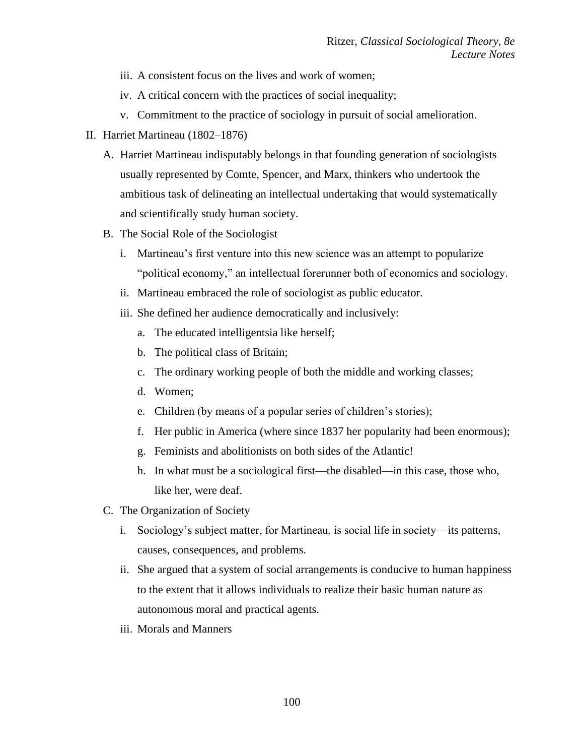iii. A consistent focus on the lives and work of women;

iv. A critical concern with the practices of social inequality;

v. Commitment to the practice of sociology in pursuit of social amelioration.

II. Harriet Martineau (1802–1876)

A. Harriet Martineau indisputably belongs in that founding generation of sociologists usually represented by Comte, Spencer, and Marx, thinkers who undertook the ambitious task of delineating an intellectual undertaking that would systematically and scientifically study human society.

B. The Social Role of the Sociologist

i. Martineau's first venture into this new science was an attempt to popularize "political economy," an intellectual forerunner both of economics and sociology.

ii. Martineau embraced the role of sociologist as public educator.

iii. She defined her audience democratically and inclusively:

a. The educated intelligentsia like herself;

b. The political class of Britain;

c. The ordinary working people of both the middle and working classes;

d. Women;

e. Children (by means of a popular series of children's stories);

f. Her public in America (where since 1837 her popularity had been enormous);

g. Feminists and abolitionists on both sides of the Atlantic!

h. In what must be a sociological first—the disabled—in this case, those who, like her, were deaf.

C. The Organization of Society

i. Sociology's subject matter, for Martineau, is social life in society—its patterns, causes, consequences, and problems.

ii. She argued that a system of social arrangements is conducive to human happiness to the extent that it allows individuals to realize their basic human nature as autonomous moral and practical agents.

iii. Morals and Manners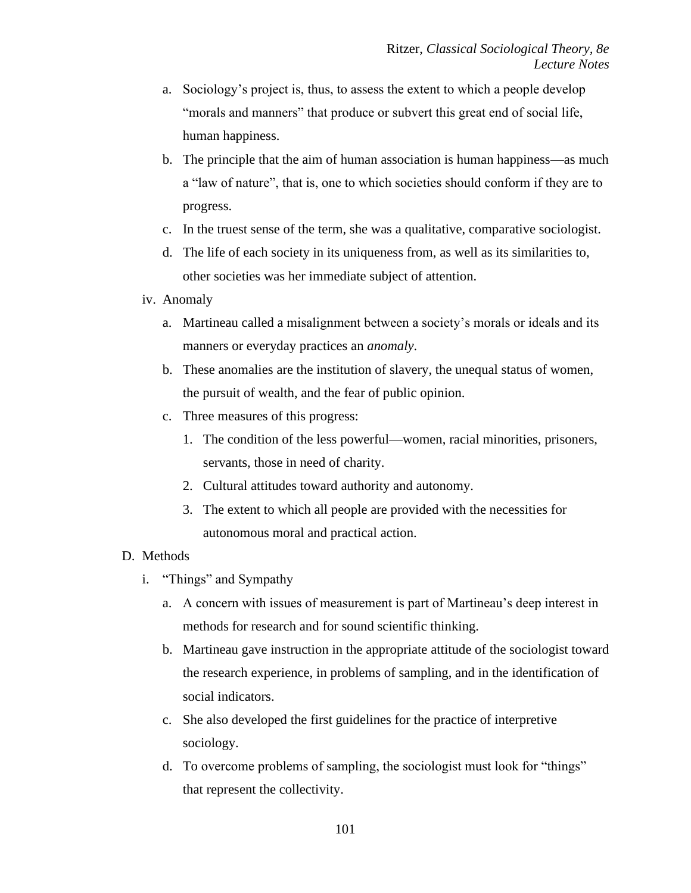a. Sociology's project is, thus, to assess the extent to which a people develop "morals and manners" that produce or subvert this great end of social life, human happiness.
b. The principle that the aim of human association is human happiness—as much a "law of nature", that is, one to which societies should conform if they are to progress.
c. In the truest sense of the term, she was a qualitative, comparative sociologist.
d. The life of each society in its uniqueness from, as well as its similarities to, other societies was her immediate subject of attention.

iv. Anomaly

a. Martineau called a misalignment between a society's morals or ideals and its manners or everyday practices an *anomaly*.
b. These anomalies are the institution of slavery, the unequal status of women, the pursuit of wealth, and the fear of public opinion.
c. Three measures of this progress:
   1. The condition of the less powerful—women, racial minorities, prisoners, servants, those in need of charity.
   2. Cultural attitudes toward authority and autonomy.
   3. The extent to which all people are provided with the necessities for autonomous moral and practical action.

D. Methods

i. "Things" and Sympathy

a. A concern with issues of measurement is part of Martineau's deep interest in methods for research and for sound scientific thinking.
b. Martineau gave instruction in the appropriate attitude of the sociologist toward the research experience, in problems of sampling, and in the identification of social indicators.
c. She also developed the first guidelines for the practice of interpretive sociology.
d. To overcome problems of sampling, the sociologist must look for "things" that represent the collectivity.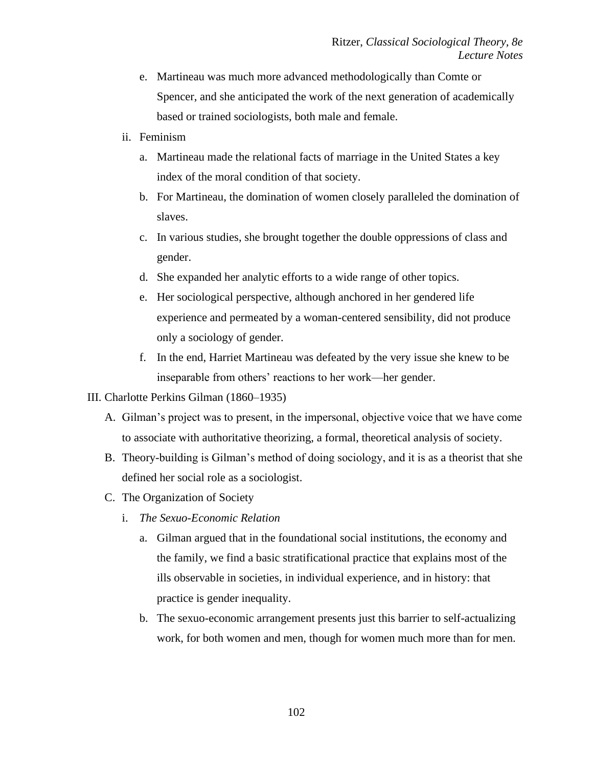e. Martineau was much more advanced methodologically than Comte or Spencer, and she anticipated the work of the next generation of academically based or trained sociologists, both male and female.

ii. Feminism

   a. Martineau made the relational facts of marriage in the United States a key index of the moral condition of that society.

   b. For Martineau, the domination of women closely paralleled the domination of slaves.

   c. In various studies, she brought together the double oppressions of class and gender.

   d. She expanded her analytic efforts to a wide range of other topics.

   e. Her sociological perspective, although anchored in her gendered life experience and permeated by a woman-centered sensibility, did not produce only a sociology of gender.

   f. In the end, Harriet Martineau was defeated by the very issue she knew to be inseparable from others' reactions to her work—her gender.

III. Charlotte Perkins Gilman (1860–1935)

   A. Gilman's project was to present, in the impersonal, objective voice that we have come to associate with authoritative theorizing, a formal, theoretical analysis of society.

   B. Theory-building is Gilman's method of doing sociology, and it is as a theorist that she defined her social role as a sociologist.

   C. The Organization of Society

      i. *The Sexuo-Economic Relation*

         a. Gilman argued that in the foundational social institutions, the economy and the family, we find a basic stratificational practice that explains most of the ills observable in societies, in individual experience, and in history: that practice is gender inequality.

         b. The sexuo-economic arrangement presents just this barrier to self-actualizing work, for both women and men, though for women much more than for men.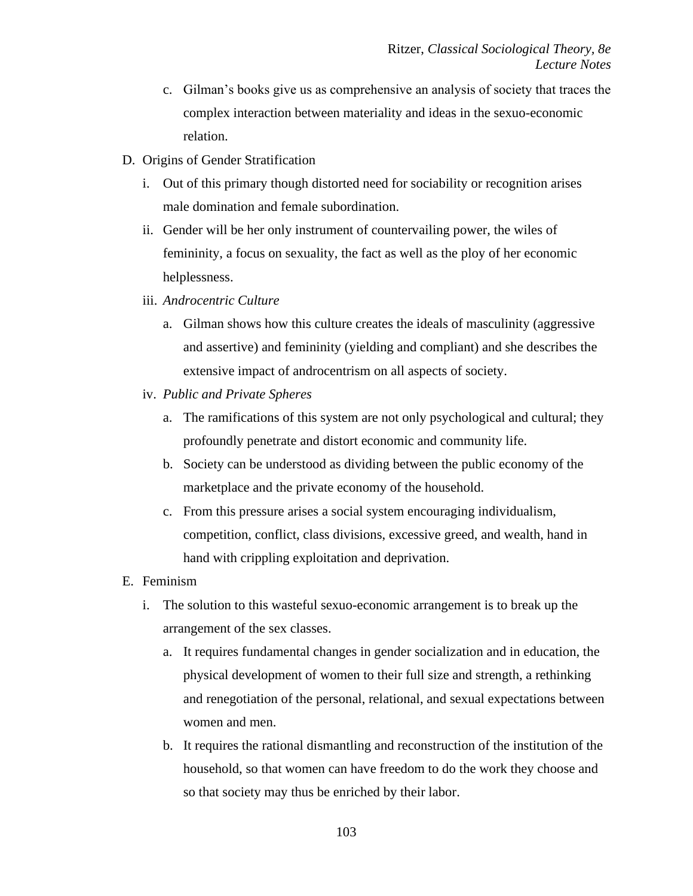c. Gilman's books give us as comprehensive an analysis of society that traces the complex interaction between materiality and ideas in the sexuo-economic relation.

D. Origins of Gender Stratification

   i. Out of this primary though distorted need for sociability or recognition arises male domination and female subordination.

   ii. Gender will be her only instrument of countervailing power, the wiles of femininity, a focus on sexuality, the fact as well as the ploy of her economic helplessness.

   iii. *Androcentric Culture*

      a. Gilman shows how this culture creates the ideals of masculinity (aggressive and assertive) and femininity (yielding and compliant) and she describes the extensive impact of androcentrism on all aspects of society.

   iv. *Public and Private Spheres*

      a. The ramifications of this system are not only psychological and cultural; they profoundly penetrate and distort economic and community life.

      b. Society can be understood as dividing between the public economy of the marketplace and the private economy of the household.

      c. From this pressure arises a social system encouraging individualism, competition, conflict, class divisions, excessive greed, and wealth, hand in hand with crippling exploitation and deprivation.

E. Feminism

   i. The solution to this wasteful sexuo-economic arrangement is to break up the arrangement of the sex classes.

      a. It requires fundamental changes in gender socialization and in education, the physical development of women to their full size and strength, a rethinking and renegotiation of the personal, relational, and sexual expectations between women and men.

      b. It requires the rational dismantling and reconstruction of the institution of the household, so that women can have freedom to do the work they choose and so that society may thus be enriched by their labor.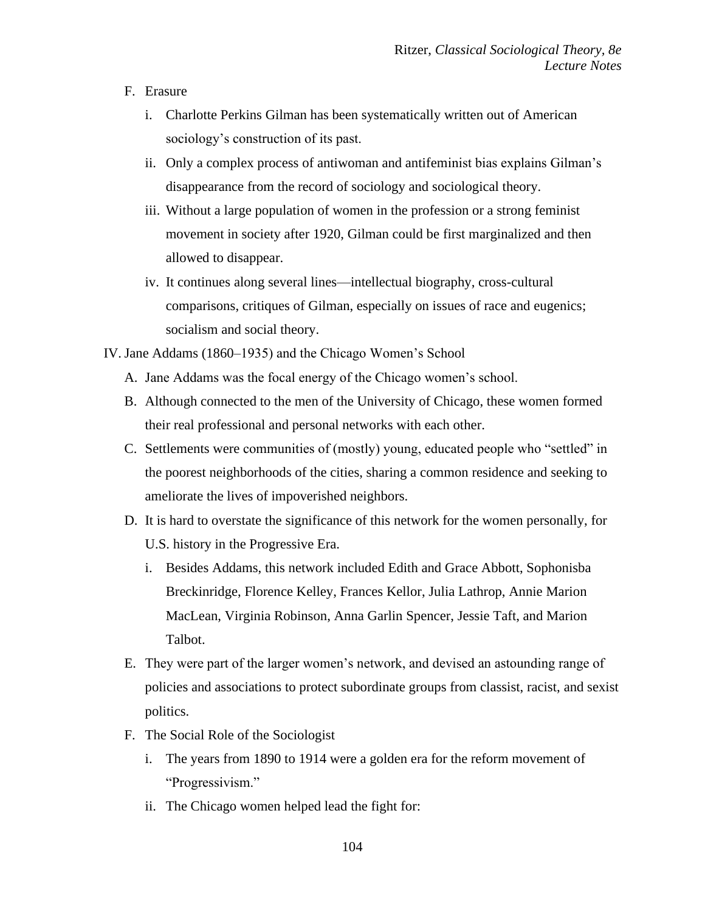F. Erasure

   i. Charlotte Perkins Gilman has been systematically written out of American sociology's construction of its past.

   ii. Only a complex process of antiwoman and antifeminist bias explains Gilman's disappearance from the record of sociology and sociological theory.

   iii. Without a large population of women in the profession or a strong feminist movement in society after 1920, Gilman could be first marginalized and then allowed to disappear.

   iv. It continues along several lines—intellectual biography, cross-cultural comparisons, critiques of Gilman, especially on issues of race and eugenics; socialism and social theory.

IV. Jane Addams (1860–1935) and the Chicago Women's School

   A. Jane Addams was the focal energy of the Chicago women's school.

   B. Although connected to the men of the University of Chicago, these women formed their real professional and personal networks with each other.

   C. Settlements were communities of (mostly) young, educated people who "settled" in the poorest neighborhoods of the cities, sharing a common residence and seeking to ameliorate the lives of impoverished neighbors.

   D. It is hard to overstate the significance of this network for the women personally, for U.S. history in the Progressive Era.

      i. Besides Addams, this network included Edith and Grace Abbott, Sophonisba Breckinridge, Florence Kelley, Frances Kellor, Julia Lathrop, Annie Marion MacLean, Virginia Robinson, Anna Garlin Spencer, Jessie Taft, and Marion Talbot.

   E. They were part of the larger women's network, and devised an astounding range of policies and associations to protect subordinate groups from classist, racist, and sexist politics.

   F. The Social Role of the Sociologist

      i. The years from 1890 to 1914 were a golden era for the reform movement of "Progressivism."

      ii. The Chicago women helped lead the fight for: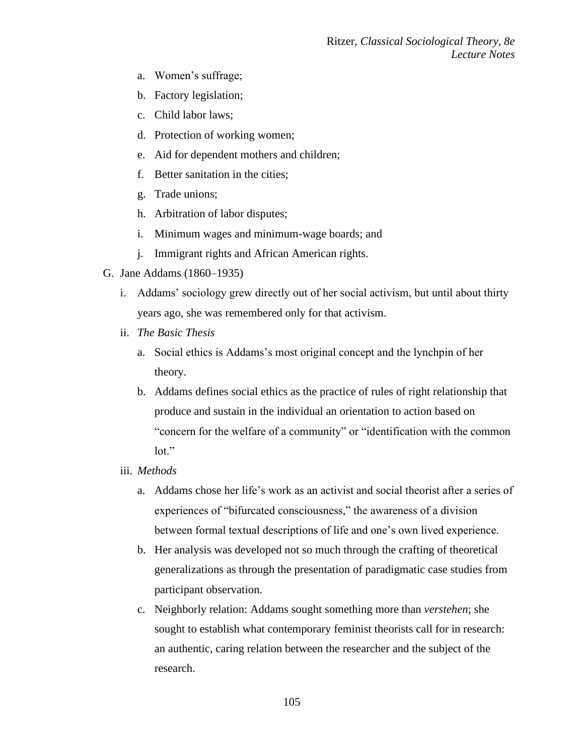a. Women's suffrage;

b. Factory legislation;

c. Child labor laws;

d. Protection of working women;

e. Aid for dependent mothers and children;

f. Better sanitation in the cities;

g. Trade unions;

h. Arbitration of labor disputes;

i. Minimum wages and minimum-wage boards; and

j. Immigrant rights and African American rights.

G. Jane Addams (1860–1935)

i. Addams' sociology grew directly out of her social activism, but until about thirty years ago, she was remembered only for that activism.

ii. *The Basic Thesis*

a. Social ethics is Addams's most original concept and the lynchpin of her theory.

b. Addams defines social ethics as the practice of rules of right relationship that produce and sustain in the individual an orientation to action based on "concern for the welfare of a community" or "identification with the common lot."

iii. *Methods*

a. Addams chose her life's work as an activist and social theorist after a series of experiences of "bifurcated consciousness," the awareness of a division between formal textual descriptions of life and one's own lived experience.

b. Her analysis was developed not so much through the crafting of theoretical generalizations as through the presentation of paradigmatic case studies from participant observation.

c. Neighborly relation: Addams sought something more than *verstehen*; she sought to establish what contemporary feminist theorists call for in research: an authentic, caring relation between the researcher and the subject of the research.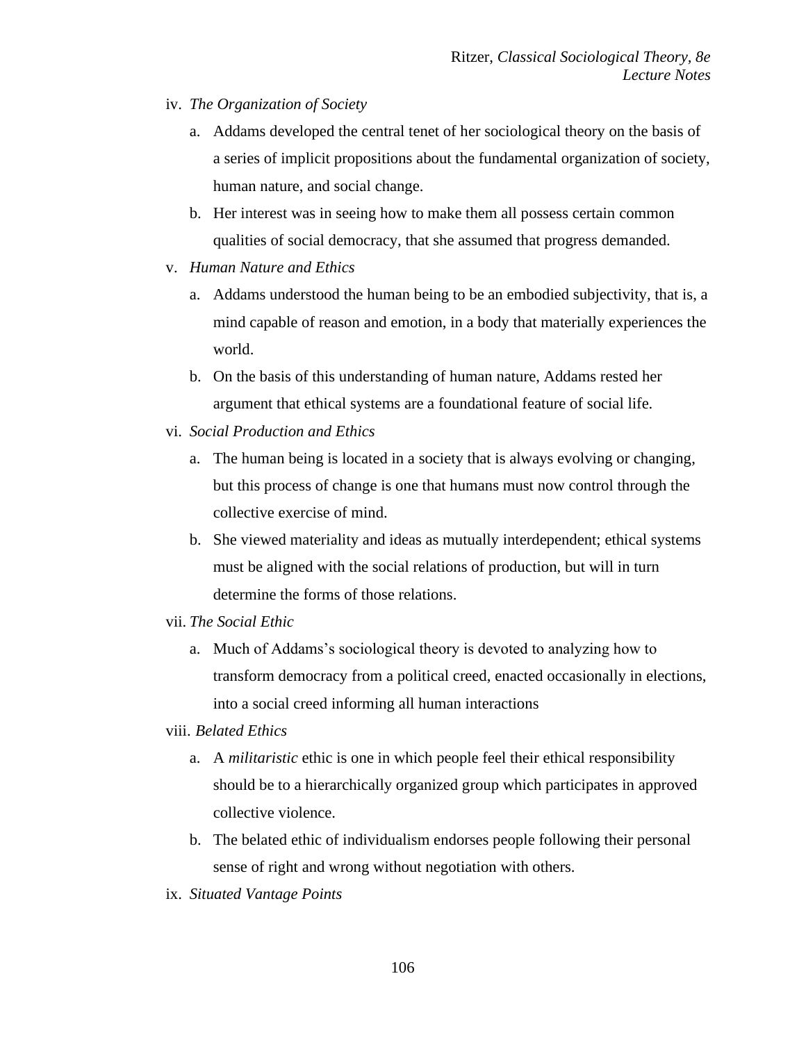iv. *The Organization of Society*

   a. Addams developed the central tenet of her sociological theory on the basis of a series of implicit propositions about the fundamental organization of society, human nature, and social change.

   b. Her interest was in seeing how to make them all possess certain common qualities of social democracy, that she assumed that progress demanded.

v. *Human Nature and Ethics*

   a. Addams understood the human being to be an embodied subjectivity, that is, a mind capable of reason and emotion, in a body that materially experiences the world.

   b. On the basis of this understanding of human nature, Addams rested her argument that ethical systems are a foundational feature of social life.

vi. *Social Production and Ethics*

   a. The human being is located in a society that is always evolving or changing, but this process of change is one that humans must now control through the collective exercise of mind.

   b. She viewed materiality and ideas as mutually interdependent; ethical systems must be aligned with the social relations of production, but will in turn determine the forms of those relations.

vii. *The Social Ethic*

   a. Much of Addams's sociological theory is devoted to analyzing how to transform democracy from a political creed, enacted occasionally in elections, into a social creed informing all human interactions

viii. *Belated Ethics*

   a. A *militaristic* ethic is one in which people feel their ethical responsibility should be to a hierarchically organized group which participates in approved collective violence.

   b. The belated ethic of individualism endorses people following their personal sense of right and wrong without negotiation with others.

ix. *Situated Vantage Points*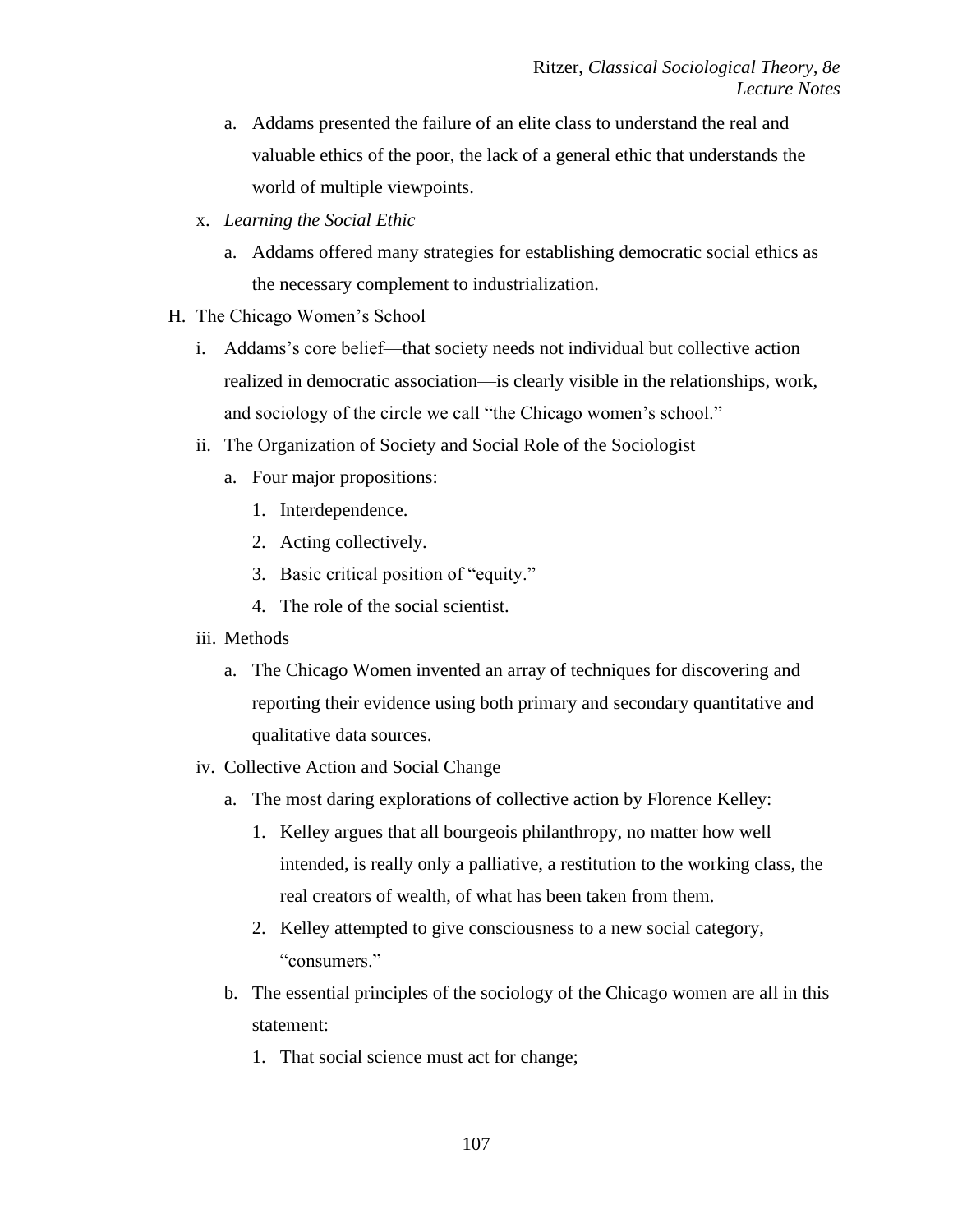a. Addams presented the failure of an elite class to understand the real and valuable ethics of the poor, the lack of a general ethic that understands the world of multiple viewpoints.

x. *Learning the Social Ethic*

a. Addams offered many strategies for establishing democratic social ethics as the necessary complement to industrialization.

H. The Chicago Women's School

i. Addams's core belief—that society needs not individual but collective action realized in democratic association—is clearly visible in the relationships, work, and sociology of the circle we call "the Chicago women's school."

ii. The Organization of Society and Social Role of the Sociologist

a. Four major propositions:

1. Interdependence.
2. Acting collectively.
3. Basic critical position of "equity."
4. The role of the social scientist.

iii. Methods

a. The Chicago Women invented an array of techniques for discovering and reporting their evidence using both primary and secondary quantitative and qualitative data sources.

iv. Collective Action and Social Change

a. The most daring explorations of collective action by Florence Kelley:

1. Kelley argues that all bourgeois philanthropy, no matter how well intended, is really only a palliative, a restitution to the working class, the real creators of wealth, of what has been taken from them.
2. Kelley attempted to give consciousness to a new social category, "consumers."

b. The essential principles of the sociology of the Chicago women are all in this statement:

1. That social science must act for change;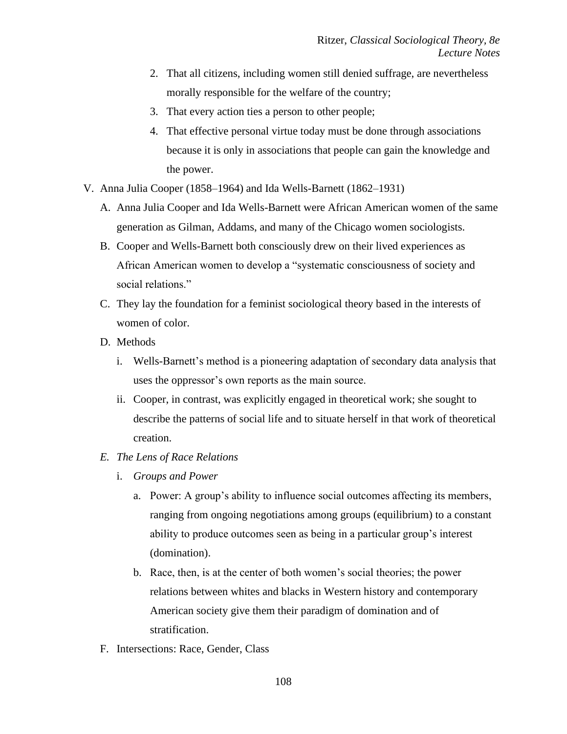2. That all citizens, including women still denied suffrage, are nevertheless morally responsible for the welfare of the country;
3. That every action ties a person to other people;
4. That effective personal virtue today must be done through associations because it is only in associations that people can gain the knowledge and the power.

V. Anna Julia Cooper (1858–1964) and Ida Wells-Barnett (1862–1931)

A. Anna Julia Cooper and Ida Wells-Barnett were African American women of the same generation as Gilman, Addams, and many of the Chicago women sociologists.

B. Cooper and Wells-Barnett both consciously drew on their lived experiences as African American women to develop a "systematic consciousness of society and social relations."

C. They lay the foundation for a feminist sociological theory based in the interests of women of color.

D. Methods

i. Wells-Barnett's method is a pioneering adaptation of secondary data analysis that uses the oppressor's own reports as the main source.

ii. Cooper, in contrast, was explicitly engaged in theoretical work; she sought to describe the patterns of social life and to situate herself in that work of theoretical creation.

*E. The Lens of Race Relations*

i. *Groups and Power*

a. Power: A group's ability to influence social outcomes affecting its members, ranging from ongoing negotiations among groups (equilibrium) to a constant ability to produce outcomes seen as being in a particular group's interest (domination).

b. Race, then, is at the center of both women's social theories; the power relations between whites and blacks in Western history and contemporary American society give them their paradigm of domination and of stratification.

F. Intersections: Race, Gender, Class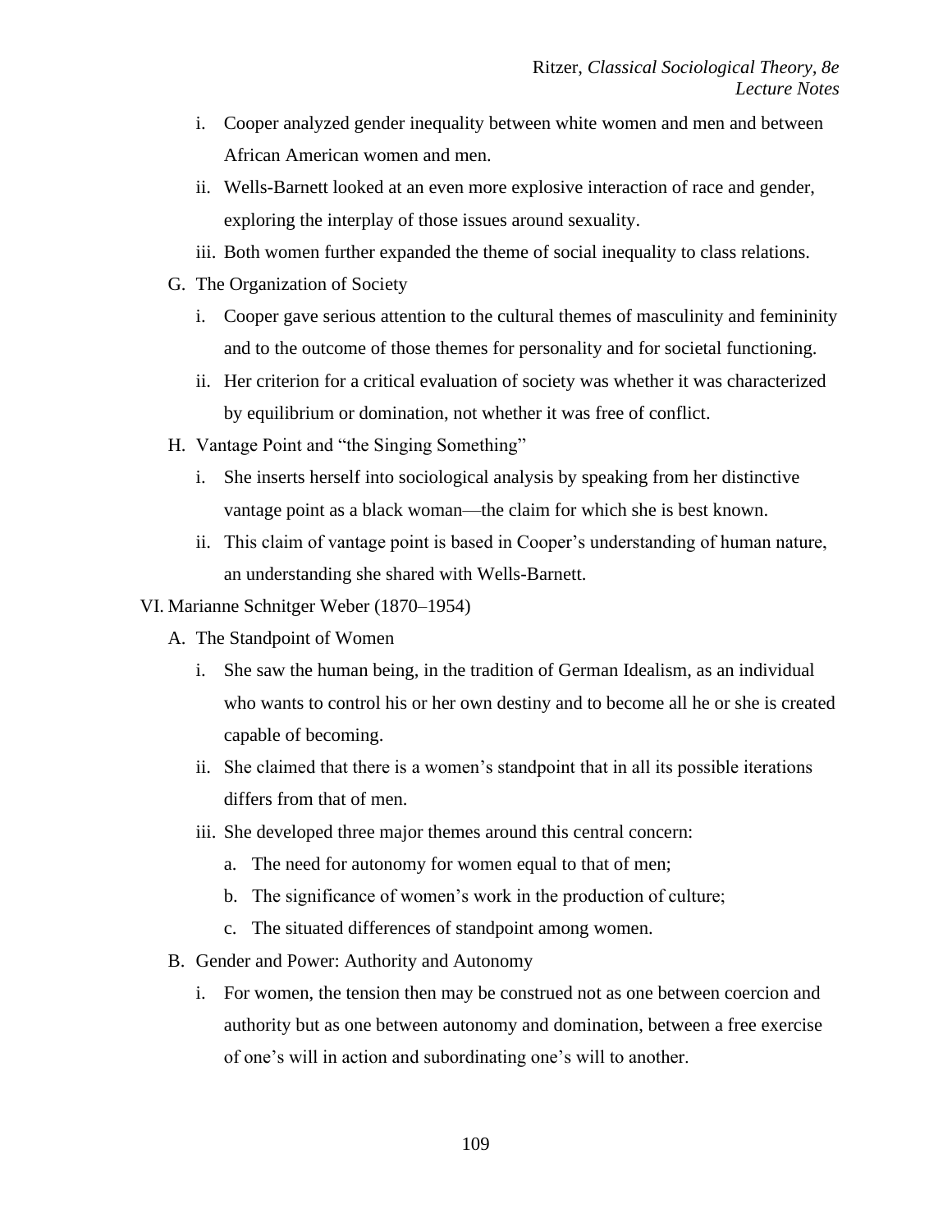i. Cooper analyzed gender inequality between white women and men and between African American women and men.

ii. Wells-Barnett looked at an even more explosive interaction of race and gender, exploring the interplay of those issues around sexuality.

iii. Both women further expanded the theme of social inequality to class relations.

G. The Organization of Society

i. Cooper gave serious attention to the cultural themes of masculinity and femininity and to the outcome of those themes for personality and for societal functioning.

ii. Her criterion for a critical evaluation of society was whether it was characterized by equilibrium or domination, not whether it was free of conflict.

H. Vantage Point and "the Singing Something"

i. She inserts herself into sociological analysis by speaking from her distinctive vantage point as a black woman—the claim for which she is best known.

ii. This claim of vantage point is based in Cooper's understanding of human nature, an understanding she shared with Wells-Barnett.

VI. Marianne Schnitger Weber (1870–1954)

A. The Standpoint of Women

i. She saw the human being, in the tradition of German Idealism, as an individual who wants to control his or her own destiny and to become all he or she is created capable of becoming.

ii. She claimed that there is a women's standpoint that in all its possible iterations differs from that of men.

iii. She developed three major themes around this central concern:

a. The need for autonomy for women equal to that of men;

b. The significance of women's work in the production of culture;

c. The situated differences of standpoint among women.

B. Gender and Power: Authority and Autonomy

i. For women, the tension then may be construed not as one between coercion and authority but as one between autonomy and domination, between a free exercise of one's will in action and subordinating one's will to another.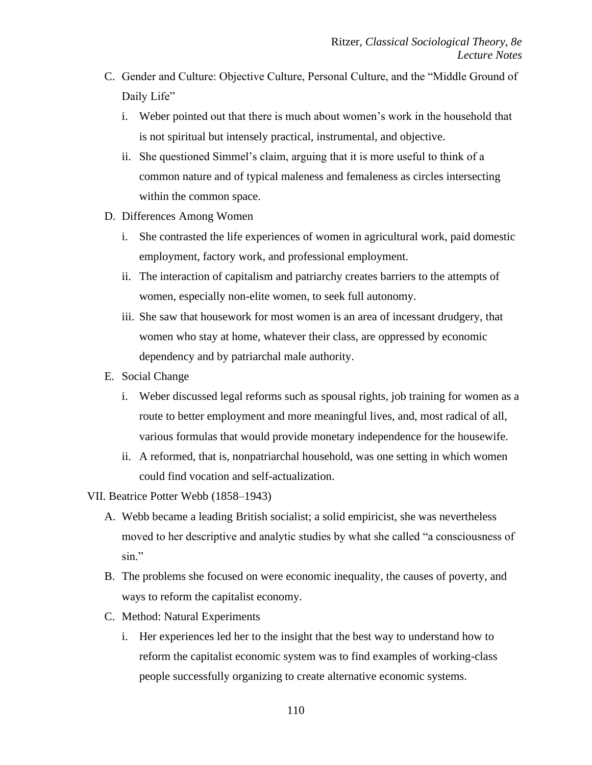C. Gender and Culture: Objective Culture, Personal Culture, and the "Middle Ground of Daily Life"

   i. Weber pointed out that there is much about women's work in the household that is not spiritual but intensely practical, instrumental, and objective.

   ii. She questioned Simmel's claim, arguing that it is more useful to think of a common nature and of typical maleness and femaleness as circles intersecting within the common space.

D. Differences Among Women

   i. She contrasted the life experiences of women in agricultural work, paid domestic employment, factory work, and professional employment.

   ii. The interaction of capitalism and patriarchy creates barriers to the attempts of women, especially non-elite women, to seek full autonomy.

   iii. She saw that housework for most women is an area of incessant drudgery, that women who stay at home, whatever their class, are oppressed by economic dependency and by patriarchal male authority.

E. Social Change

   i. Weber discussed legal reforms such as spousal rights, job training for women as a route to better employment and more meaningful lives, and, most radical of all, various formulas that would provide monetary independence for the housewife.

   ii. A reformed, that is, nonpatriarchal household, was one setting in which women could find vocation and self-actualization.

VII. Beatrice Potter Webb (1858–1943)

A. Webb became a leading British socialist; a solid empiricist, she was nevertheless moved to her descriptive and analytic studies by what she called "a consciousness of sin."

B. The problems she focused on were economic inequality, the causes of poverty, and ways to reform the capitalist economy.

C. Method: Natural Experiments

   i. Her experiences led her to the insight that the best way to understand how to reform the capitalist economic system was to find examples of working-class people successfully organizing to create alternative economic systems.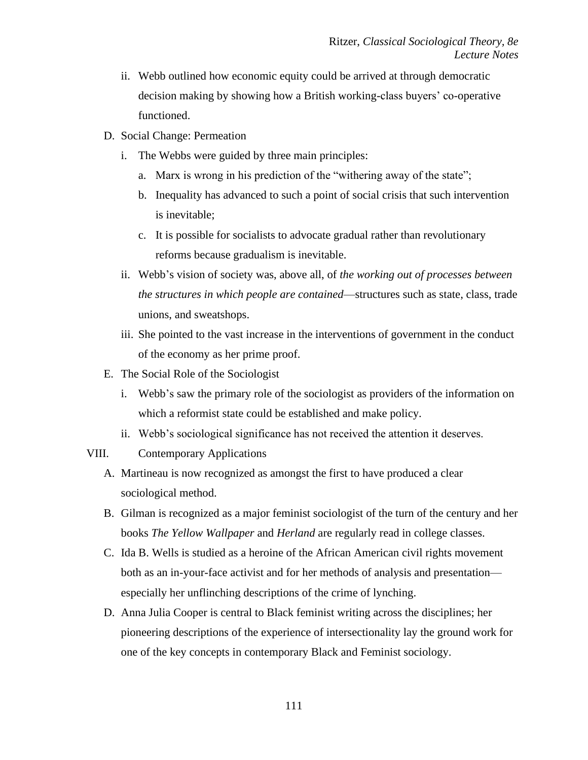ii. Webb outlined how economic equity could be arrived at through democratic decision making by showing how a British working-class buyers' co-operative functioned.

D. Social Change: Permeation

i. The Webbs were guided by three main principles:

a. Marx is wrong in his prediction of the "withering away of the state";

b. Inequality has advanced to such a point of social crisis that such intervention is inevitable;

c. It is possible for socialists to advocate gradual rather than revolutionary reforms because gradualism is inevitable.

ii. Webb's vision of society was, above all, of *the working out of processes between the structures in which people are contained*—structures such as state, class, trade unions, and sweatshops.

iii. She pointed to the vast increase in the interventions of government in the conduct of the economy as her prime proof.

E. The Social Role of the Sociologist

i. Webb's saw the primary role of the sociologist as providers of the information on which a reformist state could be established and make policy.

ii. Webb's sociological significance has not received the attention it deserves.

VIII. Contemporary Applications

A. Martineau is now recognized as amongst the first to have produced a clear sociological method.

B. Gilman is recognized as a major feminist sociologist of the turn of the century and her books *The Yellow Wallpaper* and *Herland* are regularly read in college classes.

C. Ida B. Wells is studied as a heroine of the African American civil rights movement both as an in-your-face activist and for her methods of analysis and presentation—especially her unflinching descriptions of the crime of lynching.

D. Anna Julia Cooper is central to Black feminist writing across the disciplines; her pioneering descriptions of the experience of intersectionality lay the ground work for one of the key concepts in contemporary Black and Feminist sociology.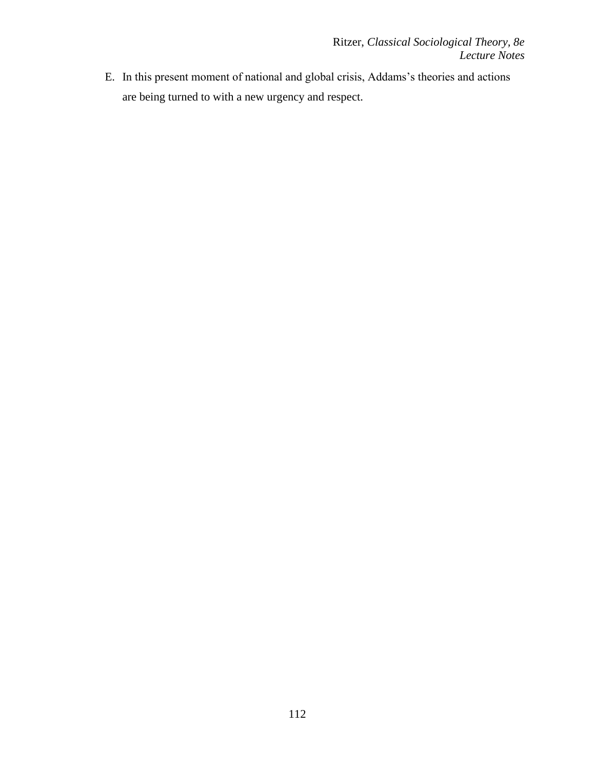E. In this present moment of national and global crisis, Addams's theories and actions are being turned to with a new urgency and respect.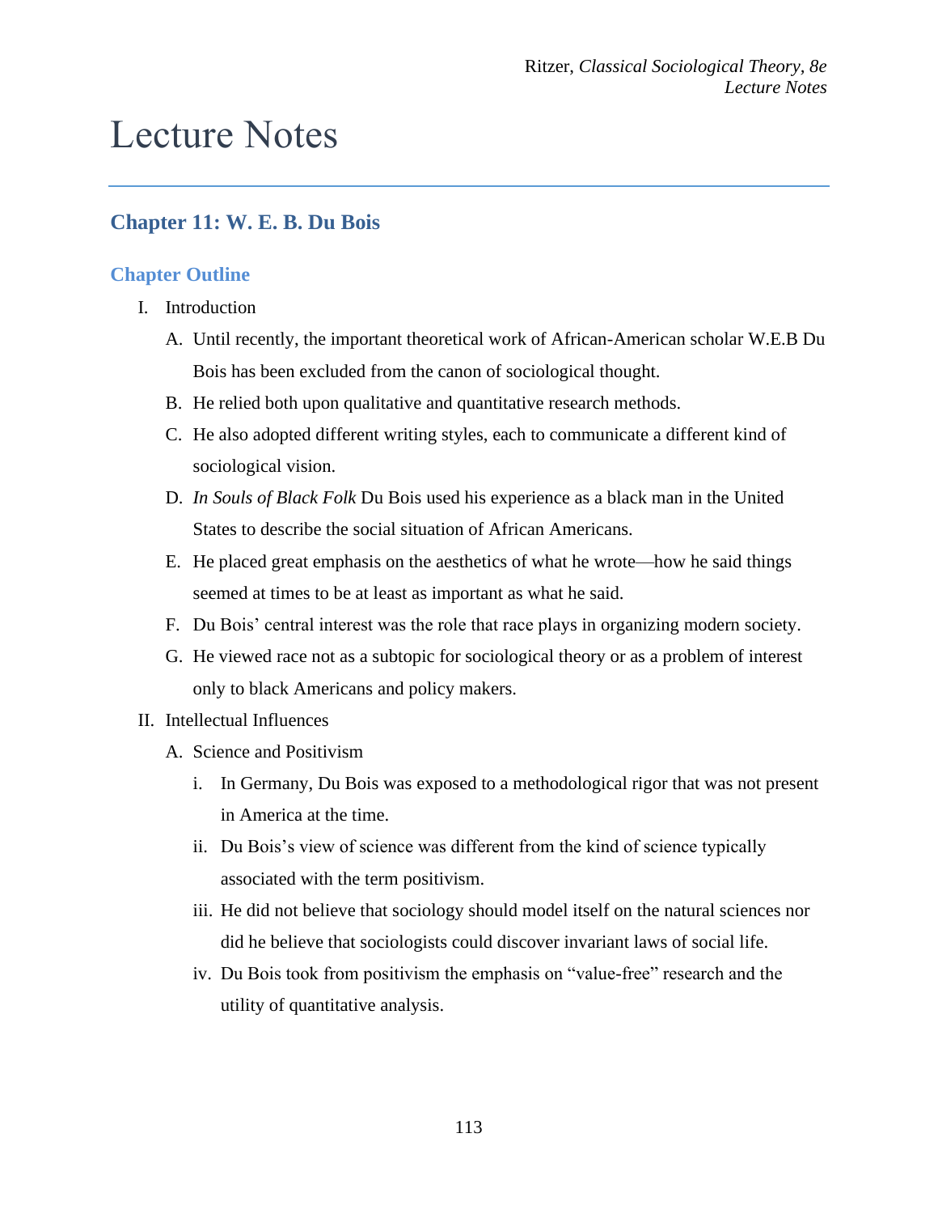# Lecture Notes

## Chapter 11: W. E. B. Du Bois

### Chapter Outline

I. Introduction

   A. Until recently, the important theoretical work of African-American scholar W.E.B Du Bois has been excluded from the canon of sociological thought.

   B. He relied both upon qualitative and quantitative research methods.

   C. He also adopted different writing styles, each to communicate a different kind of sociological vision.

   D. *In Souls of Black Folk* Du Bois used his experience as a black man in the United States to describe the social situation of African Americans.

   E. He placed great emphasis on the aesthetics of what he wrote—how he said things seemed at times to be at least as important as what he said.

   F. Du Bois' central interest was the role that race plays in organizing modern society.

   G. He viewed race not as a subtopic for sociological theory or as a problem of interest only to black Americans and policy makers.

II. Intellectual Influences

   A. Science and Positivism

      i. In Germany, Du Bois was exposed to a methodological rigor that was not present in America at the time.

      ii. Du Bois's view of science was different from the kind of science typically associated with the term positivism.

      iii. He did not believe that sociology should model itself on the natural sciences nor did he believe that sociologists could discover invariant laws of social life.

      iv. Du Bois took from positivism the emphasis on "value-free" research and the utility of quantitative analysis.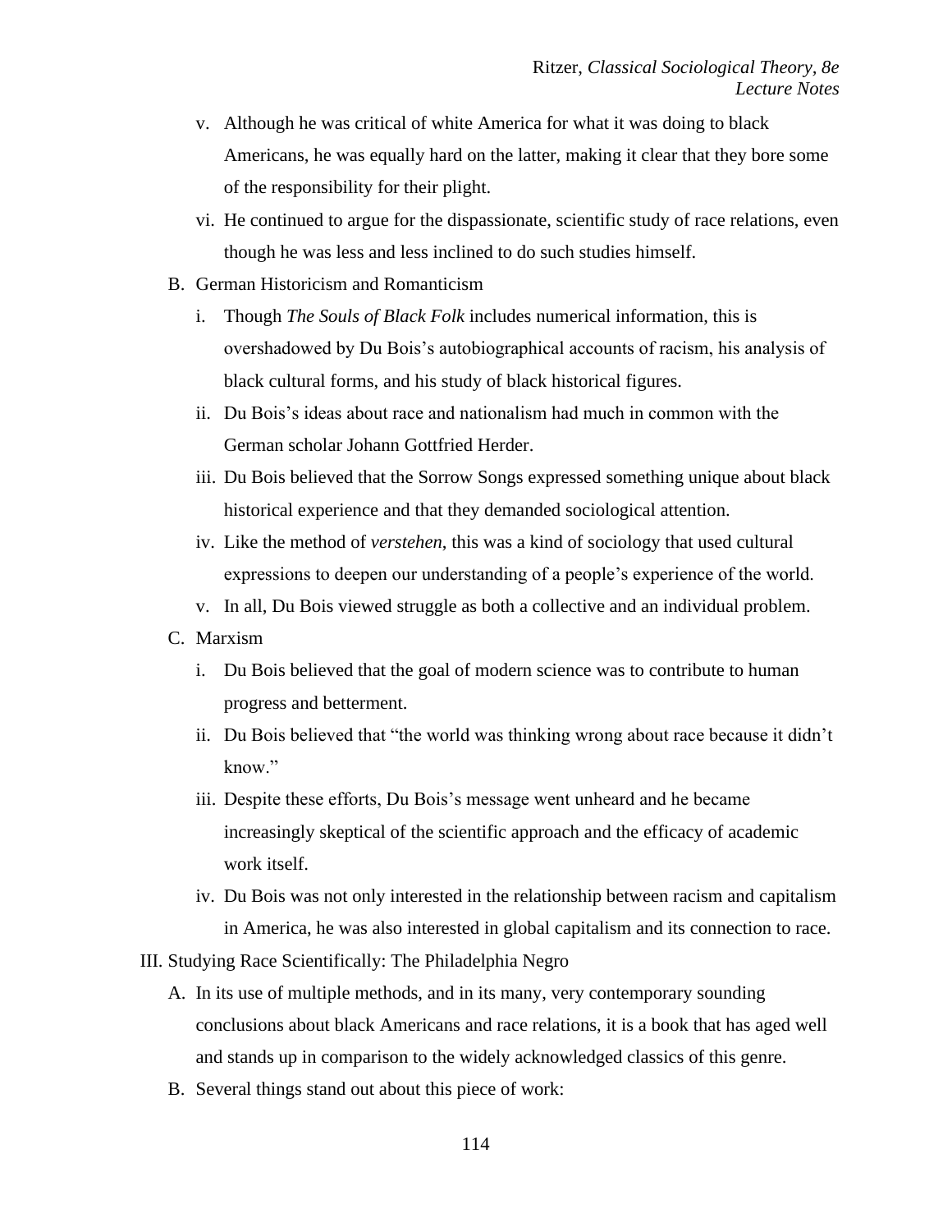v. Although he was critical of white America for what it was doing to black Americans, he was equally hard on the latter, making it clear that they bore some of the responsibility for their plight.

vi. He continued to argue for the dispassionate, scientific study of race relations, even though he was less and less inclined to do such studies himself.

B. German Historicism and Romanticism

i. Though *The Souls of Black Folk* includes numerical information, this is overshadowed by Du Bois's autobiographical accounts of racism, his analysis of black cultural forms, and his study of black historical figures.

ii. Du Bois's ideas about race and nationalism had much in common with the German scholar Johann Gottfried Herder.

iii. Du Bois believed that the Sorrow Songs expressed something unique about black historical experience and that they demanded sociological attention.

iv. Like the method of *verstehen*, this was a kind of sociology that used cultural expressions to deepen our understanding of a people's experience of the world.

v. In all, Du Bois viewed struggle as both a collective and an individual problem.

C. Marxism

i. Du Bois believed that the goal of modern science was to contribute to human progress and betterment.

ii. Du Bois believed that "the world was thinking wrong about race because it didn't know."

iii. Despite these efforts, Du Bois's message went unheard and he became increasingly skeptical of the scientific approach and the efficacy of academic work itself.

iv. Du Bois was not only interested in the relationship between racism and capitalism in America, he was also interested in global capitalism and its connection to race.

III. Studying Race Scientifically: The Philadelphia Negro

A. In its use of multiple methods, and in its many, very contemporary sounding conclusions about black Americans and race relations, it is a book that has aged well and stands up in comparison to the widely acknowledged classics of this genre.

B. Several things stand out about this piece of work: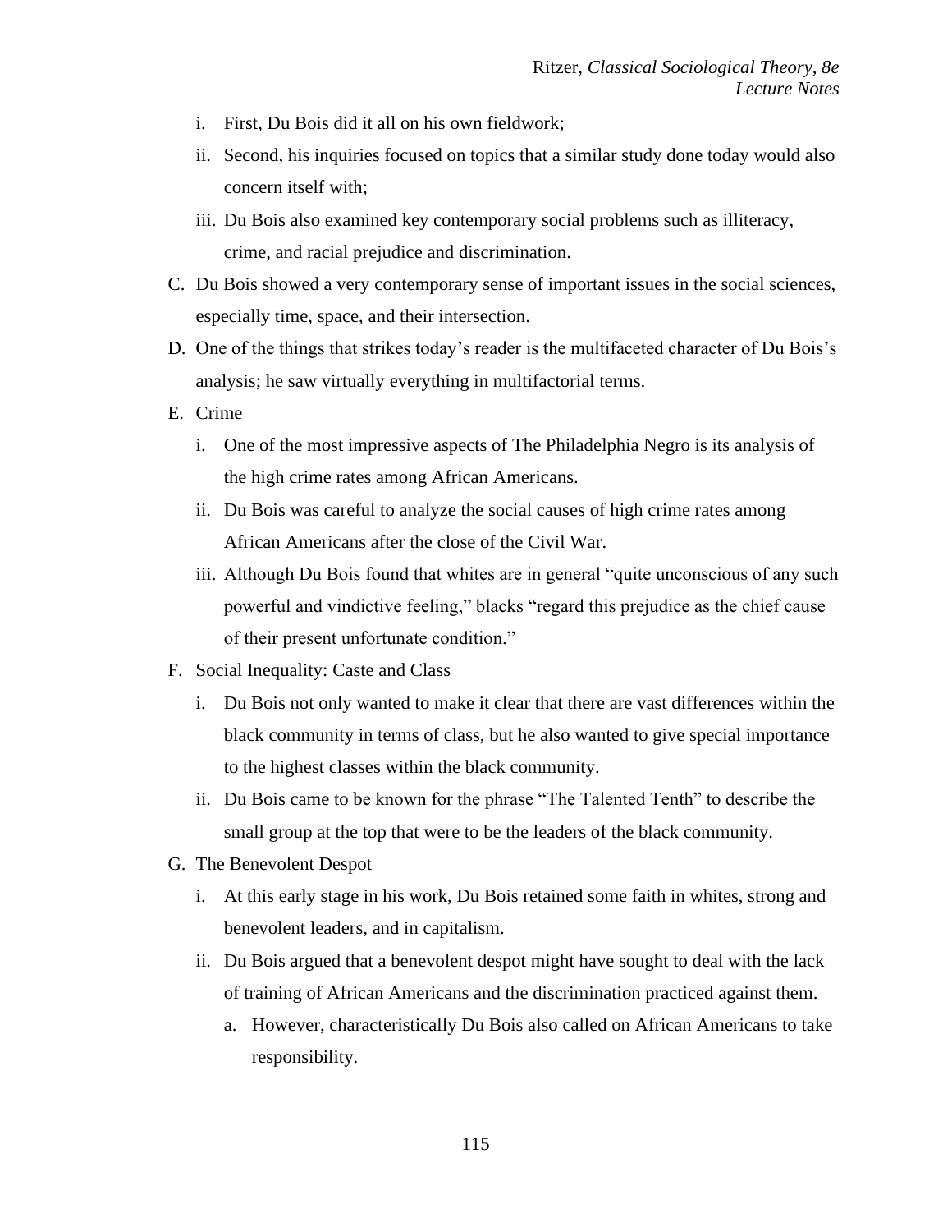i. First, Du Bois did it all on his own fieldwork;
   ii. Second, his inquiries focused on topics that a similar study done today would also concern itself with;
   iii. Du Bois also examined key contemporary social problems such as illiteracy, crime, and racial prejudice and discrimination.

C. Du Bois showed a very contemporary sense of important issues in the social sciences, especially time, space, and their intersection.

D. One of the things that strikes today's reader is the multifaceted character of Du Bois's analysis; he saw virtually everything in multifactorial terms.

E. Crime
   i. One of the most impressive aspects of The Philadelphia Negro is its analysis of the high crime rates among African Americans.
   ii. Du Bois was careful to analyze the social causes of high crime rates among African Americans after the close of the Civil War.
   iii. Although Du Bois found that whites are in general "quite unconscious of any such powerful and vindictive feeling," blacks "regard this prejudice as the chief cause of their present unfortunate condition."

F. Social Inequality: Caste and Class
   i. Du Bois not only wanted to make it clear that there are vast differences within the black community in terms of class, but he also wanted to give special importance to the highest classes within the black community.
   ii. Du Bois came to be known for the phrase "The Talented Tenth" to describe the small group at the top that were to be the leaders of the black community.

G. The Benevolent Despot
   i. At this early stage in his work, Du Bois retained some faith in whites, strong and benevolent leaders, and in capitalism.
   ii. Du Bois argued that a benevolent despot might have sought to deal with the lack of training of African Americans and the discrimination practiced against them.
      a. However, characteristically Du Bois also called on African Americans to take responsibility.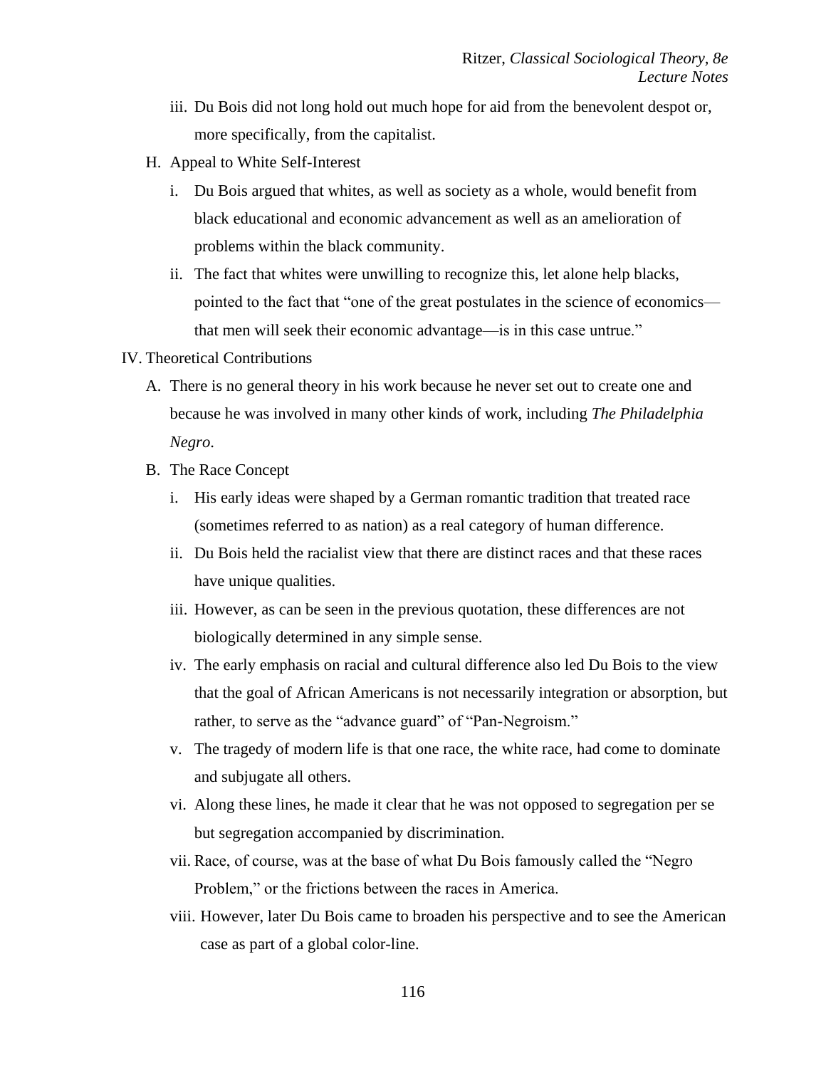iii. Du Bois did not long hold out much hope for aid from the benevolent despot or, more specifically, from the capitalist.

H. Appeal to White Self-Interest

   i. Du Bois argued that whites, as well as society as a whole, would benefit from black educational and economic advancement as well as an amelioration of problems within the black community.

   ii. The fact that whites were unwilling to recognize this, let alone help blacks, pointed to the fact that "one of the great postulates in the science of economics—that men will seek their economic advantage—is in this case untrue."

IV. Theoretical Contributions

A. There is no general theory in his work because he never set out to create one and because he was involved in many other kinds of work, including *The Philadelphia Negro*.

B. The Race Concept

   i. His early ideas were shaped by a German romantic tradition that treated race (sometimes referred to as nation) as a real category of human difference.

   ii. Du Bois held the racialist view that there are distinct races and that these races have unique qualities.

   iii. However, as can be seen in the previous quotation, these differences are not biologically determined in any simple sense.

   iv. The early emphasis on racial and cultural difference also led Du Bois to the view that the goal of African Americans is not necessarily integration or absorption, but rather, to serve as the "advance guard" of "Pan-Negroism."

   v. The tragedy of modern life is that one race, the white race, had come to dominate and subjugate all others.

   vi. Along these lines, he made it clear that he was not opposed to segregation per se but segregation accompanied by discrimination.

   vii. Race, of course, was at the base of what Du Bois famously called the "Negro Problem," or the frictions between the races in America.

   viii. However, later Du Bois came to broaden his perspective and to see the American case as part of a global color-line.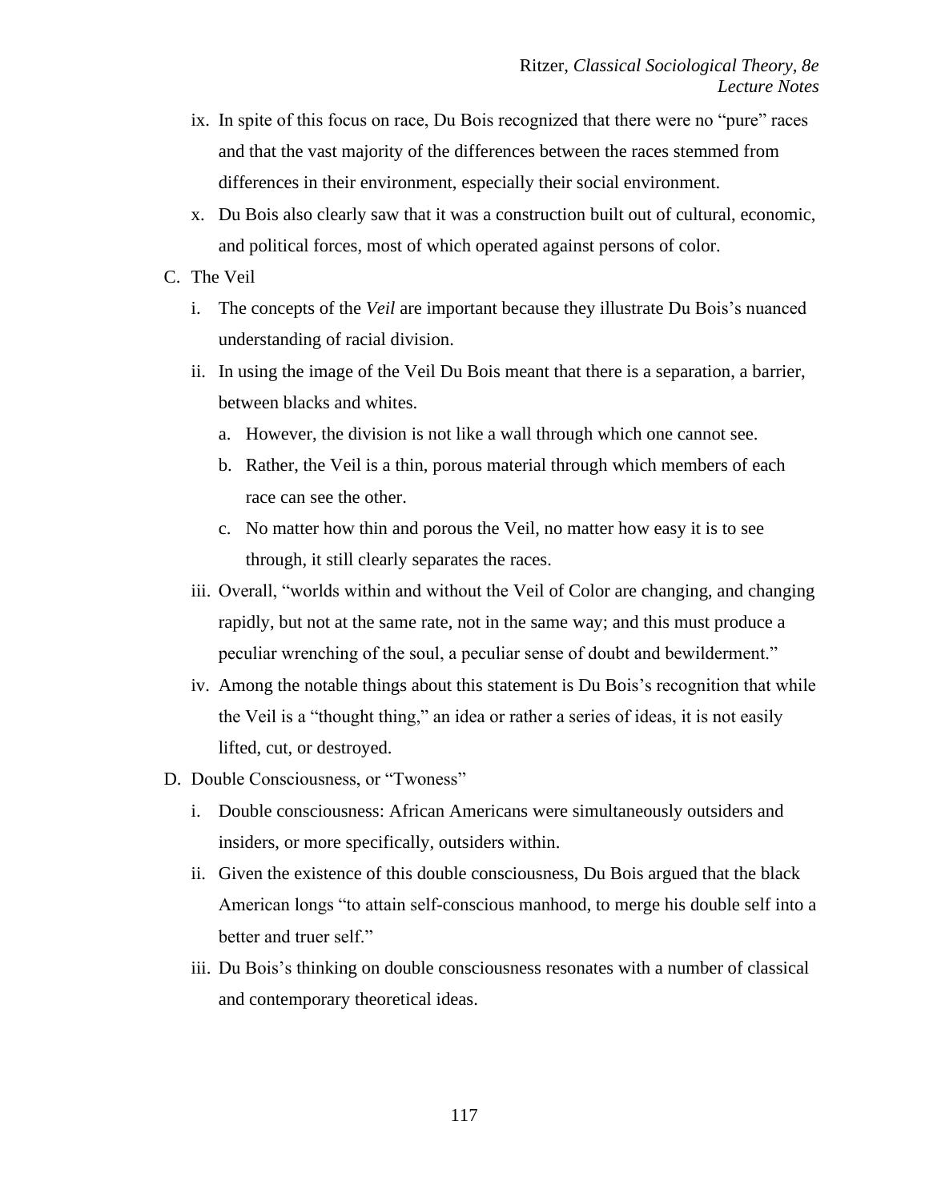ix. In spite of this focus on race, Du Bois recognized that there were no "pure" races and that the vast majority of the differences between the races stemmed from differences in their environment, especially their social environment.

x. Du Bois also clearly saw that it was a construction built out of cultural, economic, and political forces, most of which operated against persons of color.

C. The Veil

i. The concepts of the *Veil* are important because they illustrate Du Bois's nuanced understanding of racial division.

ii. In using the image of the Veil Du Bois meant that there is a separation, a barrier, between blacks and whites.

a. However, the division is not like a wall through which one cannot see.

b. Rather, the Veil is a thin, porous material through which members of each race can see the other.

c. No matter how thin and porous the Veil, no matter how easy it is to see through, it still clearly separates the races.

iii. Overall, "worlds within and without the Veil of Color are changing, and changing rapidly, but not at the same rate, not in the same way; and this must produce a peculiar wrenching of the soul, a peculiar sense of doubt and bewilderment."

iv. Among the notable things about this statement is Du Bois's recognition that while the Veil is a "thought thing," an idea or rather a series of ideas, it is not easily lifted, cut, or destroyed.

D. Double Consciousness, or "Twoness"

i. Double consciousness: African Americans were simultaneously outsiders and insiders, or more specifically, outsiders within.

ii. Given the existence of this double consciousness, Du Bois argued that the black American longs "to attain self-conscious manhood, to merge his double self into a better and truer self."

iii. Du Bois's thinking on double consciousness resonates with a number of classical and contemporary theoretical ideas.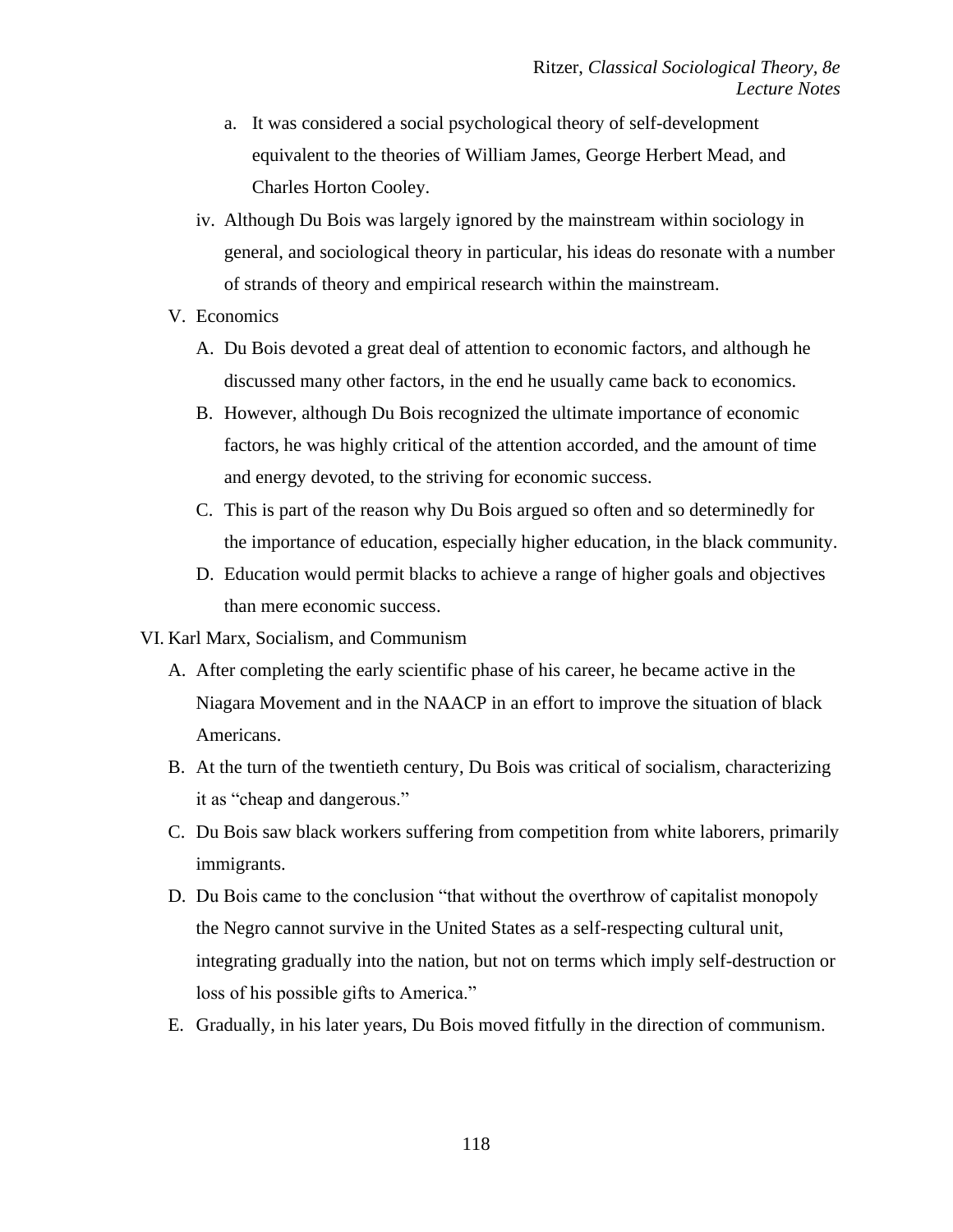a. It was considered a social psychological theory of self-development equivalent to the theories of William James, George Herbert Mead, and Charles Horton Cooley.

iv. Although Du Bois was largely ignored by the mainstream within sociology in general, and sociological theory in particular, his ideas do resonate with a number of strands of theory and empirical research within the mainstream.

V. Economics

A. Du Bois devoted a great deal of attention to economic factors, and although he discussed many other factors, in the end he usually came back to economics.

B. However, although Du Bois recognized the ultimate importance of economic factors, he was highly critical of the attention accorded, and the amount of time and energy devoted, to the striving for economic success.

C. This is part of the reason why Du Bois argued so often and so determinedly for the importance of education, especially higher education, in the black community.

D. Education would permit blacks to achieve a range of higher goals and objectives than mere economic success.

VI. Karl Marx, Socialism, and Communism

A. After completing the early scientific phase of his career, he became active in the Niagara Movement and in the NAACP in an effort to improve the situation of black Americans.

B. At the turn of the twentieth century, Du Bois was critical of socialism, characterizing it as "cheap and dangerous."

C. Du Bois saw black workers suffering from competition from white laborers, primarily immigrants.

D. Du Bois came to the conclusion "that without the overthrow of capitalist monopoly the Negro cannot survive in the United States as a self-respecting cultural unit, integrating gradually into the nation, but not on terms which imply self-destruction or loss of his possible gifts to America."

E. Gradually, in his later years, Du Bois moved fitfully in the direction of communism.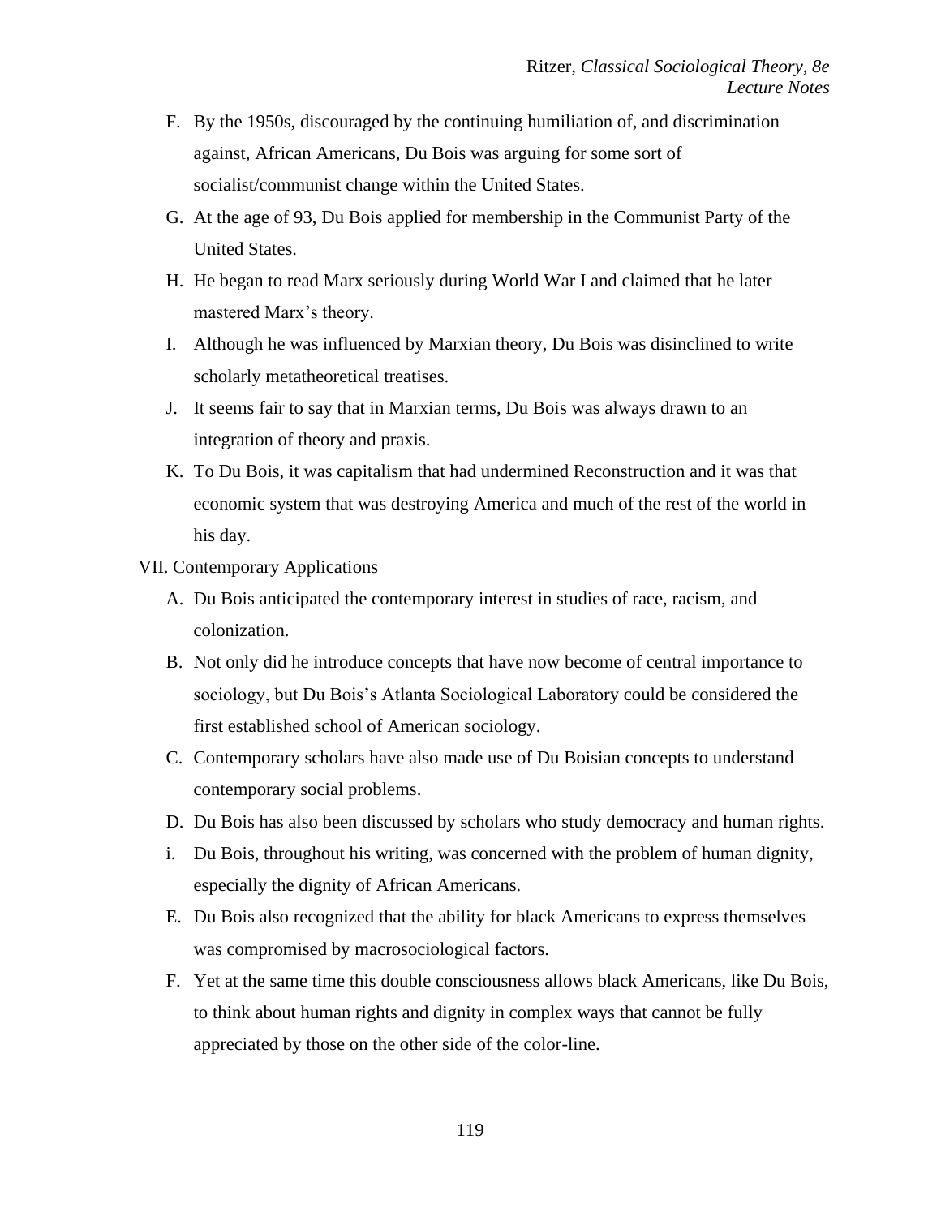F. By the 1950s, discouraged by the continuing humiliation of, and discrimination against, African Americans, Du Bois was arguing for some sort of socialist/communist change within the United States.

G. At the age of 93, Du Bois applied for membership in the Communist Party of the United States.

H. He began to read Marx seriously during World War I and claimed that he later mastered Marx's theory.

I. Although he was influenced by Marxian theory, Du Bois was disinclined to write scholarly metatheoretical treatises.

J. It seems fair to say that in Marxian terms, Du Bois was always drawn to an integration of theory and praxis.

K. To Du Bois, it was capitalism that had undermined Reconstruction and it was that economic system that was destroying America and much of the rest of the world in his day.

VII. Contemporary Applications

A. Du Bois anticipated the contemporary interest in studies of race, racism, and colonization.

B. Not only did he introduce concepts that have now become of central importance to sociology, but Du Bois's Atlanta Sociological Laboratory could be considered the first established school of American sociology.

C. Contemporary scholars have also made use of Du Boisian concepts to understand contemporary social problems.

D. Du Bois has also been discussed by scholars who study democracy and human rights.

i. Du Bois, throughout his writing, was concerned with the problem of human dignity, especially the dignity of African Americans.

E. Du Bois also recognized that the ability for black Americans to express themselves was compromised by macrosociological factors.

F. Yet at the same time this double consciousness allows black Americans, like Du Bois, to think about human rights and dignity in complex ways that cannot be fully appreciated by those on the other side of the color-line.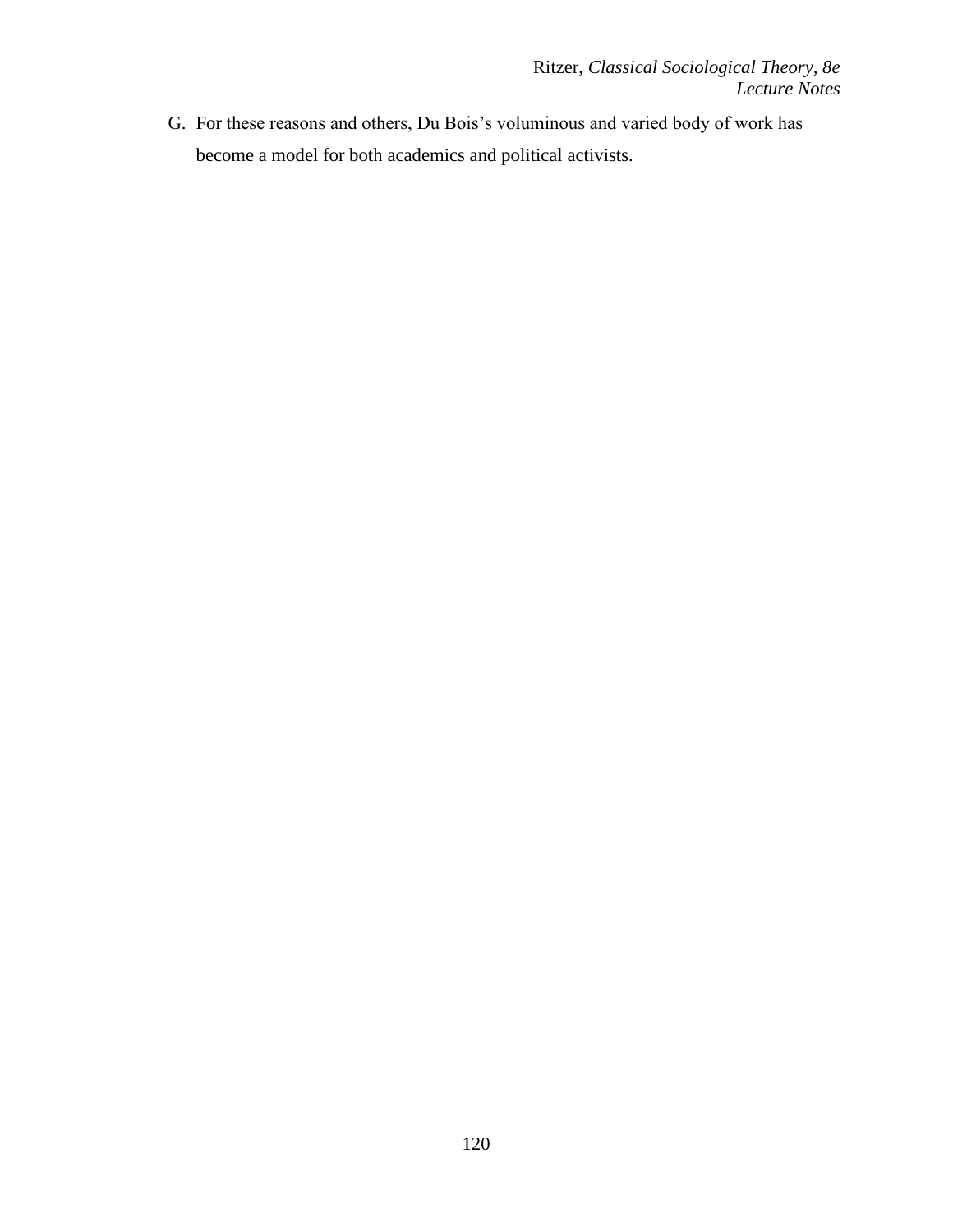G. For these reasons and others, Du Bois's voluminous and varied body of work has become a model for both academics and political activists.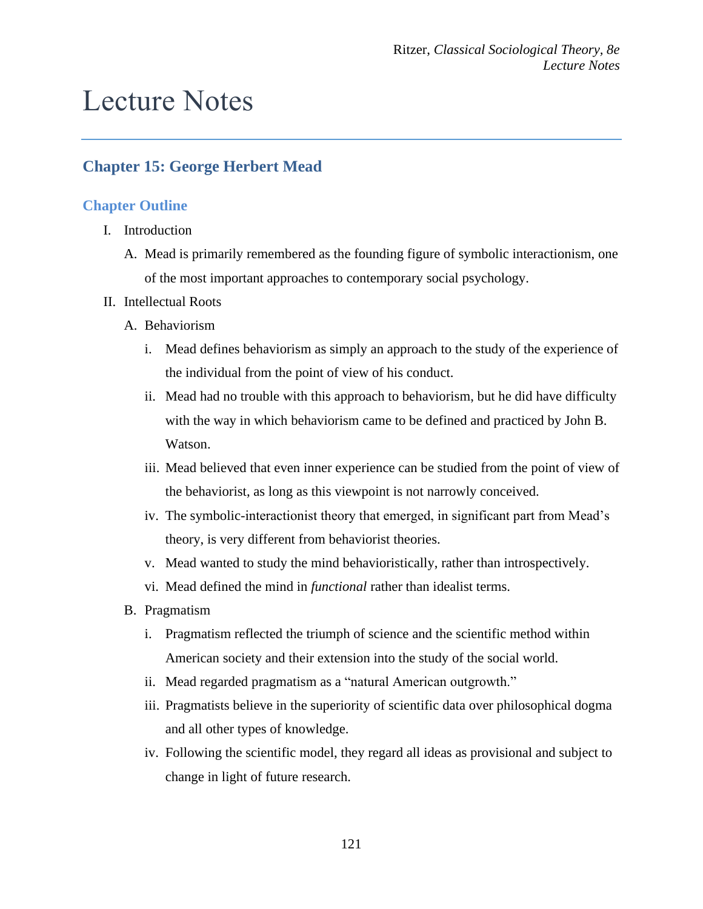# Lecture Notes

## Chapter 15: George Herbert Mead

### Chapter Outline

I. Introduction

   A. Mead is primarily remembered as the founding figure of symbolic interactionism, one of the most important approaches to contemporary social psychology.

II. Intellectual Roots

   A. Behaviorism

      i. Mead defines behaviorism as simply an approach to the study of the experience of the individual from the point of view of his conduct.

      ii. Mead had no trouble with this approach to behaviorism, but he did have difficulty with the way in which behaviorism came to be defined and practiced by John B. Watson.

      iii. Mead believed that even inner experience can be studied from the point of view of the behaviorist, as long as this viewpoint is not narrowly conceived.

      iv. The symbolic-interactionist theory that emerged, in significant part from Mead's theory, is very different from behaviorist theories.

      v. Mead wanted to study the mind behavioristically, rather than introspectively.

      vi. Mead defined the mind in *functional* rather than idealist terms.

   B. Pragmatism

      i. Pragmatism reflected the triumph of science and the scientific method within American society and their extension into the study of the social world.

      ii. Mead regarded pragmatism as a "natural American outgrowth."

      iii. Pragmatists believe in the superiority of scientific data over philosophical dogma and all other types of knowledge.

      iv. Following the scientific model, they regard all ideas as provisional and subject to change in light of future research.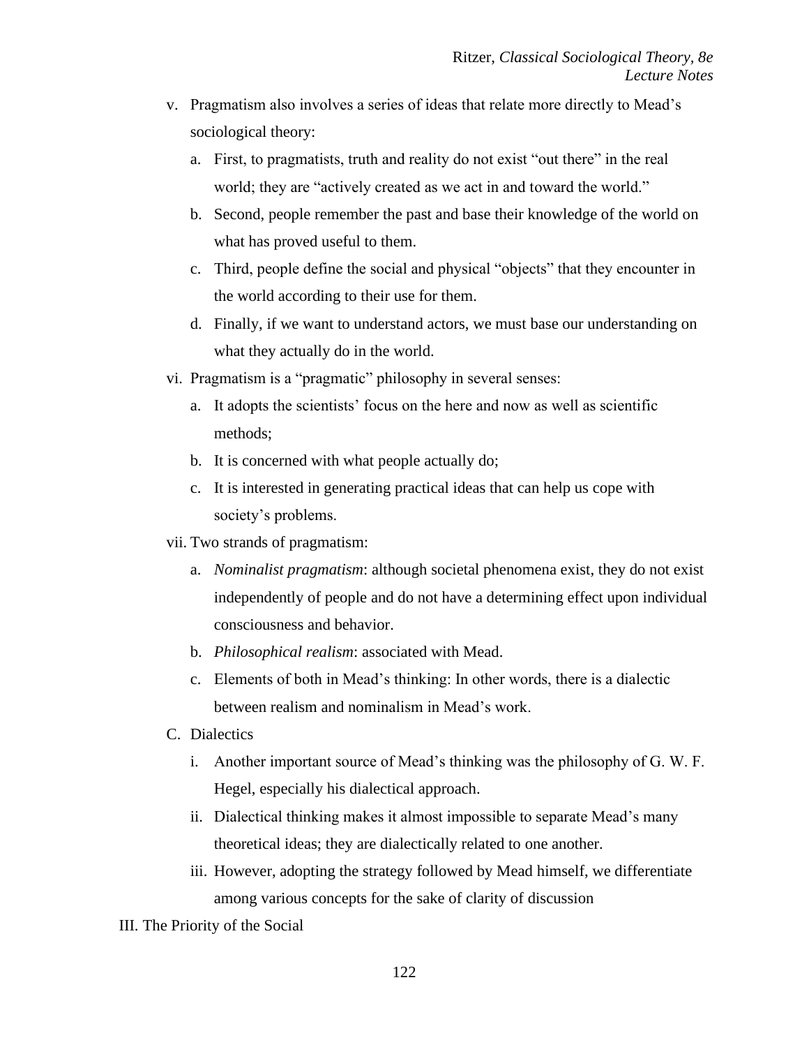v. Pragmatism also involves a series of ideas that relate more directly to Mead's sociological theory:
   a. First, to pragmatists, truth and reality do not exist "out there" in the real world; they are "actively created as we act in and toward the world."
   b. Second, people remember the past and base their knowledge of the world on what has proved useful to them.
   c. Third, people define the social and physical "objects" that they encounter in the world according to their use for them.
   d. Finally, if we want to understand actors, we must base our understanding on what they actually do in the world.

vi. Pragmatism is a "pragmatic" philosophy in several senses:
   a. It adopts the scientists' focus on the here and now as well as scientific methods;
   b. It is concerned with what people actually do;
   c. It is interested in generating practical ideas that can help us cope with society's problems.

vii. Two strands of pragmatism:
   a. *Nominalist pragmatism*: although societal phenomena exist, they do not exist independently of people and do not have a determining effect upon individual consciousness and behavior.
   b. *Philosophical realism*: associated with Mead.
   c. Elements of both in Mead's thinking: In other words, there is a dialectic between realism and nominalism in Mead's work.

C. Dialectics
   i. Another important source of Mead's thinking was the philosophy of G. W. F. Hegel, especially his dialectical approach.
   ii. Dialectical thinking makes it almost impossible to separate Mead's many theoretical ideas; they are dialectically related to one another.
   iii. However, adopting the strategy followed by Mead himself, we differentiate among various concepts for the sake of clarity of discussion

III. The Priority of the Social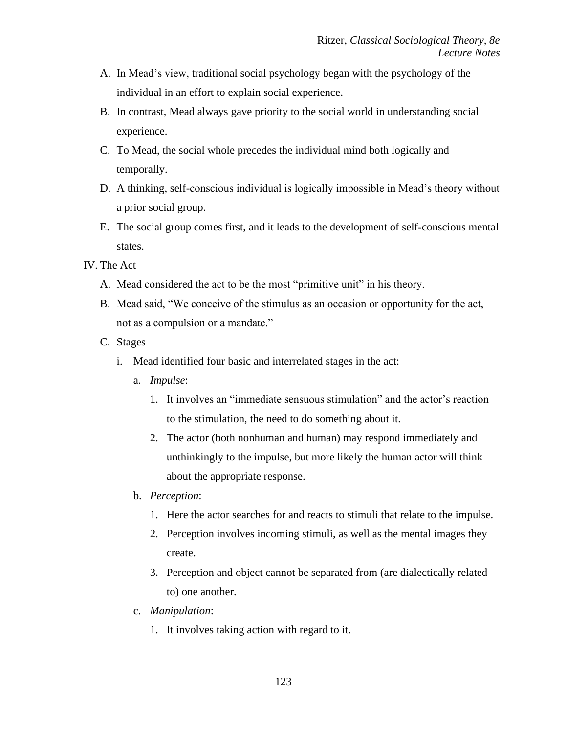A. In Mead's view, traditional social psychology began with the psychology of the individual in an effort to explain social experience.

B. In contrast, Mead always gave priority to the social world in understanding social experience.

C. To Mead, the social whole precedes the individual mind both logically and temporally.

D. A thinking, self-conscious individual is logically impossible in Mead's theory without a prior social group.

E. The social group comes first, and it leads to the development of self-conscious mental states.

IV. The Act

A. Mead considered the act to be the most "primitive unit" in his theory.

B. Mead said, "We conceive of the stimulus as an occasion or opportunity for the act, not as a compulsion or a mandate."

C. Stages

i. Mead identified four basic and interrelated stages in the act:

a. *Impulse*:

1. It involves an "immediate sensuous stimulation" and the actor's reaction to the stimulation, the need to do something about it.
2. The actor (both nonhuman and human) may respond immediately and unthinkingly to the impulse, but more likely the human actor will think about the appropriate response.

b. *Perception*:

1. Here the actor searches for and reacts to stimuli that relate to the impulse.
2. Perception involves incoming stimuli, as well as the mental images they create.
3. Perception and object cannot be separated from (are dialectically related to) one another.

c. *Manipulation*:

1. It involves taking action with regard to it.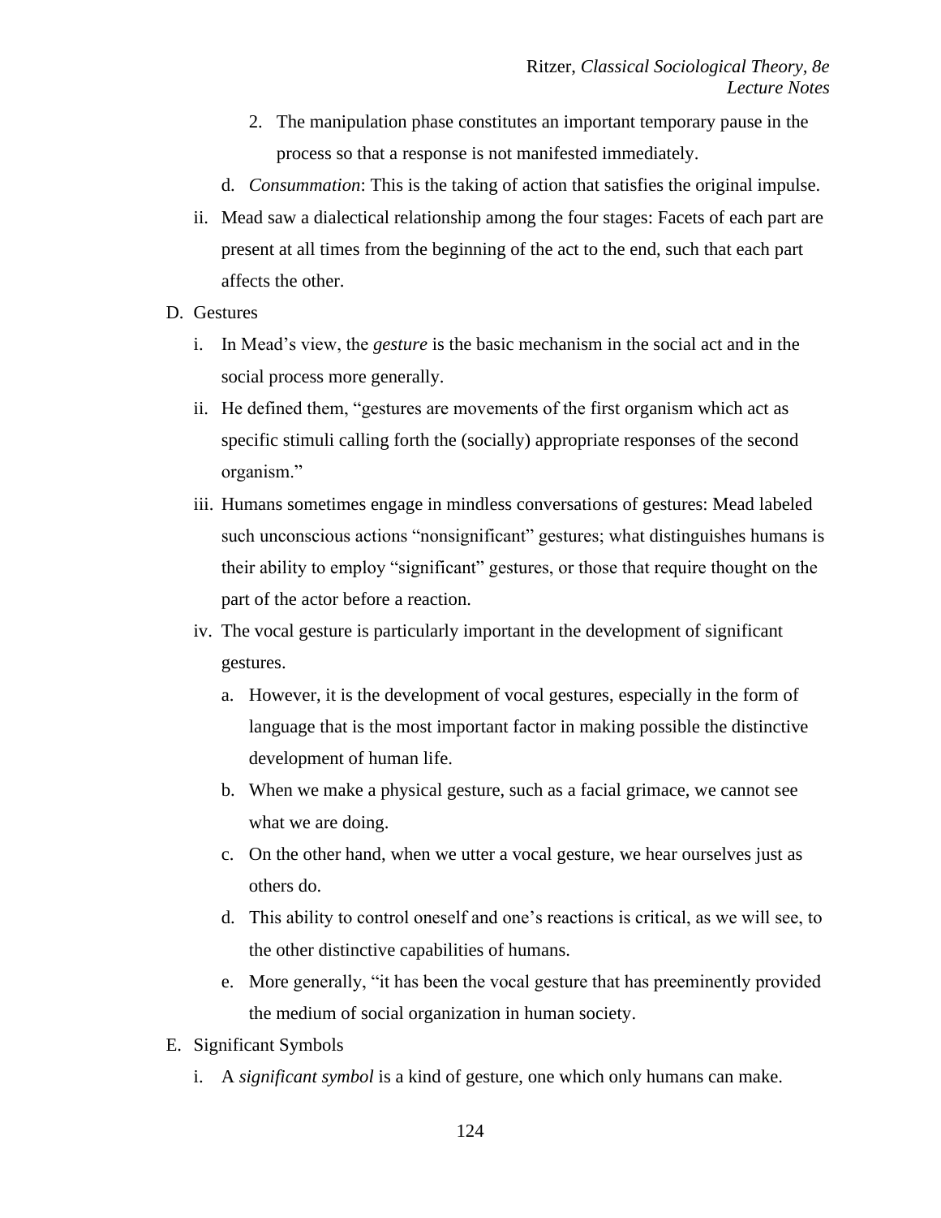2. The manipulation phase constitutes an important temporary pause in the process so that a response is not manifested immediately.

d. *Consummation*: This is the taking of action that satisfies the original impulse.

ii. Mead saw a dialectical relationship among the four stages: Facets of each part are present at all times from the beginning of the act to the end, such that each part affects the other.

D. Gestures

i. In Mead's view, the *gesture* is the basic mechanism in the social act and in the social process more generally.

ii. He defined them, "gestures are movements of the first organism which act as specific stimuli calling forth the (socially) appropriate responses of the second organism."

iii. Humans sometimes engage in mindless conversations of gestures: Mead labeled such unconscious actions "nonsignificant" gestures; what distinguishes humans is their ability to employ "significant" gestures, or those that require thought on the part of the actor before a reaction.

iv. The vocal gesture is particularly important in the development of significant gestures.

a. However, it is the development of vocal gestures, especially in the form of language that is the most important factor in making possible the distinctive development of human life.

b. When we make a physical gesture, such as a facial grimace, we cannot see what we are doing.

c. On the other hand, when we utter a vocal gesture, we hear ourselves just as others do.

d. This ability to control oneself and one's reactions is critical, as we will see, to the other distinctive capabilities of humans.

e. More generally, "it has been the vocal gesture that has preeminently provided the medium of social organization in human society.

E. Significant Symbols

i. A *significant symbol* is a kind of gesture, one which only humans can make.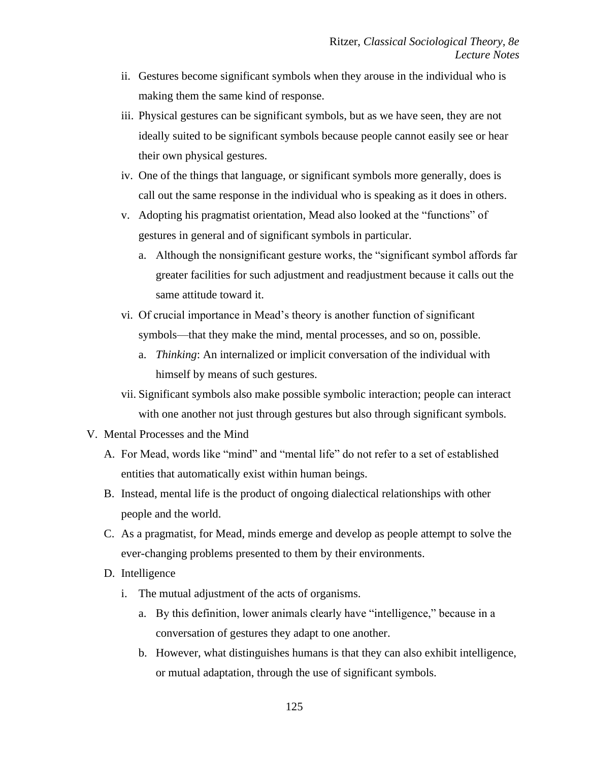ii. Gestures become significant symbols when they arouse in the individual who is making them the same kind of response.

iii. Physical gestures can be significant symbols, but as we have seen, they are not ideally suited to be significant symbols because people cannot easily see or hear their own physical gestures.

iv. One of the things that language, or significant symbols more generally, does is call out the same response in the individual who is speaking as it does in others.

v. Adopting his pragmatist orientation, Mead also looked at the "functions" of gestures in general and of significant symbols in particular.

   a. Although the nonsignificant gesture works, the "significant symbol affords far greater facilities for such adjustment and readjustment because it calls out the same attitude toward it.

vi. Of crucial importance in Mead's theory is another function of significant symbols—that they make the mind, mental processes, and so on, possible.

   a. *Thinking*: An internalized or implicit conversation of the individual with himself by means of such gestures.

vii. Significant symbols also make possible symbolic interaction; people can interact with one another not just through gestures but also through significant symbols.

V. Mental Processes and the Mind

   A. For Mead, words like "mind" and "mental life" do not refer to a set of established entities that automatically exist within human beings.

   B. Instead, mental life is the product of ongoing dialectical relationships with other people and the world.

   C. As a pragmatist, for Mead, minds emerge and develop as people attempt to solve the ever-changing problems presented to them by their environments.

   D. Intelligence

      i. The mutual adjustment of the acts of organisms.

         a. By this definition, lower animals clearly have "intelligence," because in a conversation of gestures they adapt to one another.

         b. However, what distinguishes humans is that they can also exhibit intelligence, or mutual adaptation, through the use of significant symbols.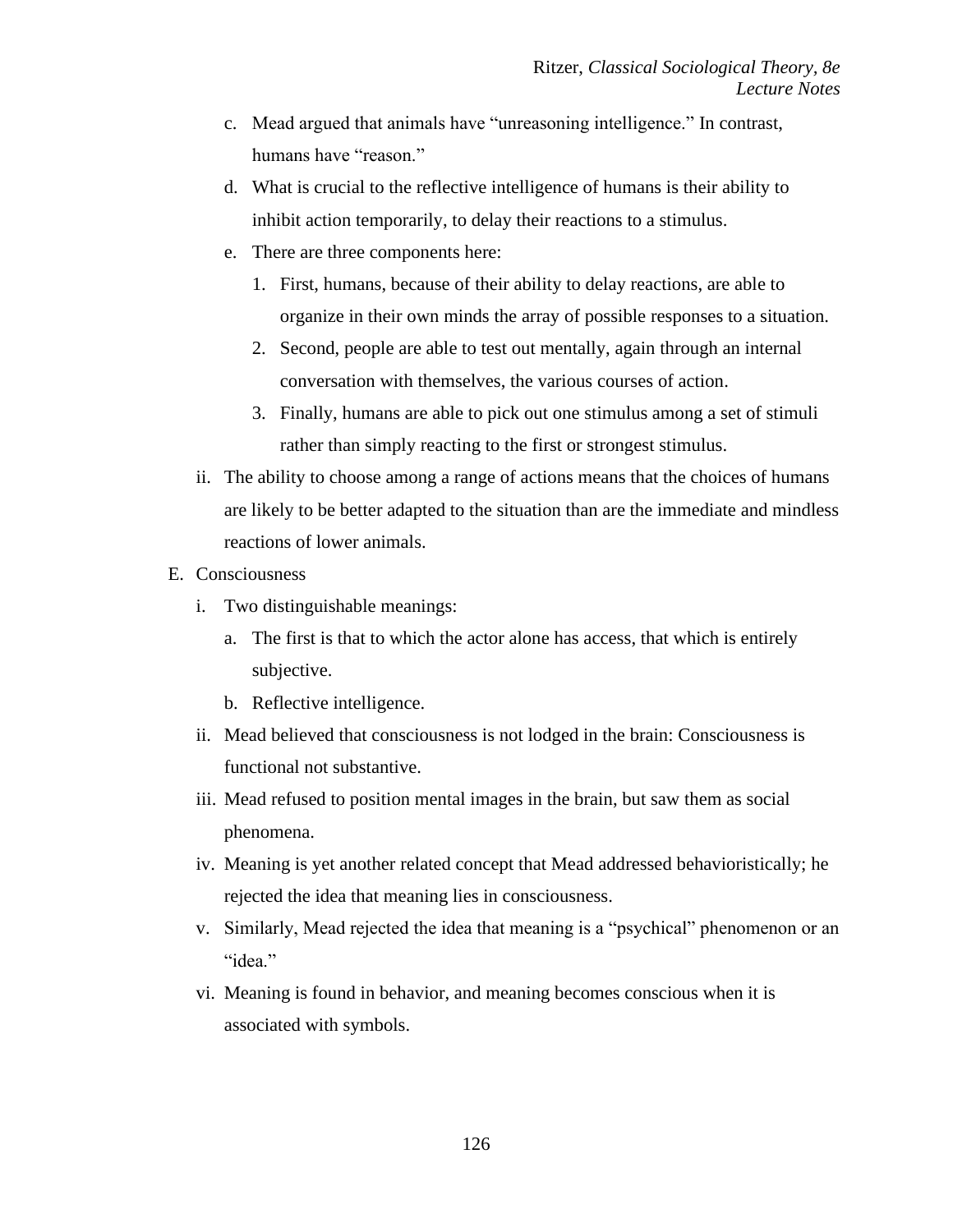c. Mead argued that animals have "unreasoning intelligence." In contrast, humans have "reason."

d. What is crucial to the reflective intelligence of humans is their ability to inhibit action temporarily, to delay their reactions to a stimulus.

e. There are three components here:

1. First, humans, because of their ability to delay reactions, are able to organize in their own minds the array of possible responses to a situation.
2. Second, people are able to test out mentally, again through an internal conversation with themselves, the various courses of action.
3. Finally, humans are able to pick out one stimulus among a set of stimuli rather than simply reacting to the first or strongest stimulus.

ii. The ability to choose among a range of actions means that the choices of humans are likely to be better adapted to the situation than are the immediate and mindless reactions of lower animals.

E. Consciousness

i. Two distinguishable meanings:

a. The first is that to which the actor alone has access, that which is entirely subjective.

b. Reflective intelligence.

ii. Mead believed that consciousness is not lodged in the brain: Consciousness is functional not substantive.

iii. Mead refused to position mental images in the brain, but saw them as social phenomena.

iv. Meaning is yet another related concept that Mead addressed behavioristically; he rejected the idea that meaning lies in consciousness.

v. Similarly, Mead rejected the idea that meaning is a "psychical" phenomenon or an "idea."

vi. Meaning is found in behavior, and meaning becomes conscious when it is associated with symbols.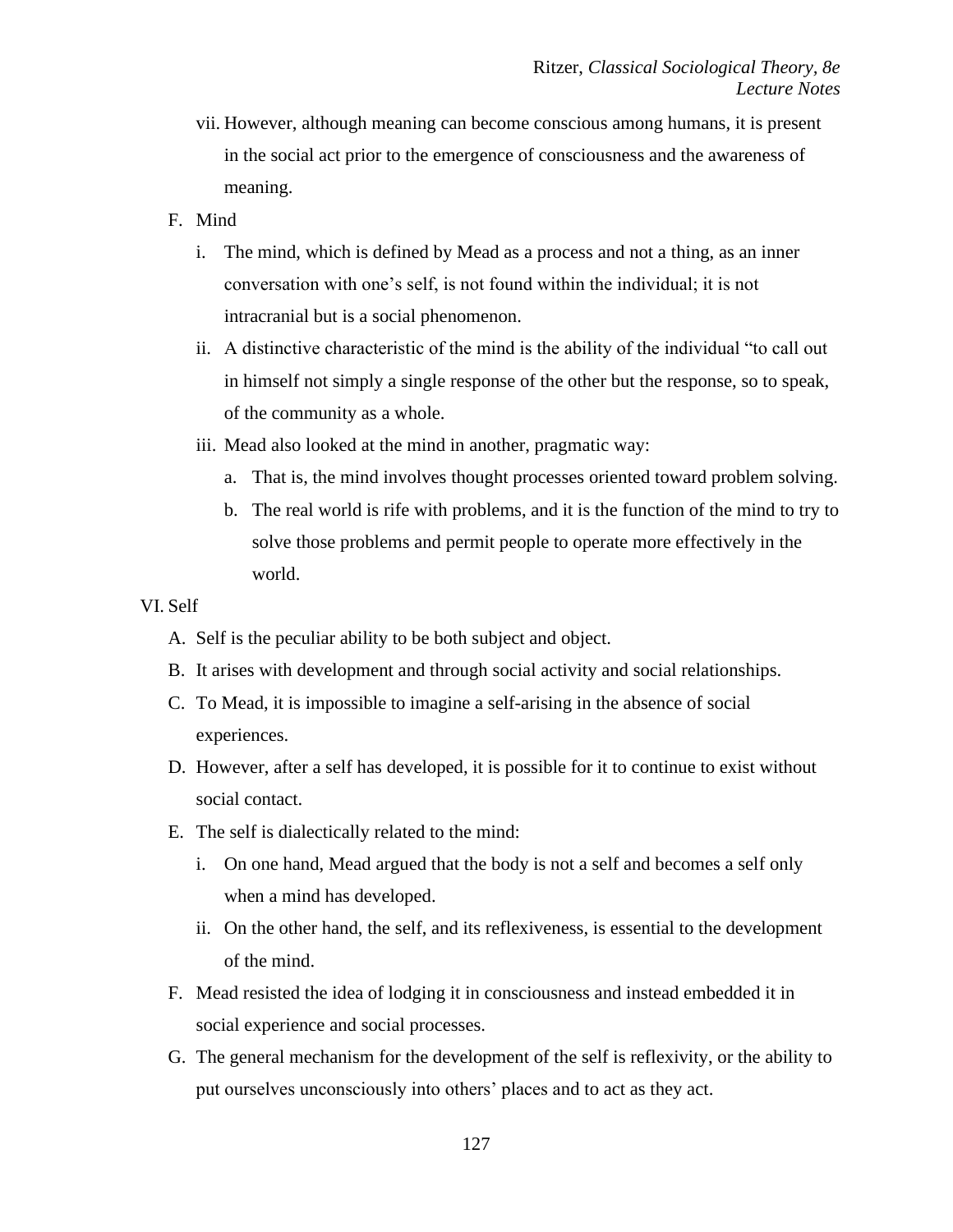vii. However, although meaning can become conscious among humans, it is present in the social act prior to the emergence of consciousness and the awareness of meaning.

F. Mind

   i. The mind, which is defined by Mead as a process and not a thing, as an inner conversation with one's self, is not found within the individual; it is not intracranial but is a social phenomenon.

   ii. A distinctive characteristic of the mind is the ability of the individual "to call out in himself not simply a single response of the other but the response, so to speak, of the community as a whole.

   iii. Mead also looked at the mind in another, pragmatic way:

      a. That is, the mind involves thought processes oriented toward problem solving.

      b. The real world is rife with problems, and it is the function of the mind to try to solve those problems and permit people to operate more effectively in the world.

VI. Self

   A. Self is the peculiar ability to be both subject and object.

   B. It arises with development and through social activity and social relationships.

   C. To Mead, it is impossible to imagine a self-arising in the absence of social experiences.

   D. However, after a self has developed, it is possible for it to continue to exist without social contact.

   E. The self is dialectically related to the mind:

      i. On one hand, Mead argued that the body is not a self and becomes a self only when a mind has developed.

      ii. On the other hand, the self, and its reflexiveness, is essential to the development of the mind.

   F. Mead resisted the idea of lodging it in consciousness and instead embedded it in social experience and social processes.

   G. The general mechanism for the development of the self is reflexivity, or the ability to put ourselves unconsciously into others' places and to act as they act.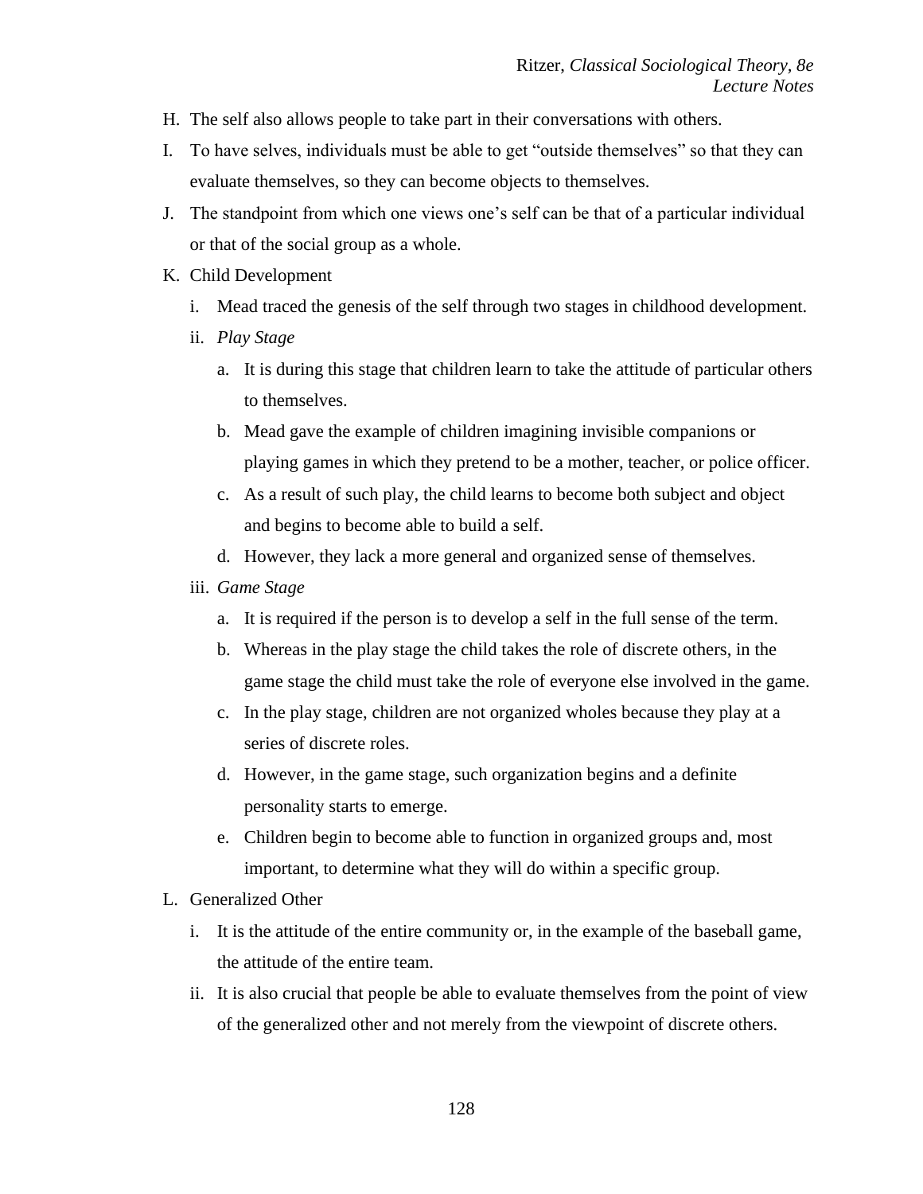H. The self also allows people to take part in their conversations with others.

I. To have selves, individuals must be able to get "outside themselves" so that they can evaluate themselves, so they can become objects to themselves.

J. The standpoint from which one views one's self can be that of a particular individual or that of the social group as a whole.

K. Child Development

   i. Mead traced the genesis of the self through two stages in childhood development.

   ii. *Play Stage*

      a. It is during this stage that children learn to take the attitude of particular others to themselves.

      b. Mead gave the example of children imagining invisible companions or playing games in which they pretend to be a mother, teacher, or police officer.

      c. As a result of such play, the child learns to become both subject and object and begins to become able to build a self.

      d. However, they lack a more general and organized sense of themselves.

   iii. *Game Stage*

      a. It is required if the person is to develop a self in the full sense of the term.

      b. Whereas in the play stage the child takes the role of discrete others, in the game stage the child must take the role of everyone else involved in the game.

      c. In the play stage, children are not organized wholes because they play at a series of discrete roles.

      d. However, in the game stage, such organization begins and a definite personality starts to emerge.

      e. Children begin to become able to function in organized groups and, most important, to determine what they will do within a specific group.

L. Generalized Other

   i. It is the attitude of the entire community or, in the example of the baseball game, the attitude of the entire team.

   ii. It is also crucial that people be able to evaluate themselves from the point of view of the generalized other and not merely from the viewpoint of discrete others.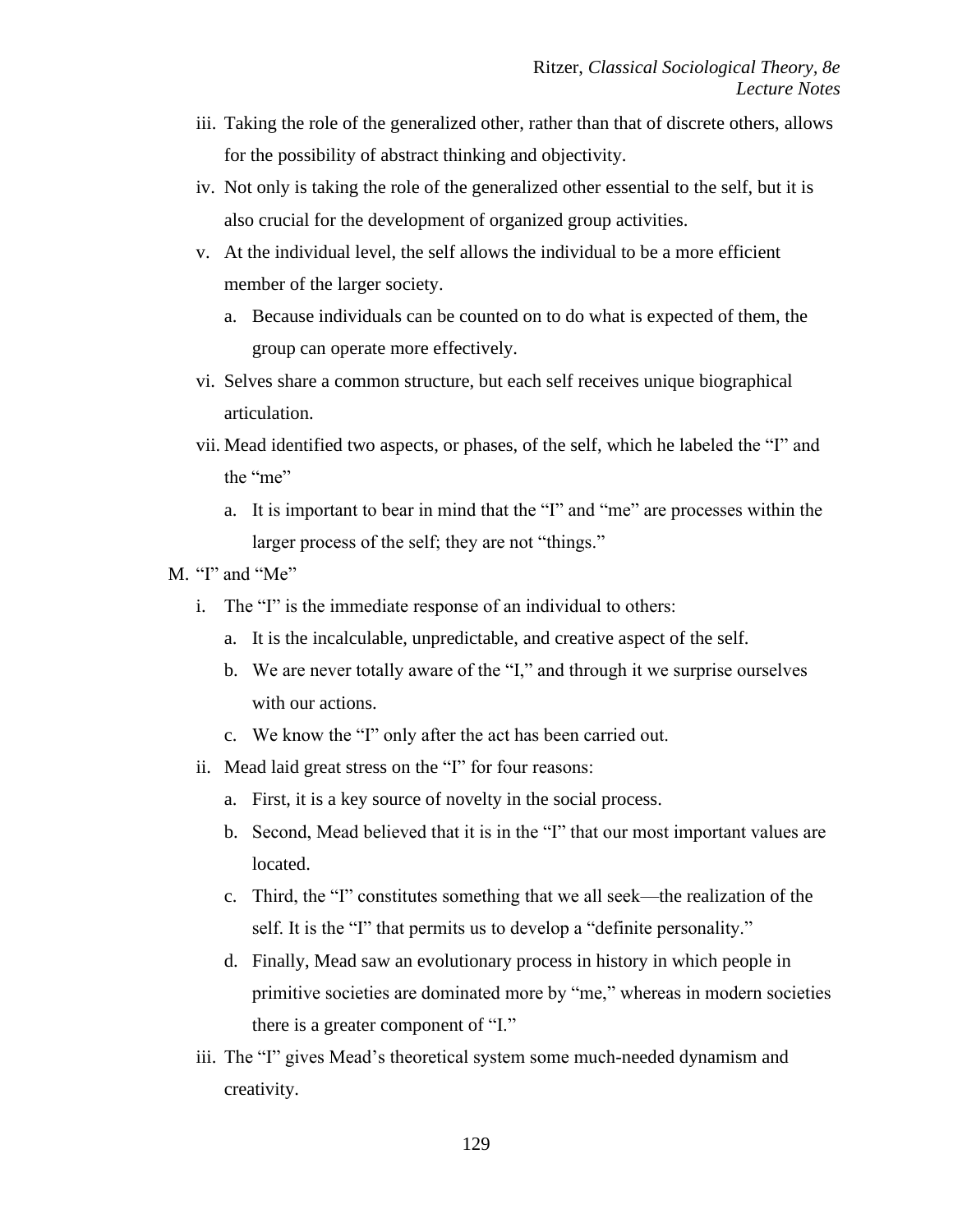iii. Taking the role of the generalized other, rather than that of discrete others, allows for the possibility of abstract thinking and objectivity.

iv. Not only is taking the role of the generalized other essential to the self, but it is also crucial for the development of organized group activities.

v. At the individual level, the self allows the individual to be a more efficient member of the larger society.

   a. Because individuals can be counted on to do what is expected of them, the group can operate more effectively.

vi. Selves share a common structure, but each self receives unique biographical articulation.

vii. Mead identified two aspects, or phases, of the self, which he labeled the "I" and the "me"

   a. It is important to bear in mind that the "I" and "me" are processes within the larger process of the self; they are not "things."

M. "I" and "Me"

i. The "I" is the immediate response of an individual to others:

   a. It is the incalculable, unpredictable, and creative aspect of the self.
   b. We are never totally aware of the "I," and through it we surprise ourselves with our actions.
   c. We know the "I" only after the act has been carried out.

ii. Mead laid great stress on the "I" for four reasons:

   a. First, it is a key source of novelty in the social process.
   b. Second, Mead believed that it is in the "I" that our most important values are located.
   c. Third, the "I" constitutes something that we all seek—the realization of the self. It is the "I" that permits us to develop a "definite personality."
   d. Finally, Mead saw an evolutionary process in history in which people in primitive societies are dominated more by "me," whereas in modern societies there is a greater component of "I."

iii. The "I" gives Mead's theoretical system some much-needed dynamism and creativity.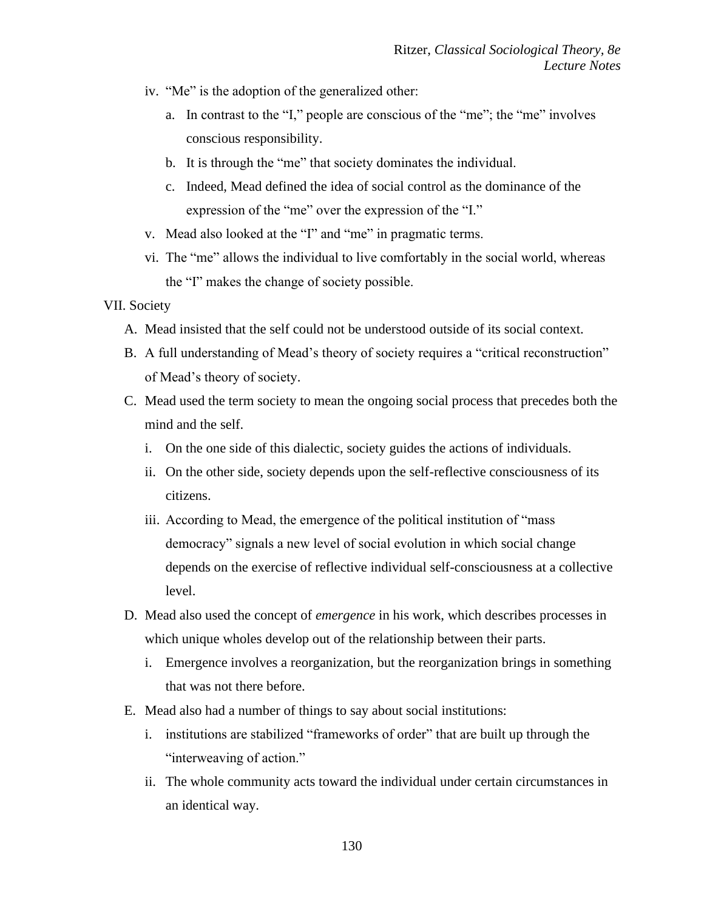iv. "Me" is the adoption of the generalized other:

   a. In contrast to the "I," people are conscious of the "me"; the "me" involves conscious responsibility.

   b. It is through the "me" that society dominates the individual.

   c. Indeed, Mead defined the idea of social control as the dominance of the expression of the "me" over the expression of the "I."

v. Mead also looked at the "I" and "me" in pragmatic terms.

vi. The "me" allows the individual to live comfortably in the social world, whereas the "I" makes the change of society possible.

VII. Society

A. Mead insisted that the self could not be understood outside of its social context.

B. A full understanding of Mead's theory of society requires a "critical reconstruction" of Mead's theory of society.

C. Mead used the term society to mean the ongoing social process that precedes both the mind and the self.

   i. On the one side of this dialectic, society guides the actions of individuals.

   ii. On the other side, society depends upon the self-reflective consciousness of its citizens.

   iii. According to Mead, the emergence of the political institution of "mass democracy" signals a new level of social evolution in which social change depends on the exercise of reflective individual self-consciousness at a collective level.

D. Mead also used the concept of *emergence* in his work, which describes processes in which unique wholes develop out of the relationship between their parts.

   i. Emergence involves a reorganization, but the reorganization brings in something that was not there before.

E. Mead also had a number of things to say about social institutions:

   i. institutions are stabilized "frameworks of order" that are built up through the "interweaving of action."

   ii. The whole community acts toward the individual under certain circumstances in an identical way.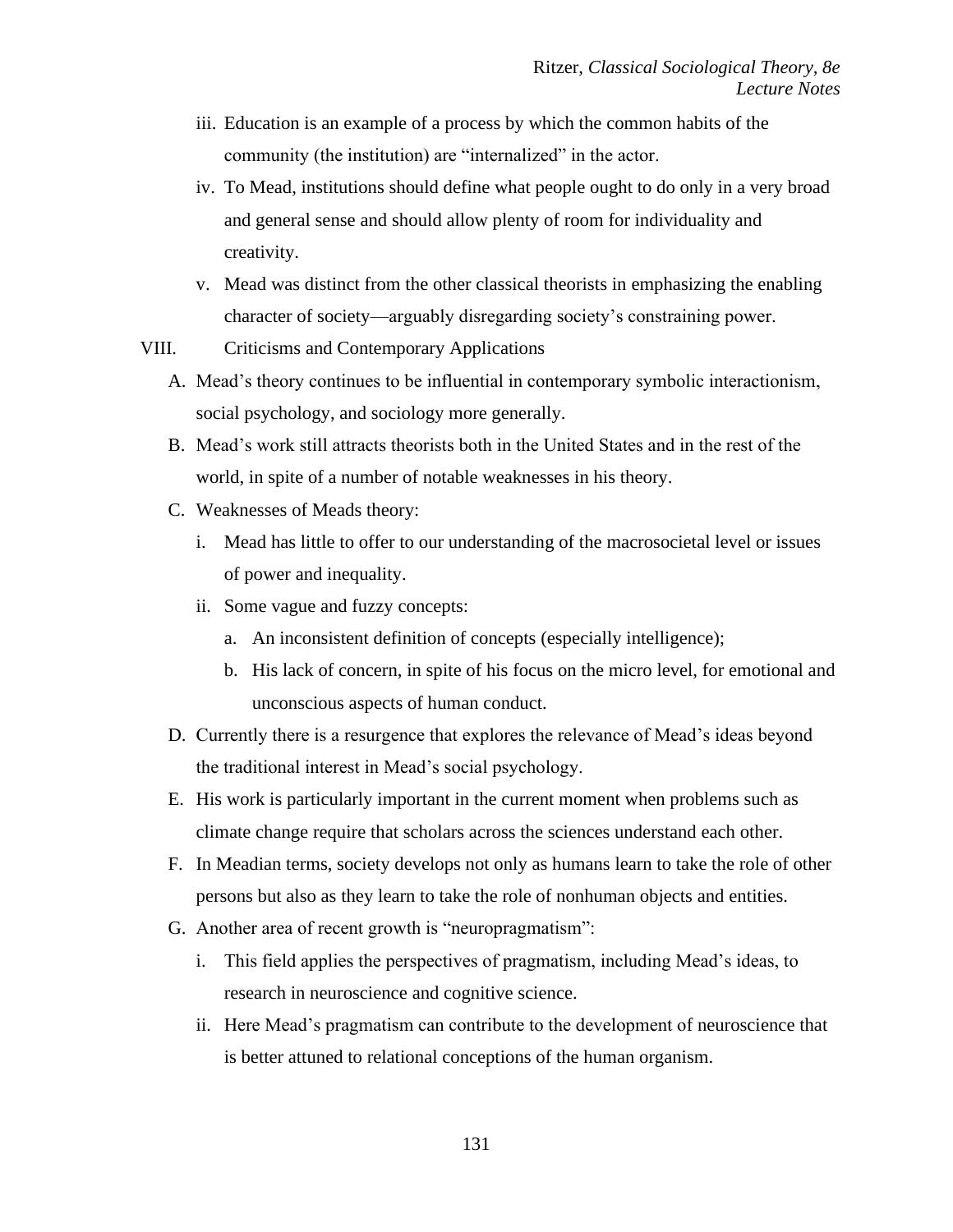iii. Education is an example of a process by which the common habits of the community (the institution) are "internalized" in the actor.

iv. To Mead, institutions should define what people ought to do only in a very broad and general sense and should allow plenty of room for individuality and creativity.

v. Mead was distinct from the other classical theorists in emphasizing the enabling character of society—arguably disregarding society's constraining power.

VIII. Criticisms and Contemporary Applications

A. Mead's theory continues to be influential in contemporary symbolic interactionism, social psychology, and sociology more generally.

B. Mead's work still attracts theorists both in the United States and in the rest of the world, in spite of a number of notable weaknesses in his theory.

C. Weaknesses of Meads theory:

i. Mead has little to offer to our understanding of the macrosocietal level or issues of power and inequality.

ii. Some vague and fuzzy concepts:

a. An inconsistent definition of concepts (especially intelligence);

b. His lack of concern, in spite of his focus on the micro level, for emotional and unconscious aspects of human conduct.

D. Currently there is a resurgence that explores the relevance of Mead's ideas beyond the traditional interest in Mead's social psychology.

E. His work is particularly important in the current moment when problems such as climate change require that scholars across the sciences understand each other.

F. In Meadian terms, society develops not only as humans learn to take the role of other persons but also as they learn to take the role of nonhuman objects and entities.

G. Another area of recent growth is "neuropragmatism":

i. This field applies the perspectives of pragmatism, including Mead's ideas, to research in neuroscience and cognitive science.

ii. Here Mead's pragmatism can contribute to the development of neuroscience that is better attuned to relational conceptions of the human organism.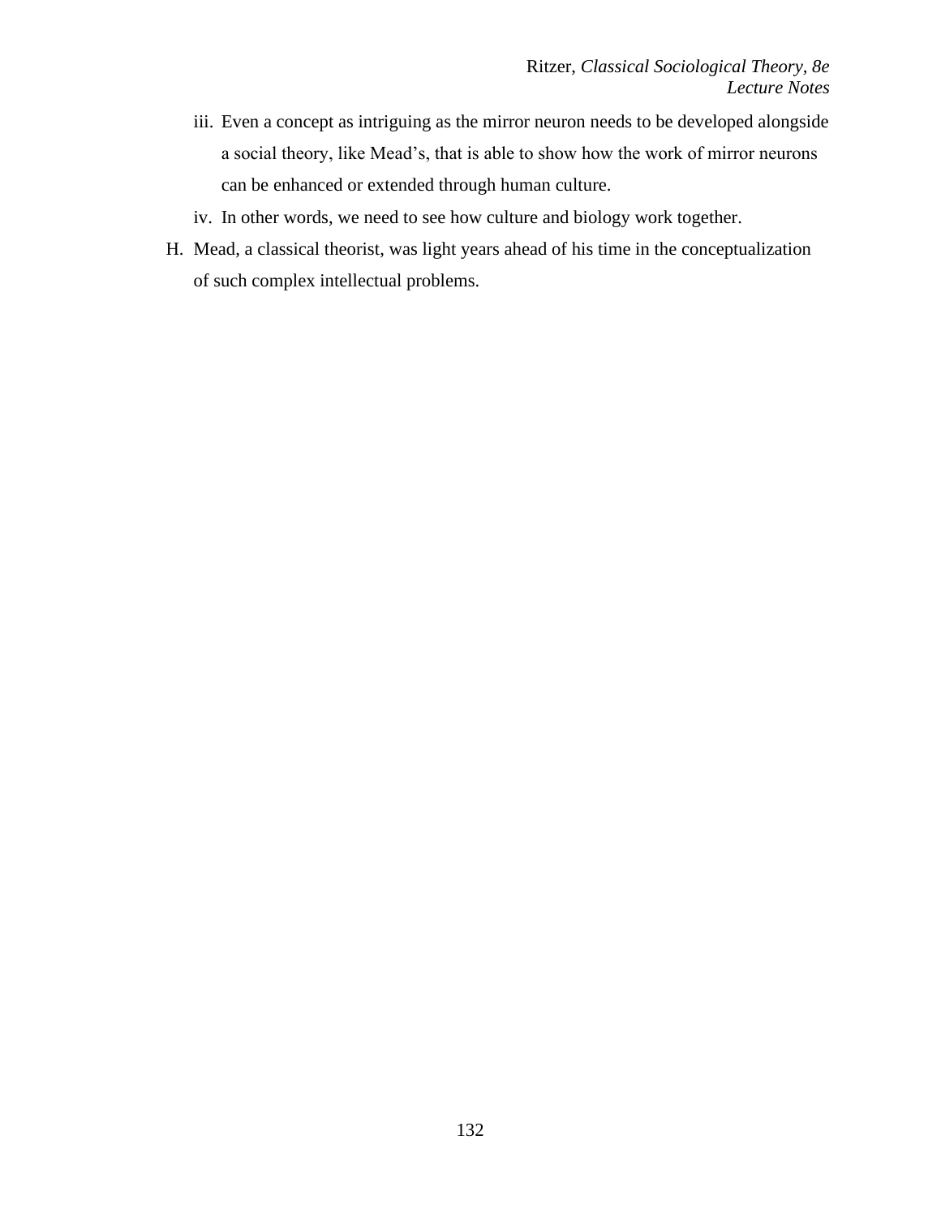iii. Even a concept as intriguing as the mirror neuron needs to be developed alongside a social theory, like Mead's, that is able to show how the work of mirror neurons can be enhanced or extended through human culture.

iv. In other words, we need to see how culture and biology work together.

H. Mead, a classical theorist, was light years ahead of his time in the conceptualization of such complex intellectual problems.